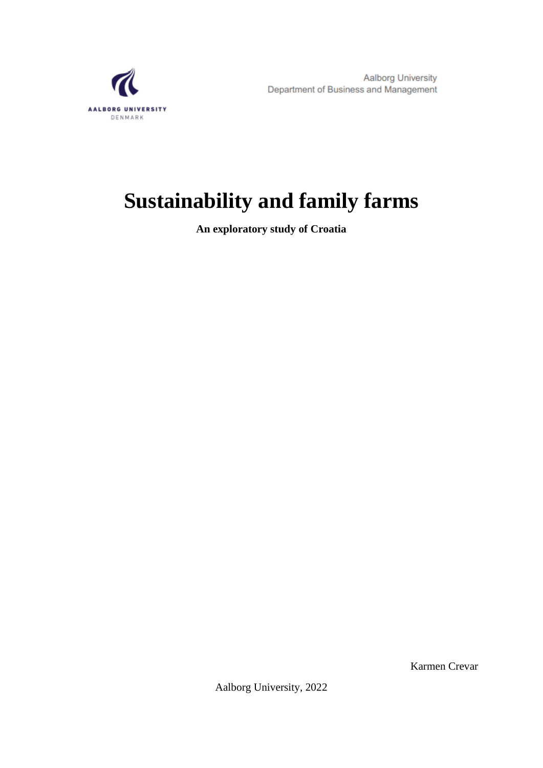AALBORG UNIVERSITY
DENMARK

Aalborg University
Department of Business and Management

# Sustainability and family farms

**An exploratory study of Croatia**

Karmen Crevar

Aalborg University, 2022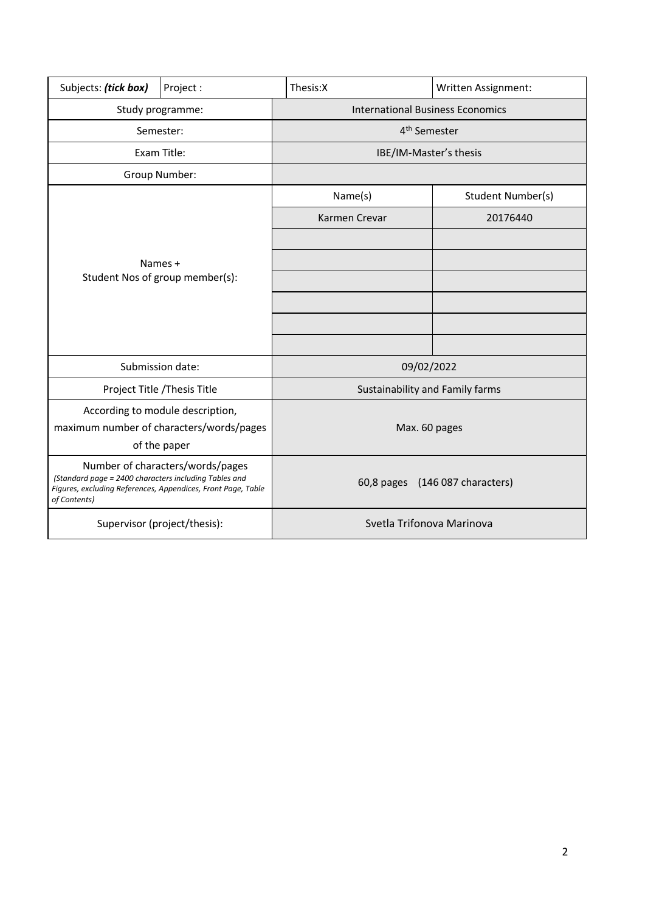| Subjects: ***(tick box)*** | Project : | Thesis:X | Written Assignment: |
|---|---|---|---|
| Study programme: | | International Business Economics | |
| Semester: | | 4th Semester | |
| Exam Title: | | IBE/IM-Master's thesis | |
| Group Number: | | | |
| Names + Student Nos of group member(s): | | Name(s) | Student Number(s) |
| | | Karmen Crevar | 20176440 |
| | | | |
| | | | |
| | | | |
| | | | |
| | | | |
| | | | |
| Submission date: | | 09/02/2022 | |
| Project Title /Thesis Title | | Sustainability and Family farms | |
| According to module description, maximum number of characters/words/pages of the paper | | Max. 60 pages | |
| Number of characters/words/pages *(Standard page = 2400 characters including Tables and Figures, excluding References, Appendices, Front Page, Table of Contents)* | | 60,8 pages (146 087 characters) | |
| Supervisor (project/thesis): | | Svetla Trifonova Marinova | |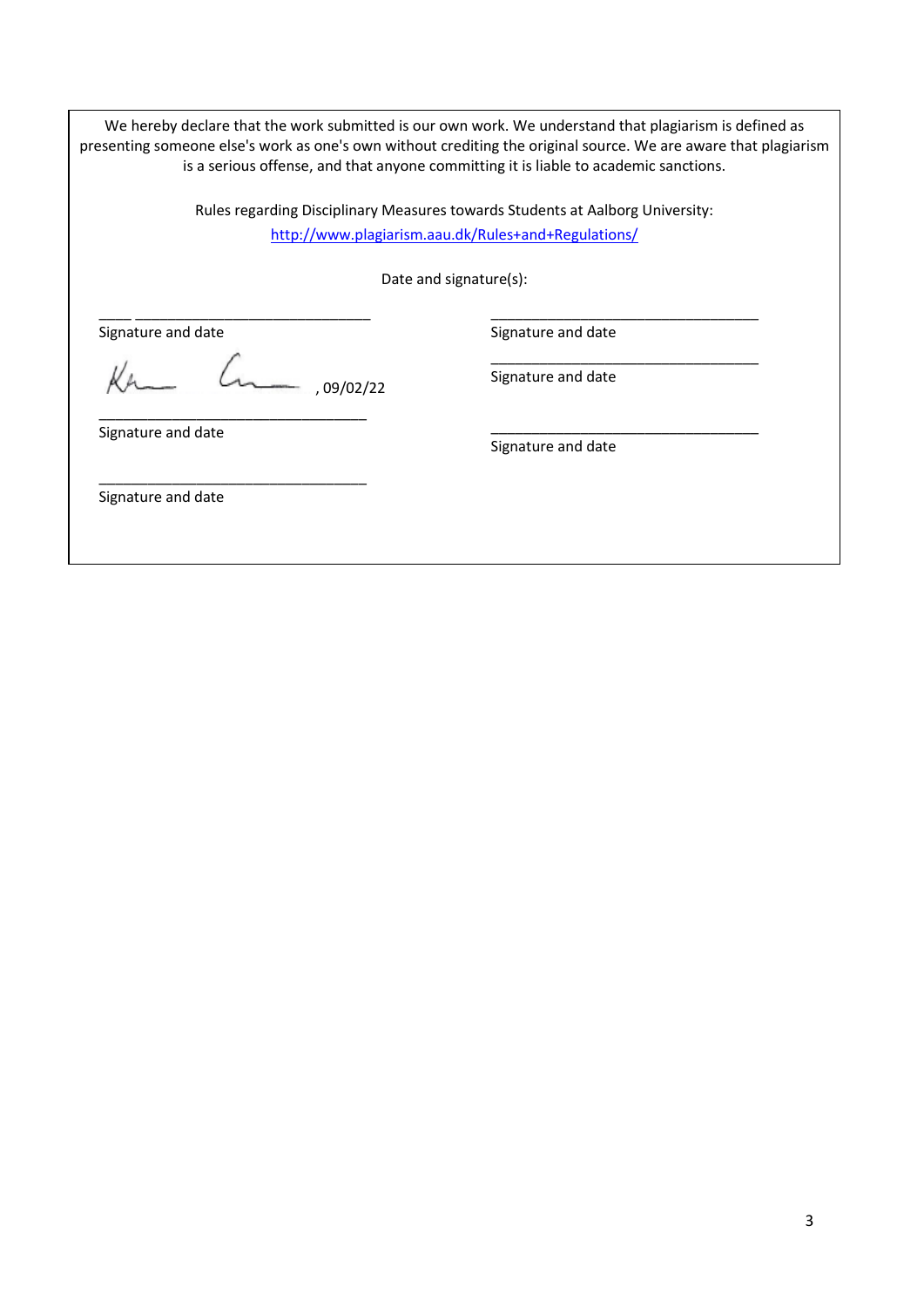We hereby declare that the work submitted is our own work. We understand that plagiarism is defined as presenting someone else's work as one's own without crediting the original source. We are aware that plagiarism is a serious offense, and that anyone committing it is liable to academic sanctions.

Rules regarding Disciplinary Measures towards Students at Aalborg University:

[http://www.plagiarism.aau.dk/Rules+and+Regulations/](http://www.plagiarism.aau.dk/Rules+and+Regulations/)

Date and signature(s):

____ ______________________________

Signature and date

, 09/02/22

___________________________________

Signature and date

___________________________________

Signature and date

___________________________________

Signature and date

___________________________________

Signature and date

___________________________________

Signature and date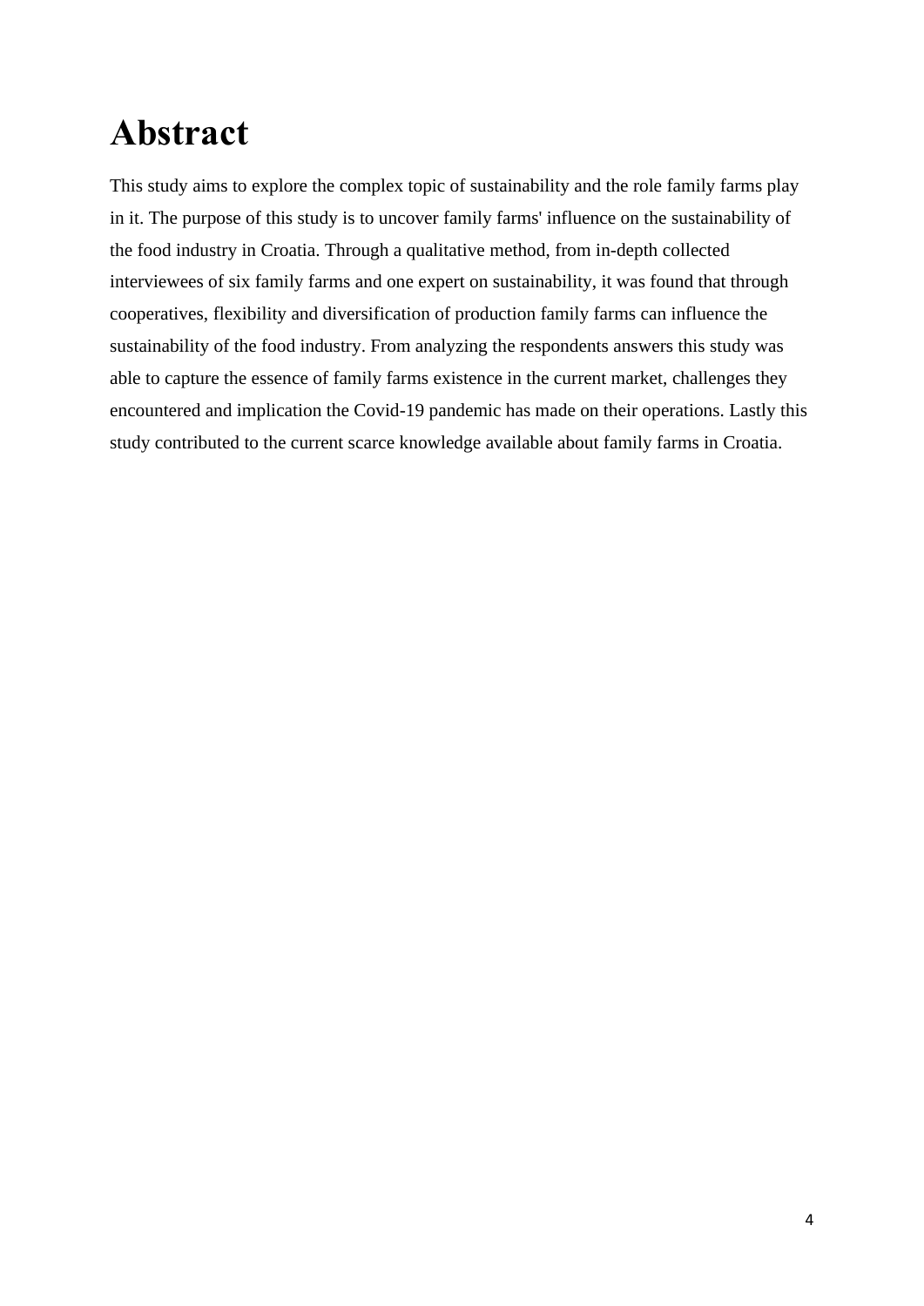# Abstract

This study aims to explore the complex topic of sustainability and the role family farms play in it. The purpose of this study is to uncover family farms' influence on the sustainability of the food industry in Croatia. Through a qualitative method, from in-depth collected interviewees of six family farms and one expert on sustainability, it was found that through cooperatives, flexibility and diversification of production family farms can influence the sustainability of the food industry. From analyzing the respondents answers this study was able to capture the essence of family farms existence in the current market, challenges they encountered and implication the Covid-19 pandemic has made on their operations. Lastly this study contributed to the current scarce knowledge available about family farms in Croatia.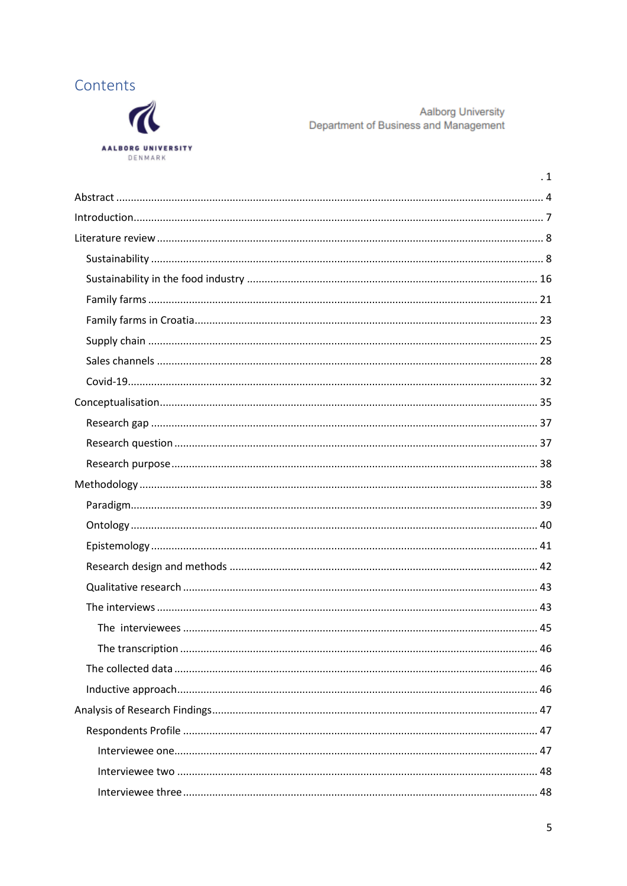# Contents

Aalborg University
Department of Business and Management

. 1

Abstract ........................................................................................................................ 4

Introduction................................................................................................................... 7

Literature review ........................................................................................................... 8

- Sustainability ............................................................................................................ 8
- Sustainability in the food industry .......................................................................... 16
- Family farms ........................................................................................................... 21
- Family farms in Croatia........................................................................................... 23
- Supply chain ........................................................................................................... 25
- Sales channels ........................................................................................................ 28
- Covid-19.................................................................................................................. 32

Conceptualisation........................................................................................................ 35

- Research gap .......................................................................................................... 37
- Research question .................................................................................................. 37
- Research purpose.................................................................................................... 38

Methodology ............................................................................................................... 38

- Paradigm................................................................................................................. 39
- Ontology ................................................................................................................. 40
- Epistemology .......................................................................................................... 41
- Research design and methods ................................................................................ 42
- Qualitative research ............................................................................................... 43
- The interviews ........................................................................................................ 43
  - The interviewees ............................................................................................... 45
  - The transcription ............................................................................................... 46
- The collected data .................................................................................................. 46
- Inductive approach................................................................................................. 46

Analysis of Research Findings...................................................................................... 47

- Respondents Profile ............................................................................................... 47
  - Interviewee one.................................................................................................. 47
  - Interviewee two ................................................................................................. 48
  - Interviewee three ............................................................................................... 48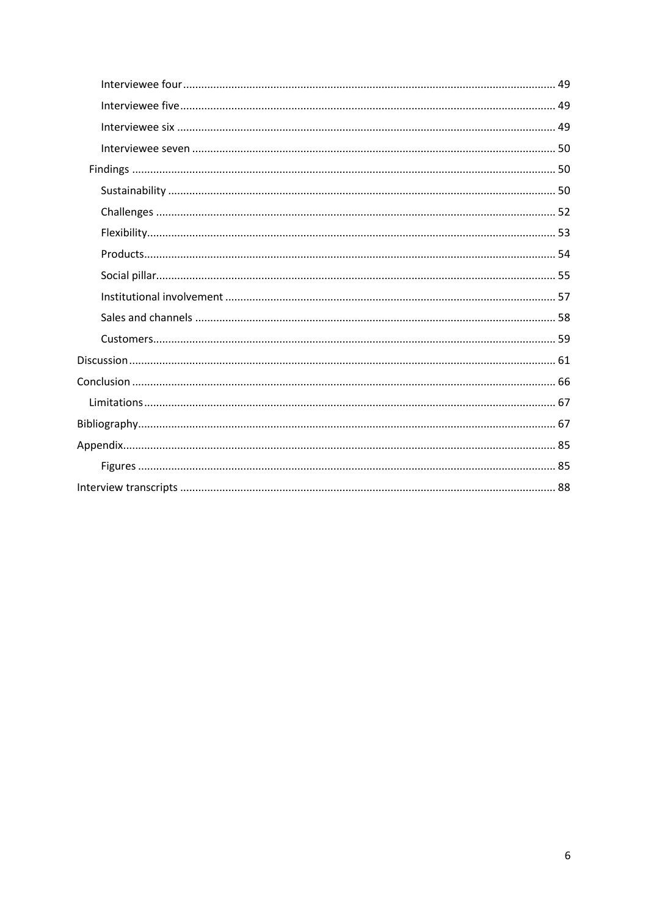- Interviewee four ... 49
- Interviewee five ... 49
- Interviewee six ... 49
- Interviewee seven ... 50
- Findings ... 50
  - Sustainability ... 50
  - Challenges ... 52
  - Flexibility ... 53
  - Products ... 54
  - Social pillar ... 55
  - Institutional involvement ... 57
  - Sales and channels ... 58
  - Customers ... 59

Discussion ... 61

Conclusion ... 66

- Limitations ... 67

Bibliography ... 67

Appendix ... 85

- Figures ... 85

Interview transcripts ... 88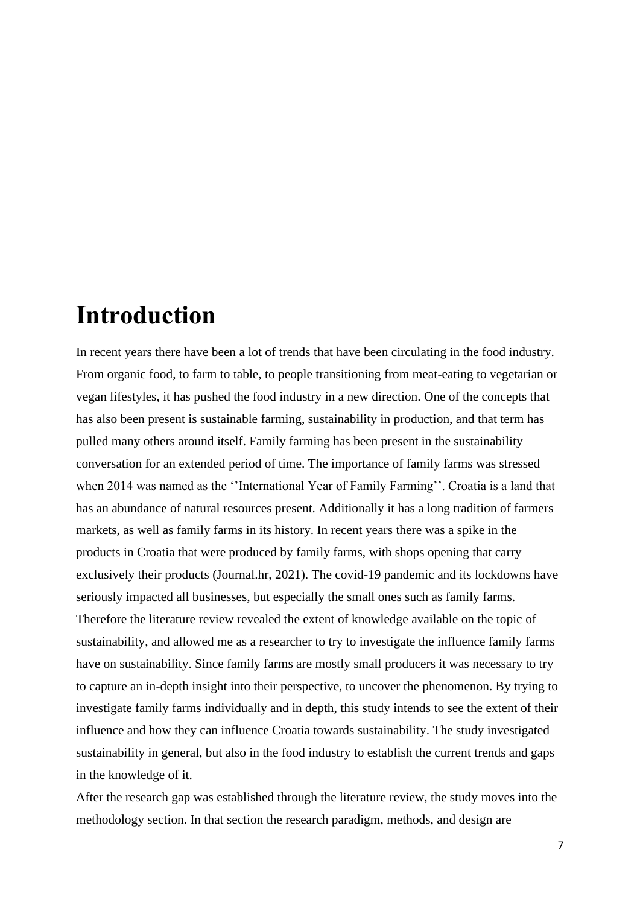# Introduction

In recent years there have been a lot of trends that have been circulating in the food industry. From organic food, to farm to table, to people transitioning from meat-eating to vegetarian or vegan lifestyles, it has pushed the food industry in a new direction. One of the concepts that has also been present is sustainable farming, sustainability in production, and that term has pulled many others around itself. Family farming has been present in the sustainability conversation for an extended period of time. The importance of family farms was stressed when 2014 was named as the ''International Year of Family Farming''. Croatia is a land that has an abundance of natural resources present. Additionally it has a long tradition of farmers markets, as well as family farms in its history. In recent years there was a spike in the products in Croatia that were produced by family farms, with shops opening that carry exclusively their products (Journal.hr, 2021). The covid-19 pandemic and its lockdowns have seriously impacted all businesses, but especially the small ones such as family farms. Therefore the literature review revealed the extent of knowledge available on the topic of sustainability, and allowed me as a researcher to try to investigate the influence family farms have on sustainability. Since family farms are mostly small producers it was necessary to try to capture an in-depth insight into their perspective, to uncover the phenomenon. By trying to investigate family farms individually and in depth, this study intends to see the extent of their influence and how they can influence Croatia towards sustainability. The study investigated sustainability in general, but also in the food industry to establish the current trends and gaps in the knowledge of it.

After the research gap was established through the literature review, the study moves into the methodology section. In that section the research paradigm, methods, and design are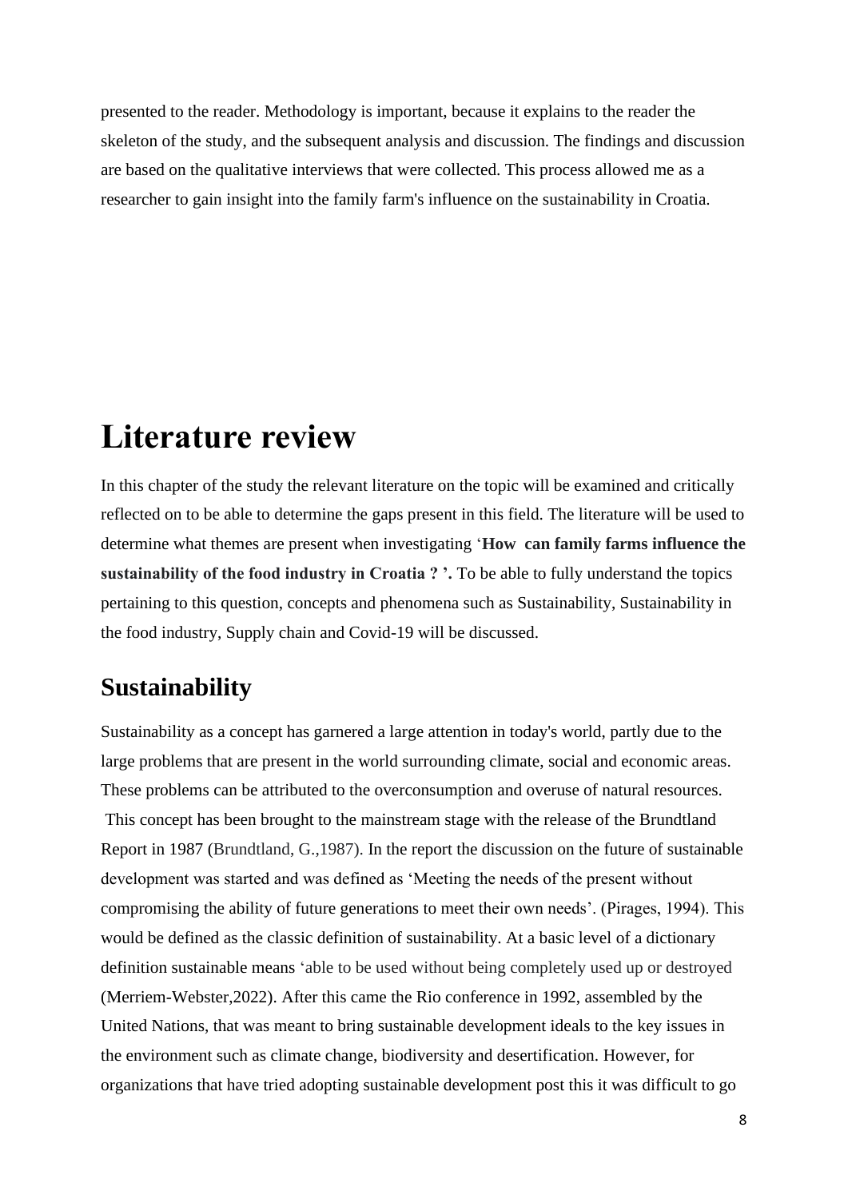presented to the reader. Methodology is important, because it explains to the reader the skeleton of the study, and the subsequent analysis and discussion. The findings and discussion are based on the qualitative interviews that were collected. This process allowed me as a researcher to gain insight into the family farm's influence on the sustainability in Croatia.

# Literature review

In this chapter of the study the relevant literature on the topic will be examined and critically reflected on to be able to determine the gaps present in this field. The literature will be used to determine what themes are present when investigating '**How can family farms influence the sustainability of the food industry in Croatia ? '.** To be able to fully understand the topics pertaining to this question, concepts and phenomena such as Sustainability, Sustainability in the food industry, Supply chain and Covid-19 will be discussed.

## Sustainability

Sustainability as a concept has garnered a large attention in today's world, partly due to the large problems that are present in the world surrounding climate, social and economic areas. These problems can be attributed to the overconsumption and overuse of natural resources. This concept has been brought to the mainstream stage with the release of the Brundtland Report in 1987 (Brundtland, G.,1987). In the report the discussion on the future of sustainable development was started and was defined as 'Meeting the needs of the present without compromising the ability of future generations to meet their own needs'. (Pirages, 1994). This would be defined as the classic definition of sustainability. At a basic level of a dictionary definition sustainable means 'able to be used without being completely used up or destroyed (Merriem-Webster,2022). After this came the Rio conference in 1992, assembled by the United Nations, that was meant to bring sustainable development ideals to the key issues in the environment such as climate change, biodiversity and desertification. However, for organizations that have tried adopting sustainable development post this it was difficult to go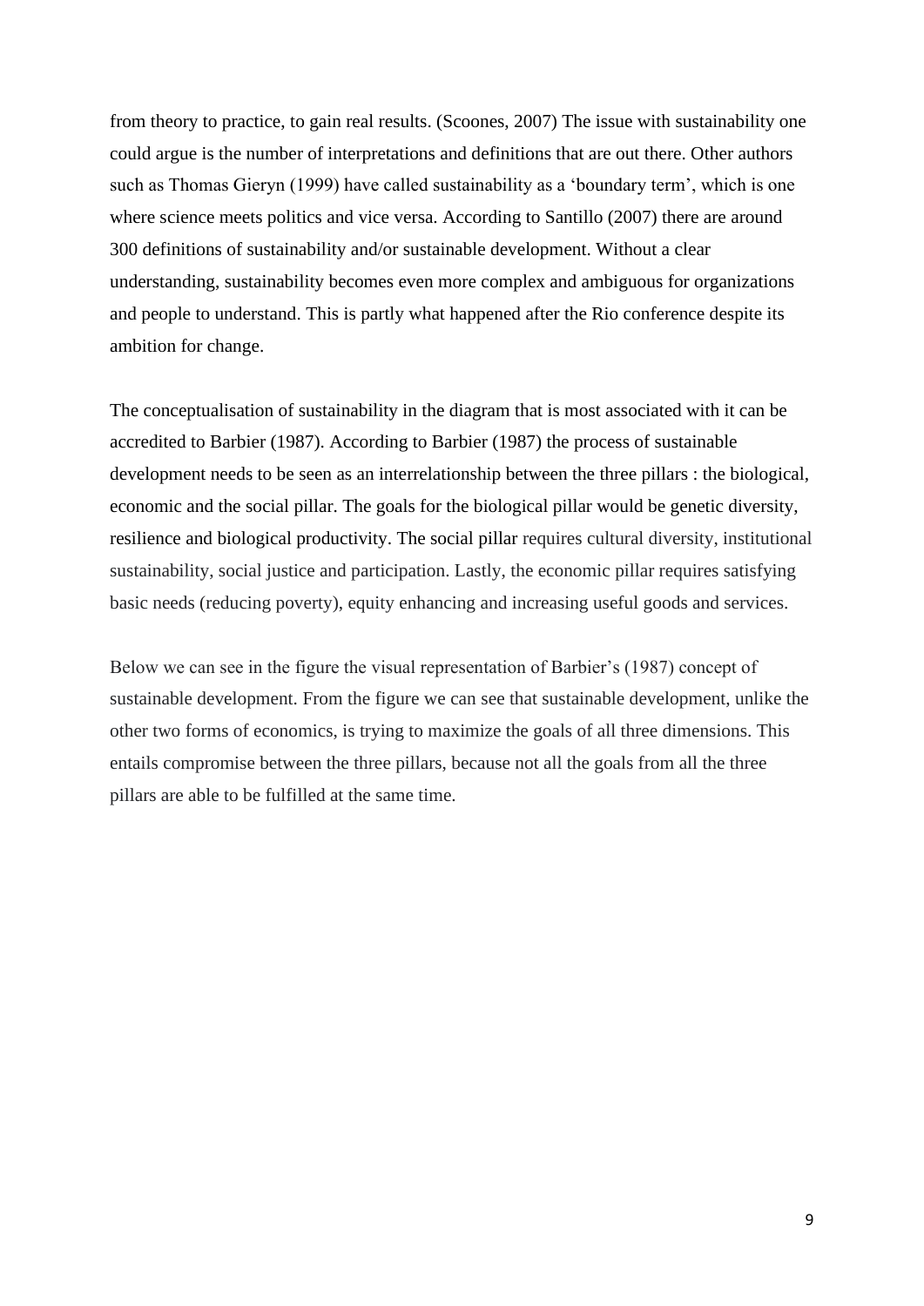from theory to practice, to gain real results. (Scoones, 2007) The issue with sustainability one could argue is the number of interpretations and definitions that are out there. Other authors such as Thomas Gieryn (1999) have called sustainability as a 'boundary term', which is one where science meets politics and vice versa. According to Santillo (2007) there are around 300 definitions of sustainability and/or sustainable development. Without a clear understanding, sustainability becomes even more complex and ambiguous for organizations and people to understand. This is partly what happened after the Rio conference despite its ambition for change.

The conceptualisation of sustainability in the diagram that is most associated with it can be accredited to Barbier (1987). According to Barbier (1987) the process of sustainable development needs to be seen as an interrelationship between the three pillars : the biological, economic and the social pillar. The goals for the biological pillar would be genetic diversity, resilience and biological productivity. The social pillar requires cultural diversity, institutional sustainability, social justice and participation. Lastly, the economic pillar requires satisfying basic needs (reducing poverty), equity enhancing and increasing useful goods and services.

Below we can see in the figure the visual representation of Barbier's (1987) concept of sustainable development. From the figure we can see that sustainable development, unlike the other two forms of economics, is trying to maximize the goals of all three dimensions. This entails compromise between the three pillars, because not all the goals from all the three pillars are able to be fulfilled at the same time.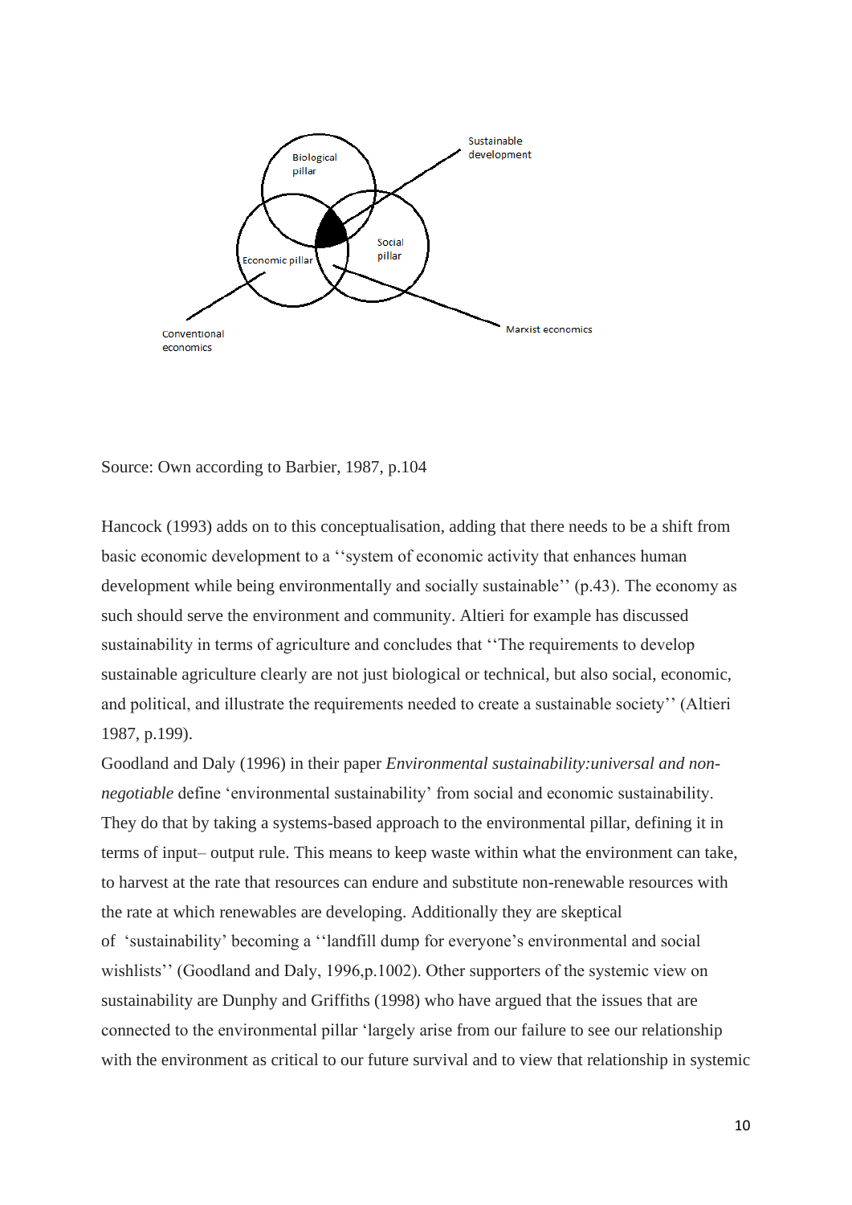Source: Own according to Barbier, 1987, p.104

Hancock (1993) adds on to this conceptualisation, adding that there needs to be a shift from basic economic development to a ''system of economic activity that enhances human development while being environmentally and socially sustainable'' (p.43). The economy as such should serve the environment and community. Altieri for example has discussed sustainability in terms of agriculture and concludes that ''The requirements to develop sustainable agriculture clearly are not just biological or technical, but also social, economic, and political, and illustrate the requirements needed to create a sustainable society'' (Altieri 1987, p.199).

Goodland and Daly (1996) in their paper *Environmental sustainability:universal and non-negotiable* define 'environmental sustainability' from social and economic sustainability. They do that by taking a systems-based approach to the environmental pillar, defining it in terms of input– output rule. This means to keep waste within what the environment can take, to harvest at the rate that resources can endure and substitute non-renewable resources with the rate at which renewables are developing. Additionally they are skeptical of 'sustainability' becoming a ''landfill dump for everyone's environmental and social wishlists'' (Goodland and Daly, 1996,p.1002). Other supporters of the systemic view on sustainability are Dunphy and Griffiths (1998) who have argued that the issues that are connected to the environmental pillar 'largely arise from our failure to see our relationship with the environment as critical to our future survival and to view that relationship in systemic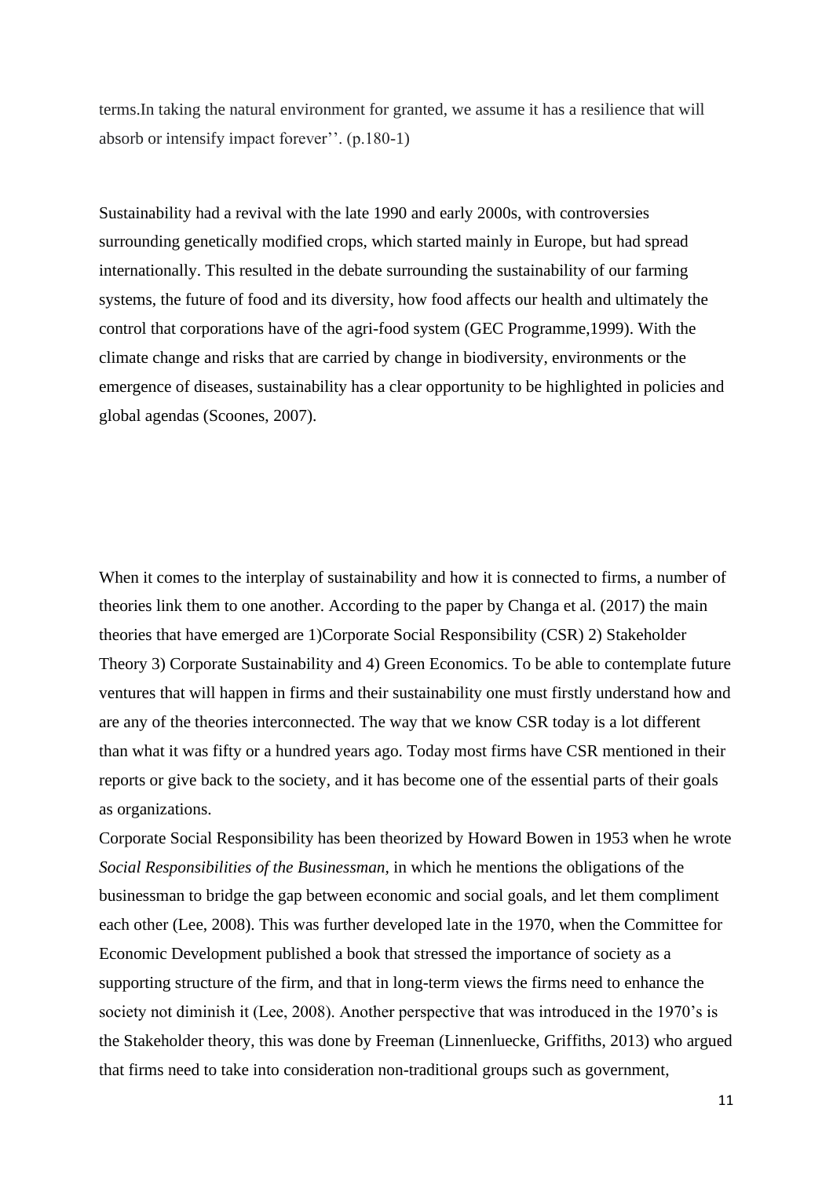terms.In taking the natural environment for granted, we assume it has a resilience that will absorb or intensify impact forever''. (p.180-1)

Sustainability had a revival with the late 1990 and early 2000s, with controversies surrounding genetically modified crops, which started mainly in Europe, but had spread internationally. This resulted in the debate surrounding the sustainability of our farming systems, the future of food and its diversity, how food affects our health and ultimately the control that corporations have of the agri-food system (GEC Programme,1999). With the climate change and risks that are carried by change in biodiversity, environments or the emergence of diseases, sustainability has a clear opportunity to be highlighted in policies and global agendas (Scoones, 2007).

When it comes to the interplay of sustainability and how it is connected to firms, a number of theories link them to one another. According to the paper by Changa et al. (2017) the main theories that have emerged are 1)Corporate Social Responsibility (CSR) 2) Stakeholder Theory 3) Corporate Sustainability and 4) Green Economics. To be able to contemplate future ventures that will happen in firms and their sustainability one must firstly understand how and are any of the theories interconnected. The way that we know CSR today is a lot different than what it was fifty or a hundred years ago. Today most firms have CSR mentioned in their reports or give back to the society, and it has become one of the essential parts of their goals as organizations.

Corporate Social Responsibility has been theorized by Howard Bowen in 1953 when he wrote *Social Responsibilities of the Businessman,* in which he mentions the obligations of the businessman to bridge the gap between economic and social goals, and let them compliment each other (Lee, 2008). This was further developed late in the 1970, when the Committee for Economic Development published a book that stressed the importance of society as a supporting structure of the firm, and that in long-term views the firms need to enhance the society not diminish it (Lee, 2008). Another perspective that was introduced in the 1970's is the Stakeholder theory, this was done by Freeman (Linnenluecke, Griffiths, 2013) who argued that firms need to take into consideration non-traditional groups such as government,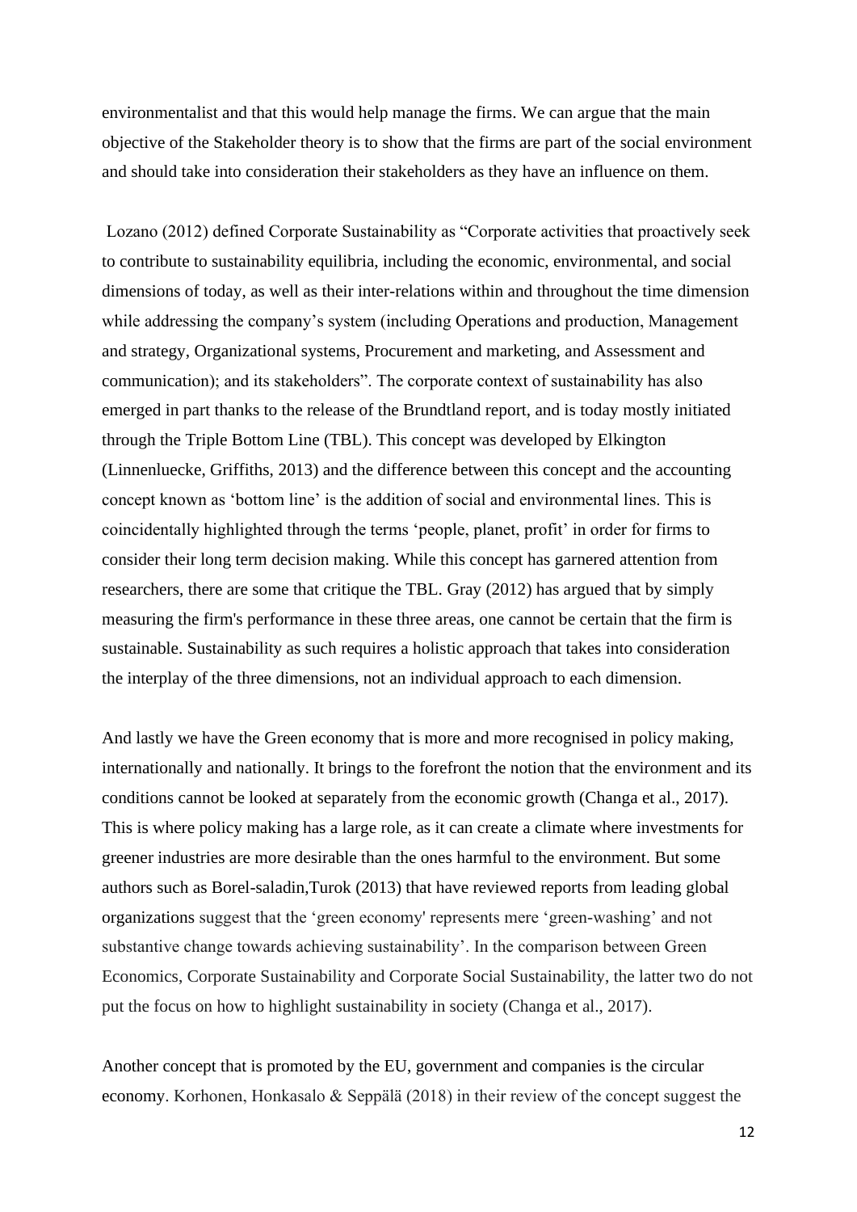environmentalist and that this would help manage the firms. We can argue that the main objective of the Stakeholder theory is to show that the firms are part of the social environment and should take into consideration their stakeholders as they have an influence on them.

Lozano (2012) defined Corporate Sustainability as "Corporate activities that proactively seek to contribute to sustainability equilibria, including the economic, environmental, and social dimensions of today, as well as their inter-relations within and throughout the time dimension while addressing the company's system (including Operations and production, Management and strategy, Organizational systems, Procurement and marketing, and Assessment and communication); and its stakeholders". The corporate context of sustainability has also emerged in part thanks to the release of the Brundtland report, and is today mostly initiated through the Triple Bottom Line (TBL). This concept was developed by Elkington (Linnenluecke, Griffiths, 2013) and the difference between this concept and the accounting concept known as 'bottom line' is the addition of social and environmental lines. This is coincidentally highlighted through the terms 'people, planet, profit' in order for firms to consider their long term decision making. While this concept has garnered attention from researchers, there are some that critique the TBL. Gray (2012) has argued that by simply measuring the firm's performance in these three areas, one cannot be certain that the firm is sustainable. Sustainability as such requires a holistic approach that takes into consideration the interplay of the three dimensions, not an individual approach to each dimension.

And lastly we have the Green economy that is more and more recognised in policy making, internationally and nationally. It brings to the forefront the notion that the environment and its conditions cannot be looked at separately from the economic growth (Changa et al., 2017). This is where policy making has a large role, as it can create a climate where investments for greener industries are more desirable than the ones harmful to the environment. But some authors such as Borel-saladin,Turok (2013) that have reviewed reports from leading global organizations suggest that the 'green economy' represents mere 'green-washing' and not substantive change towards achieving sustainability'. In the comparison between Green Economics, Corporate Sustainability and Corporate Social Sustainability, the latter two do not put the focus on how to highlight sustainability in society (Changa et al., 2017).

Another concept that is promoted by the EU, government and companies is the circular economy. Korhonen, Honkasalo & Seppälä (2018) in their review of the concept suggest the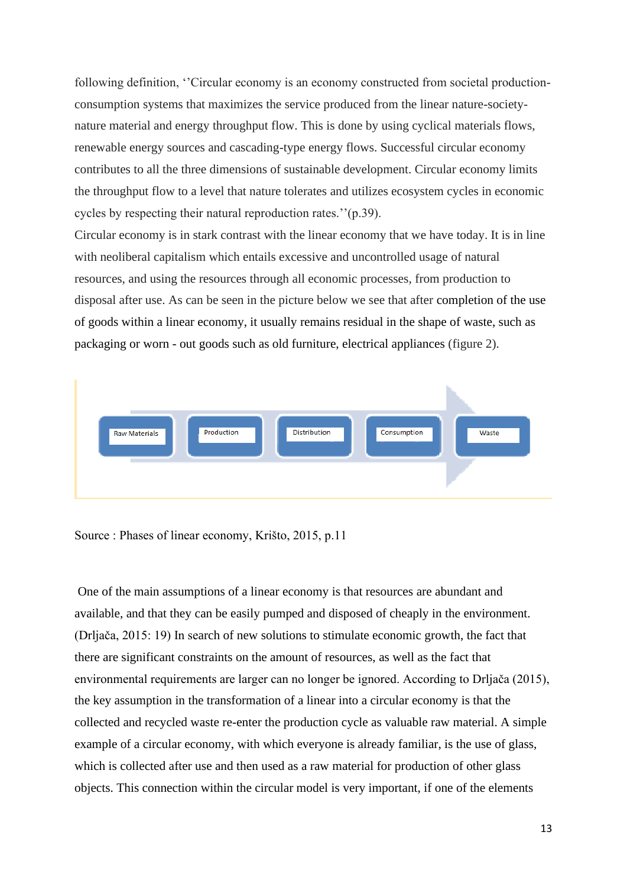following definition, ''Circular economy is an economy constructed from societal production-consumption systems that maximizes the service produced from the linear nature-society-nature material and energy throughput flow. This is done by using cyclical materials flows, renewable energy sources and cascading-type energy flows. Successful circular economy contributes to all the three dimensions of sustainable development. Circular economy limits the throughput flow to a level that nature tolerates and utilizes ecosystem cycles in economic cycles by respecting their natural reproduction rates.''(p.39).

Circular economy is in stark contrast with the linear economy that we have today. It is in line with neoliberal capitalism which entails excessive and uncontrolled usage of natural resources, and using the resources through all economic processes, from production to disposal after use. As can be seen in the picture below we see that after completion of the use of goods within a linear economy, it usually remains residual in the shape of waste, such as packaging or worn - out goods such as old furniture, electrical appliances (figure 2).

Raw Materials → Production → Distribution → Consumption → Waste

Source : Phases of linear economy, Krišto, 2015, p.11

One of the main assumptions of a linear economy is that resources are abundant and available, and that they can be easily pumped and disposed of cheaply in the environment. (Drljača, 2015: 19) In search of new solutions to stimulate economic growth, the fact that there are significant constraints on the amount of resources, as well as the fact that environmental requirements are larger can no longer be ignored. According to Drljača (2015), the key assumption in the transformation of a linear into a circular economy is that the collected and recycled waste re-enter the production cycle as valuable raw material. A simple example of a circular economy, with which everyone is already familiar, is the use of glass, which is collected after use and then used as a raw material for production of other glass objects. This connection within the circular model is very important, if one of the elements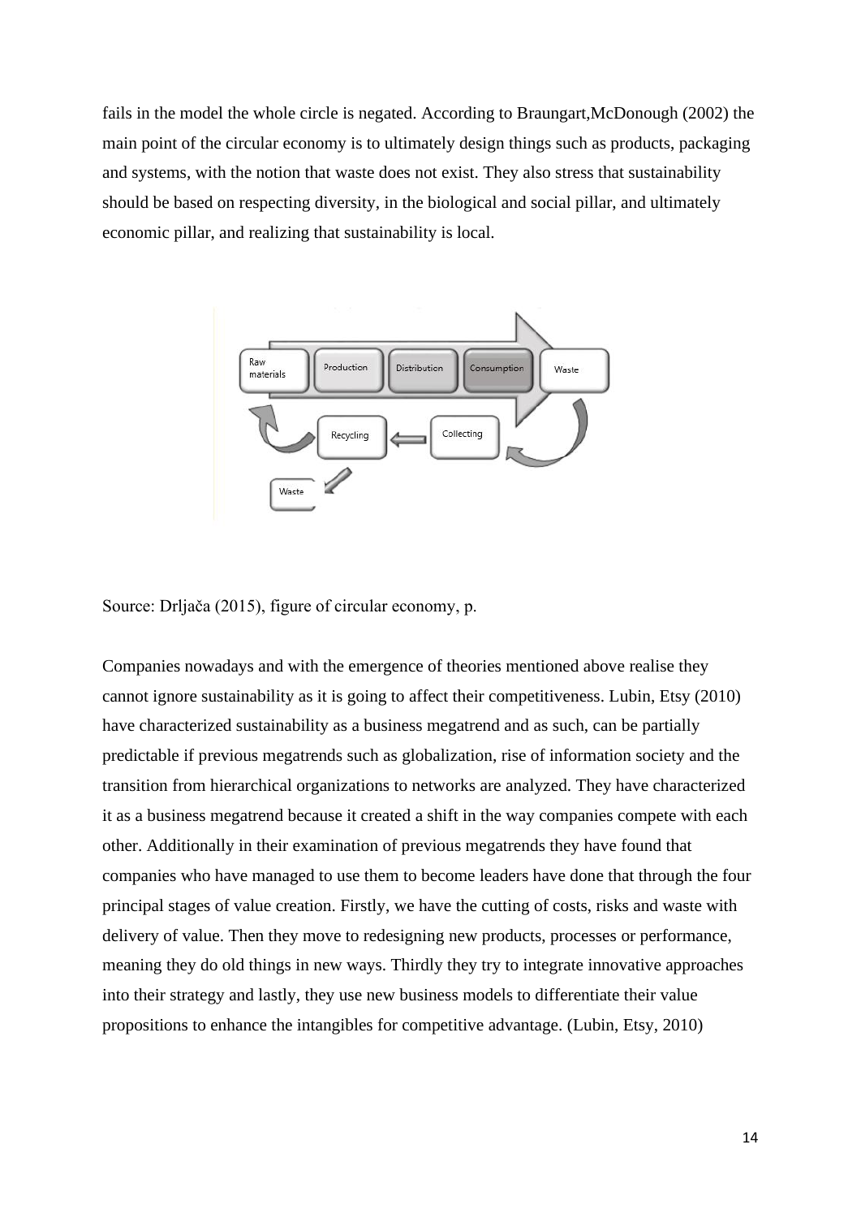fails in the model the whole circle is negated. According to Braungart,McDonough (2002) the main point of the circular economy is to ultimately design things such as products, packaging and systems, with the notion that waste does not exist. They also stress that sustainability should be based on respecting diversity, in the biological and social pillar, and ultimately economic pillar, and realizing that sustainability is local.

Source: Drljača (2015), figure of circular economy, p.

Companies nowadays and with the emergence of theories mentioned above realise they cannot ignore sustainability as it is going to affect their competitiveness. Lubin, Etsy (2010) have characterized sustainability as a business megatrend and as such, can be partially predictable if previous megatrends such as globalization, rise of information society and the transition from hierarchical organizations to networks are analyzed. They have characterized it as a business megatrend because it created a shift in the way companies compete with each other. Additionally in their examination of previous megatrends they have found that companies who have managed to use them to become leaders have done that through the four principal stages of value creation. Firstly, we have the cutting of costs, risks and waste with delivery of value. Then they move to redesigning new products, processes or performance, meaning they do old things in new ways. Thirdly they try to integrate innovative approaches into their strategy and lastly, they use new business models to differentiate their value propositions to enhance the intangibles for competitive advantage. (Lubin, Etsy, 2010)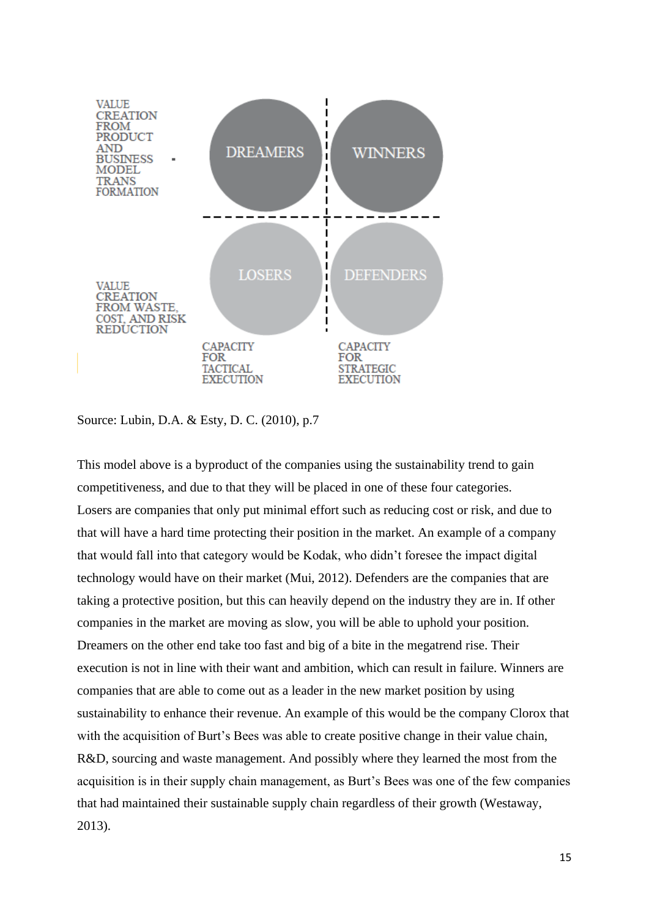| | CAPACITY FOR TACTICAL EXECUTION | CAPACITY FOR STRATEGIC EXECUTION |
|---|---|---|
| VALUE CREATION FROM PRODUCT AND BUSINESS MODEL TRANSFORMATION | DREAMERS | WINNERS |
| VALUE CREATION FROM WASTE, COST, AND RISK REDUCTION | LOSERS | DEFENDERS |

Source: Lubin, D.A. & Esty, D. C. (2010), p.7

This model above is a byproduct of the companies using the sustainability trend to gain competitiveness, and due to that they will be placed in one of these four categories. Losers are companies that only put minimal effort such as reducing cost or risk, and due to that will have a hard time protecting their position in the market. An example of a company that would fall into that category would be Kodak, who didn't foresee the impact digital technology would have on their market (Mui, 2012). Defenders are the companies that are taking a protective position, but this can heavily depend on the industry they are in. If other companies in the market are moving as slow, you will be able to uphold your position. Dreamers on the other end take too fast and big of a bite in the megatrend rise. Their execution is not in line with their want and ambition, which can result in failure. Winners are companies that are able to come out as a leader in the new market position by using sustainability to enhance their revenue. An example of this would be the company Clorox that with the acquisition of Burt's Bees was able to create positive change in their value chain, R&D, sourcing and waste management. And possibly where they learned the most from the acquisition is in their supply chain management, as Burt's Bees was one of the few companies that had maintained their sustainable supply chain regardless of their growth (Westaway, 2013).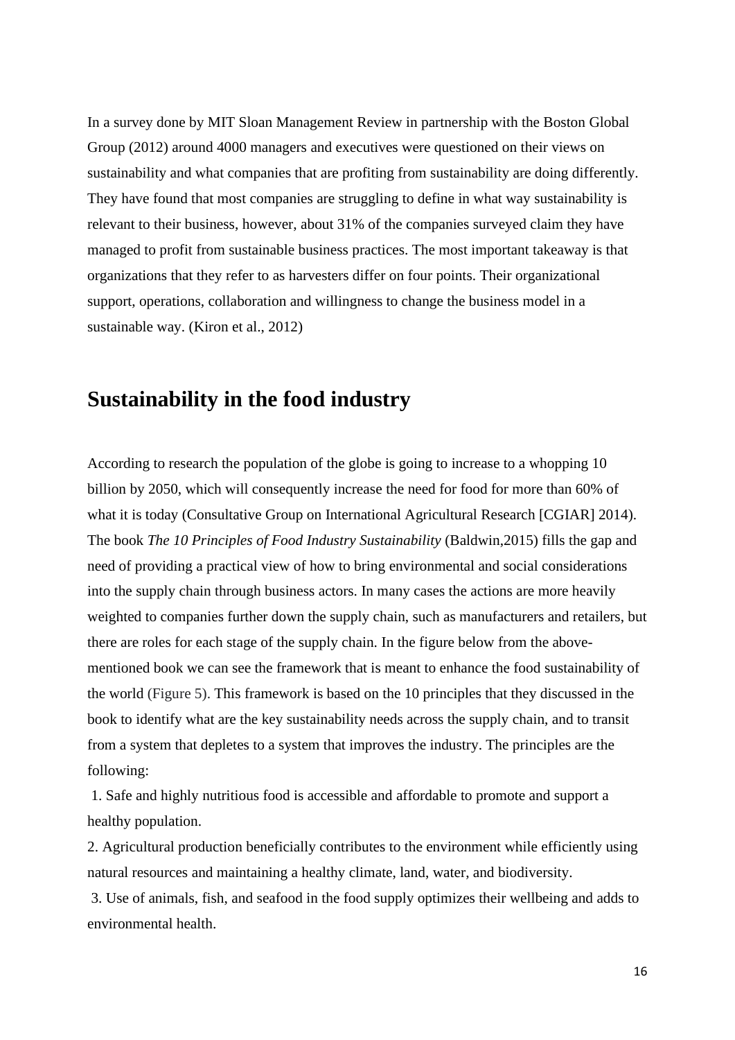In a survey done by MIT Sloan Management Review in partnership with the Boston Global Group (2012) around 4000 managers and executives were questioned on their views on sustainability and what companies that are profiting from sustainability are doing differently. They have found that most companies are struggling to define in what way sustainability is relevant to their business, however, about 31% of the companies surveyed claim they have managed to profit from sustainable business practices. The most important takeaway is that organizations that they refer to as harvesters differ on four points. Their organizational support, operations, collaboration and willingness to change the business model in a sustainable way. (Kiron et al., 2012)

## Sustainability in the food industry

According to research the population of the globe is going to increase to a whopping 10 billion by 2050, which will consequently increase the need for food for more than 60% of what it is today (Consultative Group on International Agricultural Research [CGIAR] 2014). The book *The 10 Principles of Food Industry Sustainability* (Baldwin,2015) fills the gap and need of providing a practical view of how to bring environmental and social considerations into the supply chain through business actors. In many cases the actions are more heavily weighted to companies further down the supply chain, such as manufacturers and retailers, but there are roles for each stage of the supply chain. In the figure below from the above-mentioned book we can see the framework that is meant to enhance the food sustainability of the world (Figure 5). This framework is based on the 10 principles that they discussed in the book to identify what are the key sustainability needs across the supply chain, and to transit from a system that depletes to a system that improves the industry. The principles are the following:

1. Safe and highly nutritious food is accessible and affordable to promote and support a healthy population.
2. Agricultural production beneficially contributes to the environment while efficiently using natural resources and maintaining a healthy climate, land, water, and biodiversity.
3. Use of animals, fish, and seafood in the food supply optimizes their wellbeing and adds to environmental health.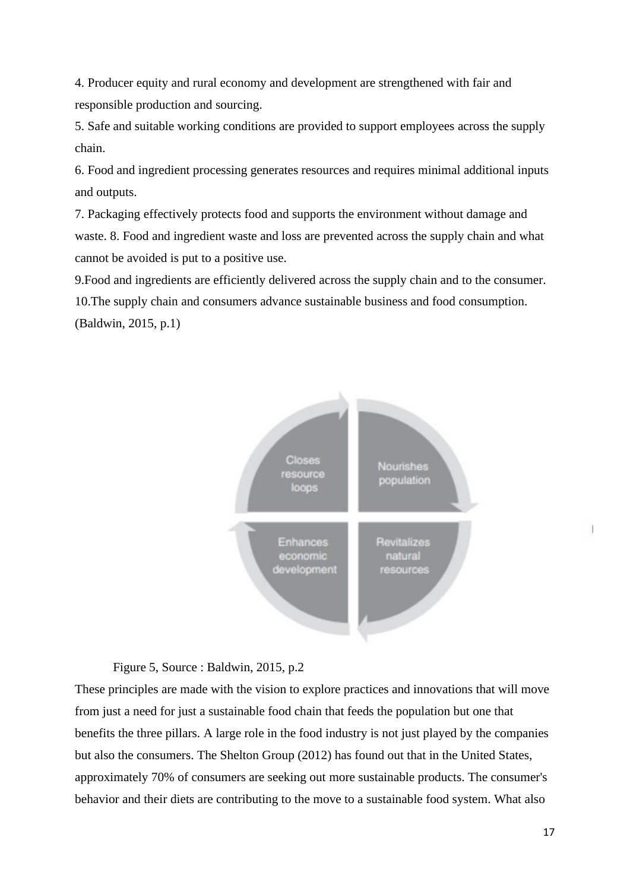4. Producer equity and rural economy and development are strengthened with fair and responsible production and sourcing.

5. Safe and suitable working conditions are provided to support employees across the supply chain.

6. Food and ingredient processing generates resources and requires minimal additional inputs and outputs.

7. Packaging effectively protects food and supports the environment without damage and waste. 8. Food and ingredient waste and loss are prevented across the supply chain and what cannot be avoided is put to a positive use.

9.Food and ingredients are efficiently delivered across the supply chain and to the consumer.

10.The supply chain and consumers advance sustainable business and food consumption. (Baldwin, 2015, p.1)

Closes resource loops

Nourishes population

Enhances economic development

Revitalizes natural resources

Figure 5, Source : Baldwin, 2015, p.2

These principles are made with the vision to explore practices and innovations that will move from just a need for just a sustainable food chain that feeds the population but one that benefits the three pillars. A large role in the food industry is not just played by the companies but also the consumers. The Shelton Group (2012) has found out that in the United States, approximately 70% of consumers are seeking out more sustainable products. The consumer's behavior and their diets are contributing to the move to a sustainable food system. What also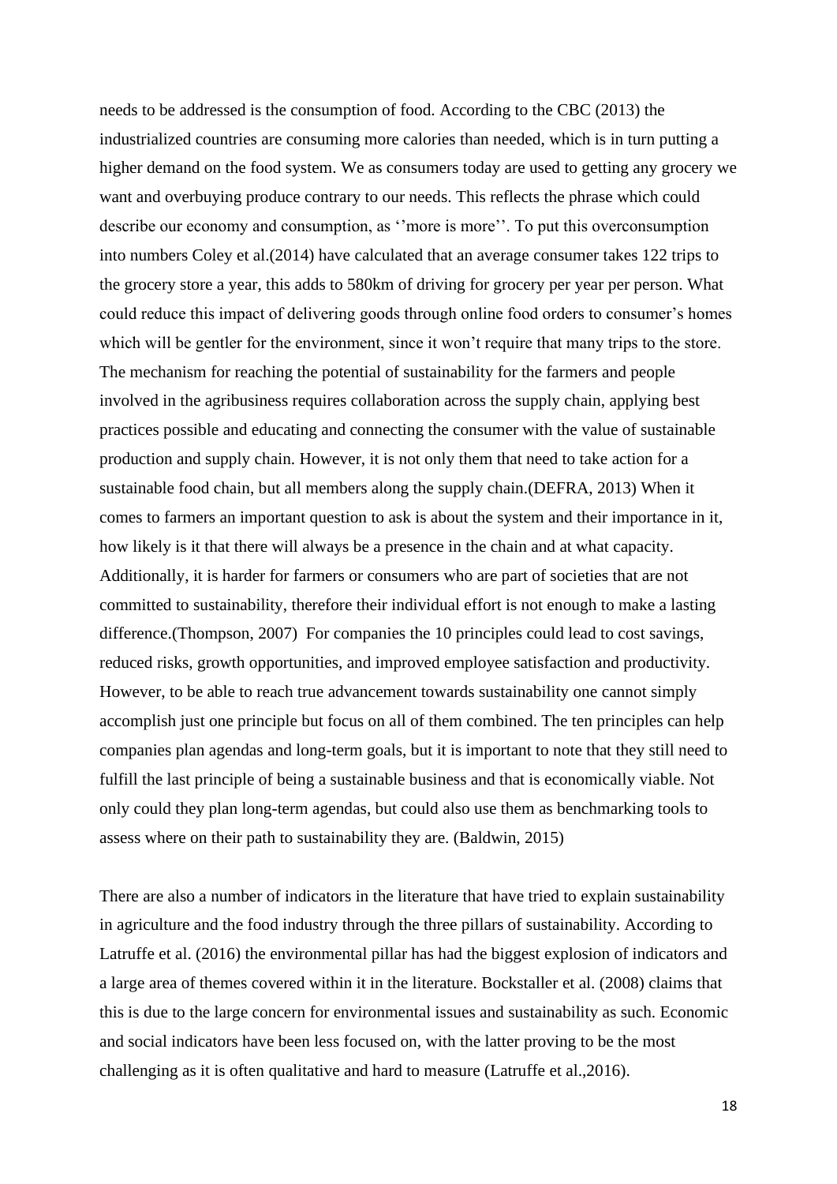needs to be addressed is the consumption of food. According to the CBC (2013) the industrialized countries are consuming more calories than needed, which is in turn putting a higher demand on the food system. We as consumers today are used to getting any grocery we want and overbuying produce contrary to our needs. This reflects the phrase which could describe our economy and consumption, as ''more is more''. To put this overconsumption into numbers Coley et al.(2014) have calculated that an average consumer takes 122 trips to the grocery store a year, this adds to 580km of driving for grocery per year per person. What could reduce this impact of delivering goods through online food orders to consumer's homes which will be gentler for the environment, since it won't require that many trips to the store. The mechanism for reaching the potential of sustainability for the farmers and people involved in the agribusiness requires collaboration across the supply chain, applying best practices possible and educating and connecting the consumer with the value of sustainable production and supply chain. However, it is not only them that need to take action for a sustainable food chain, but all members along the supply chain.(DEFRA, 2013) When it comes to farmers an important question to ask is about the system and their importance in it, how likely is it that there will always be a presence in the chain and at what capacity. Additionally, it is harder for farmers or consumers who are part of societies that are not committed to sustainability, therefore their individual effort is not enough to make a lasting difference.(Thompson, 2007) For companies the 10 principles could lead to cost savings, reduced risks, growth opportunities, and improved employee satisfaction and productivity. However, to be able to reach true advancement towards sustainability one cannot simply accomplish just one principle but focus on all of them combined. The ten principles can help companies plan agendas and long-term goals, but it is important to note that they still need to fulfill the last principle of being a sustainable business and that is economically viable. Not only could they plan long-term agendas, but could also use them as benchmarking tools to assess where on their path to sustainability they are. (Baldwin, 2015)

There are also a number of indicators in the literature that have tried to explain sustainability in agriculture and the food industry through the three pillars of sustainability. According to Latruffe et al. (2016) the environmental pillar has had the biggest explosion of indicators and a large area of themes covered within it in the literature. Bockstaller et al. (2008) claims that this is due to the large concern for environmental issues and sustainability as such. Economic and social indicators have been less focused on, with the latter proving to be the most challenging as it is often qualitative and hard to measure (Latruffe et al.,2016).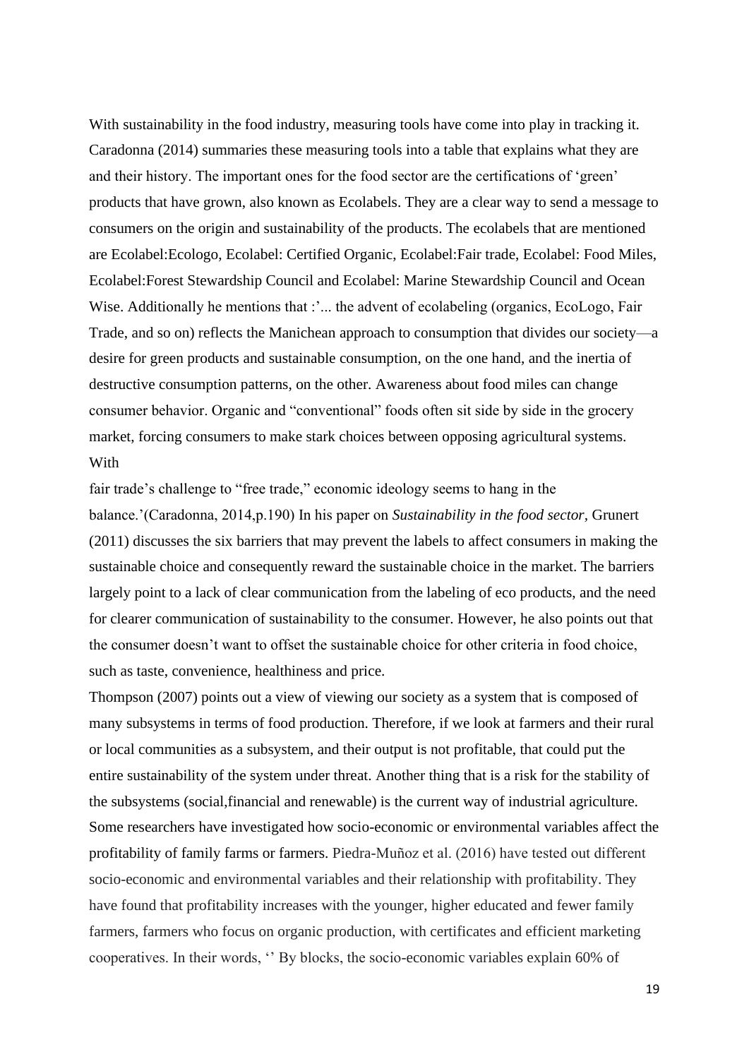With sustainability in the food industry, measuring tools have come into play in tracking it. Caradonna (2014) summaries these measuring tools into a table that explains what they are and their history. The important ones for the food sector are the certifications of 'green' products that have grown, also known as Ecolabels. They are a clear way to send a message to consumers on the origin and sustainability of the products. The ecolabels that are mentioned are Ecolabel:Ecologo, Ecolabel: Certified Organic, Ecolabel:Fair trade, Ecolabel: Food Miles, Ecolabel:Forest Stewardship Council and Ecolabel: Marine Stewardship Council and Ocean Wise. Additionally he mentions that :'... the advent of ecolabeling (organics, EcoLogo, Fair Trade, and so on) reflects the Manichean approach to consumption that divides our society—a desire for green products and sustainable consumption, on the one hand, and the inertia of destructive consumption patterns, on the other. Awareness about food miles can change consumer behavior. Organic and "conventional" foods often sit side by side in the grocery market, forcing consumers to make stark choices between opposing agricultural systems. With
fair trade's challenge to "free trade," economic ideology seems to hang in the balance.'(Caradonna, 2014,p.190) In his paper on *Sustainability in the food sector,* Grunert (2011) discusses the six barriers that may prevent the labels to affect consumers in making the sustainable choice and consequently reward the sustainable choice in the market. The barriers largely point to a lack of clear communication from the labeling of eco products, and the need for clearer communication of sustainability to the consumer. However, he also points out that the consumer doesn't want to offset the sustainable choice for other criteria in food choice, such as taste, convenience, healthiness and price.

Thompson (2007) points out a view of viewing our society as a system that is composed of many subsystems in terms of food production. Therefore, if we look at farmers and their rural or local communities as a subsystem, and their output is not profitable, that could put the entire sustainability of the system under threat. Another thing that is a risk for the stability of the subsystems (social,financial and renewable) is the current way of industrial agriculture. Some researchers have investigated how socio-economic or environmental variables affect the profitability of family farms or farmers. Piedra-Muñoz et al. (2016) have tested out different socio-economic and environmental variables and their relationship with profitability. They have found that profitability increases with the younger, higher educated and fewer family farmers, farmers who focus on organic production, with certificates and efficient marketing cooperatives. In their words, '' By blocks, the socio-economic variables explain 60% of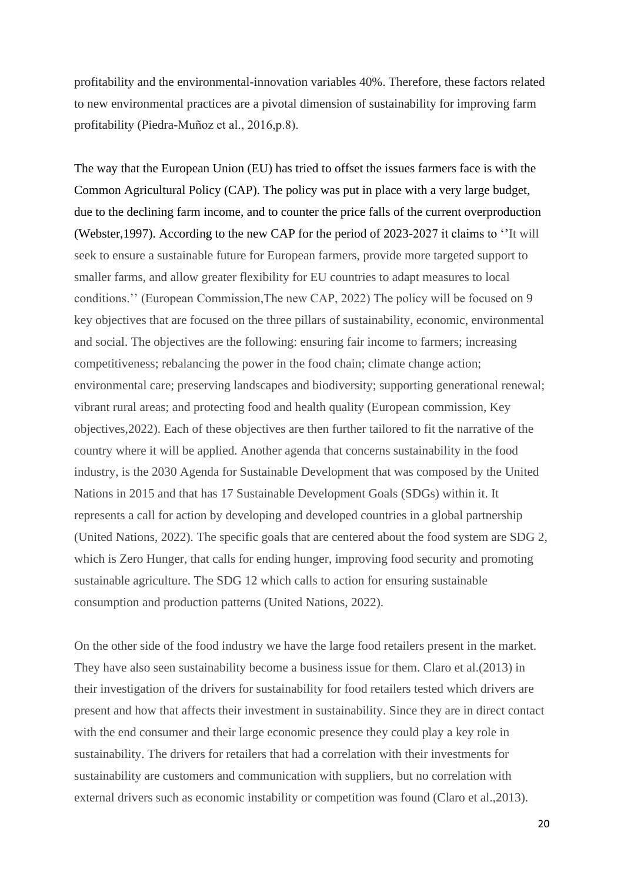profitability and the environmental-innovation variables 40%. Therefore, these factors related to new environmental practices are a pivotal dimension of sustainability for improving farm profitability (Piedra-Muñoz et al., 2016,p.8).

The way that the European Union (EU) has tried to offset the issues farmers face is with the Common Agricultural Policy (CAP). The policy was put in place with a very large budget, due to the declining farm income, and to counter the price falls of the current overproduction (Webster,1997). According to the new CAP for the period of 2023-2027 it claims to ''It will seek to ensure a sustainable future for European farmers, provide more targeted support to smaller farms, and allow greater flexibility for EU countries to adapt measures to local conditions.'' (European Commission,The new CAP, 2022) The policy will be focused on 9 key objectives that are focused on the three pillars of sustainability, economic, environmental and social. The objectives are the following: ensuring fair income to farmers; increasing competitiveness; rebalancing the power in the food chain; climate change action; environmental care; preserving landscapes and biodiversity; supporting generational renewal; vibrant rural areas; and protecting food and health quality (European commission, Key objectives,2022). Each of these objectives are then further tailored to fit the narrative of the country where it will be applied. Another agenda that concerns sustainability in the food industry, is the 2030 Agenda for Sustainable Development that was composed by the United Nations in 2015 and that has 17 Sustainable Development Goals (SDGs) within it. It represents a call for action by developing and developed countries in a global partnership (United Nations, 2022). The specific goals that are centered about the food system are SDG 2, which is Zero Hunger, that calls for ending hunger, improving food security and promoting sustainable agriculture. The SDG 12 which calls to action for ensuring sustainable consumption and production patterns (United Nations, 2022).

On the other side of the food industry we have the large food retailers present in the market. They have also seen sustainability become a business issue for them. Claro et al.(2013) in their investigation of the drivers for sustainability for food retailers tested which drivers are present and how that affects their investment in sustainability. Since they are in direct contact with the end consumer and their large economic presence they could play a key role in sustainability. The drivers for retailers that had a correlation with their investments for sustainability are customers and communication with suppliers, but no correlation with external drivers such as economic instability or competition was found (Claro et al.,2013).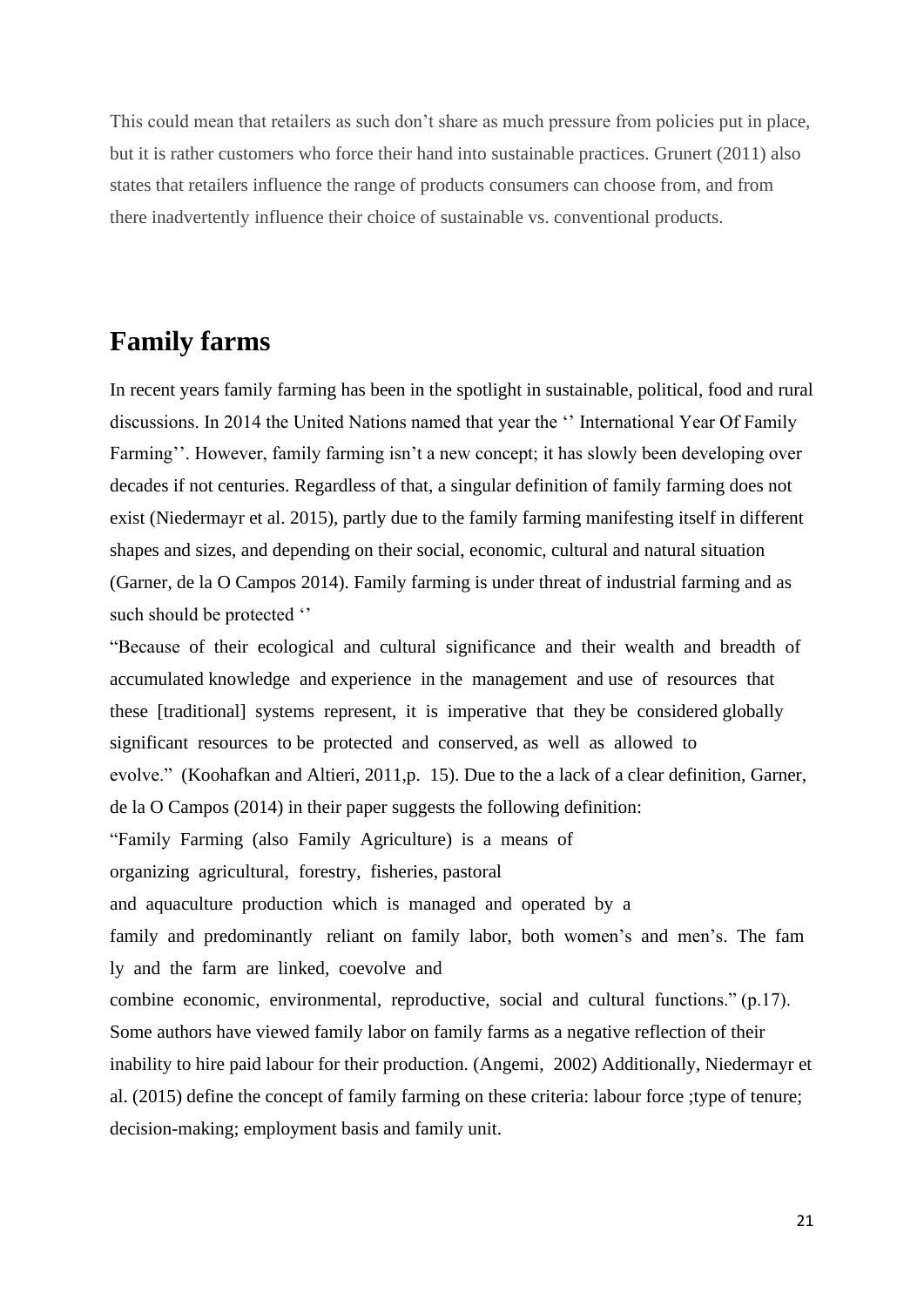This could mean that retailers as such don't share as much pressure from policies put in place, but it is rather customers who force their hand into sustainable practices. Grunert (2011) also states that retailers influence the range of products consumers can choose from, and from there inadvertently influence their choice of sustainable vs. conventional products.

# Family farms

In recent years family farming has been in the spotlight in sustainable, political, food and rural discussions. In 2014 the United Nations named that year the '' International Year Of Family Farming''. However, family farming isn't a new concept; it has slowly been developing over decades if not centuries. Regardless of that, a singular definition of family farming does not exist (Niedermayr et al. 2015), partly due to the family farming manifesting itself in different shapes and sizes, and depending on their social, economic, cultural and natural situation (Garner, de la O Campos 2014). Family farming is under threat of industrial farming and as such should be protected ''

"Because of their ecological and cultural significance and their wealth and breadth of accumulated knowledge and experience in the management and use of resources that these [traditional] systems represent, it is imperative that they be considered globally significant resources to be protected and conserved, as well as allowed to evolve." (Koohafkan and Altieri, 2011,p. 15). Due to the a lack of a clear definition, Garner, de la O Campos (2014) in their paper suggests the following definition:

"Family Farming (also Family Agriculture) is a means of organizing agricultural, forestry, fisheries, pastoral and aquaculture production which is managed and operated by a family and predominantly reliant on family labor, both women's and men's. The fam ly and the farm are linked, coevolve and combine economic, environmental, reproductive, social and cultural functions." (p.17). Some authors have viewed family labor on family farms as a negative reflection of their inability to hire paid labour for their production. (Angemi, 2002) Additionally, Niedermayr et al. (2015) define the concept of family farming on these criteria: labour force ;type of tenure; decision-making; employment basis and family unit.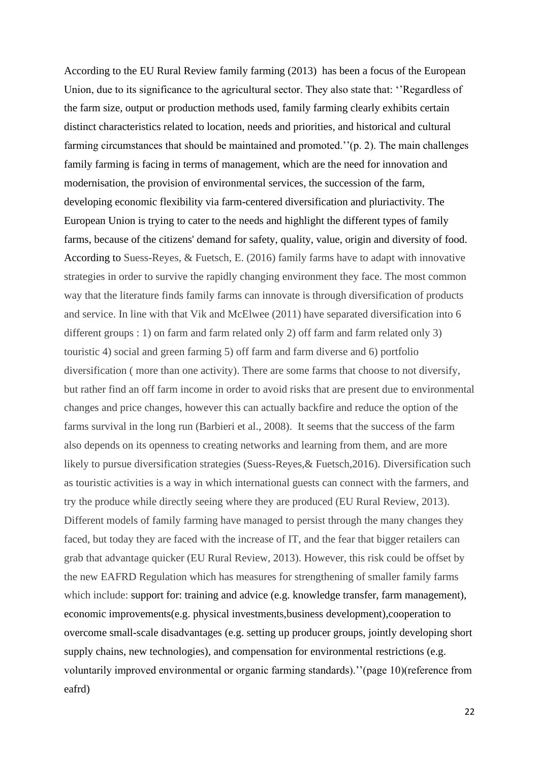According to the EU Rural Review family farming (2013)  has been a focus of the European Union, due to its significance to the agricultural sector. They also state that: ''Regardless of the farm size, output or production methods used, family farming clearly exhibits certain distinct characteristics related to location, needs and priorities, and historical and cultural farming circumstances that should be maintained and promoted.''(p. 2). The main challenges family farming is facing in terms of management, which are the need for innovation and modernisation, the provision of environmental services, the succession of the farm, developing economic flexibility via farm-centered diversification and pluriactivity. The European Union is trying to cater to the needs and highlight the different types of family farms, because of the citizens' demand for safety, quality, value, origin and diversity of food. According to Suess-Reyes, & Fuetsch, E. (2016) family farms have to adapt with innovative strategies in order to survive the rapidly changing environment they face. The most common way that the literature finds family farms can innovate is through diversification of products and service. In line with that Vik and McElwee (2011) have separated diversification into 6 different groups : 1) on farm and farm related only 2) off farm and farm related only 3) touristic 4) social and green farming 5) off farm and farm diverse and 6) portfolio diversification ( more than one activity). There are some farms that choose to not diversify, but rather find an off farm income in order to avoid risks that are present due to environmental changes and price changes, however this can actually backfire and reduce the option of the farms survival in the long run (Barbieri et al., 2008).  It seems that the success of the farm also depends on its openness to creating networks and learning from them, and are more likely to pursue diversification strategies (Suess-Reyes,& Fuetsch,2016). Diversification such as touristic activities is a way in which international guests can connect with the farmers, and try the produce while directly seeing where they are produced (EU Rural Review, 2013). Different models of family farming have managed to persist through the many changes they faced, but today they are faced with the increase of IT, and the fear that bigger retailers can grab that advantage quicker (EU Rural Review, 2013). However, this risk could be offset by the new EAFRD Regulation which has measures for strengthening of smaller family farms which include: support for: training and advice (e.g. knowledge transfer, farm management), economic improvements(e.g. physical investments,business development),cooperation to overcome small-scale disadvantages (e.g. setting up producer groups, jointly developing short supply chains, new technologies), and compensation for environmental restrictions (e.g. voluntarily improved environmental or organic farming standards).''(page 10)(reference from eafrd)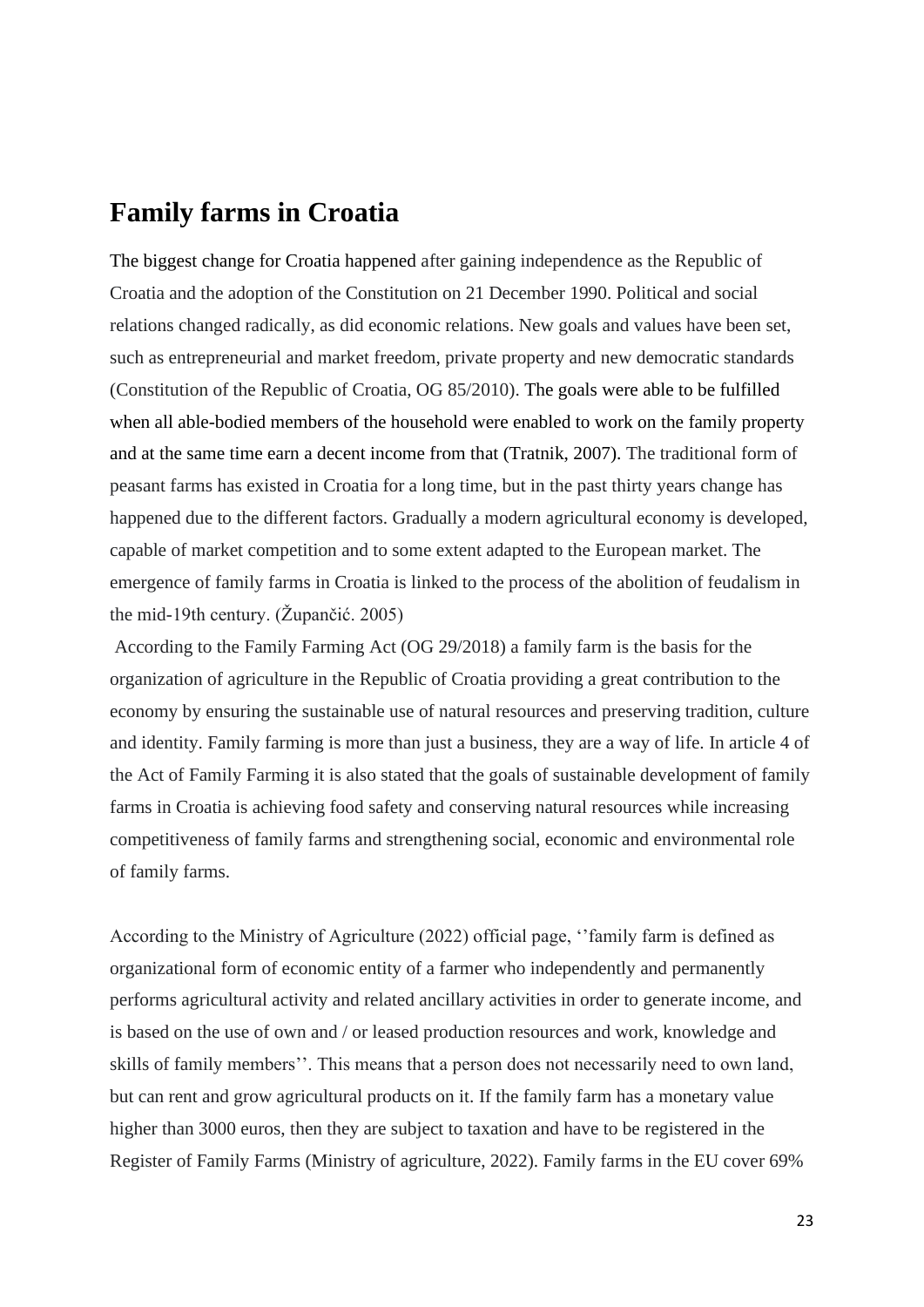# Family farms in Croatia

The biggest change for Croatia happened after gaining independence as the Republic of Croatia and the adoption of the Constitution on 21 December 1990. Political and social relations changed radically, as did economic relations. New goals and values have been set, such as entrepreneurial and market freedom, private property and new democratic standards (Constitution of the Republic of Croatia, OG 85/2010). The goals were able to be fulfilled when all able-bodied members of the household were enabled to work on the family property and at the same time earn a decent income from that (Tratnik, 2007). The traditional form of peasant farms has existed in Croatia for a long time, but in the past thirty years change has happened due to the different factors. Gradually a modern agricultural economy is developed, capable of market competition and to some extent adapted to the European market. The emergence of family farms in Croatia is linked to the process of the abolition of feudalism in the mid-19th century. (Župančić. 2005)

According to the Family Farming Act (OG 29/2018) a family farm is the basis for the organization of agriculture in the Republic of Croatia providing a great contribution to the economy by ensuring the sustainable use of natural resources and preserving tradition, culture and identity. Family farming is more than just a business, they are a way of life. In article 4 of the Act of Family Farming it is also stated that the goals of sustainable development of family farms in Croatia is achieving food safety and conserving natural resources while increasing competitiveness of family farms and strengthening social, economic and environmental role of family farms.

According to the Ministry of Agriculture (2022) official page, ''family farm is defined as organizational form of economic entity of a farmer who independently and permanently performs agricultural activity and related ancillary activities in order to generate income, and is based on the use of own and / or leased production resources and work, knowledge and skills of family members''. This means that a person does not necessarily need to own land, but can rent and grow agricultural products on it. If the family farm has a monetary value higher than 3000 euros, then they are subject to taxation and have to be registered in the Register of Family Farms (Ministry of agriculture, 2022). Family farms in the EU cover 69%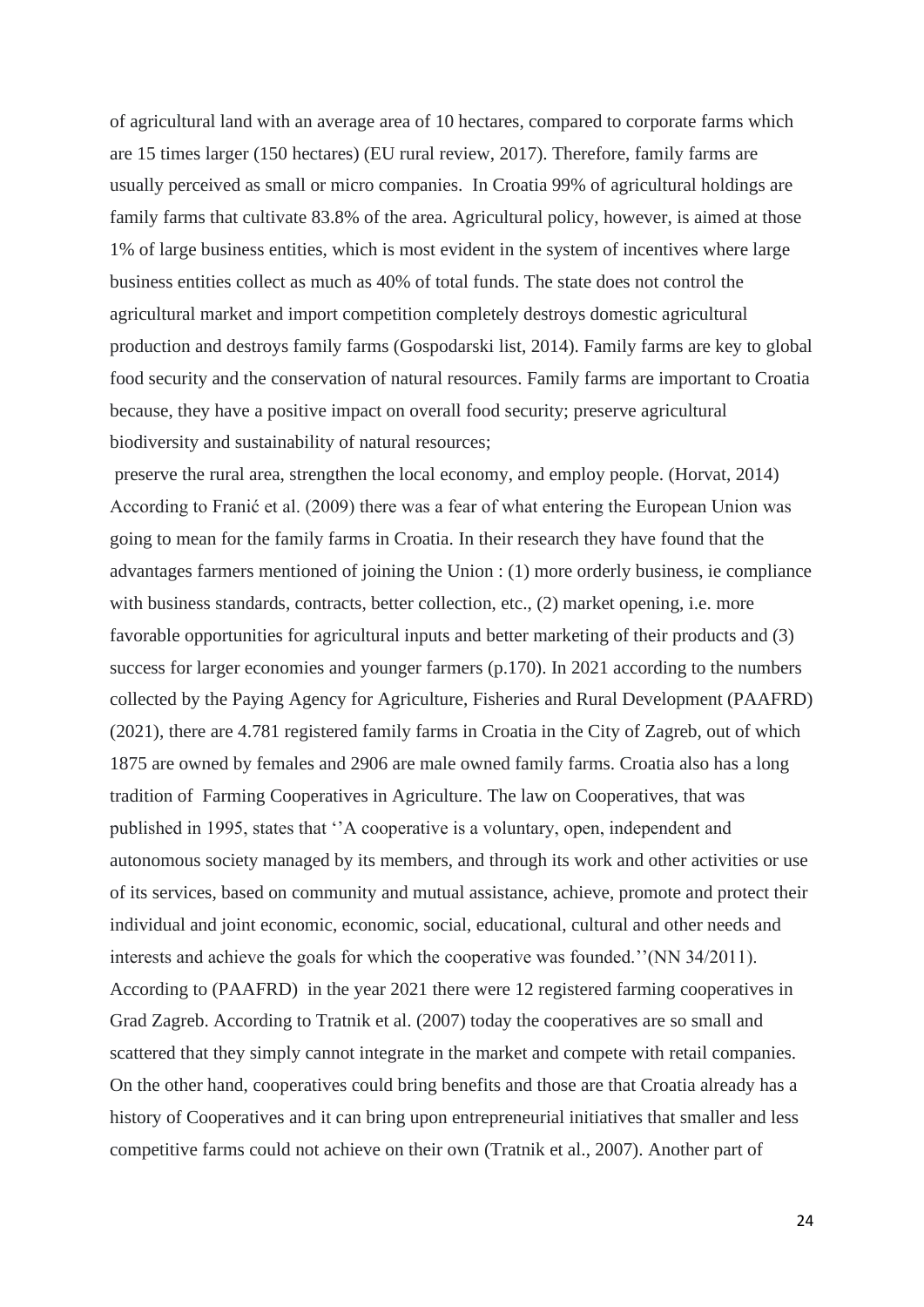of agricultural land with an average area of 10 hectares, compared to corporate farms which are 15 times larger (150 hectares) (EU rural review, 2017). Therefore, family farms are usually perceived as small or micro companies. In Croatia 99% of agricultural holdings are family farms that cultivate 83.8% of the area. Agricultural policy, however, is aimed at those 1% of large business entities, which is most evident in the system of incentives where large business entities collect as much as 40% of total funds. The state does not control the agricultural market and import competition completely destroys domestic agricultural production and destroys family farms (Gospodarski list, 2014). Family farms are key to global food security and the conservation of natural resources. Family farms are important to Croatia because, they have a positive impact on overall food security; preserve agricultural biodiversity and sustainability of natural resources;

preserve the rural area, strengthen the local economy, and employ people. (Horvat, 2014) According to Franić et al. (2009) there was a fear of what entering the European Union was going to mean for the family farms in Croatia. In their research they have found that the advantages farmers mentioned of joining the Union : (1) more orderly business, ie compliance with business standards, contracts, better collection, etc., (2) market opening, i.e. more favorable opportunities for agricultural inputs and better marketing of their products and (3) success for larger economies and younger farmers (p.170). In 2021 according to the numbers collected by the Paying Agency for Agriculture, Fisheries and Rural Development (PAAFRD) (2021), there are 4.781 registered family farms in Croatia in the City of Zagreb, out of which 1875 are owned by females and 2906 are male owned family farms. Croatia also has a long tradition of Farming Cooperatives in Agriculture. The law on Cooperatives, that was published in 1995, states that ''A cooperative is a voluntary, open, independent and autonomous society managed by its members, and through its work and other activities or use of its services, based on community and mutual assistance, achieve, promote and protect their individual and joint economic, economic, social, educational, cultural and other needs and interests and achieve the goals for which the cooperative was founded.''(NN 34/2011). According to (PAAFRD) in the year 2021 there were 12 registered farming cooperatives in Grad Zagreb. According to Tratnik et al. (2007) today the cooperatives are so small and scattered that they simply cannot integrate in the market and compete with retail companies. On the other hand, cooperatives could bring benefits and those are that Croatia already has a history of Cooperatives and it can bring upon entrepreneurial initiatives that smaller and less competitive farms could not achieve on their own (Tratnik et al., 2007). Another part of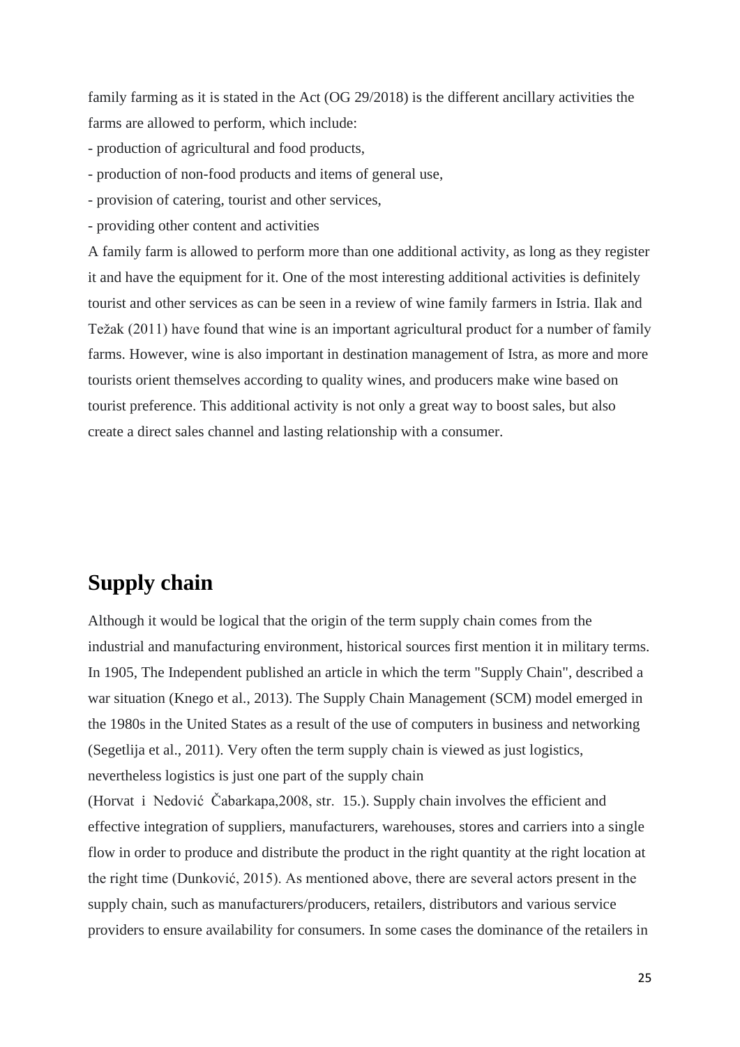family farming as it is stated in the Act (OG 29/2018) is the different ancillary activities the farms are allowed to perform, which include:

- production of agricultural and food products,
- production of non-food products and items of general use,
- provision of catering, tourist and other services,
- providing other content and activities

A family farm is allowed to perform more than one additional activity, as long as they register it and have the equipment for it. One of the most interesting additional activities is definitely tourist and other services as can be seen in a review of wine family farmers in Istria. Ilak and Težak (2011) have found that wine is an important agricultural product for a number of family farms. However, wine is also important in destination management of Istra, as more and more tourists orient themselves according to quality wines, and producers make wine based on tourist preference. This additional activity is not only a great way to boost sales, but also create a direct sales channel and lasting relationship with a consumer.

# Supply chain

Although it would be logical that the origin of the term supply chain comes from the industrial and manufacturing environment, historical sources first mention it in military terms. In 1905, The Independent published an article in which the term "Supply Chain", described a war situation (Knego et al., 2013). The Supply Chain Management (SCM) model emerged in the 1980s in the United States as a result of the use of computers in business and networking (Segetlija et al., 2011). Very often the term supply chain is viewed as just logistics, nevertheless logistics is just one part of the supply chain (Horvat i Nedović Čabarkapa,2008, str. 15.). Supply chain involves the efficient and effective integration of suppliers, manufacturers, warehouses, stores and carriers into a single flow in order to produce and distribute the product in the right quantity at the right location at the right time (Dunković, 2015). As mentioned above, there are several actors present in the supply chain, such as manufacturers/producers, retailers, distributors and various service providers to ensure availability for consumers. In some cases the dominance of the retailers in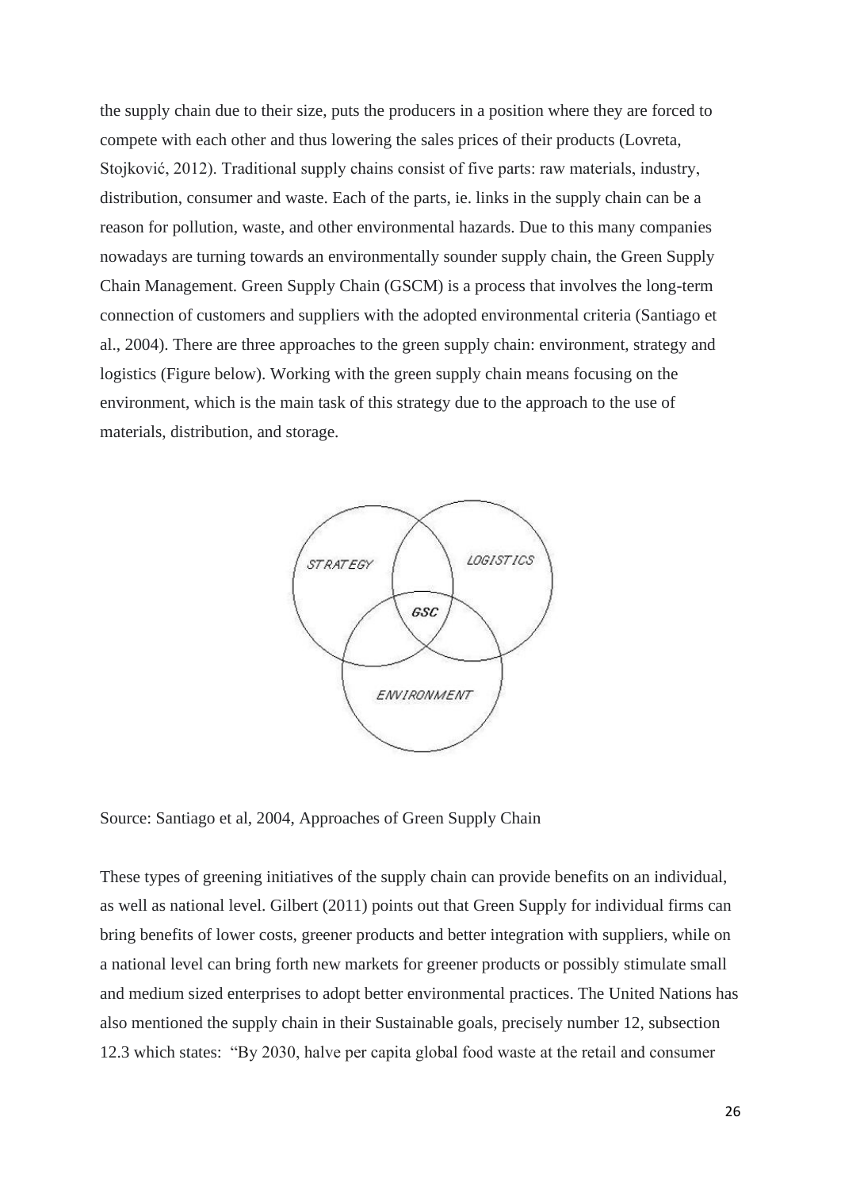the supply chain due to their size, puts the producers in a position where they are forced to compete with each other and thus lowering the sales prices of their products (Lovreta, Stojković, 2012). Traditional supply chains consist of five parts: raw materials, industry, distribution, consumer and waste. Each of the parts, ie. links in the supply chain can be a reason for pollution, waste, and other environmental hazards. Due to this many companies nowadays are turning towards an environmentally sounder supply chain, the Green Supply Chain Management. Green Supply Chain (GSCM) is a process that involves the long-term connection of customers and suppliers with the adopted environmental criteria (Santiago et al., 2004). There are three approaches to the green supply chain: environment, strategy and logistics (Figure below). Working with the green supply chain means focusing on the environment, which is the main task of this strategy due to the approach to the use of materials, distribution, and storage.

STRATEGY

LOGISTICS

GSC

ENVIRONMENT

Source: Santiago et al, 2004, Approaches of Green Supply Chain

These types of greening initiatives of the supply chain can provide benefits on an individual, as well as national level. Gilbert (2011) points out that Green Supply for individual firms can bring benefits of lower costs, greener products and better integration with suppliers, while on a national level can bring forth new markets for greener products or possibly stimulate small and medium sized enterprises to adopt better environmental practices. The United Nations has also mentioned the supply chain in their Sustainable goals, precisely number 12, subsection 12.3 which states: "By 2030, halve per capita global food waste at the retail and consumer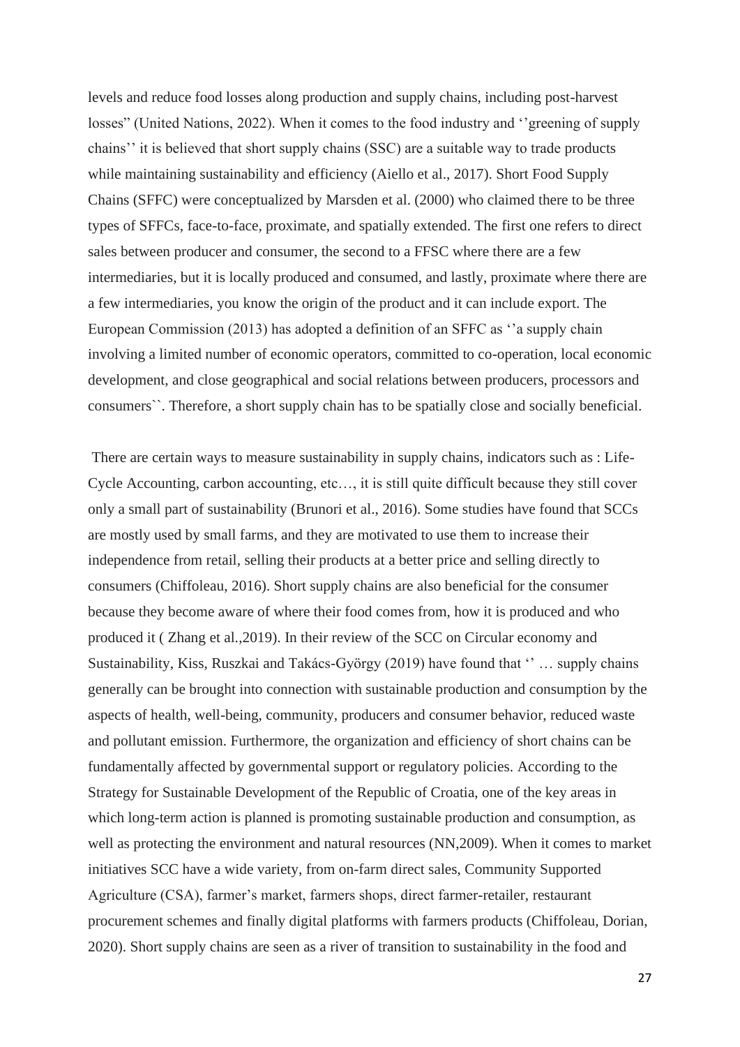levels and reduce food losses along production and supply chains, including post-harvest losses" (United Nations, 2022). When it comes to the food industry and ''greening of supply chains'' it is believed that short supply chains (SSC) are a suitable way to trade products while maintaining sustainability and efficiency (Aiello et al., 2017). Short Food Supply Chains (SFFC) were conceptualized by Marsden et al. (2000) who claimed there to be three types of SFFCs, face-to-face, proximate, and spatially extended. The first one refers to direct sales between producer and consumer, the second to a FFSC where there are a few intermediaries, but it is locally produced and consumed, and lastly, proximate where there are a few intermediaries, you know the origin of the product and it can include export. The European Commission (2013) has adopted a definition of an SFFC as ''a supply chain involving a limited number of economic operators, committed to co-operation, local economic development, and close geographical and social relations between producers, processors and consumers``. Therefore, a short supply chain has to be spatially close and socially beneficial.

There are certain ways to measure sustainability in supply chains, indicators such as : Life-Cycle Accounting, carbon accounting, etc…, it is still quite difficult because they still cover only a small part of sustainability (Brunori et al., 2016). Some studies have found that SCCs are mostly used by small farms, and they are motivated to use them to increase their independence from retail, selling their products at a better price and selling directly to consumers (Chiffoleau, 2016). Short supply chains are also beneficial for the consumer because they become aware of where their food comes from, how it is produced and who produced it ( Zhang et al.,2019). In their review of the SCC on Circular economy and Sustainability, Kiss, Ruszkai and Takács-György (2019) have found that '' … supply chains generally can be brought into connection with sustainable production and consumption by the aspects of health, well-being, community, producers and consumer behavior, reduced waste and pollutant emission. Furthermore, the organization and efficiency of short chains can be fundamentally affected by governmental support or regulatory policies. According to the Strategy for Sustainable Development of the Republic of Croatia, one of the key areas in which long-term action is planned is promoting sustainable production and consumption, as well as protecting the environment and natural resources (NN,2009). When it comes to market initiatives SCC have a wide variety, from on-farm direct sales, Community Supported Agriculture (CSA), farmer's market, farmers shops, direct farmer-retailer, restaurant procurement schemes and finally digital platforms with farmers products (Chiffoleau, Dorian, 2020). Short supply chains are seen as a river of transition to sustainability in the food and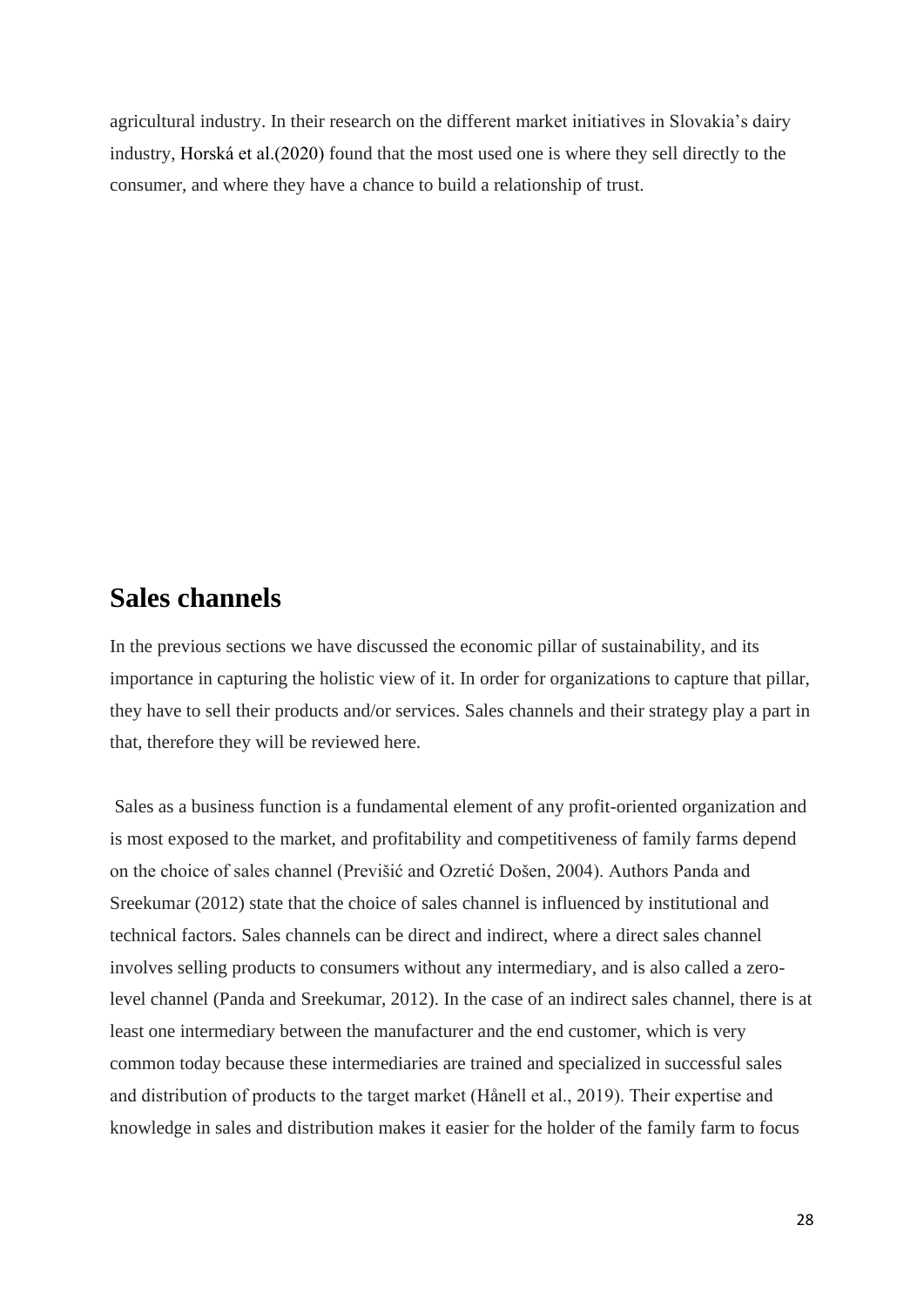agricultural industry. In their research on the different market initiatives in Slovakia's dairy industry, Horská et al.(2020) found that the most used one is where they sell directly to the consumer, and where they have a chance to build a relationship of trust.

## Sales channels

In the previous sections we have discussed the economic pillar of sustainability, and its importance in capturing the holistic view of it. In order for organizations to capture that pillar, they have to sell their products and/or services. Sales channels and their strategy play a part in that, therefore they will be reviewed here.

Sales as a business function is a fundamental element of any profit-oriented organization and is most exposed to the market, and profitability and competitiveness of family farms depend on the choice of sales channel (Previšić and Ozretić Došen, 2004). Authors Panda and Sreekumar (2012) state that the choice of sales channel is influenced by institutional and technical factors. Sales channels can be direct and indirect, where a direct sales channel involves selling products to consumers without any intermediary, and is also called a zero-level channel (Panda and Sreekumar, 2012). In the case of an indirect sales channel, there is at least one intermediary between the manufacturer and the end customer, which is very common today because these intermediaries are trained and specialized in successful sales and distribution of products to the target market (Hånell et al., 2019). Their expertise and knowledge in sales and distribution makes it easier for the holder of the family farm to focus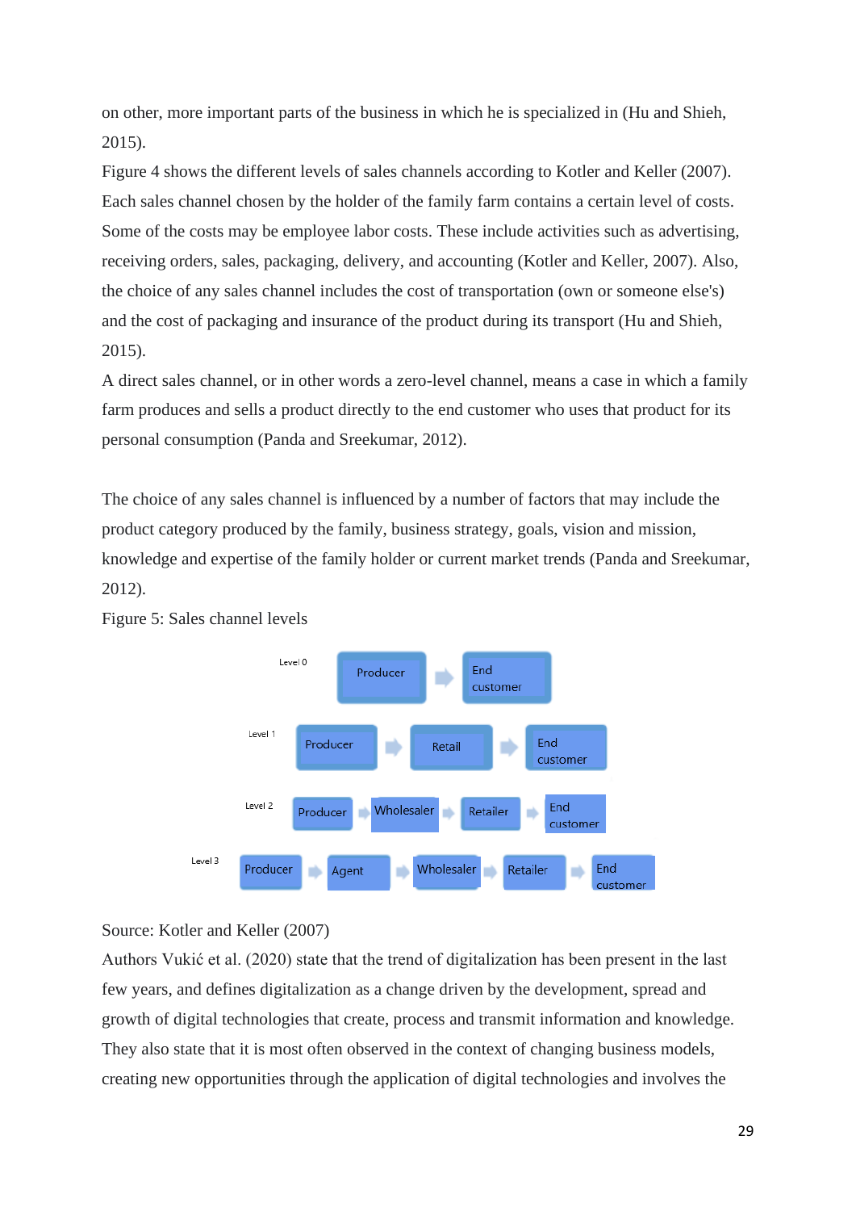on other, more important parts of the business in which he is specialized in (Hu and Shieh, 2015).

Figure 4 shows the different levels of sales channels according to Kotler and Keller (2007). Each sales channel chosen by the holder of the family farm contains a certain level of costs. Some of the costs may be employee labor costs. These include activities such as advertising, receiving orders, sales, packaging, delivery, and accounting (Kotler and Keller, 2007). Also, the choice of any sales channel includes the cost of transportation (own or someone else's) and the cost of packaging and insurance of the product during its transport (Hu and Shieh, 2015).

A direct sales channel, or in other words a zero-level channel, means a case in which a family farm produces and sells a product directly to the end customer who uses that product for its personal consumption (Panda and Sreekumar, 2012).

The choice of any sales channel is influenced by a number of factors that may include the product category produced by the family, business strategy, goals, vision and mission, knowledge and expertise of the family holder or current market trends (Panda and Sreekumar, 2012).

Figure 5: Sales channel levels

Level 0: Producer → End customer

Level 1: Producer → Retail → End customer

Level 2: Producer → Wholesaler → Retailer → End customer

Level 3: Producer → Agent → Wholesaler → Retailer → End customer

Source: Kotler and Keller (2007)

Authors Vukić et al. (2020) state that the trend of digitalization has been present in the last few years, and defines digitalization as a change driven by the development, spread and growth of digital technologies that create, process and transmit information and knowledge. They also state that it is most often observed in the context of changing business models, creating new opportunities through the application of digital technologies and involves the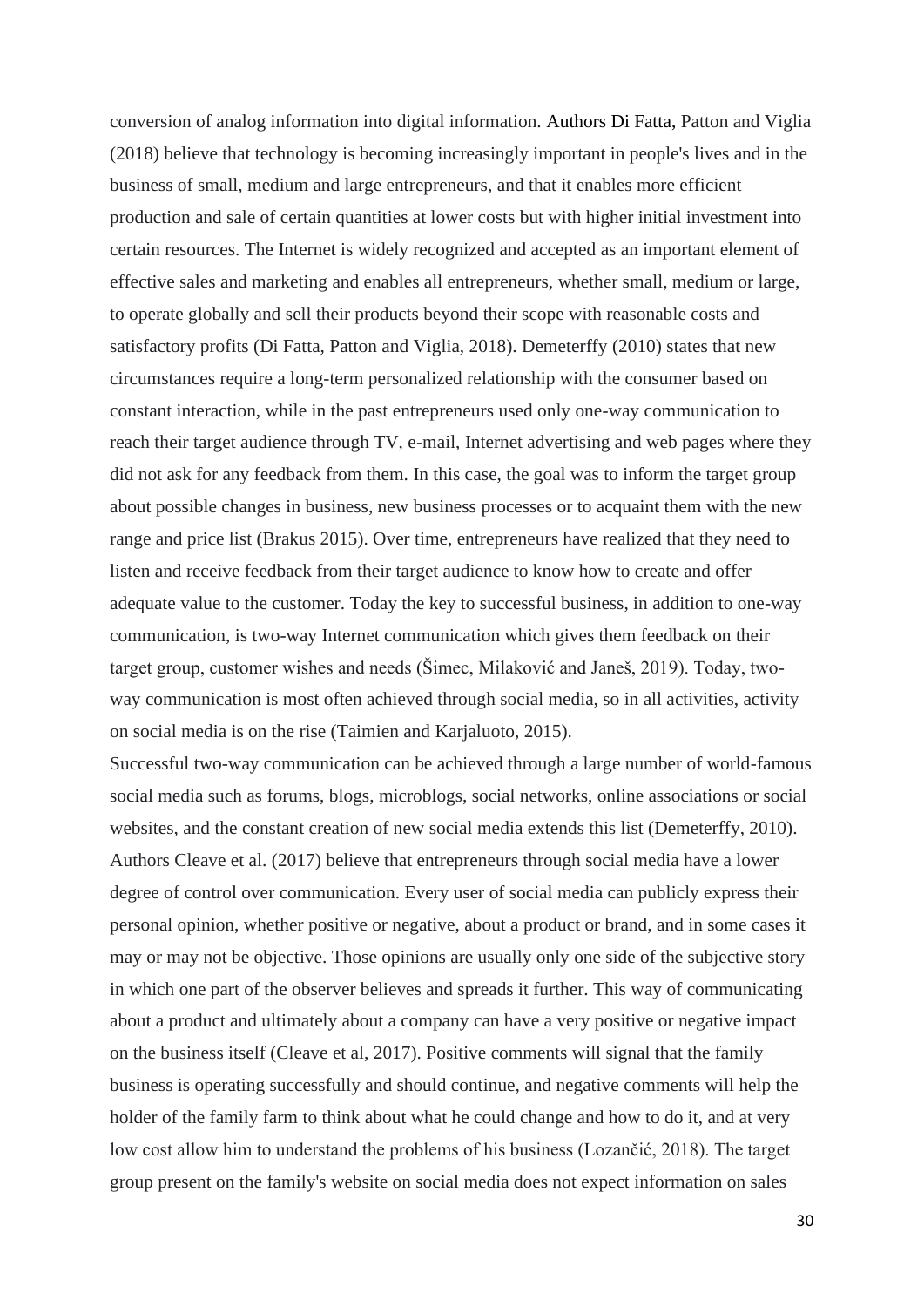conversion of analog information into digital information. Authors Di Fatta, Patton and Viglia (2018) believe that technology is becoming increasingly important in people's lives and in the business of small, medium and large entrepreneurs, and that it enables more efficient production and sale of certain quantities at lower costs but with higher initial investment into certain resources. The Internet is widely recognized and accepted as an important element of effective sales and marketing and enables all entrepreneurs, whether small, medium or large, to operate globally and sell their products beyond their scope with reasonable costs and satisfactory profits (Di Fatta, Patton and Viglia, 2018). Demeterffy (2010) states that new circumstances require a long-term personalized relationship with the consumer based on constant interaction, while in the past entrepreneurs used only one-way communication to reach their target audience through TV, e-mail, Internet advertising and web pages where they did not ask for any feedback from them. In this case, the goal was to inform the target group about possible changes in business, new business processes or to acquaint them with the new range and price list (Brakus 2015). Over time, entrepreneurs have realized that they need to listen and receive feedback from their target audience to know how to create and offer adequate value to the customer. Today the key to successful business, in addition to one-way communication, is two-way Internet communication which gives them feedback on their target group, customer wishes and needs (Šimec, Milaković and Janeš, 2019). Today, two-way communication is most often achieved through social media, so in all activities, activity on social media is on the rise (Taimien and Karjaluoto, 2015).

Successful two-way communication can be achieved through a large number of world-famous social media such as forums, blogs, microblogs, social networks, online associations or social websites, and the constant creation of new social media extends this list (Demeterffy, 2010). Authors Cleave et al. (2017) believe that entrepreneurs through social media have a lower degree of control over communication. Every user of social media can publicly express their personal opinion, whether positive or negative, about a product or brand, and in some cases it may or may not be objective. Those opinions are usually only one side of the subjective story in which one part of the observer believes and spreads it further. This way of communicating about a product and ultimately about a company can have a very positive or negative impact on the business itself (Cleave et al, 2017). Positive comments will signal that the family business is operating successfully and should continue, and negative comments will help the holder of the family farm to think about what he could change and how to do it, and at very low cost allow him to understand the problems of his business (Lozančić, 2018). The target group present on the family's website on social media does not expect information on sales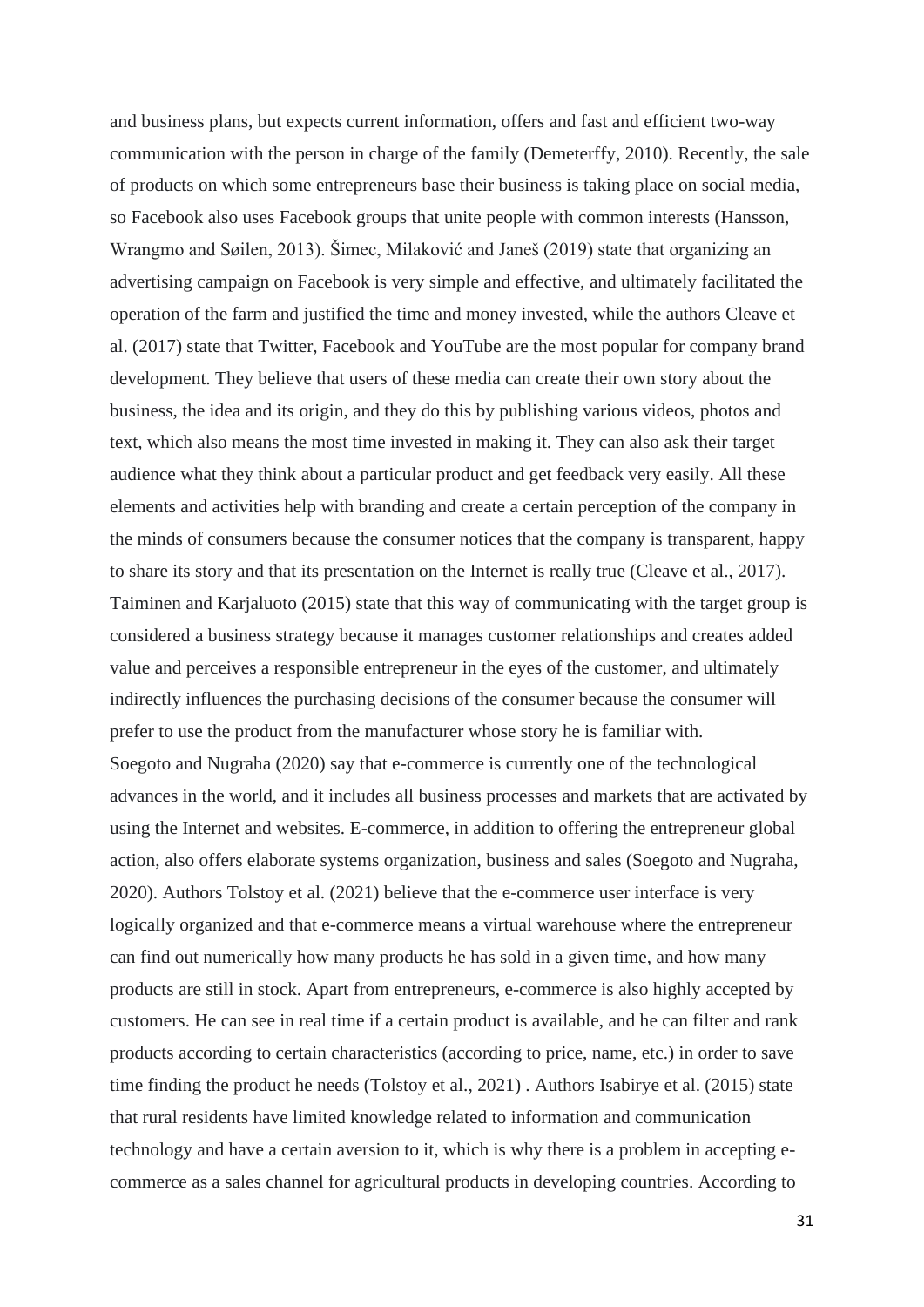and business plans, but expects current information, offers and fast and efficient two-way communication with the person in charge of the family (Demeterffy, 2010). Recently, the sale of products on which some entrepreneurs base their business is taking place on social media, so Facebook also uses Facebook groups that unite people with common interests (Hansson, Wrangmo and Søilen, 2013). Šimec, Milaković and Janeš (2019) state that organizing an advertising campaign on Facebook is very simple and effective, and ultimately facilitated the operation of the farm and justified the time and money invested, while the authors Cleave et al. (2017) state that Twitter, Facebook and YouTube are the most popular for company brand development. They believe that users of these media can create their own story about the business, the idea and its origin, and they do this by publishing various videos, photos and text, which also means the most time invested in making it. They can also ask their target audience what they think about a particular product and get feedback very easily. All these elements and activities help with branding and create a certain perception of the company in the minds of consumers because the consumer notices that the company is transparent, happy to share its story and that its presentation on the Internet is really true (Cleave et al., 2017). Taiminen and Karjaluoto (2015) state that this way of communicating with the target group is considered a business strategy because it manages customer relationships and creates added value and perceives a responsible entrepreneur in the eyes of the customer, and ultimately indirectly influences the purchasing decisions of the consumer because the consumer will prefer to use the product from the manufacturer whose story he is familiar with.

Soegoto and Nugraha (2020) say that e-commerce is currently one of the technological advances in the world, and it includes all business processes and markets that are activated by using the Internet and websites. E-commerce, in addition to offering the entrepreneur global action, also offers elaborate systems organization, business and sales (Soegoto and Nugraha, 2020). Authors Tolstoy et al. (2021) believe that the e-commerce user interface is very logically organized and that e-commerce means a virtual warehouse where the entrepreneur can find out numerically how many products he has sold in a given time, and how many products are still in stock. Apart from entrepreneurs, e-commerce is also highly accepted by customers. He can see in real time if a certain product is available, and he can filter and rank products according to certain characteristics (according to price, name, etc.) in order to save time finding the product he needs (Tolstoy et al., 2021) . Authors Isabirye et al. (2015) state that rural residents have limited knowledge related to information and communication technology and have a certain aversion to it, which is why there is a problem in accepting e-commerce as a sales channel for agricultural products in developing countries. According to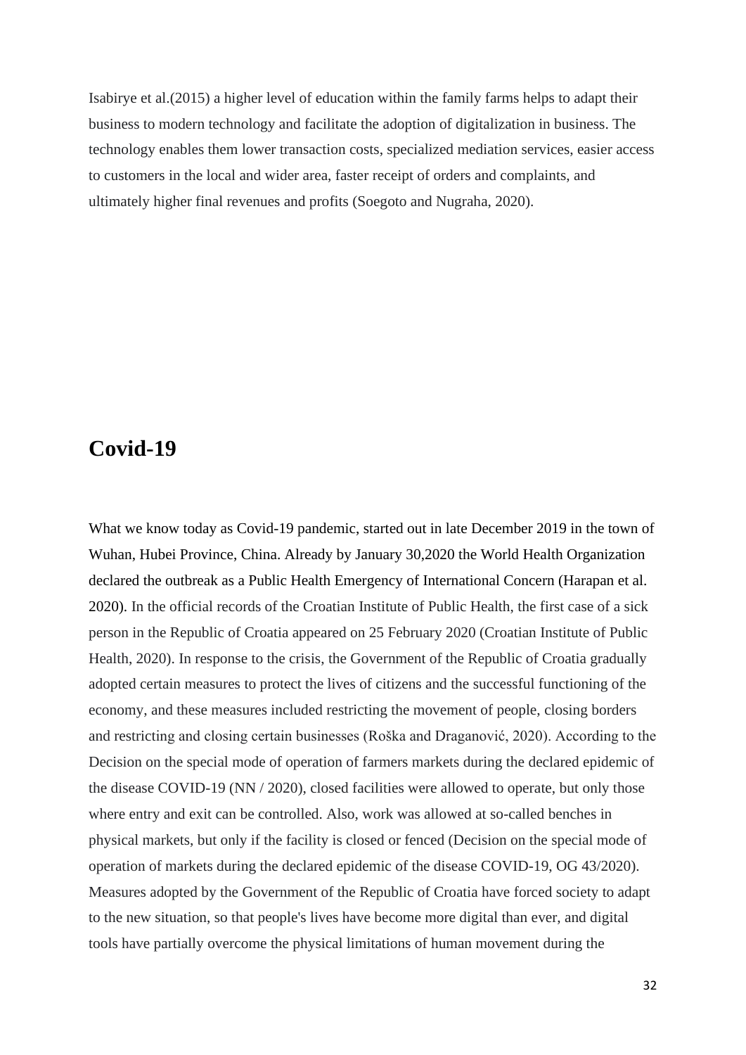Isabirye et al.(2015) a higher level of education within the family farms helps to adapt their business to modern technology and facilitate the adoption of digitalization in business. The technology enables them lower transaction costs, specialized mediation services, easier access to customers in the local and wider area, faster receipt of orders and complaints, and ultimately higher final revenues and profits (Soegoto and Nugraha, 2020).

## Covid-19

What we know today as Covid-19 pandemic, started out in late December 2019 in the town of Wuhan, Hubei Province, China. Already by January 30,2020 the World Health Organization declared the outbreak as a Public Health Emergency of International Concern (Harapan et al. 2020). In the official records of the Croatian Institute of Public Health, the first case of a sick person in the Republic of Croatia appeared on 25 February 2020 (Croatian Institute of Public Health, 2020). In response to the crisis, the Government of the Republic of Croatia gradually adopted certain measures to protect the lives of citizens and the successful functioning of the economy, and these measures included restricting the movement of people, closing borders and restricting and closing certain businesses (Roška and Draganović, 2020). According to the Decision on the special mode of operation of farmers markets during the declared epidemic of the disease COVID-19 (NN / 2020), closed facilities were allowed to operate, but only those where entry and exit can be controlled. Also, work was allowed at so-called benches in physical markets, but only if the facility is closed or fenced (Decision on the special mode of operation of markets during the declared epidemic of the disease COVID-19, OG 43/2020). Measures adopted by the Government of the Republic of Croatia have forced society to adapt to the new situation, so that people's lives have become more digital than ever, and digital tools have partially overcome the physical limitations of human movement during the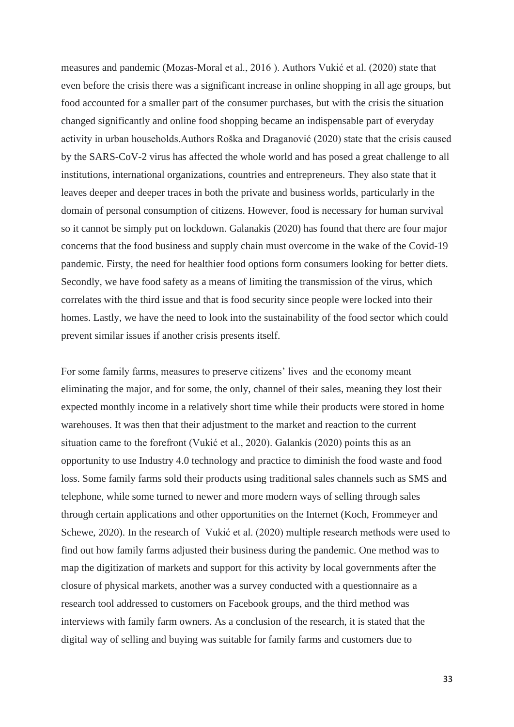measures and pandemic (Mozas-Moral et al., 2016 ). Authors Vukić et al. (2020) state that even before the crisis there was a significant increase in online shopping in all age groups, but food accounted for a smaller part of the consumer purchases, but with the crisis the situation changed significantly and online food shopping became an indispensable part of everyday activity in urban households.Authors Roška and Draganović (2020) state that the crisis caused by the SARS-CoV-2 virus has affected the whole world and has posed a great challenge to all institutions, international organizations, countries and entrepreneurs. They also state that it leaves deeper and deeper traces in both the private and business worlds, particularly in the domain of personal consumption of citizens. However, food is necessary for human survival so it cannot be simply put on lockdown. Galanakis (2020) has found that there are four major concerns that the food business and supply chain must overcome in the wake of the Covid-19 pandemic. Firsty, the need for healthier food options form consumers looking for better diets. Secondly, we have food safety as a means of limiting the transmission of the virus, which correlates with the third issue and that is food security since people were locked into their homes. Lastly, we have the need to look into the sustainability of the food sector which could prevent similar issues if another crisis presents itself.

For some family farms, measures to preserve citizens' lives and the economy meant eliminating the major, and for some, the only, channel of their sales, meaning they lost their expected monthly income in a relatively short time while their products were stored in home warehouses. It was then that their adjustment to the market and reaction to the current situation came to the forefront (Vukić et al., 2020). Galankis (2020) points this as an opportunity to use Industry 4.0 technology and practice to diminish the food waste and food loss. Some family farms sold their products using traditional sales channels such as SMS and telephone, while some turned to newer and more modern ways of selling through sales through certain applications and other opportunities on the Internet (Koch, Frommeyer and Schewe, 2020). In the research of Vukić et al. (2020) multiple research methods were used to find out how family farms adjusted their business during the pandemic. One method was to map the digitization of markets and support for this activity by local governments after the closure of physical markets, another was a survey conducted with a questionnaire as a research tool addressed to customers on Facebook groups, and the third method was interviews with family farm owners. As a conclusion of the research, it is stated that the digital way of selling and buying was suitable for family farms and customers due to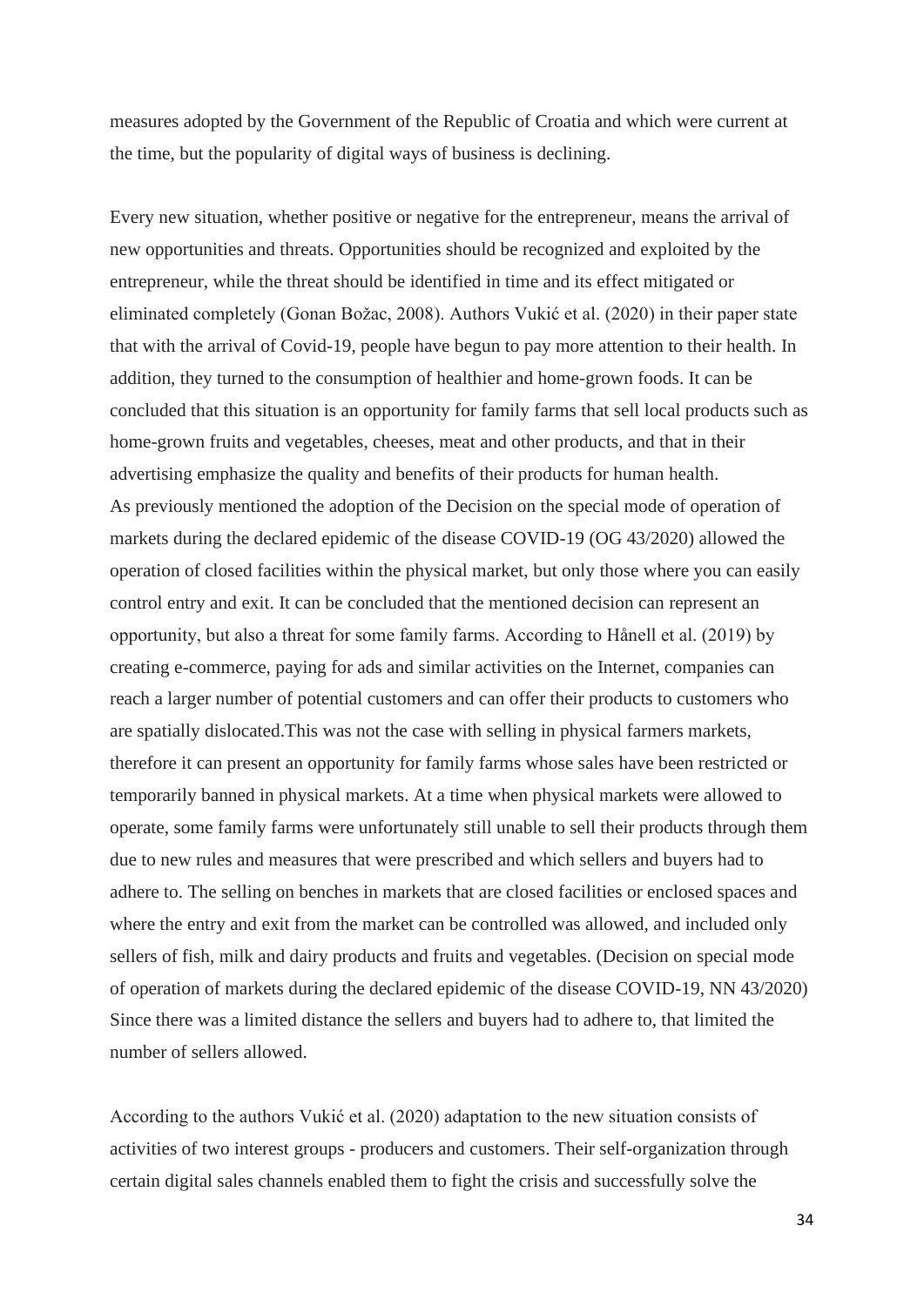measures adopted by the Government of the Republic of Croatia and which were current at the time, but the popularity of digital ways of business is declining.

Every new situation, whether positive or negative for the entrepreneur, means the arrival of new opportunities and threats. Opportunities should be recognized and exploited by the entrepreneur, while the threat should be identified in time and its effect mitigated or eliminated completely (Gonan Božac, 2008). Authors Vukić et al. (2020) in their paper state that with the arrival of Covid-19, people have begun to pay more attention to their health. In addition, they turned to the consumption of healthier and home-grown foods. It can be concluded that this situation is an opportunity for family farms that sell local products such as home-grown fruits and vegetables, cheeses, meat and other products, and that in their advertising emphasize the quality and benefits of their products for human health.
As previously mentioned the adoption of the Decision on the special mode of operation of markets during the declared epidemic of the disease COVID-19 (OG 43/2020) allowed the operation of closed facilities within the physical market, but only those where you can easily control entry and exit. It can be concluded that the mentioned decision can represent an opportunity, but also a threat for some family farms. According to Hånell et al. (2019) by creating e-commerce, paying for ads and similar activities on the Internet, companies can reach a larger number of potential customers and can offer their products to customers who are spatially dislocated.This was not the case with selling in physical farmers markets, therefore it can present an opportunity for family farms whose sales have been restricted or temporarily banned in physical markets. At a time when physical markets were allowed to operate, some family farms were unfortunately still unable to sell their products through them due to new rules and measures that were prescribed and which sellers and buyers had to adhere to. The selling on benches in markets that are closed facilities or enclosed spaces and where the entry and exit from the market can be controlled was allowed, and included only sellers of fish, milk and dairy products and fruits and vegetables. (Decision on special mode of operation of markets during the declared epidemic of the disease COVID-19, NN 43/2020) Since there was a limited distance the sellers and buyers had to adhere to, that limited the number of sellers allowed.

According to the authors Vukić et al. (2020) adaptation to the new situation consists of activities of two interest groups - producers and customers. Their self-organization through certain digital sales channels enabled them to fight the crisis and successfully solve the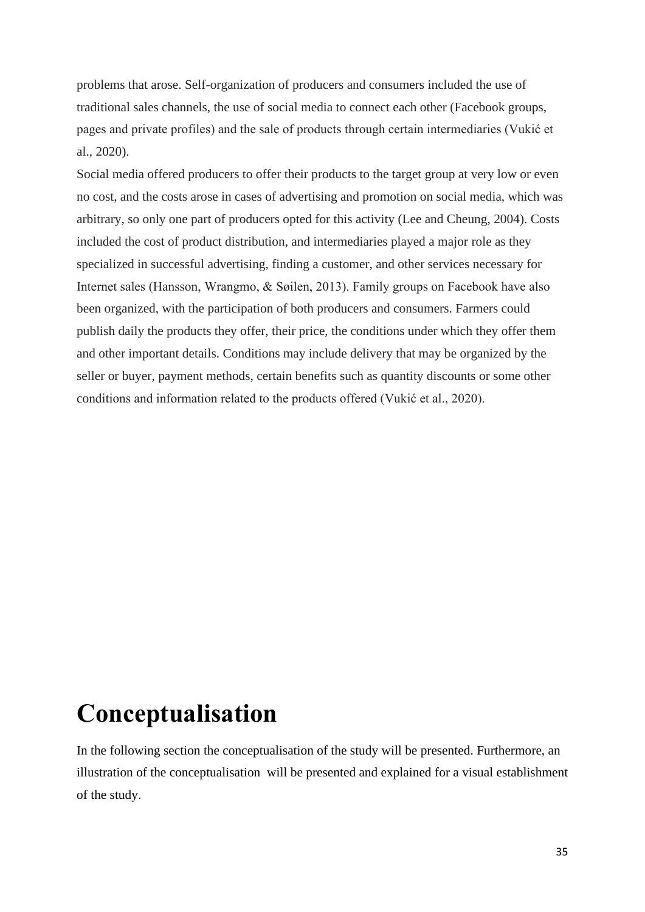problems that arose. Self-organization of producers and consumers included the use of traditional sales channels, the use of social media to connect each other (Facebook groups, pages and private profiles) and the sale of products through certain intermediaries (Vukić et al., 2020).

Social media offered producers to offer their products to the target group at very low or even no cost, and the costs arose in cases of advertising and promotion on social media, which was arbitrary, so only one part of producers opted for this activity (Lee and Cheung, 2004). Costs included the cost of product distribution, and intermediaries played a major role as they specialized in successful advertising, finding a customer, and other services necessary for Internet sales (Hansson, Wrangmo, & Søilen, 2013). Family groups on Facebook have also been organized, with the participation of both producers and consumers. Farmers could publish daily the products they offer, their price, the conditions under which they offer them and other important details. Conditions may include delivery that may be organized by the seller or buyer, payment methods, certain benefits such as quantity discounts or some other conditions and information related to the products offered (Vukić et al., 2020).

# Conceptualisation

In the following section the conceptualisation of the study will be presented. Furthermore, an illustration of the conceptualisation will be presented and explained for a visual establishment of the study.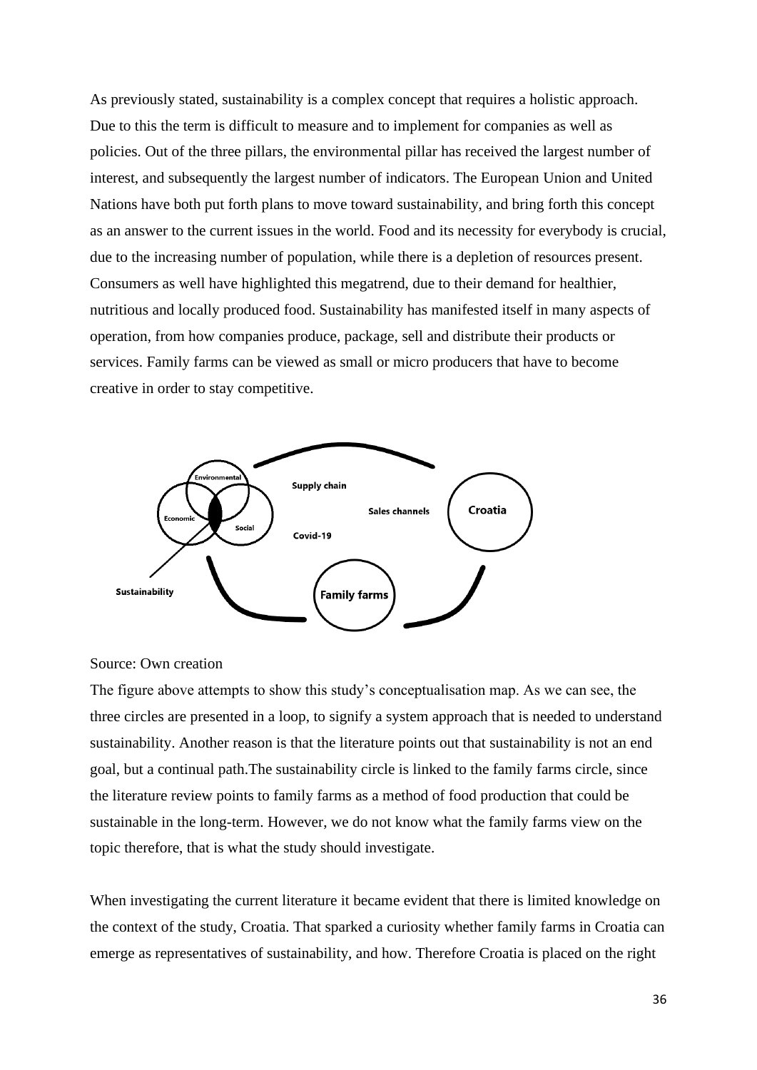As previously stated, sustainability is a complex concept that requires a holistic approach. Due to this the term is difficult to measure and to implement for companies as well as policies. Out of the three pillars, the environmental pillar has received the largest number of interest, and subsequently the largest number of indicators. The European Union and United Nations have both put forth plans to move toward sustainability, and bring forth this concept as an answer to the current issues in the world. Food and its necessity for everybody is crucial, due to the increasing number of population, while there is a depletion of resources present. Consumers as well have highlighted this megatrend, due to their demand for healthier, nutritious and locally produced food. Sustainability has manifested itself in many aspects of operation, from how companies produce, package, sell and distribute their products or services. Family farms can be viewed as small or micro producers that have to become creative in order to stay competitive.

Environmental

Economic

Social

Sustainability

Supply chain

Sales channels

Covid-19

Croatia

Family farms

Source: Own creation

The figure above attempts to show this study's conceptualisation map. As we can see, the three circles are presented in a loop, to signify a system approach that is needed to understand sustainability. Another reason is that the literature points out that sustainability is not an end goal, but a continual path.The sustainability circle is linked to the family farms circle, since the literature review points to family farms as a method of food production that could be sustainable in the long-term. However, we do not know what the family farms view on the topic therefore, that is what the study should investigate.

When investigating the current literature it became evident that there is limited knowledge on the context of the study, Croatia. That sparked a curiosity whether family farms in Croatia can emerge as representatives of sustainability, and how. Therefore Croatia is placed on the right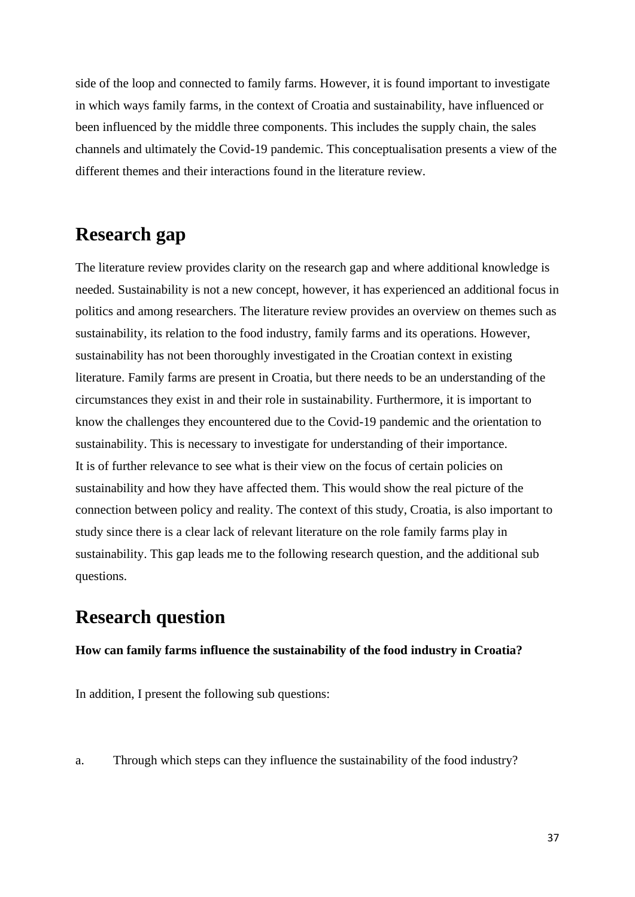side of the loop and connected to family farms. However, it is found important to investigate in which ways family farms, in the context of Croatia and sustainability, have influenced or been influenced by the middle three components. This includes the supply chain, the sales channels and ultimately the Covid-19 pandemic. This conceptualisation presents a view of the different themes and their interactions found in the literature review.

## Research gap

The literature review provides clarity on the research gap and where additional knowledge is needed. Sustainability is not a new concept, however, it has experienced an additional focus in politics and among researchers. The literature review provides an overview on themes such as sustainability, its relation to the food industry, family farms and its operations. However, sustainability has not been thoroughly investigated in the Croatian context in existing literature. Family farms are present in Croatia, but there needs to be an understanding of the circumstances they exist in and their role in sustainability. Furthermore, it is important to know the challenges they encountered due to the Covid-19 pandemic and the orientation to sustainability. This is necessary to investigate for understanding of their importance.
It is of further relevance to see what is their view on the focus of certain policies on sustainability and how they have affected them. This would show the real picture of the connection between policy and reality. The context of this study, Croatia, is also important to study since there is a clear lack of relevant literature on the role family farms play in sustainability. This gap leads me to the following research question, and the additional sub questions.

## Research question

**How can family farms influence the sustainability of the food industry in Croatia?**

In addition, I present the following sub questions:

a. Through which steps can they influence the sustainability of the food industry?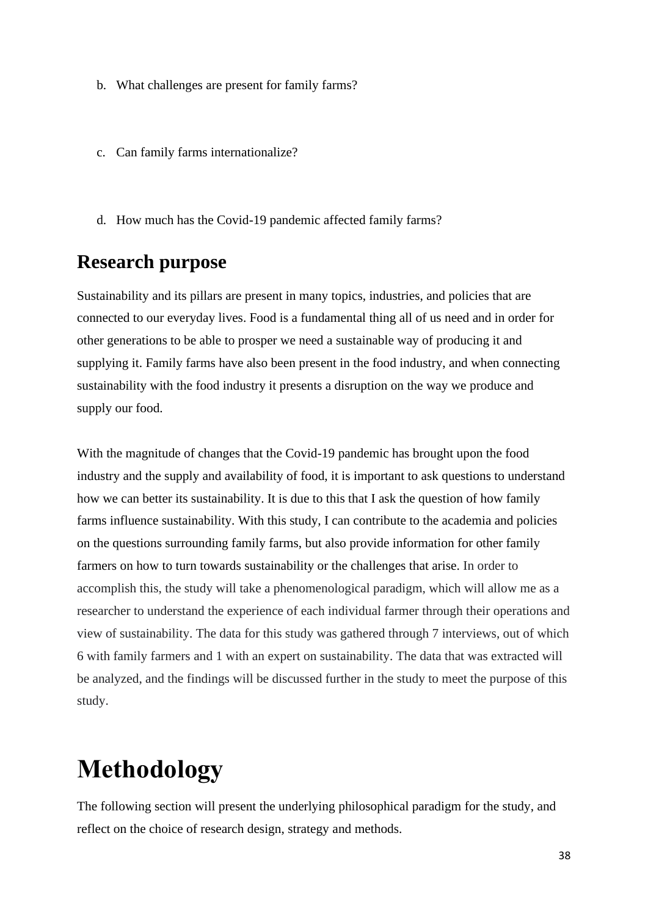b. What challenges are present for family farms?

c. Can family farms internationalize?

d. How much has the Covid-19 pandemic affected family farms?

## Research purpose

Sustainability and its pillars are present in many topics, industries, and policies that are connected to our everyday lives. Food is a fundamental thing all of us need and in order for other generations to be able to prosper we need a sustainable way of producing it and supplying it. Family farms have also been present in the food industry, and when connecting sustainability with the food industry it presents a disruption on the way we produce and supply our food.

With the magnitude of changes that the Covid-19 pandemic has brought upon the food industry and the supply and availability of food, it is important to ask questions to understand how we can better its sustainability. It is due to this that I ask the question of how family farms influence sustainability. With this study, I can contribute to the academia and policies on the questions surrounding family farms, but also provide information for other family farmers on how to turn towards sustainability or the challenges that arise. In order to accomplish this, the study will take a phenomenological paradigm, which will allow me as a researcher to understand the experience of each individual farmer through their operations and view of sustainability. The data for this study was gathered through 7 interviews, out of which 6 with family farmers and 1 with an expert on sustainability. The data that was extracted will be analyzed, and the findings will be discussed further in the study to meet the purpose of this study.

# Methodology

The following section will present the underlying philosophical paradigm for the study, and reflect on the choice of research design, strategy and methods.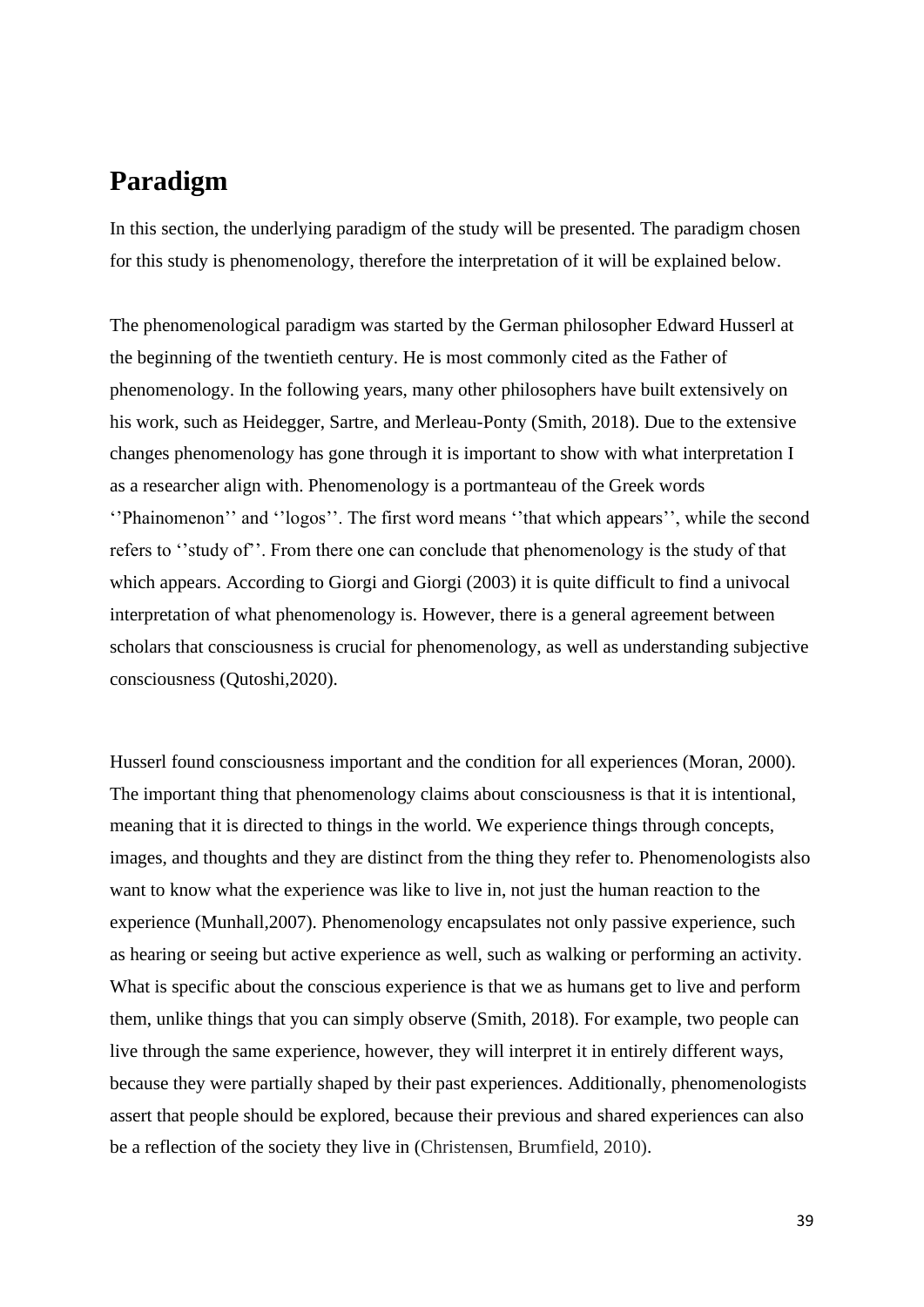## Paradigm

In this section, the underlying paradigm of the study will be presented. The paradigm chosen for this study is phenomenology, therefore the interpretation of it will be explained below.

The phenomenological paradigm was started by the German philosopher Edward Husserl at the beginning of the twentieth century. He is most commonly cited as the Father of phenomenology. In the following years, many other philosophers have built extensively on his work, such as Heidegger, Sartre, and Merleau-Ponty (Smith, 2018). Due to the extensive changes phenomenology has gone through it is important to show with what interpretation I as a researcher align with. Phenomenology is a portmanteau of the Greek words ''Phainomenon'' and ''logos''. The first word means ''that which appears'', while the second refers to ''study of''. From there one can conclude that phenomenology is the study of that which appears. According to Giorgi and Giorgi (2003) it is quite difficult to find a univocal interpretation of what phenomenology is. However, there is a general agreement between scholars that consciousness is crucial for phenomenology, as well as understanding subjective consciousness (Qutoshi,2020).

Husserl found consciousness important and the condition for all experiences (Moran, 2000). The important thing that phenomenology claims about consciousness is that it is intentional, meaning that it is directed to things in the world. We experience things through concepts, images, and thoughts and they are distinct from the thing they refer to. Phenomenologists also want to know what the experience was like to live in, not just the human reaction to the experience (Munhall,2007). Phenomenology encapsulates not only passive experience, such as hearing or seeing but active experience as well, such as walking or performing an activity. What is specific about the conscious experience is that we as humans get to live and perform them, unlike things that you can simply observe (Smith, 2018). For example, two people can live through the same experience, however, they will interpret it in entirely different ways, because they were partially shaped by their past experiences. Additionally, phenomenologists assert that people should be explored, because their previous and shared experiences can also be a reflection of the society they live in (Christensen, Brumfield, 2010).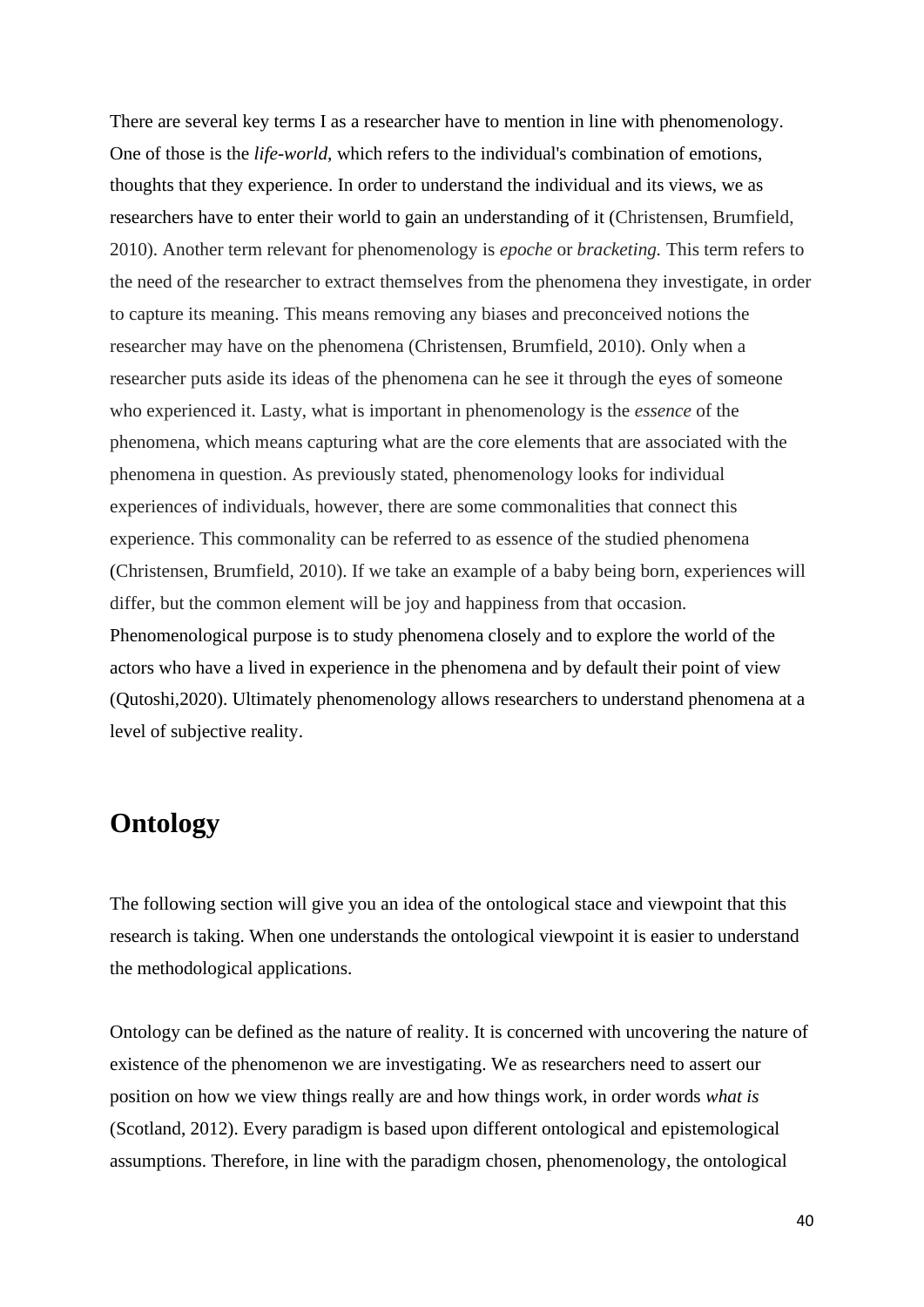There are several key terms I as a researcher have to mention in line with phenomenology. One of those is the *life-world,* which refers to the individual's combination of emotions, thoughts that they experience. In order to understand the individual and its views, we as researchers have to enter their world to gain an understanding of it (Christensen, Brumfield, 2010). Another term relevant for phenomenology is *epoche* or *bracketing.* This term refers to the need of the researcher to extract themselves from the phenomena they investigate, in order to capture its meaning. This means removing any biases and preconceived notions the researcher may have on the phenomena (Christensen, Brumfield, 2010). Only when a researcher puts aside its ideas of the phenomena can he see it through the eyes of someone who experienced it. Lasty, what is important in phenomenology is the *essence* of the phenomena, which means capturing what are the core elements that are associated with the phenomena in question. As previously stated, phenomenology looks for individual experiences of individuals, however, there are some commonalities that connect this experience. This commonality can be referred to as essence of the studied phenomena (Christensen, Brumfield, 2010). If we take an example of a baby being born, experiences will differ, but the common element will be joy and happiness from that occasion. Phenomenological purpose is to study phenomena closely and to explore the world of the actors who have a lived in experience in the phenomena and by default their point of view (Qutoshi,2020). Ultimately phenomenology allows researchers to understand phenomena at a level of subjective reality.

## Ontology

The following section will give you an idea of the ontological stace and viewpoint that this research is taking. When one understands the ontological viewpoint it is easier to understand the methodological applications.

Ontology can be defined as the nature of reality. It is concerned with uncovering the nature of existence of the phenomenon we are investigating. We as researchers need to assert our position on how we view things really are and how things work, in order words *what is* (Scotland, 2012). Every paradigm is based upon different ontological and epistemological assumptions. Therefore, in line with the paradigm chosen, phenomenology, the ontological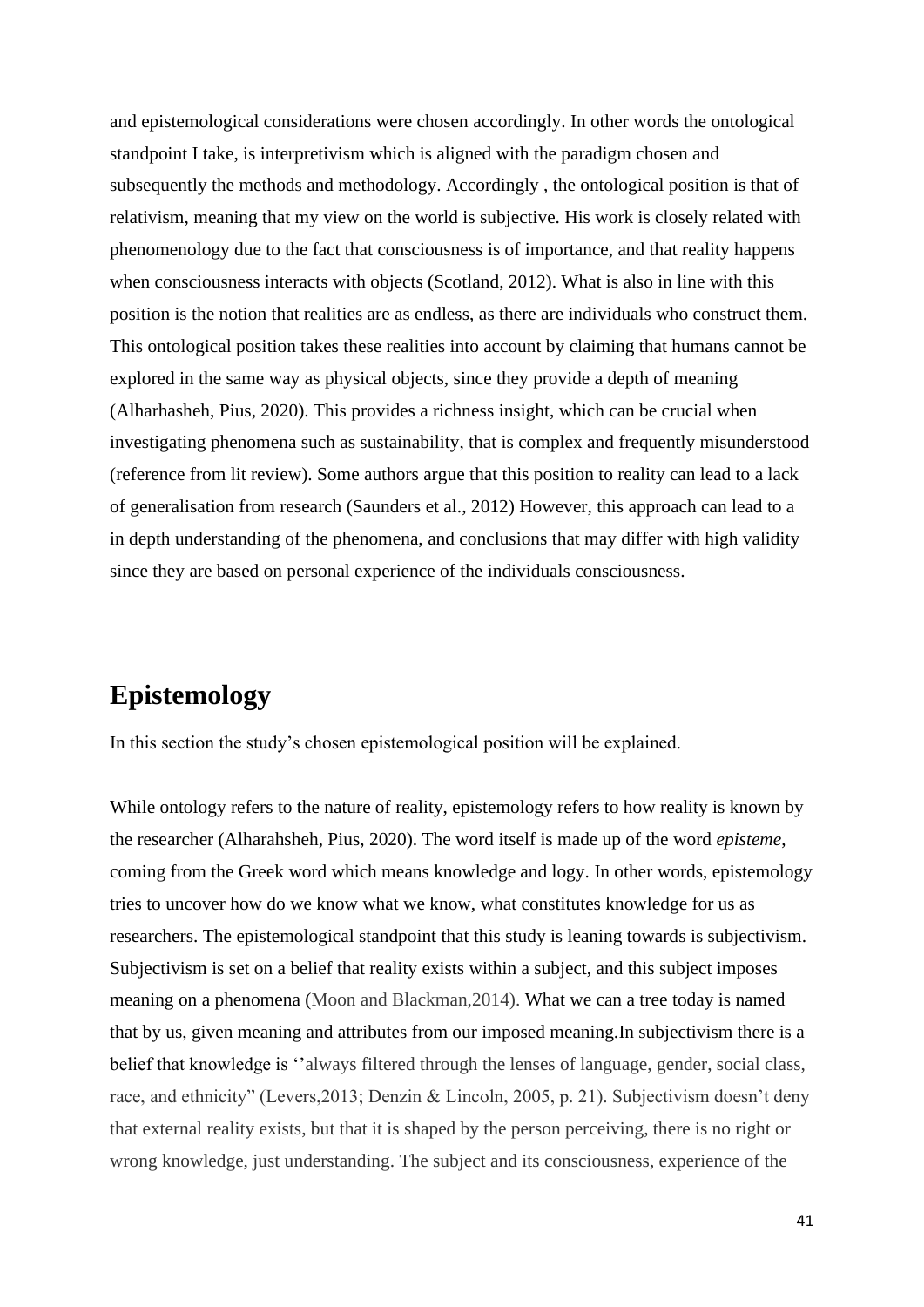and epistemological considerations were chosen accordingly. In other words the ontological standpoint I take, is interpretivism which is aligned with the paradigm chosen and subsequently the methods and methodology. Accordingly , the ontological position is that of relativism, meaning that my view on the world is subjective. His work is closely related with phenomenology due to the fact that consciousness is of importance, and that reality happens when consciousness interacts with objects (Scotland, 2012). What is also in line with this position is the notion that realities are as endless, as there are individuals who construct them. This ontological position takes these realities into account by claiming that humans cannot be explored in the same way as physical objects, since they provide a depth of meaning (Alharhasheh, Pius, 2020). This provides a richness insight, which can be crucial when investigating phenomena such as sustainability, that is complex and frequently misunderstood (reference from lit review). Some authors argue that this position to reality can lead to a lack of generalisation from research (Saunders et al., 2012) However, this approach can lead to a in depth understanding of the phenomena, and conclusions that may differ with high validity since they are based on personal experience of the individuals consciousness.

# Epistemology

In this section the study's chosen epistemological position will be explained.

While ontology refers to the nature of reality, epistemology refers to how reality is known by the researcher (Alharahsheh, Pius, 2020). The word itself is made up of the word *episteme*, coming from the Greek word which means knowledge and logy. In other words, epistemology tries to uncover how do we know what we know, what constitutes knowledge for us as researchers. The epistemological standpoint that this study is leaning towards is subjectivism. Subjectivism is set on a belief that reality exists within a subject, and this subject imposes meaning on a phenomena (Moon and Blackman,2014). What we can a tree today is named that by us, given meaning and attributes from our imposed meaning.In subjectivism there is a belief that knowledge is ''always filtered through the lenses of language, gender, social class, race, and ethnicity" (Levers,2013; Denzin & Lincoln, 2005, p. 21). Subjectivism doesn't deny that external reality exists, but that it is shaped by the person perceiving, there is no right or wrong knowledge, just understanding. The subject and its consciousness, experience of the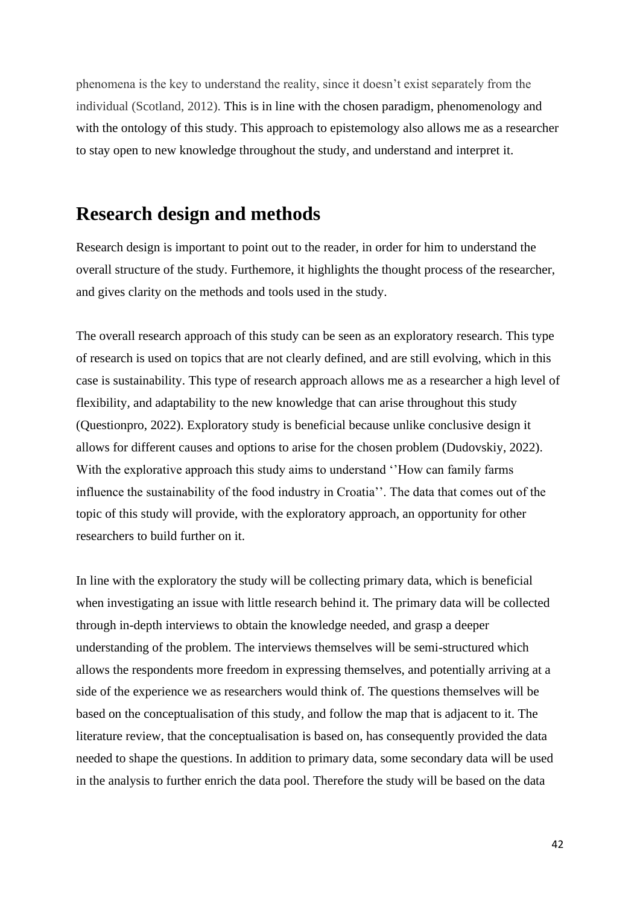phenomena is the key to understand the reality, since it doesn't exist separately from the individual (Scotland, 2012). This is in line with the chosen paradigm, phenomenology and with the ontology of this study. This approach to epistemology also allows me as a researcher to stay open to new knowledge throughout the study, and understand and interpret it.

## Research design and methods

Research design is important to point out to the reader, in order for him to understand the overall structure of the study. Furthemore, it highlights the thought process of the researcher, and gives clarity on the methods and tools used in the study.

The overall research approach of this study can be seen as an exploratory research. This type of research is used on topics that are not clearly defined, and are still evolving, which in this case is sustainability. This type of research approach allows me as a researcher a high level of flexibility, and adaptability to the new knowledge that can arise throughout this study (Questionpro, 2022). Exploratory study is beneficial because unlike conclusive design it allows for different causes and options to arise for the chosen problem (Dudovskiy, 2022). With the explorative approach this study aims to understand ''How can family farms influence the sustainability of the food industry in Croatia''. The data that comes out of the topic of this study will provide, with the exploratory approach, an opportunity for other researchers to build further on it.

In line with the exploratory the study will be collecting primary data, which is beneficial when investigating an issue with little research behind it. The primary data will be collected through in-depth interviews to obtain the knowledge needed, and grasp a deeper understanding of the problem. The interviews themselves will be semi-structured which allows the respondents more freedom in expressing themselves, and potentially arriving at a side of the experience we as researchers would think of. The questions themselves will be based on the conceptualisation of this study, and follow the map that is adjacent to it. The literature review, that the conceptualisation is based on, has consequently provided the data needed to shape the questions. In addition to primary data, some secondary data will be used in the analysis to further enrich the data pool. Therefore the study will be based on the data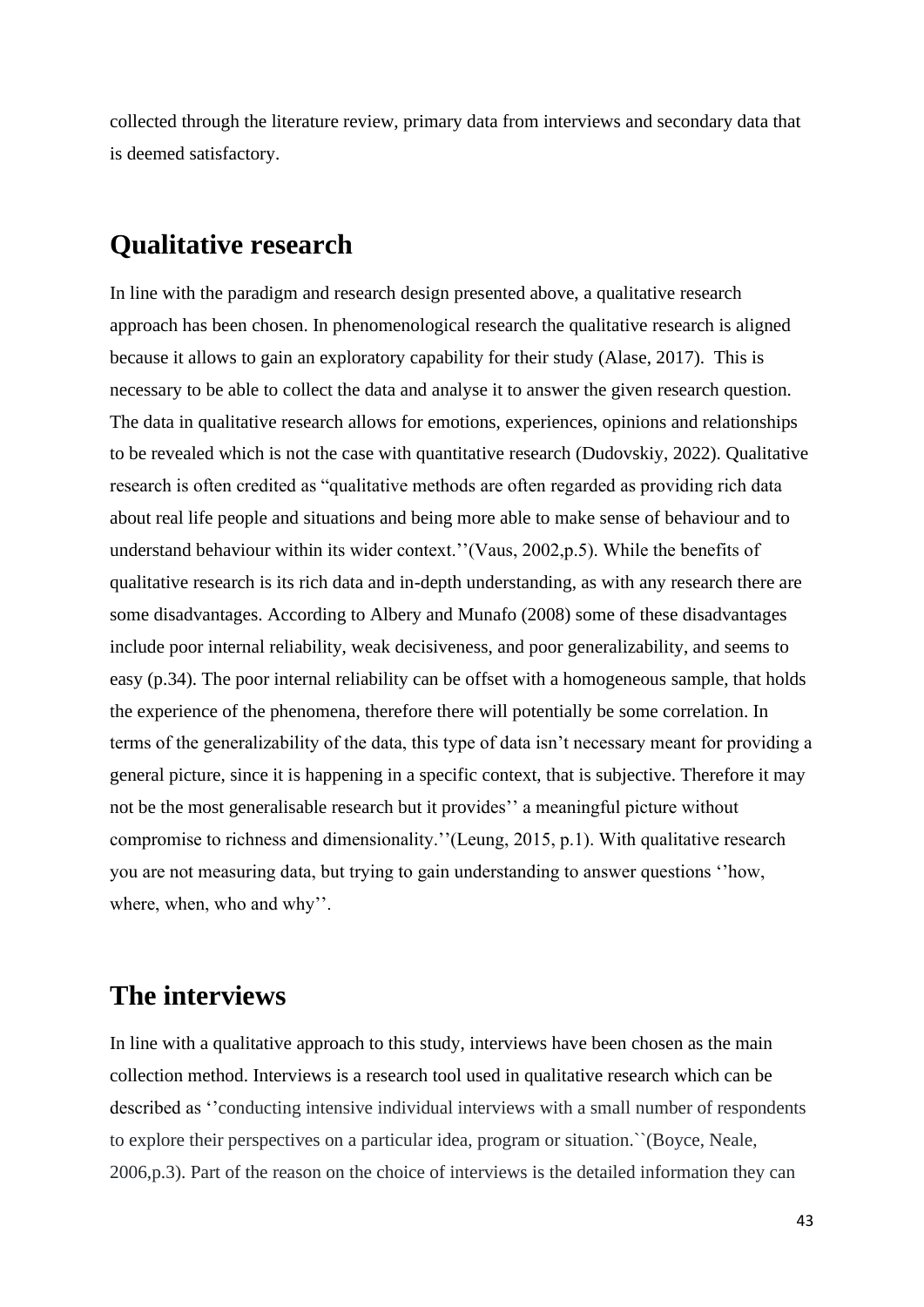collected through the literature review, primary data from interviews and secondary data that is deemed satisfactory.

## Qualitative research

In line with the paradigm and research design presented above, a qualitative research approach has been chosen. In phenomenological research the qualitative research is aligned because it allows to gain an exploratory capability for their study (Alase, 2017). This is necessary to be able to collect the data and analyse it to answer the given research question. The data in qualitative research allows for emotions, experiences, opinions and relationships to be revealed which is not the case with quantitative research (Dudovskiy, 2022). Qualitative research is often credited as "qualitative methods are often regarded as providing rich data about real life people and situations and being more able to make sense of behaviour and to understand behaviour within its wider context.''(Vaus, 2002,p.5). While the benefits of qualitative research is its rich data and in-depth understanding, as with any research there are some disadvantages. According to Albery and Munafo (2008) some of these disadvantages include poor internal reliability, weak decisiveness, and poor generalizability, and seems to easy (p.34). The poor internal reliability can be offset with a homogeneous sample, that holds the experience of the phenomena, therefore there will potentially be some correlation. In terms of the generalizability of the data, this type of data isn't necessary meant for providing a general picture, since it is happening in a specific context, that is subjective. Therefore it may not be the most generalisable research but it provides'' a meaningful picture without compromise to richness and dimensionality.''(Leung, 2015, p.1). With qualitative research you are not measuring data, but trying to gain understanding to answer questions ''how, where, when, who and why''.

## The interviews

In line with a qualitative approach to this study, interviews have been chosen as the main collection method. Interviews is a research tool used in qualitative research which can be described as ''conducting intensive individual interviews with a small number of respondents to explore their perspectives on a particular idea, program or situation.``(Boyce, Neale, 2006,p.3). Part of the reason on the choice of interviews is the detailed information they can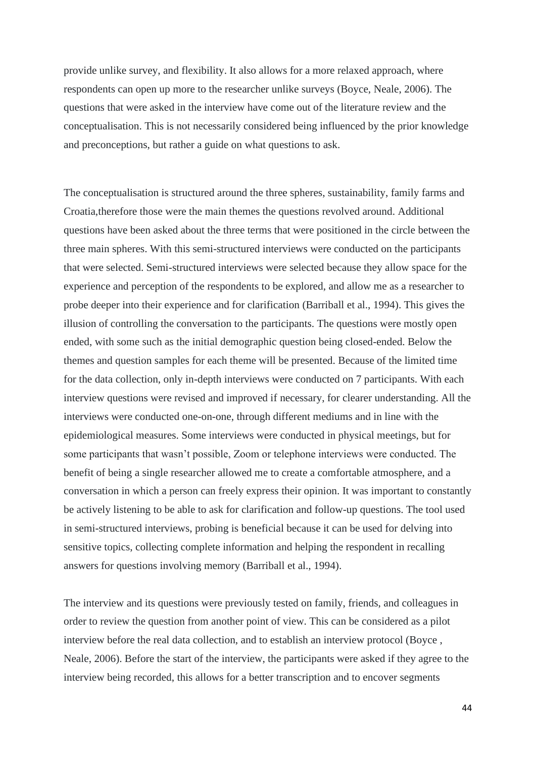provide unlike survey, and flexibility. It also allows for a more relaxed approach, where respondents can open up more to the researcher unlike surveys (Boyce, Neale, 2006). The questions that were asked in the interview have come out of the literature review and the conceptualisation. This is not necessarily considered being influenced by the prior knowledge and preconceptions, but rather a guide on what questions to ask.

The conceptualisation is structured around the three spheres, sustainability, family farms and Croatia,therefore those were the main themes the questions revolved around. Additional questions have been asked about the three terms that were positioned in the circle between the three main spheres. With this semi-structured interviews were conducted on the participants that were selected. Semi-structured interviews were selected because they allow space for the experience and perception of the respondents to be explored, and allow me as a researcher to probe deeper into their experience and for clarification (Barriball et al., 1994). This gives the illusion of controlling the conversation to the participants. The questions were mostly open ended, with some such as the initial demographic question being closed-ended. Below the themes and question samples for each theme will be presented. Because of the limited time for the data collection, only in-depth interviews were conducted on 7 participants. With each interview questions were revised and improved if necessary, for clearer understanding. All the interviews were conducted one-on-one, through different mediums and in line with the epidemiological measures. Some interviews were conducted in physical meetings, but for some participants that wasn't possible, Zoom or telephone interviews were conducted. The benefit of being a single researcher allowed me to create a comfortable atmosphere, and a conversation in which a person can freely express their opinion. It was important to constantly be actively listening to be able to ask for clarification and follow-up questions. The tool used in semi-structured interviews, probing is beneficial because it can be used for delving into sensitive topics, collecting complete information and helping the respondent in recalling answers for questions involving memory (Barriball et al., 1994).

The interview and its questions were previously tested on family, friends, and colleagues in order to review the question from another point of view. This can be considered as a pilot interview before the real data collection, and to establish an interview protocol (Boyce , Neale, 2006). Before the start of the interview, the participants were asked if they agree to the interview being recorded, this allows for a better transcription and to encover segments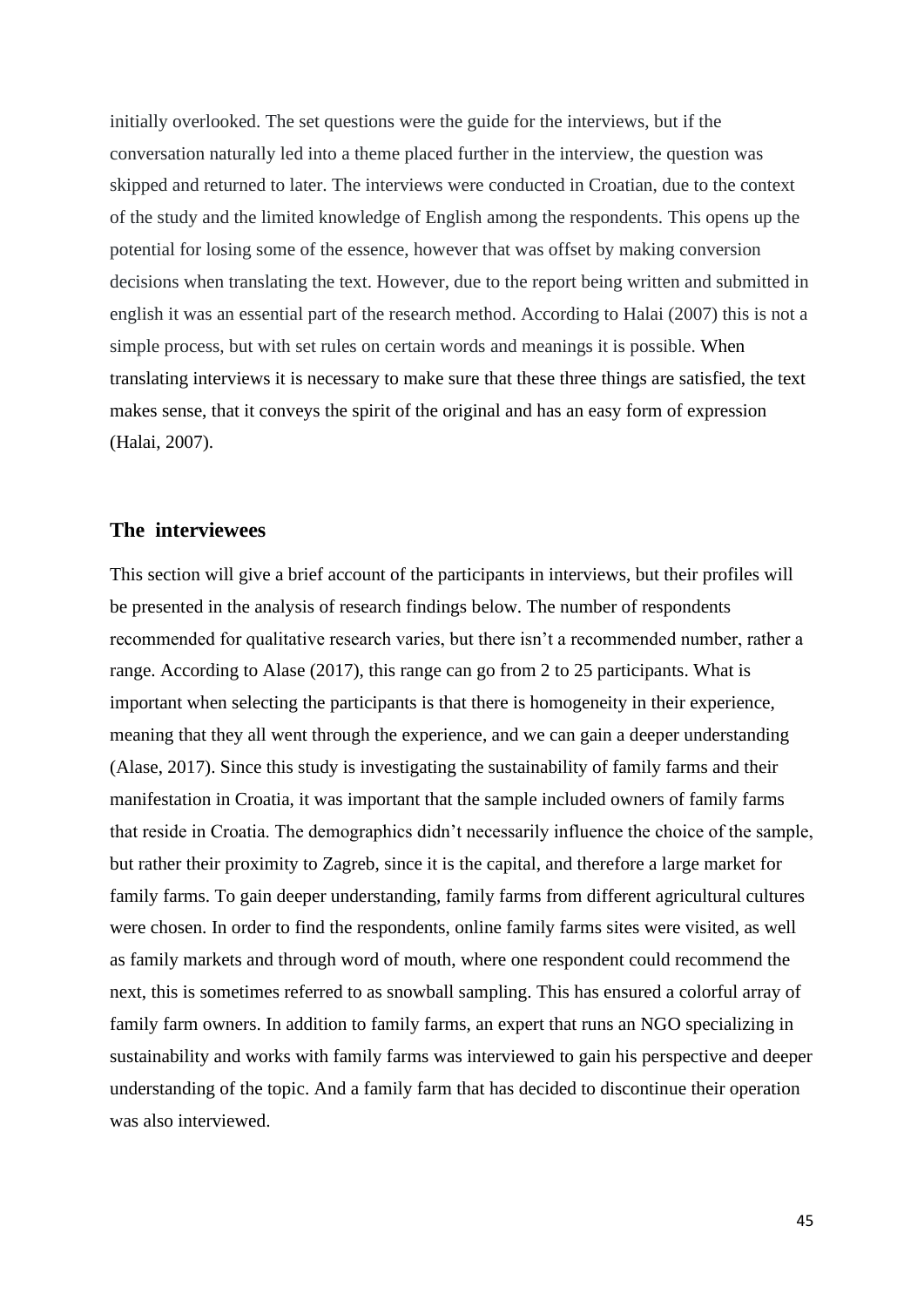initially overlooked. The set questions were the guide for the interviews, but if the conversation naturally led into a theme placed further in the interview, the question was skipped and returned to later. The interviews were conducted in Croatian, due to the context of the study and the limited knowledge of English among the respondents. This opens up the potential for losing some of the essence, however that was offset by making conversion decisions when translating the text. However, due to the report being written and submitted in english it was an essential part of the research method. According to Halai (2007) this is not a simple process, but with set rules on certain words and meanings it is possible. When translating interviews it is necessary to make sure that these three things are satisfied, the text makes sense, that it conveys the spirit of the original and has an easy form of expression (Halai, 2007).

## The interviewees

This section will give a brief account of the participants in interviews, but their profiles will be presented in the analysis of research findings below. The number of respondents recommended for qualitative research varies, but there isn't a recommended number, rather a range. According to Alase (2017), this range can go from 2 to 25 participants. What is important when selecting the participants is that there is homogeneity in their experience, meaning that they all went through the experience, and we can gain a deeper understanding (Alase, 2017). Since this study is investigating the sustainability of family farms and their manifestation in Croatia, it was important that the sample included owners of family farms that reside in Croatia. The demographics didn't necessarily influence the choice of the sample, but rather their proximity to Zagreb, since it is the capital, and therefore a large market for family farms. To gain deeper understanding, family farms from different agricultural cultures were chosen. In order to find the respondents, online family farms sites were visited, as well as family markets and through word of mouth, where one respondent could recommend the next, this is sometimes referred to as snowball sampling. This has ensured a colorful array of family farm owners. In addition to family farms, an expert that runs an NGO specializing in sustainability and works with family farms was interviewed to gain his perspective and deeper understanding of the topic. And a family farm that has decided to discontinue their operation was also interviewed.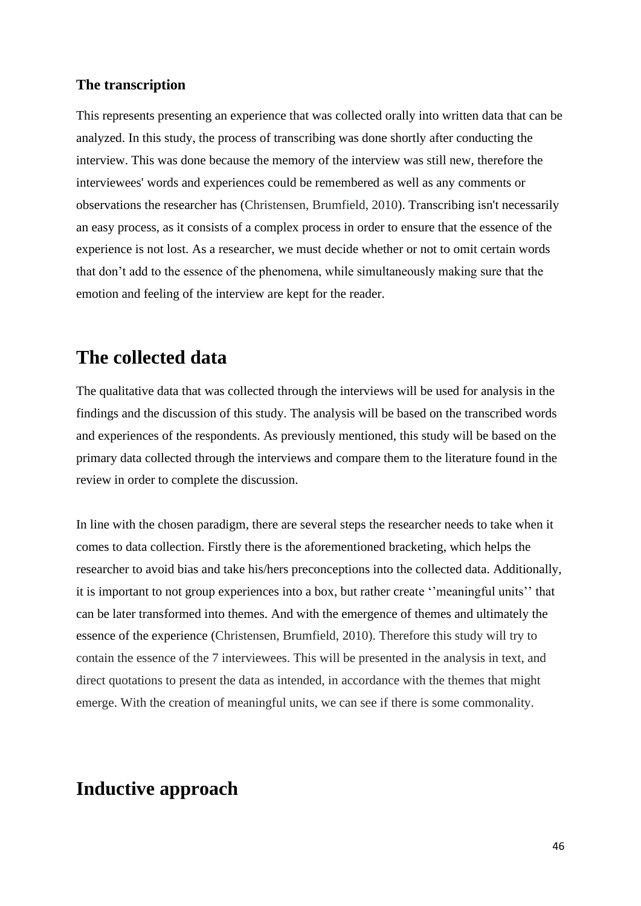### The transcription

This represents presenting an experience that was collected orally into written data that can be analyzed. In this study, the process of transcribing was done shortly after conducting the interview. This was done because the memory of the interview was still new, therefore the interviewees' words and experiences could be remembered as well as any comments or observations the researcher has (Christensen, Brumfield, 2010). Transcribing isn't necessarily an easy process, as it consists of a complex process in order to ensure that the essence of the experience is not lost. As a researcher, we must decide whether or not to omit certain words that don't add to the essence of the phenomena, while simultaneously making sure that the emotion and feeling of the interview are kept for the reader.

## The collected data

The qualitative data that was collected through the interviews will be used for analysis in the findings and the discussion of this study. The analysis will be based on the transcribed words and experiences of the respondents. As previously mentioned, this study will be based on the primary data collected through the interviews and compare them to the literature found in the review in order to complete the discussion.

In line with the chosen paradigm, there are several steps the researcher needs to take when it comes to data collection. Firstly there is the aforementioned bracketing, which helps the researcher to avoid bias and take his/hers preconceptions into the collected data. Additionally, it is important to not group experiences into a box, but rather create ''meaningful units'' that can be later transformed into themes. And with the emergence of themes and ultimately the essence of the experience (Christensen, Brumfield, 2010). Therefore this study will try to contain the essence of the 7 interviewees. This will be presented in the analysis in text, and direct quotations to present the data as intended, in accordance with the themes that might emerge. With the creation of meaningful units, we can see if there is some commonality.

## Inductive approach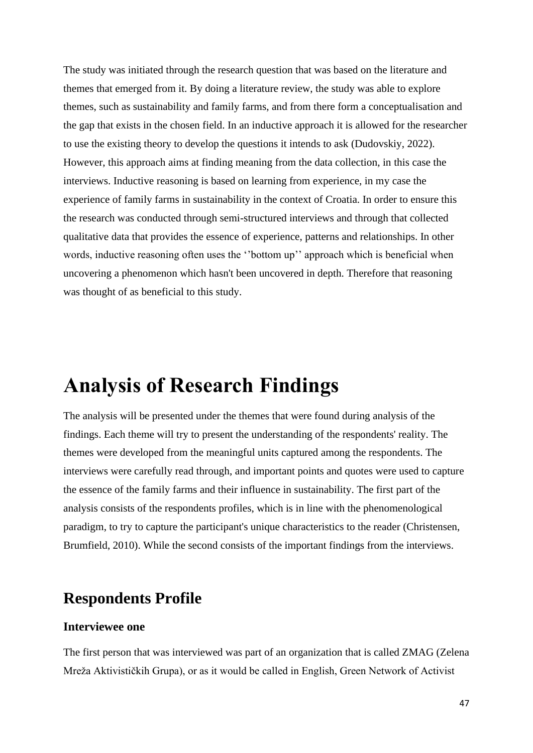The study was initiated through the research question that was based on the literature and themes that emerged from it. By doing a literature review, the study was able to explore themes, such as sustainability and family farms, and from there form a conceptualisation and the gap that exists in the chosen field. In an inductive approach it is allowed for the researcher to use the existing theory to develop the questions it intends to ask (Dudovskiy, 2022). However, this approach aims at finding meaning from the data collection, in this case the interviews. Inductive reasoning is based on learning from experience, in my case the experience of family farms in sustainability in the context of Croatia. In order to ensure this the research was conducted through semi-structured interviews and through that collected qualitative data that provides the essence of experience, patterns and relationships. In other words, inductive reasoning often uses the ‘’bottom up’’ approach which is beneficial when uncovering a phenomenon which hasn't been uncovered in depth. Therefore that reasoning was thought of as beneficial to this study.

# Analysis of Research Findings

The analysis will be presented under the themes that were found during analysis of the findings. Each theme will try to present the understanding of the respondents' reality. The themes were developed from the meaningful units captured among the respondents. The interviews were carefully read through, and important points and quotes were used to capture the essence of the family farms and their influence in sustainability. The first part of the analysis consists of the respondents profiles, which is in line with the phenomenological paradigm, to try to capture the participant's unique characteristics to the reader (Christensen, Brumfield, 2010). While the second consists of the important findings from the interviews.

## Respondents Profile

### Interviewee one

The first person that was interviewed was part of an organization that is called ZMAG (Zelena Mreža Aktivističkih Grupa), or as it would be called in English, Green Network of Activist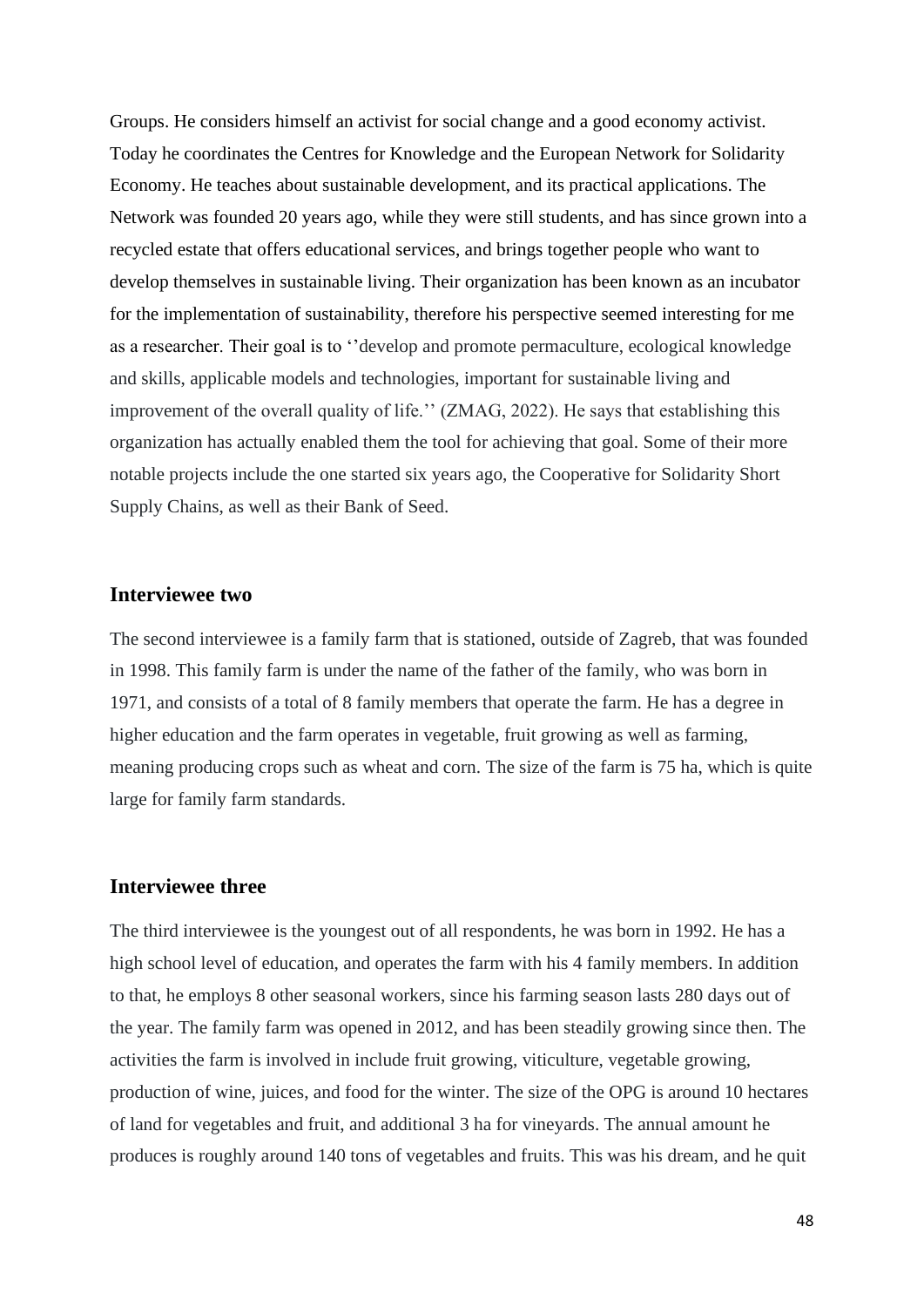Groups. He considers himself an activist for social change and a good economy activist. Today he coordinates the Centres for Knowledge and the European Network for Solidarity Economy. He teaches about sustainable development, and its practical applications. The Network was founded 20 years ago, while they were still students, and has since grown into a recycled estate that offers educational services, and brings together people who want to develop themselves in sustainable living. Their organization has been known as an incubator for the implementation of sustainability, therefore his perspective seemed interesting for me as a researcher. Their goal is to ''develop and promote permaculture, ecological knowledge and skills, applicable models and technologies, important for sustainable living and improvement of the overall quality of life.'' (ZMAG, 2022). He says that establishing this organization has actually enabled them the tool for achieving that goal. Some of their more notable projects include the one started six years ago, the Cooperative for Solidarity Short Supply Chains, as well as their Bank of Seed.

### Interviewee two

The second interviewee is a family farm that is stationed, outside of Zagreb, that was founded in 1998. This family farm is under the name of the father of the family, who was born in 1971, and consists of a total of 8 family members that operate the farm. He has a degree in higher education and the farm operates in vegetable, fruit growing as well as farming, meaning producing crops such as wheat and corn. The size of the farm is 75 ha, which is quite large for family farm standards.

### Interviewee three

The third interviewee is the youngest out of all respondents, he was born in 1992. He has a high school level of education, and operates the farm with his 4 family members. In addition to that, he employs 8 other seasonal workers, since his farming season lasts 280 days out of the year. The family farm was opened in 2012, and has been steadily growing since then. The activities the farm is involved in include fruit growing, viticulture, vegetable growing, production of wine, juices, and food for the winter. The size of the OPG is around 10 hectares of land for vegetables and fruit, and additional 3 ha for vineyards. The annual amount he produces is roughly around 140 tons of vegetables and fruits. This was his dream, and he quit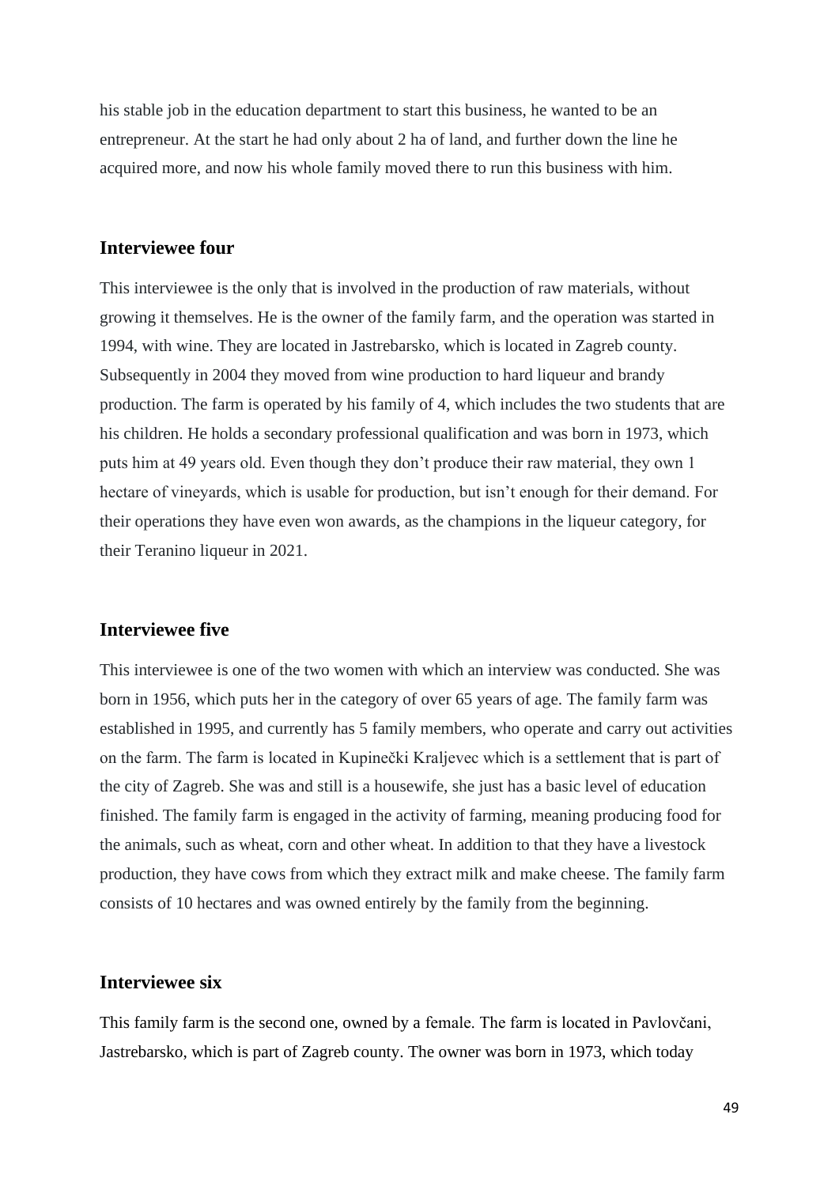his stable job in the education department to start this business, he wanted to be an entrepreneur. At the start he had only about 2 ha of land, and further down the line he acquired more, and now his whole family moved there to run this business with him.

### Interviewee four

This interviewee is the only that is involved in the production of raw materials, without growing it themselves. He is the owner of the family farm, and the operation was started in 1994, with wine. They are located in Jastrebarsko, which is located in Zagreb county. Subsequently in 2004 they moved from wine production to hard liqueur and brandy production. The farm is operated by his family of 4, which includes the two students that are his children. He holds a secondary professional qualification and was born in 1973, which puts him at 49 years old. Even though they don't produce their raw material, they own 1 hectare of vineyards, which is usable for production, but isn't enough for their demand. For their operations they have even won awards, as the champions in the liqueur category, for their Teranino liqueur in 2021.

### Interviewee five

This interviewee is one of the two women with which an interview was conducted. She was born in 1956, which puts her in the category of over 65 years of age. The family farm was established in 1995, and currently has 5 family members, who operate and carry out activities on the farm. The farm is located in Kupinečki Kraljevec which is a settlement that is part of the city of Zagreb. She was and still is a housewife, she just has a basic level of education finished. The family farm is engaged in the activity of farming, meaning producing food for the animals, such as wheat, corn and other wheat. In addition to that they have a livestock production, they have cows from which they extract milk and make cheese. The family farm consists of 10 hectares and was owned entirely by the family from the beginning.

### Interviewee six

This family farm is the second one, owned by a female. The farm is located in Pavlovčani, Jastrebarsko, which is part of Zagreb county. The owner was born in 1973, which today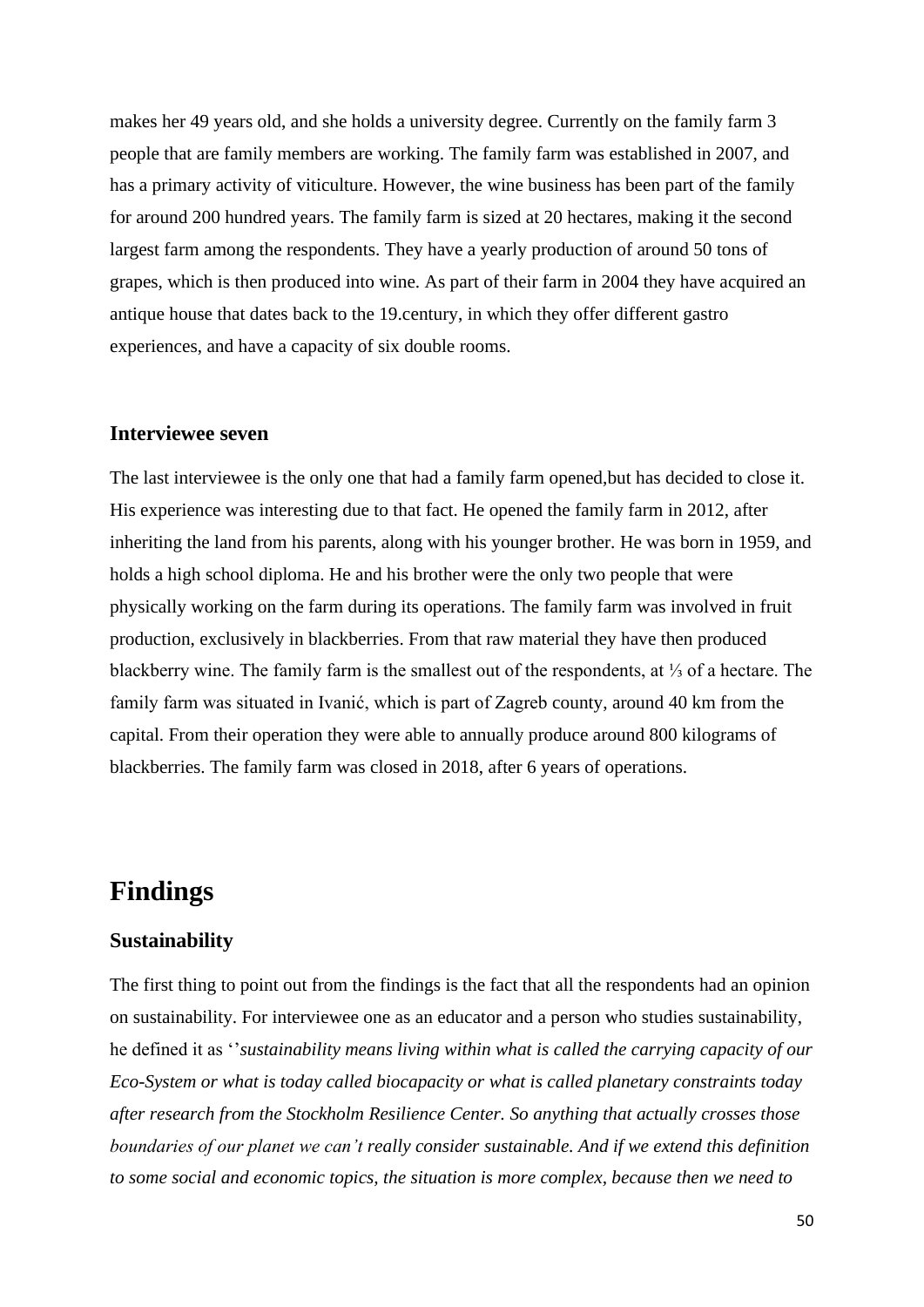makes her 49 years old, and she holds a university degree. Currently on the family farm 3 people that are family members are working. The family farm was established in 2007, and has a primary activity of viticulture. However, the wine business has been part of the family for around 200 hundred years. The family farm is sized at 20 hectares, making it the second largest farm among the respondents. They have a yearly production of around 50 tons of grapes, which is then produced into wine. As part of their farm in 2004 they have acquired an antique house that dates back to the 19.century, in which they offer different gastro experiences, and have a capacity of six double rooms.

### Interviewee seven

The last interviewee is the only one that had a family farm opened,but has decided to close it. His experience was interesting due to that fact. He opened the family farm in 2012, after inheriting the land from his parents, along with his younger brother. He was born in 1959, and holds a high school diploma. He and his brother were the only two people that were physically working on the farm during its operations. The family farm was involved in fruit production, exclusively in blackberries. From that raw material they have then produced blackberry wine. The family farm is the smallest out of the respondents, at ⅓ of a hectare. The family farm was situated in Ivanić, which is part of Zagreb county, around 40 km from the capital. From their operation they were able to annually produce around 800 kilograms of blackberries. The family farm was closed in 2018, after 6 years of operations.

# Findings

### Sustainability

The first thing to point out from the findings is the fact that all the respondents had an opinion on sustainability. For interviewee one as an educator and a person who studies sustainability, he defined it as ''*sustainability means living within what is called the carrying capacity of our Eco-System or what is today called biocapacity or what is called planetary constraints today after research from the Stockholm Resilience Center. So anything that actually crosses those boundaries of our planet we can't really consider sustainable. And if we extend this definition to some social and economic topics, the situation is more complex, because then we need to*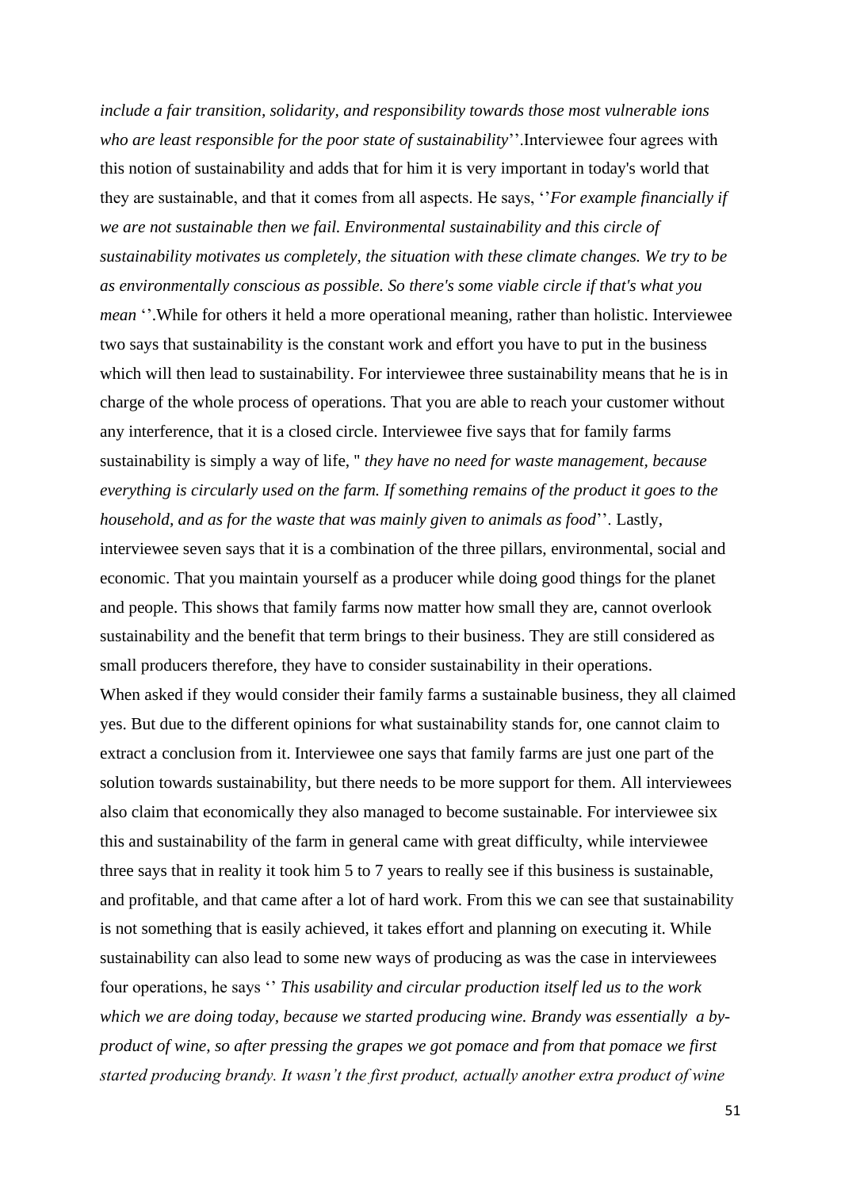*include a fair transition, solidarity, and responsibility towards those most vulnerable ions who are least responsible for the poor state of sustainability*''.Interviewee four agrees with this notion of sustainability and adds that for him it is very important in today's world that they are sustainable, and that it comes from all aspects. He says, ''*For example financially if we are not sustainable then we fail. Environmental sustainability and this circle of sustainability motivates us completely, the situation with these climate changes. We try to be as environmentally conscious as possible. So there's some viable circle if that's what you mean* ''.While for others it held a more operational meaning, rather than holistic. Interviewee two says that sustainability is the constant work and effort you have to put in the business which will then lead to sustainability. For interviewee three sustainability means that he is in charge of the whole process of operations. That you are able to reach your customer without any interference, that it is a closed circle. Interviewee five says that for family farms sustainability is simply a way of life, " *they have no need for waste management, because everything is circularly used on the farm. If something remains of the product it goes to the household, and as for the waste that was mainly given to animals as food*''. Lastly, interviewee seven says that it is a combination of the three pillars, environmental, social and economic. That you maintain yourself as a producer while doing good things for the planet and people. This shows that family farms now matter how small they are, cannot overlook sustainability and the benefit that term brings to their business. They are still considered as small producers therefore, they have to consider sustainability in their operations.

When asked if they would consider their family farms a sustainable business, they all claimed yes. But due to the different opinions for what sustainability stands for, one cannot claim to extract a conclusion from it. Interviewee one says that family farms are just one part of the solution towards sustainability, but there needs to be more support for them. All interviewees also claim that economically they also managed to become sustainable. For interviewee six this and sustainability of the farm in general came with great difficulty, while interviewee three says that in reality it took him 5 to 7 years to really see if this business is sustainable, and profitable, and that came after a lot of hard work. From this we can see that sustainability is not something that is easily achieved, it takes effort and planning on executing it. While sustainability can also lead to some new ways of producing as was the case in interviewees four operations, he says '' *This usability and circular production itself led us to the work which we are doing today, because we started producing wine. Brandy was essentially a by-product of wine, so after pressing the grapes we got pomace and from that pomace we first started producing brandy. It wasn't the first product, actually another extra product of wine*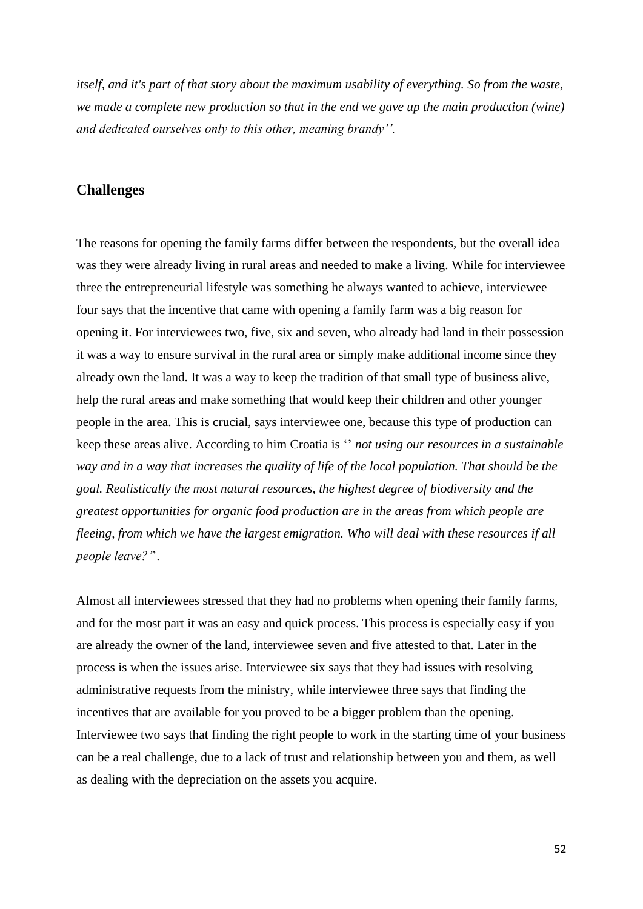*itself, and it's part of that story about the maximum usability of everything. So from the waste, we made a complete new production so that in the end we gave up the main production (wine) and dedicated ourselves only to this other, meaning brandy''.*

## Challenges

The reasons for opening the family farms differ between the respondents, but the overall idea was they were already living in rural areas and needed to make a living. While for interviewee three the entrepreneurial lifestyle was something he always wanted to achieve, interviewee four says that the incentive that came with opening a family farm was a big reason for opening it. For interviewees two, five, six and seven, who already had land in their possession it was a way to ensure survival in the rural area or simply make additional income since they already own the land. It was a way to keep the tradition of that small type of business alive, help the rural areas and make something that would keep their children and other younger people in the area. This is crucial, says interviewee one, because this type of production can keep these areas alive. According to him Croatia is '' *not using our resources in a sustainable way and in a way that increases the quality of life of the local population. That should be the goal. Realistically the most natural resources, the highest degree of biodiversity and the greatest opportunities for organic food production are in the areas from which people are fleeing, from which we have the largest emigration. Who will deal with these resources if all people leave?*".

Almost all interviewees stressed that they had no problems when opening their family farms, and for the most part it was an easy and quick process. This process is especially easy if you are already the owner of the land, interviewee seven and five attested to that. Later in the process is when the issues arise. Interviewee six says that they had issues with resolving administrative requests from the ministry, while interviewee three says that finding the incentives that are available for you proved to be a bigger problem than the opening. Interviewee two says that finding the right people to work in the starting time of your business can be a real challenge, due to a lack of trust and relationship between you and them, as well as dealing with the depreciation on the assets you acquire.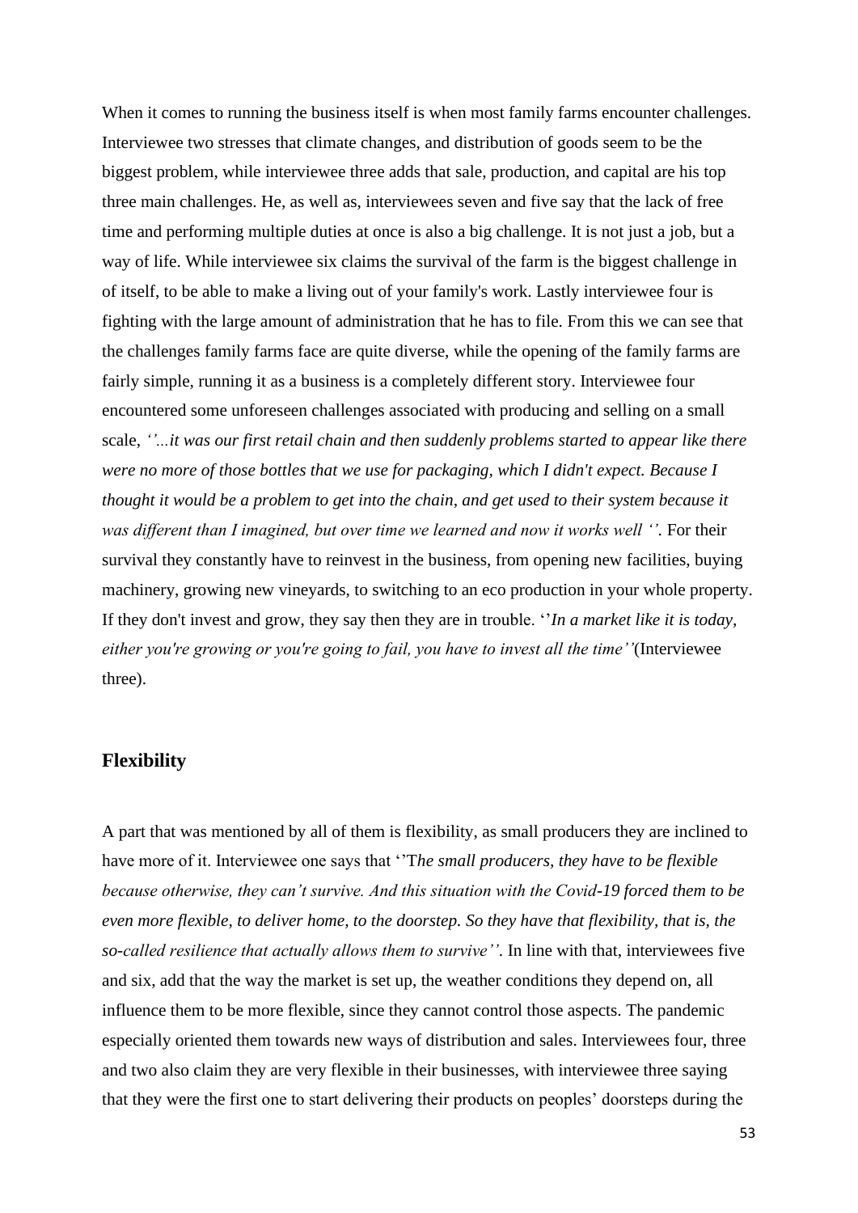When it comes to running the business itself is when most family farms encounter challenges. Interviewee two stresses that climate changes, and distribution of goods seem to be the biggest problem, while interviewee three adds that sale, production, and capital are his top three main challenges. He, as well as, interviewees seven and five say that the lack of free time and performing multiple duties at once is also a big challenge. It is not just a job, but a way of life. While interviewee six claims the survival of the farm is the biggest challenge in of itself, to be able to make a living out of your family's work. Lastly interviewee four is fighting with the large amount of administration that he has to file. From this we can see that the challenges family farms face are quite diverse, while the opening of the family farms are fairly simple, running it as a business is a completely different story. Interviewee four encountered some unforeseen challenges associated with producing and selling on a small scale, *''...it was our first retail chain and then suddenly problems started to appear like there were no more of those bottles that we use for packaging, which I didn't expect. Because I thought it would be a problem to get into the chain, and get used to their system because it was different than I imagined, but over time we learned and now it works well ''*. For their survival they constantly have to reinvest in the business, from opening new facilities, buying machinery, growing new vineyards, to switching to an eco production in your whole property. If they don't invest and grow, they say then they are in trouble. ''*In a market like it is today, either you're growing or you're going to fail, you have to invest all the time''*(Interviewee three).

## Flexibility

A part that was mentioned by all of them is flexibility, as small producers they are inclined to have more of it. Interviewee one says that ''T*he small producers, they have to be flexible because otherwise, they can't survive. And this situation with the Covid-19 forced them to be even more flexible, to deliver home, to the doorstep. So they have that flexibility, that is, the so-called resilience that actually allows them to survive''*. In line with that, interviewees five and six, add that the way the market is set up, the weather conditions they depend on, all influence them to be more flexible, since they cannot control those aspects. The pandemic especially oriented them towards new ways of distribution and sales. Interviewees four, three and two also claim they are very flexible in their businesses, with interviewee three saying that they were the first one to start delivering their products on peoples' doorsteps during the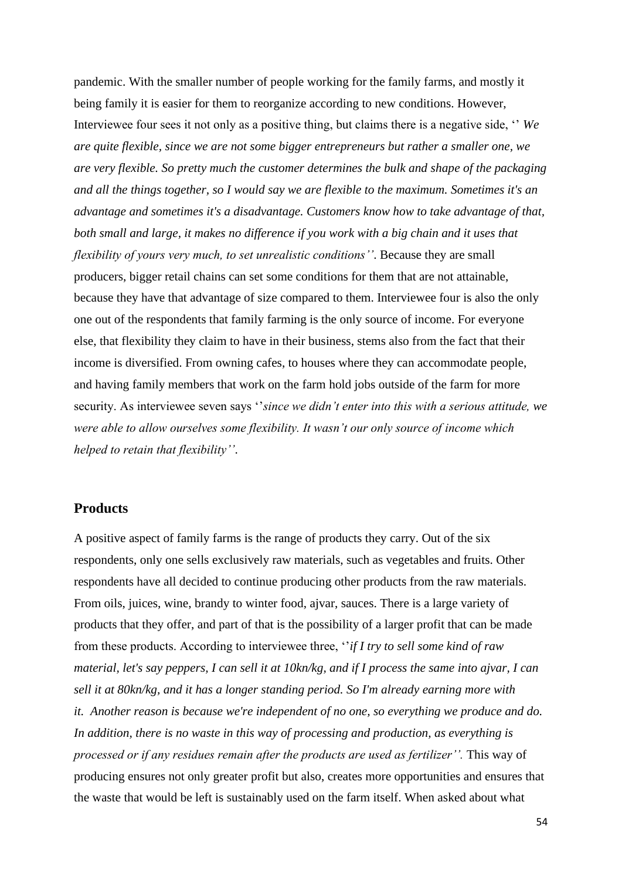pandemic. With the smaller number of people working for the family farms, and mostly it being family it is easier for them to reorganize according to new conditions. However, Interviewee four sees it not only as a positive thing, but claims there is a negative side, '' *We are quite flexible, since we are not some bigger entrepreneurs but rather a smaller one, we are very flexible. So pretty much the customer determines the bulk and shape of the packaging and all the things together, so I would say we are flexible to the maximum. Sometimes it's an advantage and sometimes it's a disadvantage. Customers know how to take advantage of that, both small and large, it makes no difference if you work with a big chain and it uses that flexibility of yours very much, to set unrealistic conditions''*. Because they are small producers, bigger retail chains can set some conditions for them that are not attainable, because they have that advantage of size compared to them. Interviewee four is also the only one out of the respondents that family farming is the only source of income. For everyone else, that flexibility they claim to have in their business, stems also from the fact that their income is diversified. From owning cafes, to houses where they can accommodate people, and having family members that work on the farm hold jobs outside of the farm for more security. As interviewee seven says ''*since we didn't enter into this with a serious attitude, we were able to allow ourselves some flexibility. It wasn't our only source of income which helped to retain that flexibility''*.

## Products

A positive aspect of family farms is the range of products they carry. Out of the six respondents, only one sells exclusively raw materials, such as vegetables and fruits. Other respondents have all decided to continue producing other products from the raw materials. From oils, juices, wine, brandy to winter food, ajvar, sauces. There is a large variety of products that they offer, and part of that is the possibility of a larger profit that can be made from these products. According to interviewee three, ''*if I try to sell some kind of raw material, let's say peppers, I can sell it at 10kn/kg, and if I process the same into ajvar, I can sell it at 80kn/kg, and it has a longer standing period. So I'm already earning more with it. Another reason is because we're independent of no one, so everything we produce and do. In addition, there is no waste in this way of processing and production, as everything is processed or if any residues remain after the products are used as fertilizer''.* This way of producing ensures not only greater profit but also, creates more opportunities and ensures that the waste that would be left is sustainably used on the farm itself. When asked about what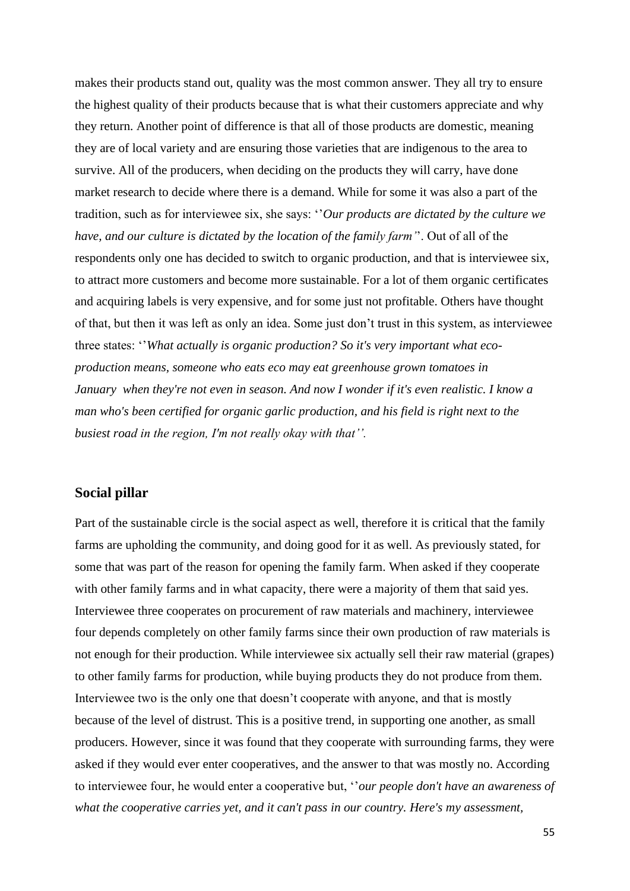makes their products stand out, quality was the most common answer. They all try to ensure the highest quality of their products because that is what their customers appreciate and why they return. Another point of difference is that all of those products are domestic, meaning they are of local variety and are ensuring those varieties that are indigenous to the area to survive. All of the producers, when deciding on the products they will carry, have done market research to decide where there is a demand. While for some it was also a part of the tradition, such as for interviewee six, she says: ''*Our products are dictated by the culture we have, and our culture is dictated by the location of the family farm*''. Out of all of the respondents only one has decided to switch to organic production, and that is interviewee six, to attract more customers and become more sustainable. For a lot of them organic certificates and acquiring labels is very expensive, and for some just not profitable. Others have thought of that, but then it was left as only an idea. Some just don't trust in this system, as interviewee three states: ''*What actually is organic production? So it's very important what eco-production means, someone who eats eco may eat greenhouse grown tomatoes in January when they're not even in season. And now I wonder if it's even realistic. I know a man who's been certified for organic garlic production, and his field is right next to the busiest road in the region, I'm not really okay with that''.*

## Social pillar

Part of the sustainable circle is the social aspect as well, therefore it is critical that the family farms are upholding the community, and doing good for it as well. As previously stated, for some that was part of the reason for opening the family farm. When asked if they cooperate with other family farms and in what capacity, there were a majority of them that said yes. Interviewee three cooperates on procurement of raw materials and machinery, interviewee four depends completely on other family farms since their own production of raw materials is not enough for their production. While interviewee six actually sell their raw material (grapes) to other family farms for production, while buying products they do not produce from them. Interviewee two is the only one that doesn't cooperate with anyone, and that is mostly because of the level of distrust. This is a positive trend, in supporting one another, as small producers. However, since it was found that they cooperate with surrounding farms, they were asked if they would ever enter cooperatives, and the answer to that was mostly no. According to interviewee four, he would enter a cooperative but, ''*our people don't have an awareness of what the cooperative carries yet, and it can't pass in our country. Here's my assessment,*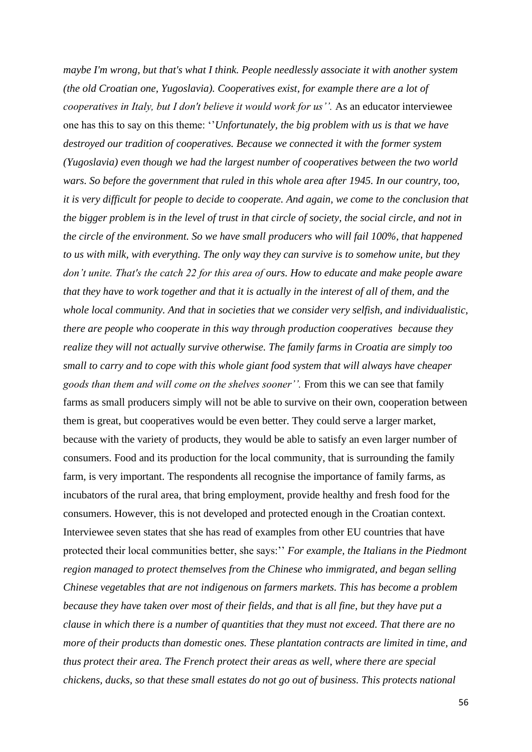*maybe I'm wrong, but that's what I think. People needlessly associate it with another system (the old Croatian one, Yugoslavia). Cooperatives exist, for example there are a lot of cooperatives in Italy, but I don't believe it would work for us''.* As an educator interviewee one has this to say on this theme: ''*Unfortunately, the big problem with us is that we have destroyed our tradition of cooperatives. Because we connected it with the former system (Yugoslavia) even though we had the largest number of cooperatives between the two world wars. So before the government that ruled in this whole area after 1945. In our country, too, it is very difficult for people to decide to cooperate. And again, we come to the conclusion that the bigger problem is in the level of trust in that circle of society, the social circle, and not in the circle of the environment. So we have small producers who will fail 100%, that happened to us with milk, with everything. The only way they can survive is to somehow unite, but they don't unite. That's the catch 22 for this area of ours. How to educate and make people aware that they have to work together and that it is actually in the interest of all of them, and the whole local community. And that in societies that we consider very selfish, and individualistic, there are people who cooperate in this way through production cooperatives because they realize they will not actually survive otherwise. The family farms in Croatia are simply too small to carry and to cope with this whole giant food system that will always have cheaper goods than them and will come on the shelves sooner''.* From this we can see that family farms as small producers simply will not be able to survive on their own, cooperation between them is great, but cooperatives would be even better. They could serve a larger market, because with the variety of products, they would be able to satisfy an even larger number of consumers. Food and its production for the local community, that is surrounding the family farm, is very important. The respondents all recognise the importance of family farms, as incubators of the rural area, that bring employment, provide healthy and fresh food for the consumers. However, this is not developed and protected enough in the Croatian context. Interviewee seven states that she has read of examples from other EU countries that have protected their local communities better, she says:'' *For example, the Italians in the Piedmont region managed to protect themselves from the Chinese who immigrated, and began selling Chinese vegetables that are not indigenous on farmers markets. This has become a problem because they have taken over most of their fields, and that is all fine, but they have put a clause in which there is a number of quantities that they must not exceed. That there are no more of their products than domestic ones. These plantation contracts are limited in time, and thus protect their area. The French protect their areas as well, where there are special chickens, ducks, so that these small estates do not go out of business. This protects national*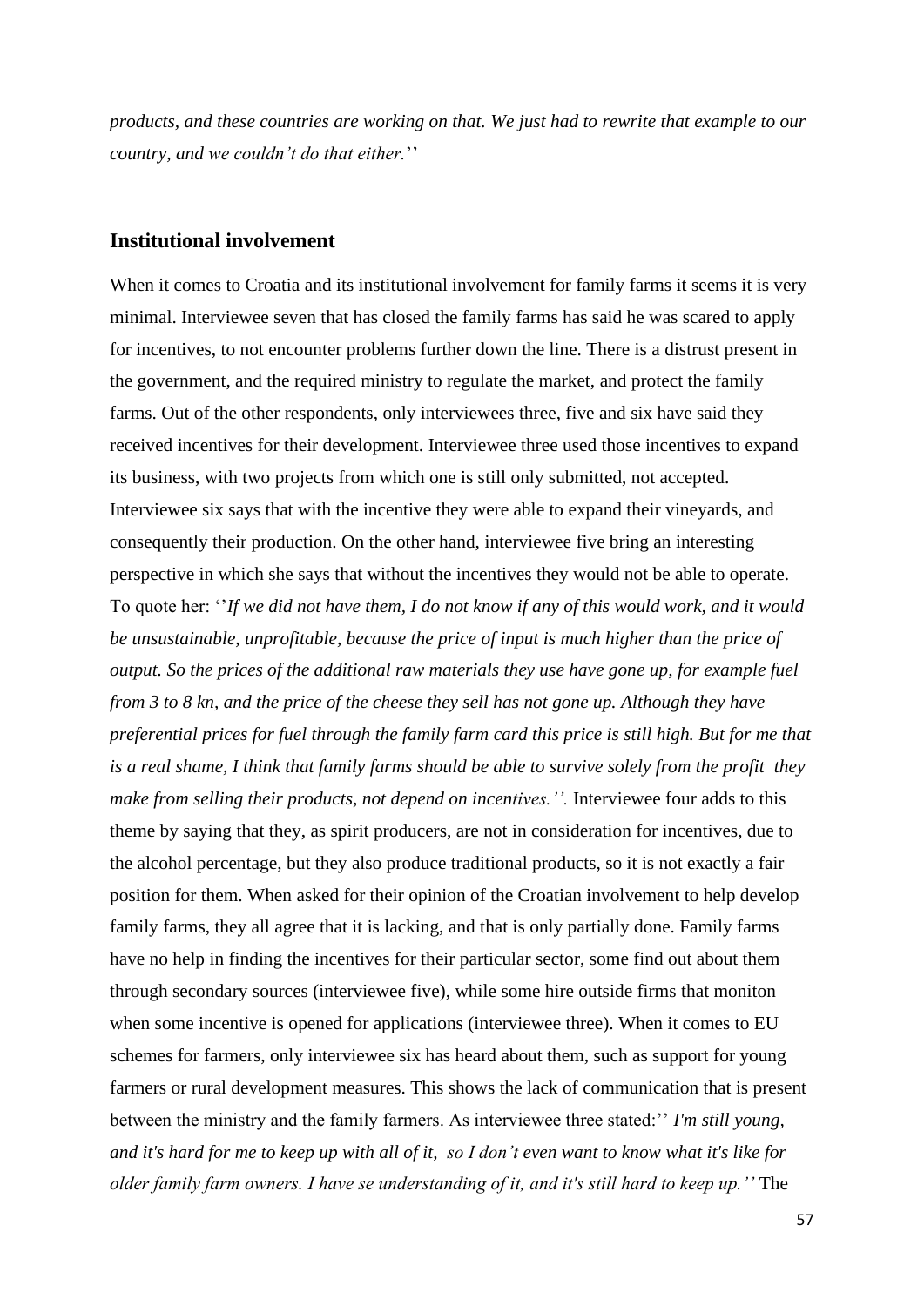*products, and these countries are working on that. We just had to rewrite that example to our country, and we couldn't do that either.*''

## Institutional involvement

When it comes to Croatia and its institutional involvement for family farms it seems it is very minimal. Interviewee seven that has closed the family farms has said he was scared to apply for incentives, to not encounter problems further down the line. There is a distrust present in the government, and the required ministry to regulate the market, and protect the family farms. Out of the other respondents, only interviewees three, five and six have said they received incentives for their development. Interviewee three used those incentives to expand its business, with two projects from which one is still only submitted, not accepted. Interviewee six says that with the incentive they were able to expand their vineyards, and consequently their production. On the other hand, interviewee five bring an interesting perspective in which she says that without the incentives they would not be able to operate. To quote her: ''*If we did not have them, I do not know if any of this would work, and it would be unsustainable, unprofitable, because the price of input is much higher than the price of output. So the prices of the additional raw materials they use have gone up, for example fuel from 3 to 8 kn, and the price of the cheese they sell has not gone up. Although they have preferential prices for fuel through the family farm card this price is still high. But for me that is a real shame, I think that family farms should be able to survive solely from the profit they make from selling their products, not depend on incentives.''.* Interviewee four adds to this theme by saying that they, as spirit producers, are not in consideration for incentives, due to the alcohol percentage, but they also produce traditional products, so it is not exactly a fair position for them. When asked for their opinion of the Croatian involvement to help develop family farms, they all agree that it is lacking, and that is only partially done. Family farms have no help in finding the incentives for their particular sector, some find out about them through secondary sources (interviewee five), while some hire outside firms that moniton when some incentive is opened for applications (interviewee three). When it comes to EU schemes for farmers, only interviewee six has heard about them, such as support for young farmers or rural development measures. This shows the lack of communication that is present between the ministry and the family farmers. As interviewee three stated:'' *I'm still young, and it's hard for me to keep up with all of it, so I don't even want to know what it's like for older family farm owners. I have se understanding of it, and it's still hard to keep up.''* The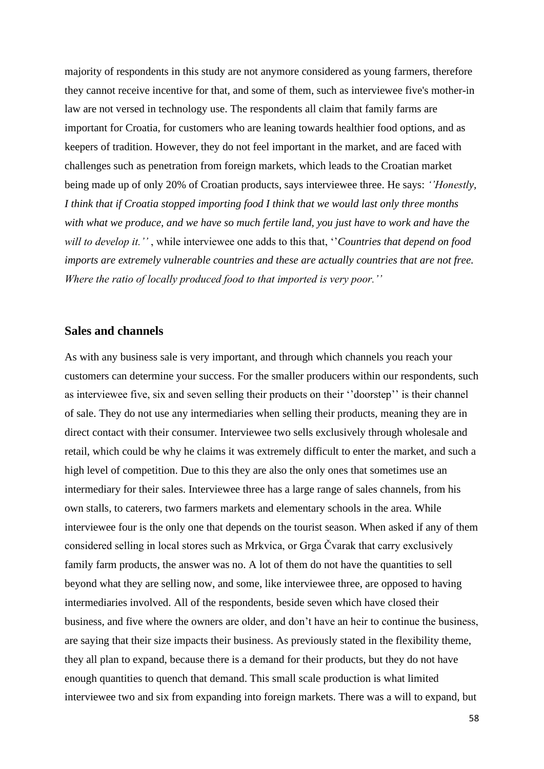majority of respondents in this study are not anymore considered as young farmers, therefore they cannot receive incentive for that, and some of them, such as interviewee five's mother-in law are not versed in technology use. The respondents all claim that family farms are important for Croatia, for customers who are leaning towards healthier food options, and as keepers of tradition. However, they do not feel important in the market, and are faced with challenges such as penetration from foreign markets, which leads to the Croatian market being made up of only 20% of Croatian products, says interviewee three. He says: *''Honestly, I think that if Croatia stopped importing food I think that we would last only three months with what we produce, and we have so much fertile land, you just have to work and have the will to develop it.''* , while interviewee one adds to this that, ''*Countries that depend on food imports are extremely vulnerable countries and these are actually countries that are not free. Where the ratio of locally produced food to that imported is very poor.''*

## Sales and channels

As with any business sale is very important, and through which channels you reach your customers can determine your success. For the smaller producers within our respondents, such as interviewee five, six and seven selling their products on their ''doorstep'' is their channel of sale. They do not use any intermediaries when selling their products, meaning they are in direct contact with their consumer. Interviewee two sells exclusively through wholesale and retail, which could be why he claims it was extremely difficult to enter the market, and such a high level of competition. Due to this they are also the only ones that sometimes use an intermediary for their sales. Interviewee three has a large range of sales channels, from his own stalls, to caterers, two farmers markets and elementary schools in the area. While interviewee four is the only one that depends on the tourist season. When asked if any of them considered selling in local stores such as Mrkvica, or Grga Čvarak that carry exclusively family farm products, the answer was no. A lot of them do not have the quantities to sell beyond what they are selling now, and some, like interviewee three, are opposed to having intermediaries involved. All of the respondents, beside seven which have closed their business, and five where the owners are older, and don't have an heir to continue the business, are saying that their size impacts their business. As previously stated in the flexibility theme, they all plan to expand, because there is a demand for their products, but they do not have enough quantities to quench that demand. This small scale production is what limited interviewee two and six from expanding into foreign markets. There was a will to expand, but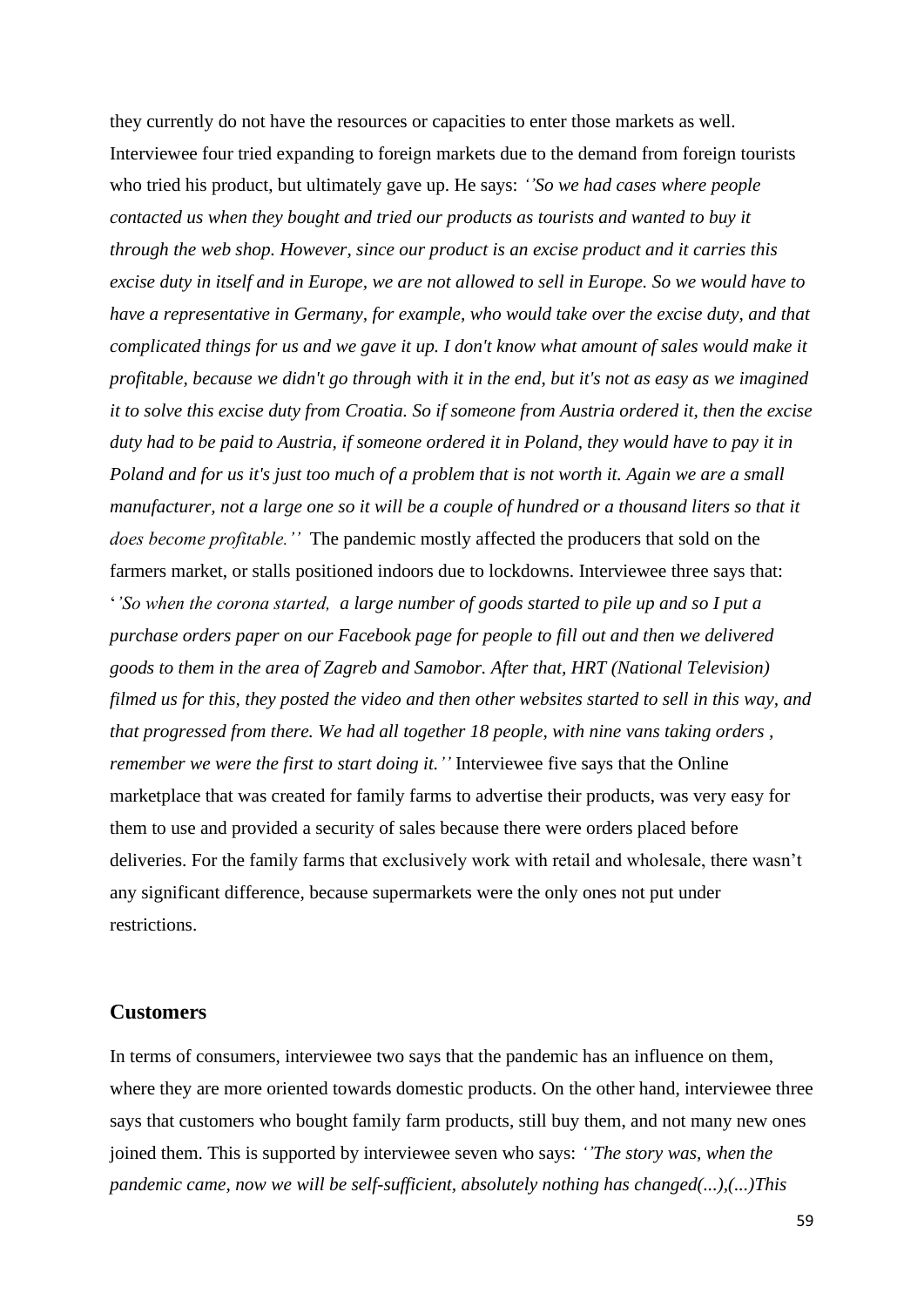they currently do not have the resources or capacities to enter those markets as well. Interviewee four tried expanding to foreign markets due to the demand from foreign tourists who tried his product, but ultimately gave up. He says: *''So we had cases where people contacted us when they bought and tried our products as tourists and wanted to buy it through the web shop. However, since our product is an excise product and it carries this excise duty in itself and in Europe, we are not allowed to sell in Europe. So we would have to have a representative in Germany, for example, who would take over the excise duty, and that complicated things for us and we gave it up. I don't know what amount of sales would make it profitable, because we didn't go through with it in the end, but it's not as easy as we imagined it to solve this excise duty from Croatia. So if someone from Austria ordered it, then the excise duty had to be paid to Austria, if someone ordered it in Poland, they would have to pay it in Poland and for us it's just too much of a problem that is not worth it. Again we are a small manufacturer, not a large one so it will be a couple of hundred or a thousand liters so that it does become profitable.''* The pandemic mostly affected the producers that sold on the farmers market, or stalls positioned indoors due to lockdowns. Interviewee three says that: *''So when the corona started, a large number of goods started to pile up and so I put a purchase orders paper on our Facebook page for people to fill out and then we delivered goods to them in the area of Zagreb and Samobor. After that, HRT (National Television) filmed us for this, they posted the video and then other websites started to sell in this way, and that progressed from there. We had all together 18 people, with nine vans taking orders , remember we were the first to start doing it.''* Interviewee five says that the Online marketplace that was created for family farms to advertise their products, was very easy for them to use and provided a security of sales because there were orders placed before deliveries. For the family farms that exclusively work with retail and wholesale, there wasn't any significant difference, because supermarkets were the only ones not put under restrictions.

## Customers

In terms of consumers, interviewee two says that the pandemic has an influence on them, where they are more oriented towards domestic products. On the other hand, interviewee three says that customers who bought family farm products, still buy them, and not many new ones joined them. This is supported by interviewee seven who says: *''The story was, when the pandemic came, now we will be self-sufficient, absolutely nothing has changed(...),(...)This*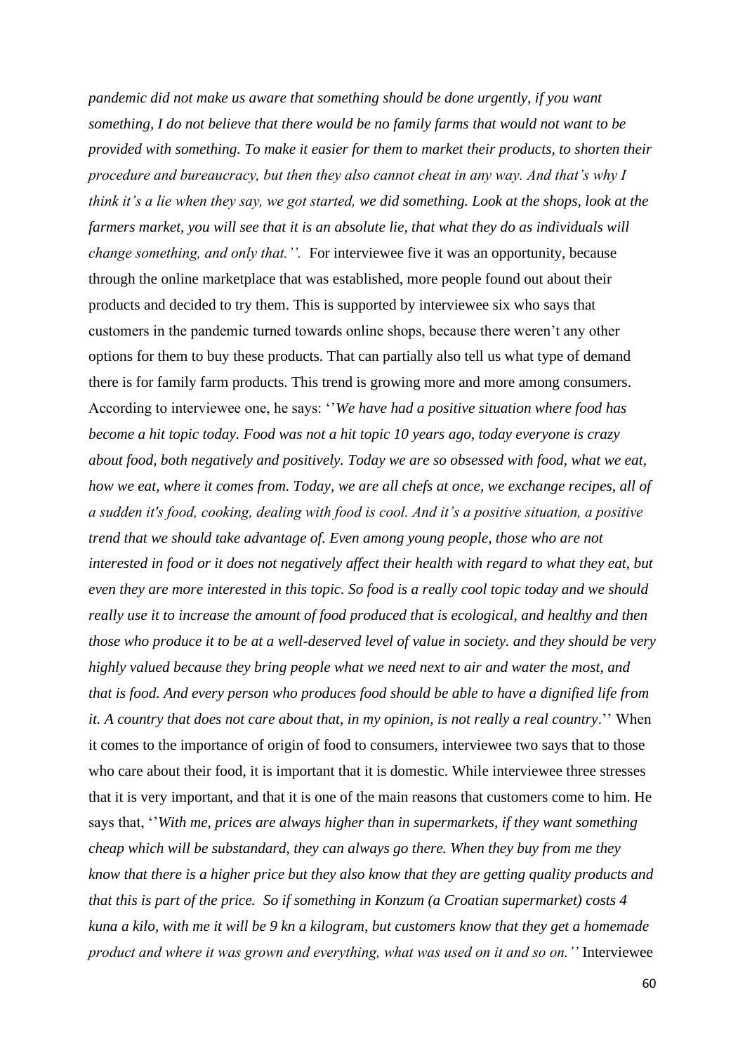*pandemic did not make us aware that something should be done urgently, if you want something, I do not believe that there would be no family farms that would not want to be provided with something. To make it easier for them to market their products, to shorten their procedure and bureaucracy, but then they also cannot cheat in any way. And that's why I think it's a lie when they say, we got started, we did something. Look at the shops, look at the farmers market, you will see that it is an absolute lie, that what they do as individuals will change something, and only that.''.* For interviewee five it was an opportunity, because through the online marketplace that was established, more people found out about their products and decided to try them. This is supported by interviewee six who says that customers in the pandemic turned towards online shops, because there weren't any other options for them to buy these products. That can partially also tell us what type of demand there is for family farm products. This trend is growing more and more among consumers. According to interviewee one, he says: ''*We have had a positive situation where food has become a hit topic today. Food was not a hit topic 10 years ago, today everyone is crazy about food, both negatively and positively. Today we are so obsessed with food, what we eat, how we eat, where it comes from. Today, we are all chefs at once, we exchange recipes, all of a sudden it's food, cooking, dealing with food is cool. And it's a positive situation, a positive trend that we should take advantage of. Even among young people, those who are not interested in food or it does not negatively affect their health with regard to what they eat, but even they are more interested in this topic. So food is a really cool topic today and we should really use it to increase the amount of food produced that is ecological, and healthy and then those who produce it to be at a well-deserved level of value in society. and they should be very highly valued because they bring people what we need next to air and water the most, and that is food. And every person who produces food should be able to have a dignified life from it. A country that does not care about that, in my opinion, is not really a real country*.'' When it comes to the importance of origin of food to consumers, interviewee two says that to those who care about their food, it is important that it is domestic. While interviewee three stresses that it is very important, and that it is one of the main reasons that customers come to him. He says that, ''*With me, prices are always higher than in supermarkets, if they want something cheap which will be substandard, they can always go there. When they buy from me they know that there is a higher price but they also know that they are getting quality products and that this is part of the price. So if something in Konzum (a Croatian supermarket) costs 4 kuna a kilo, with me it will be 9 kn a kilogram, but customers know that they get a homemade product and where it was grown and everything, what was used on it and so on.''* Interviewee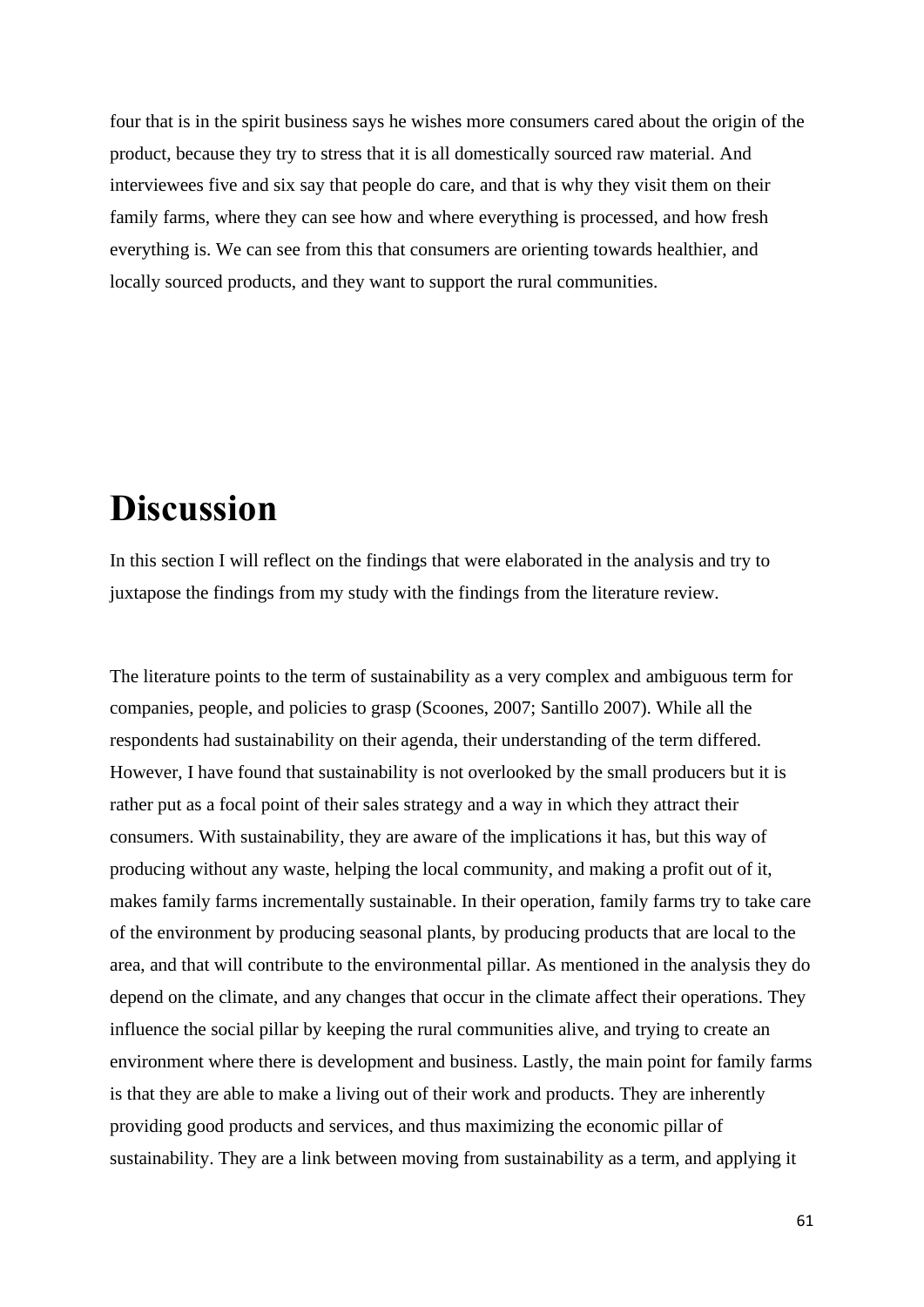four that is in the spirit business says he wishes more consumers cared about the origin of the product, because they try to stress that it is all domestically sourced raw material. And interviewees five and six say that people do care, and that is why they visit them on their family farms, where they can see how and where everything is processed, and how fresh everything is. We can see from this that consumers are orienting towards healthier, and locally sourced products, and they want to support the rural communities.

# Discussion

In this section I will reflect on the findings that were elaborated in the analysis and try to juxtapose the findings from my study with the findings from the literature review.

The literature points to the term of sustainability as a very complex and ambiguous term for companies, people, and policies to grasp (Scoones, 2007; Santillo 2007). While all the respondents had sustainability on their agenda, their understanding of the term differed. However, I have found that sustainability is not overlooked by the small producers but it is rather put as a focal point of their sales strategy and a way in which they attract their consumers. With sustainability, they are aware of the implications it has, but this way of producing without any waste, helping the local community, and making a profit out of it, makes family farms incrementally sustainable. In their operation, family farms try to take care of the environment by producing seasonal plants, by producing products that are local to the area, and that will contribute to the environmental pillar. As mentioned in the analysis they do depend on the climate, and any changes that occur in the climate affect their operations. They influence the social pillar by keeping the rural communities alive, and trying to create an environment where there is development and business. Lastly, the main point for family farms is that they are able to make a living out of their work and products. They are inherently providing good products and services, and thus maximizing the economic pillar of sustainability. They are a link between moving from sustainability as a term, and applying it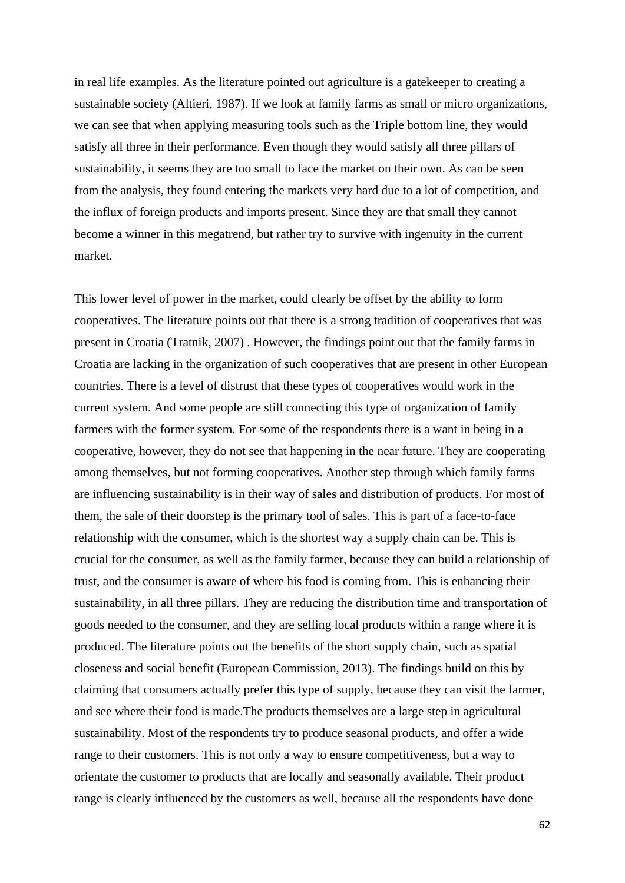in real life examples. As the literature pointed out agriculture is a gatekeeper to creating a sustainable society (Altieri, 1987). If we look at family farms as small or micro organizations, we can see that when applying measuring tools such as the Triple bottom line, they would satisfy all three in their performance. Even though they would satisfy all three pillars of sustainability, it seems they are too small to face the market on their own. As can be seen from the analysis, they found entering the markets very hard due to a lot of competition, and the influx of foreign products and imports present. Since they are that small they cannot become a winner in this megatrend, but rather try to survive with ingenuity in the current market.

This lower level of power in the market, could clearly be offset by the ability to form cooperatives. The literature points out that there is a strong tradition of cooperatives that was present in Croatia (Tratnik, 2007) . However, the findings point out that the family farms in Croatia are lacking in the organization of such cooperatives that are present in other European countries. There is a level of distrust that these types of cooperatives would work in the current system. And some people are still connecting this type of organization of family farmers with the former system. For some of the respondents there is a want in being in a cooperative, however, they do not see that happening in the near future. They are cooperating among themselves, but not forming cooperatives. Another step through which family farms are influencing sustainability is in their way of sales and distribution of products. For most of them, the sale of their doorstep is the primary tool of sales. This is part of a face-to-face relationship with the consumer, which is the shortest way a supply chain can be. This is crucial for the consumer, as well as the family farmer, because they can build a relationship of trust, and the consumer is aware of where his food is coming from. This is enhancing their sustainability, in all three pillars. They are reducing the distribution time and transportation of goods needed to the consumer, and they are selling local products within a range where it is produced. The literature points out the benefits of the short supply chain, such as spatial closeness and social benefit (European Commission, 2013). The findings build on this by claiming that consumers actually prefer this type of supply, because they can visit the farmer, and see where their food is made.The products themselves are a large step in agricultural sustainability. Most of the respondents try to produce seasonal products, and offer a wide range to their customers. This is not only a way to ensure competitiveness, but a way to orientate the customer to products that are locally and seasonally available. Their product range is clearly influenced by the customers as well, because all the respondents have done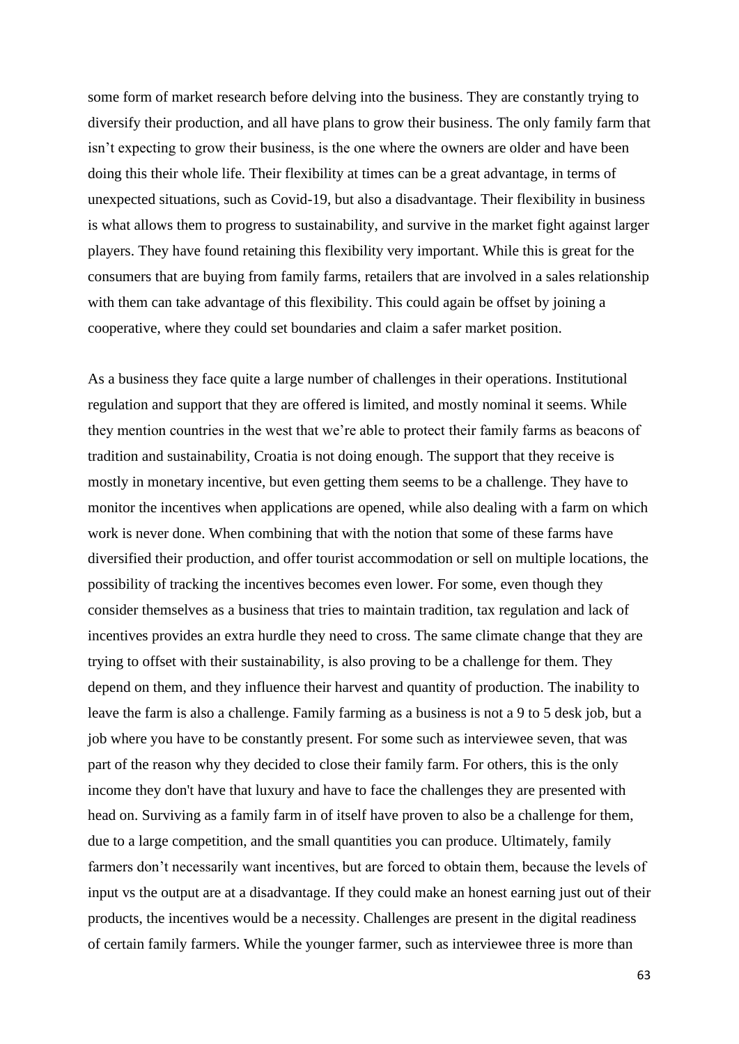some form of market research before delving into the business. They are constantly trying to diversify their production, and all have plans to grow their business. The only family farm that isn't expecting to grow their business, is the one where the owners are older and have been doing this their whole life. Their flexibility at times can be a great advantage, in terms of unexpected situations, such as Covid-19, but also a disadvantage. Their flexibility in business is what allows them to progress to sustainability, and survive in the market fight against larger players. They have found retaining this flexibility very important. While this is great for the consumers that are buying from family farms, retailers that are involved in a sales relationship with them can take advantage of this flexibility. This could again be offset by joining a cooperative, where they could set boundaries and claim a safer market position.

As a business they face quite a large number of challenges in their operations. Institutional regulation and support that they are offered is limited, and mostly nominal it seems. While they mention countries in the west that we're able to protect their family farms as beacons of tradition and sustainability, Croatia is not doing enough. The support that they receive is mostly in monetary incentive, but even getting them seems to be a challenge. They have to monitor the incentives when applications are opened, while also dealing with a farm on which work is never done. When combining that with the notion that some of these farms have diversified their production, and offer tourist accommodation or sell on multiple locations, the possibility of tracking the incentives becomes even lower. For some, even though they consider themselves as a business that tries to maintain tradition, tax regulation and lack of incentives provides an extra hurdle they need to cross. The same climate change that they are trying to offset with their sustainability, is also proving to be a challenge for them. They depend on them, and they influence their harvest and quantity of production. The inability to leave the farm is also a challenge. Family farming as a business is not a 9 to 5 desk job, but a job where you have to be constantly present. For some such as interviewee seven, that was part of the reason why they decided to close their family farm. For others, this is the only income they don't have that luxury and have to face the challenges they are presented with head on. Surviving as a family farm in of itself have proven to also be a challenge for them, due to a large competition, and the small quantities you can produce. Ultimately, family farmers don't necessarily want incentives, but are forced to obtain them, because the levels of input vs the output are at a disadvantage. If they could make an honest earning just out of their products, the incentives would be a necessity. Challenges are present in the digital readiness of certain family farmers. While the younger farmer, such as interviewee three is more than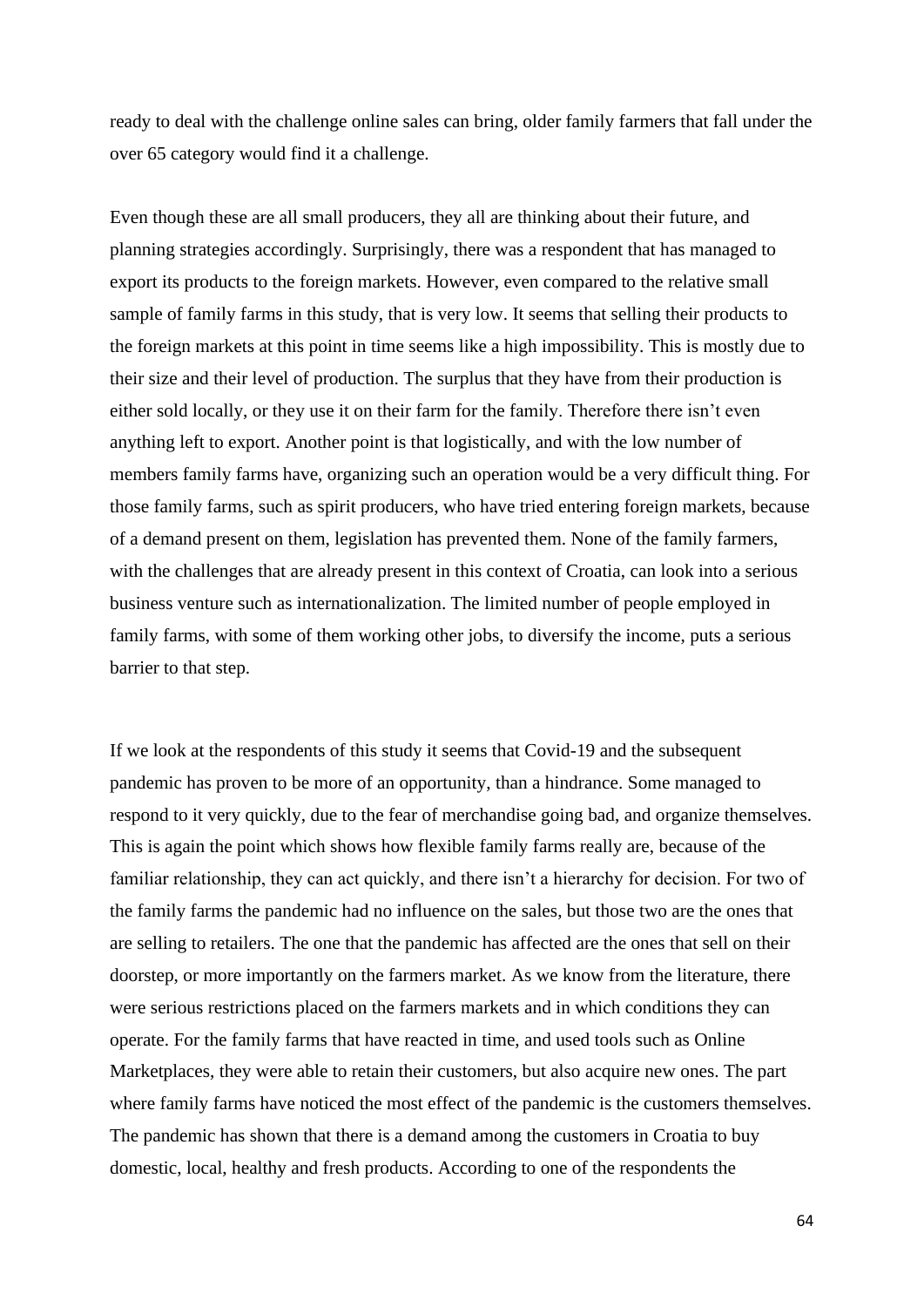ready to deal with the challenge online sales can bring, older family farmers that fall under the over 65 category would find it a challenge.

Even though these are all small producers, they all are thinking about their future, and planning strategies accordingly. Surprisingly, there was a respondent that has managed to export its products to the foreign markets. However, even compared to the relative small sample of family farms in this study, that is very low. It seems that selling their products to the foreign markets at this point in time seems like a high impossibility. This is mostly due to their size and their level of production. The surplus that they have from their production is either sold locally, or they use it on their farm for the family. Therefore there isn't even anything left to export. Another point is that logistically, and with the low number of members family farms have, organizing such an operation would be a very difficult thing. For those family farms, such as spirit producers, who have tried entering foreign markets, because of a demand present on them, legislation has prevented them. None of the family farmers, with the challenges that are already present in this context of Croatia, can look into a serious business venture such as internationalization. The limited number of people employed in family farms, with some of them working other jobs, to diversify the income, puts a serious barrier to that step.

If we look at the respondents of this study it seems that Covid-19 and the subsequent pandemic has proven to be more of an opportunity, than a hindrance. Some managed to respond to it very quickly, due to the fear of merchandise going bad, and organize themselves. This is again the point which shows how flexible family farms really are, because of the familiar relationship, they can act quickly, and there isn't a hierarchy for decision. For two of the family farms the pandemic had no influence on the sales, but those two are the ones that are selling to retailers. The one that the pandemic has affected are the ones that sell on their doorstep, or more importantly on the farmers market. As we know from the literature, there were serious restrictions placed on the farmers markets and in which conditions they can operate. For the family farms that have reacted in time, and used tools such as Online Marketplaces, they were able to retain their customers, but also acquire new ones. The part where family farms have noticed the most effect of the pandemic is the customers themselves. The pandemic has shown that there is a demand among the customers in Croatia to buy domestic, local, healthy and fresh products. According to one of the respondents the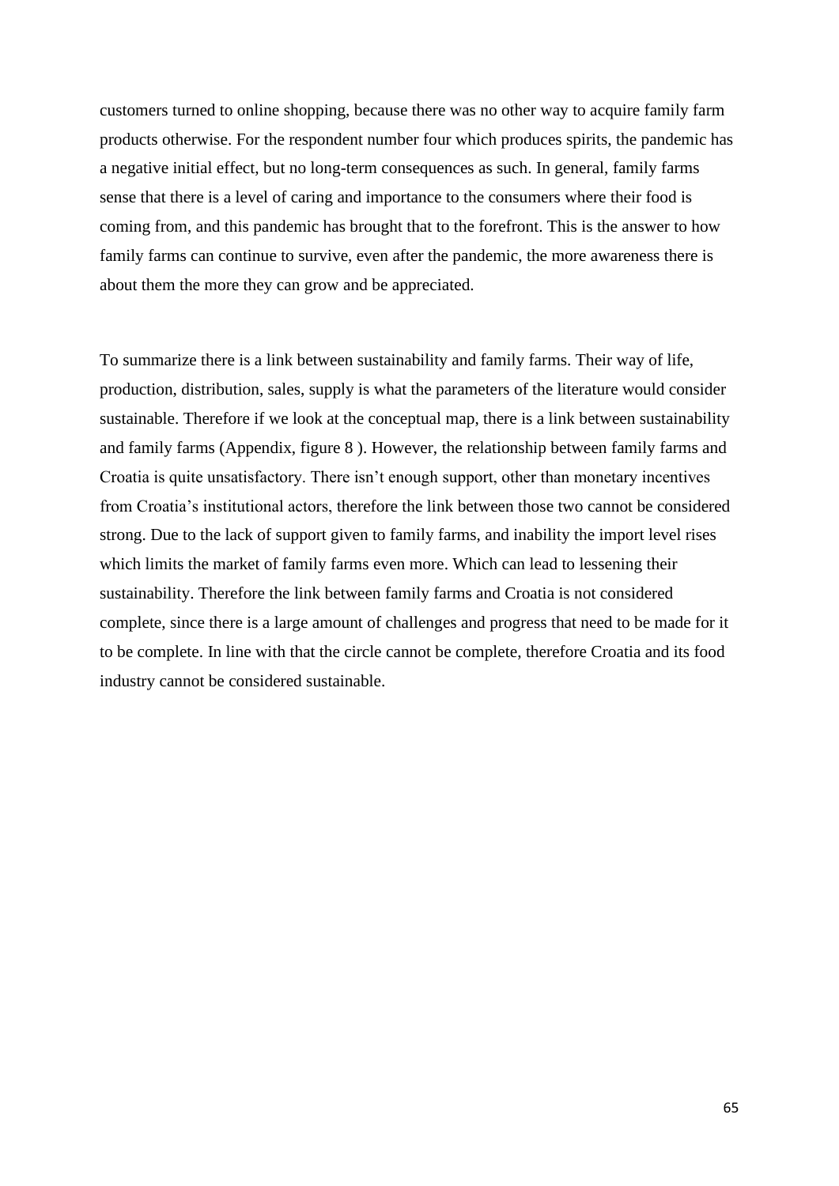customers turned to online shopping, because there was no other way to acquire family farm products otherwise. For the respondent number four which produces spirits, the pandemic has a negative initial effect, but no long-term consequences as such. In general, family farms sense that there is a level of caring and importance to the consumers where their food is coming from, and this pandemic has brought that to the forefront. This is the answer to how family farms can continue to survive, even after the pandemic, the more awareness there is about them the more they can grow and be appreciated.

To summarize there is a link between sustainability and family farms. Their way of life, production, distribution, sales, supply is what the parameters of the literature would consider sustainable. Therefore if we look at the conceptual map, there is a link between sustainability and family farms (Appendix, figure 8 ). However, the relationship between family farms and Croatia is quite unsatisfactory. There isn't enough support, other than monetary incentives from Croatia's institutional actors, therefore the link between those two cannot be considered strong. Due to the lack of support given to family farms, and inability the import level rises which limits the market of family farms even more. Which can lead to lessening their sustainability. Therefore the link between family farms and Croatia is not considered complete, since there is a large amount of challenges and progress that need to be made for it to be complete. In line with that the circle cannot be complete, therefore Croatia and its food industry cannot be considered sustainable.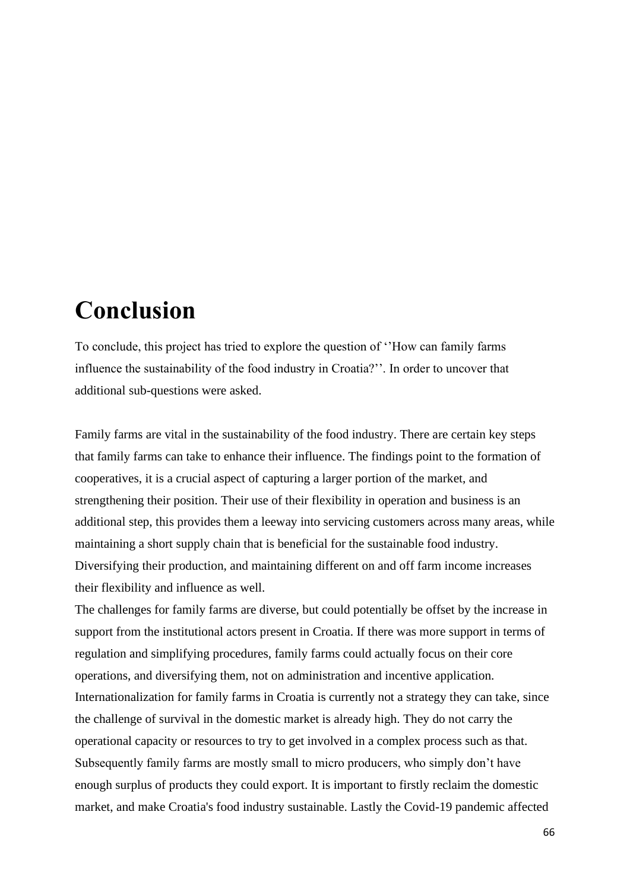# Conclusion

To conclude, this project has tried to explore the question of ''How can family farms influence the sustainability of the food industry in Croatia?''. In order to uncover that additional sub-questions were asked.

Family farms are vital in the sustainability of the food industry. There are certain key steps that family farms can take to enhance their influence. The findings point to the formation of cooperatives, it is a crucial aspect of capturing a larger portion of the market, and strengthening their position. Their use of their flexibility in operation and business is an additional step, this provides them a leeway into servicing customers across many areas, while maintaining a short supply chain that is beneficial for the sustainable food industry. Diversifying their production, and maintaining different on and off farm income increases their flexibility and influence as well.

The challenges for family farms are diverse, but could potentially be offset by the increase in support from the institutional actors present in Croatia. If there was more support in terms of regulation and simplifying procedures, family farms could actually focus on their core operations, and diversifying them, not on administration and incentive application. Internationalization for family farms in Croatia is currently not a strategy they can take, since the challenge of survival in the domestic market is already high. They do not carry the operational capacity or resources to try to get involved in a complex process such as that. Subsequently family farms are mostly small to micro producers, who simply don't have enough surplus of products they could export. It is important to firstly reclaim the domestic market, and make Croatia's food industry sustainable. Lastly the Covid-19 pandemic affected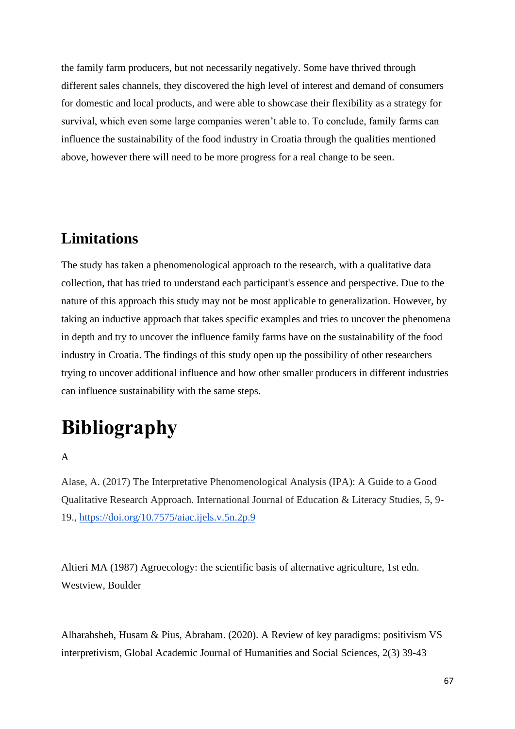the family farm producers, but not necessarily negatively. Some have thrived through different sales channels, they discovered the high level of interest and demand of consumers for domestic and local products, and were able to showcase their flexibility as a strategy for survival, which even some large companies weren't able to. To conclude, family farms can influence the sustainability of the food industry in Croatia through the qualities mentioned above, however there will need to be more progress for a real change to be seen.

## Limitations

The study has taken a phenomenological approach to the research, with a qualitative data collection, that has tried to understand each participant's essence and perspective. Due to the nature of this approach this study may not be most applicable to generalization. However, by taking an inductive approach that takes specific examples and tries to uncover the phenomena in depth and try to uncover the influence family farms have on the sustainability of the food industry in Croatia. The findings of this study open up the possibility of other researchers trying to uncover additional influence and how other smaller producers in different industries can influence sustainability with the same steps.

# Bibliography

A

Alase, A. (2017) The Interpretative Phenomenological Analysis (IPA): A Guide to a Good Qualitative Research Approach. International Journal of Education & Literacy Studies, 5, 9-19., https://doi.org/10.7575/aiac.ijels.v.5n.2p.9

Altieri MA (1987) Agroecology: the scientific basis of alternative agriculture, 1st edn. Westview, Boulder

Alharahsheh, Husam & Pius, Abraham. (2020). A Review of key paradigms: positivism VS interpretivism, Global Academic Journal of Humanities and Social Sciences, 2(3) 39-43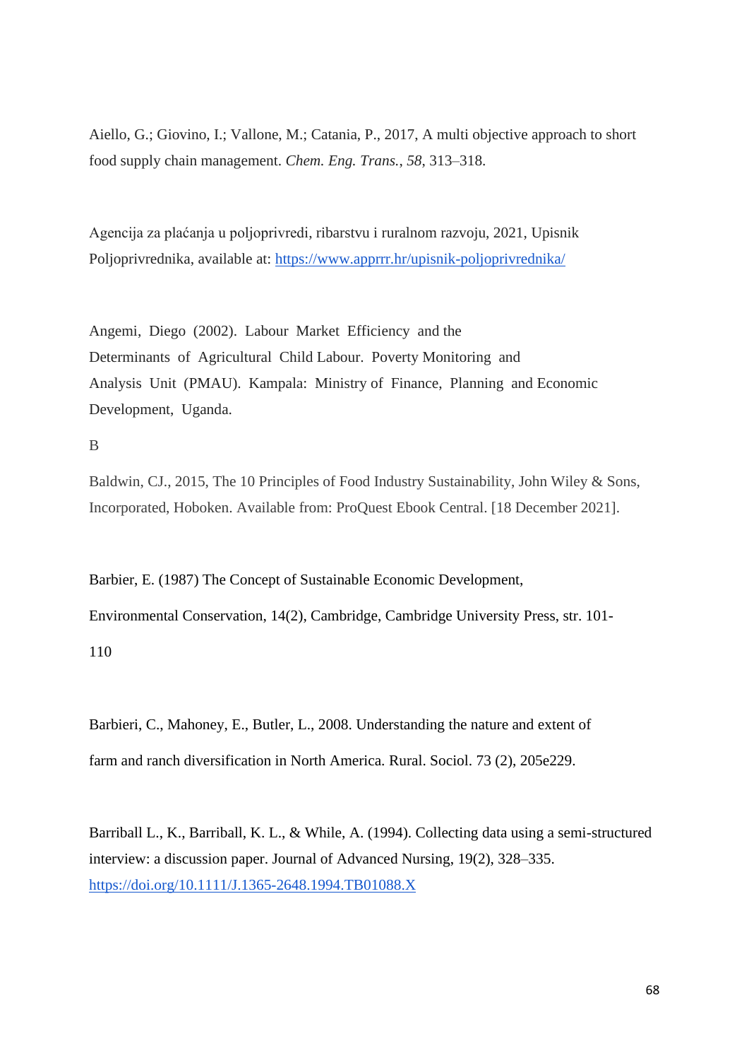Aiello, G.; Giovino, I.; Vallone, M.; Catania, P., 2017, A multi objective approach to short food supply chain management. *Chem. Eng. Trans.*, *58*, 313–318.

Agencija za plaćanja u poljoprivredi, ribarstvu i ruralnom razvoju, 2021, Upisnik Poljoprivrednika, available at: https://www.apprrr.hr/upisnik-poljoprivrednika/

Angemi, Diego (2002). Labour Market Efficiency and the Determinants of Agricultural Child Labour. Poverty Monitoring and Analysis Unit (PMAU). Kampala: Ministry of Finance, Planning and Economic Development, Uganda.

B

Baldwin, CJ., 2015, The 10 Principles of Food Industry Sustainability, John Wiley & Sons, Incorporated, Hoboken. Available from: ProQuest Ebook Central. [18 December 2021].

Barbier, E. (1987) The Concept of Sustainable Economic Development, Environmental Conservation, 14(2), Cambridge, Cambridge University Press, str. 101-110

Barbieri, C., Mahoney, E., Butler, L., 2008. Understanding the nature and extent of farm and ranch diversification in North America. Rural. Sociol. 73 (2), 205e229.

Barriball L., K., Barriball, K. L., & While, A. (1994). Collecting data using a semi-structured interview: a discussion paper. Journal of Advanced Nursing, 19(2), 328–335. https://doi.org/10.1111/J.1365-2648.1994.TB01088.X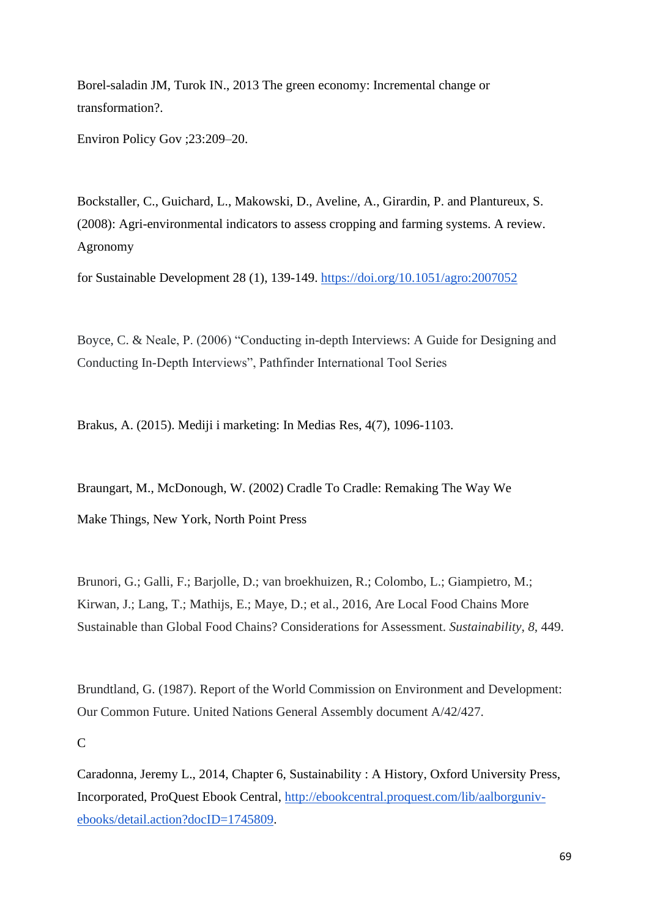Borel-saladin JM, Turok IN., 2013 The green economy: Incremental change or transformation?.

Environ Policy Gov ;23:209–20.

Bockstaller, C., Guichard, L., Makowski, D., Aveline, A., Girardin, P. and Plantureux, S. (2008): Agri-environmental indicators to assess cropping and farming systems. A review. Agronomy

for Sustainable Development 28 (1), 139-149. https://doi.org/10.1051/agro:2007052

Boyce, C. & Neale, P. (2006) "Conducting in-depth Interviews: A Guide for Designing and Conducting In-Depth Interviews", Pathfinder International Tool Series

Brakus, A. (2015). Mediji i marketing: In Medias Res, 4(7), 1096-1103.

Braungart, M., McDonough, W. (2002) Cradle To Cradle: Remaking The Way We

Make Things, New York, North Point Press

Brunori, G.; Galli, F.; Barjolle, D.; van broekhuizen, R.; Colombo, L.; Giampietro, M.; Kirwan, J.; Lang, T.; Mathijs, E.; Maye, D.; et al., 2016, Are Local Food Chains More Sustainable than Global Food Chains? Considerations for Assessment. *Sustainability*, *8*, 449.

Brundtland, G. (1987). Report of the World Commission on Environment and Development: Our Common Future. United Nations General Assembly document A/42/427.

C

Caradonna, Jeremy L., 2014, Chapter 6, Sustainability : A History, Oxford University Press, Incorporated, ProQuest Ebook Central, http://ebookcentral.proquest.com/lib/aalborguniv-ebooks/detail.action?docID=1745809.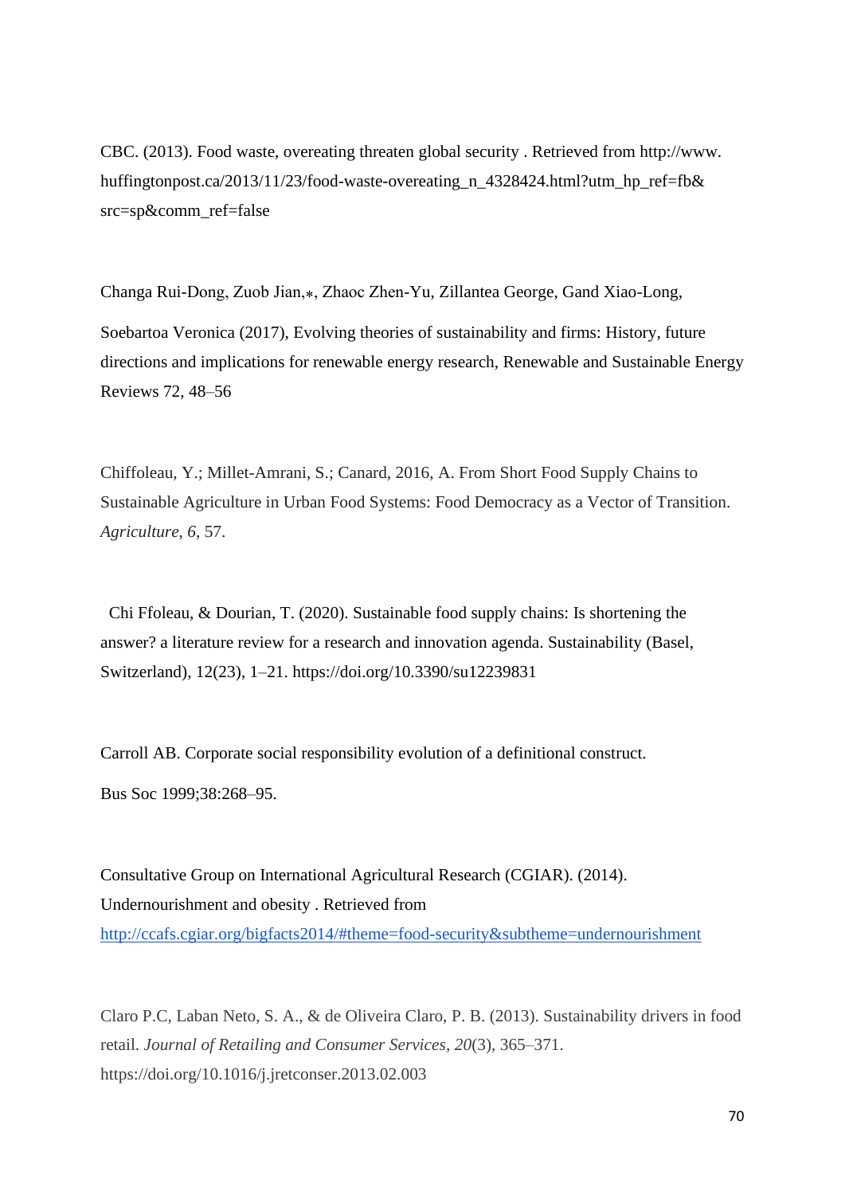CBC. (2013). Food waste, overeating threaten global security . Retrieved from http://www. huffingtonpost.ca/2013/11/23/food-waste-overeating_n_4328424.html?utm_hp_ref=fb& src=sp&comm_ref=false

Changa Rui-Dong, Zuob Jian,⁎, Zhaoc Zhen-Yu, Zillantea George, Gand Xiao-Long,

Soebartoa Veronica (2017), Evolving theories of sustainability and firms: History, future directions and implications for renewable energy research, Renewable and Sustainable Energy Reviews 72, 48–56

Chiffoleau, Y.; Millet-Amrani, S.; Canard, 2016, A. From Short Food Supply Chains to Sustainable Agriculture in Urban Food Systems: Food Democracy as a Vector of Transition. *Agriculture*, *6*, 57.

Chi Ffoleau, & Dourian, T. (2020). Sustainable food supply chains: Is shortening the answer? a literature review for a research and innovation agenda. Sustainability (Basel, Switzerland), 12(23), 1–21. https://doi.org/10.3390/su12239831

Carroll AB. Corporate social responsibility evolution of a definitional construct.

Bus Soc 1999;38:268–95.

Consultative Group on International Agricultural Research (CGIAR). (2014). Undernourishment and obesity . Retrieved from http://ccafs.cgiar.org/bigfacts2014/#theme=food-security&subtheme=undernourishment

Claro P.C, Laban Neto, S. A., & de Oliveira Claro, P. B. (2013). Sustainability drivers in food retail. *Journal of Retailing and Consumer Services*, *20*(3), 365–371. https://doi.org/10.1016/j.jretconser.2013.02.003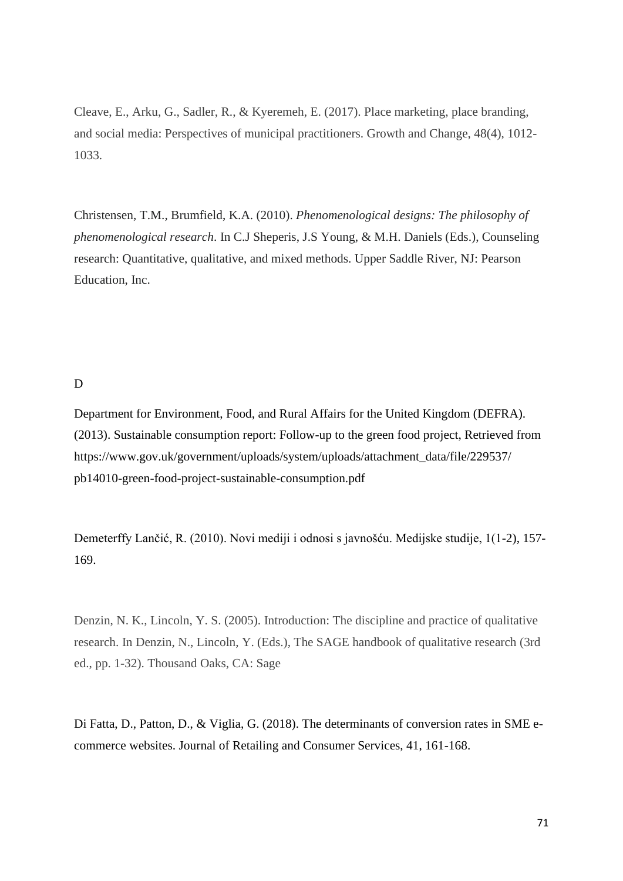Cleave, E., Arku, G., Sadler, R., & Kyeremeh, E. (2017). Place marketing, place branding, and social media: Perspectives of municipal practitioners. Growth and Change, 48(4), 1012-1033.

Christensen, T.M., Brumfield, K.A. (2010). *Phenomenological designs: The philosophy of phenomenological research*. In C.J Sheperis, J.S Young, & M.H. Daniels (Eds.), Counseling research: Quantitative, qualitative, and mixed methods. Upper Saddle River, NJ: Pearson Education, Inc.

D

Department for Environment, Food, and Rural Affairs for the United Kingdom (DEFRA). (2013). Sustainable consumption report: Follow-up to the green food project, Retrieved from https://www.gov.uk/government/uploads/system/uploads/attachment_data/file/229537/pb14010-green-food-project-sustainable-consumption.pdf

Demeterffy Lančić, R. (2010). Novi mediji i odnosi s javnošću. Medijske studije, 1(1-2), 157-169.

Denzin, N. K., Lincoln, Y. S. (2005). Introduction: The discipline and practice of qualitative research. In Denzin, N., Lincoln, Y. (Eds.), The SAGE handbook of qualitative research (3rd ed., pp. 1-32). Thousand Oaks, CA: Sage

Di Fatta, D., Patton, D., & Viglia, G. (2018). The determinants of conversion rates in SME e-commerce websites. Journal of Retailing and Consumer Services, 41, 161-168.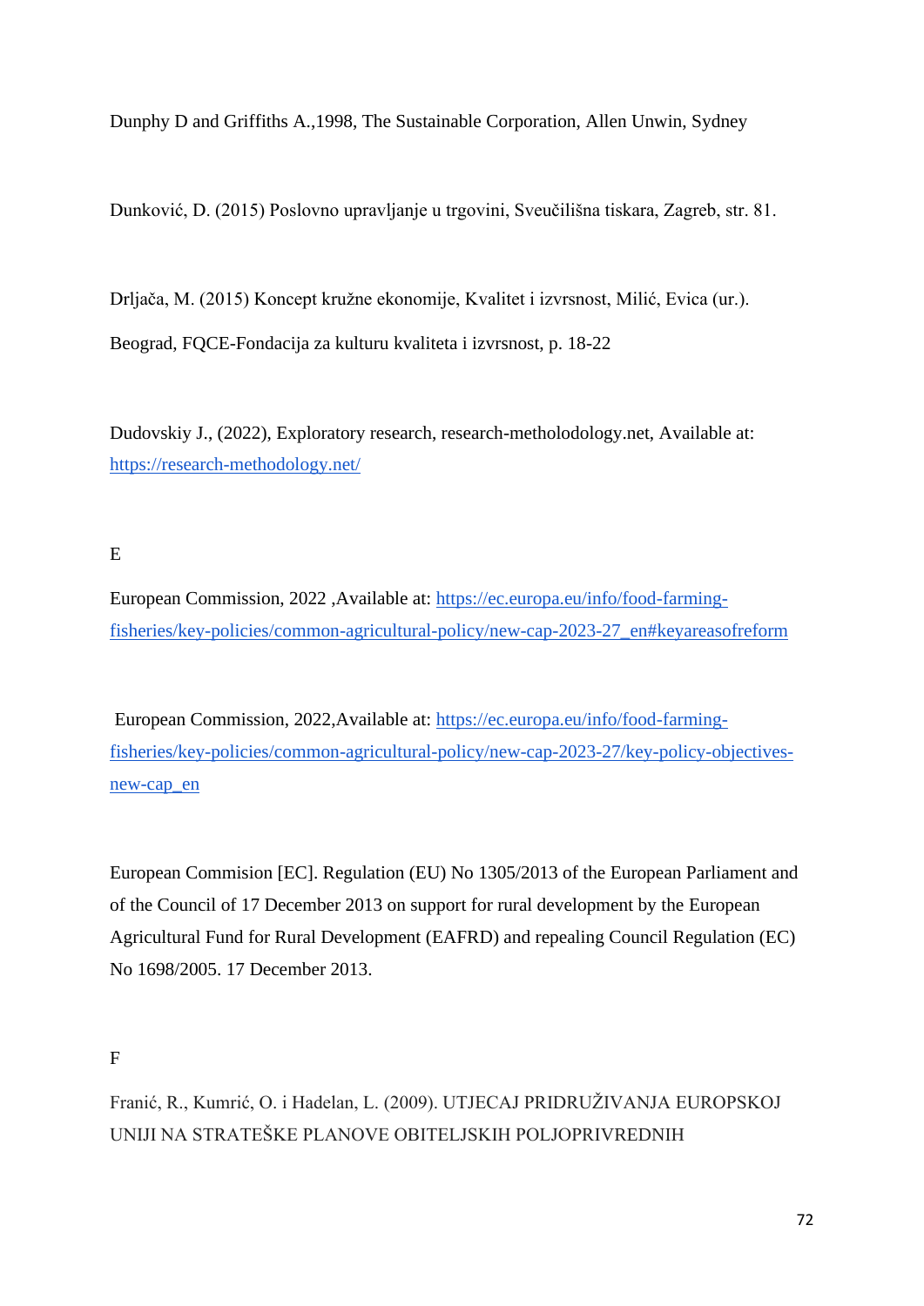Dunphy D and Griffiths A.,1998, The Sustainable Corporation, Allen Unwin, Sydney

Dunković, D. (2015) Poslovno upravljanje u trgovini, Sveučilišna tiskara, Zagreb, str. 81.

Drljača, M. (2015) Koncept kružne ekonomije, Kvalitet i izvrsnost, Milić, Evica (ur.). Beograd, FQCE-Fondacija za kulturu kvaliteta i izvrsnost, p. 18-22

Dudovskiy J., (2022), Exploratory research, research-metholodology.net, Available at: https://research-methodology.net/

E

European Commission, 2022 ,Available at: https://ec.europa.eu/info/food-farming-fisheries/key-policies/common-agricultural-policy/new-cap-2023-27_en#keyareasofreform

European Commission, 2022,Available at: https://ec.europa.eu/info/food-farming-fisheries/key-policies/common-agricultural-policy/new-cap-2023-27/key-policy-objectives-new-cap_en

European Commision [EC]. Regulation (EU) No 1305/2013 of the European Parliament and of the Council of 17 December 2013 on support for rural development by the European Agricultural Fund for Rural Development (EAFRD) and repealing Council Regulation (EC) No 1698/2005. 17 December 2013.

F

Franić, R., Kumrić, O. i Hadelan, L. (2009). UTJECAJ PRIDRUŽIVANJA EUROPSKOJ UNIJI NA STRATEŠKE PLANOVE OBITELJSKIH POLJOPRIVREDNIH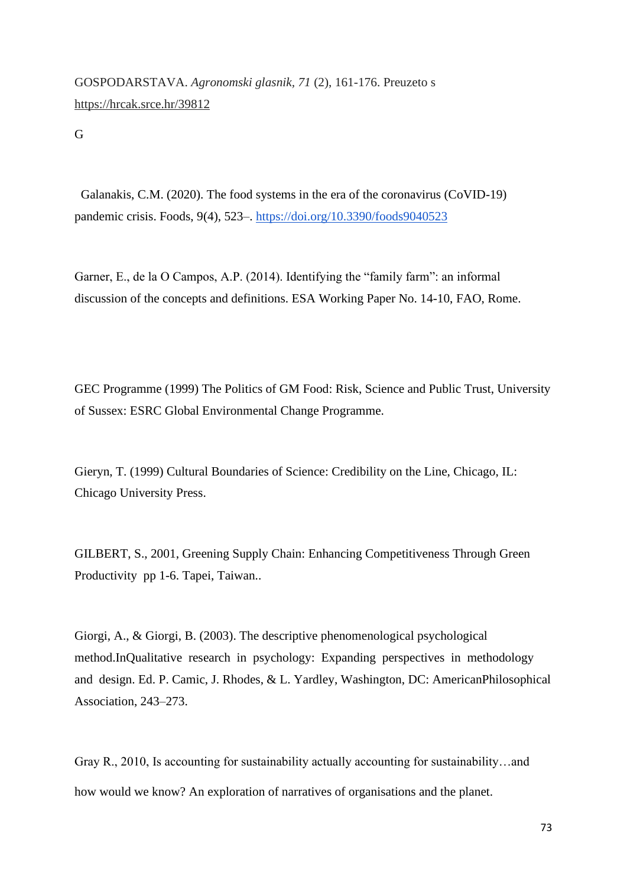GOSPODARSTAVA. *Agronomski glasnik, 71* (2), 161-176. Preuzeto s https://hrcak.srce.hr/39812

G

Galanakis, C.M. (2020). The food systems in the era of the coronavirus (CoVID-19) pandemic crisis. Foods, 9(4), 523–. https://doi.org/10.3390/foods9040523

Garner, E., de la O Campos, A.P. (2014). Identifying the "family farm": an informal discussion of the concepts and definitions. ESA Working Paper No. 14-10, FAO, Rome.

GEC Programme (1999) The Politics of GM Food: Risk, Science and Public Trust, University of Sussex: ESRC Global Environmental Change Programme.

Gieryn, T. (1999) Cultural Boundaries of Science: Credibility on the Line, Chicago, IL: Chicago University Press.

GILBERT, S., 2001, Greening Supply Chain: Enhancing Competitiveness Through Green Productivity pp 1-6. Tapei, Taiwan..

Giorgi, A., & Giorgi, B. (2003). The descriptive phenomenological psychological method.InQualitative research in psychology: Expanding perspectives in methodology and design. Ed. P. Camic, J. Rhodes, & L. Yardley, Washington, DC: AmericanPhilosophical Association, 243–273.

Gray R., 2010, Is accounting for sustainability actually accounting for sustainability…and how would we know? An exploration of narratives of organisations and the planet.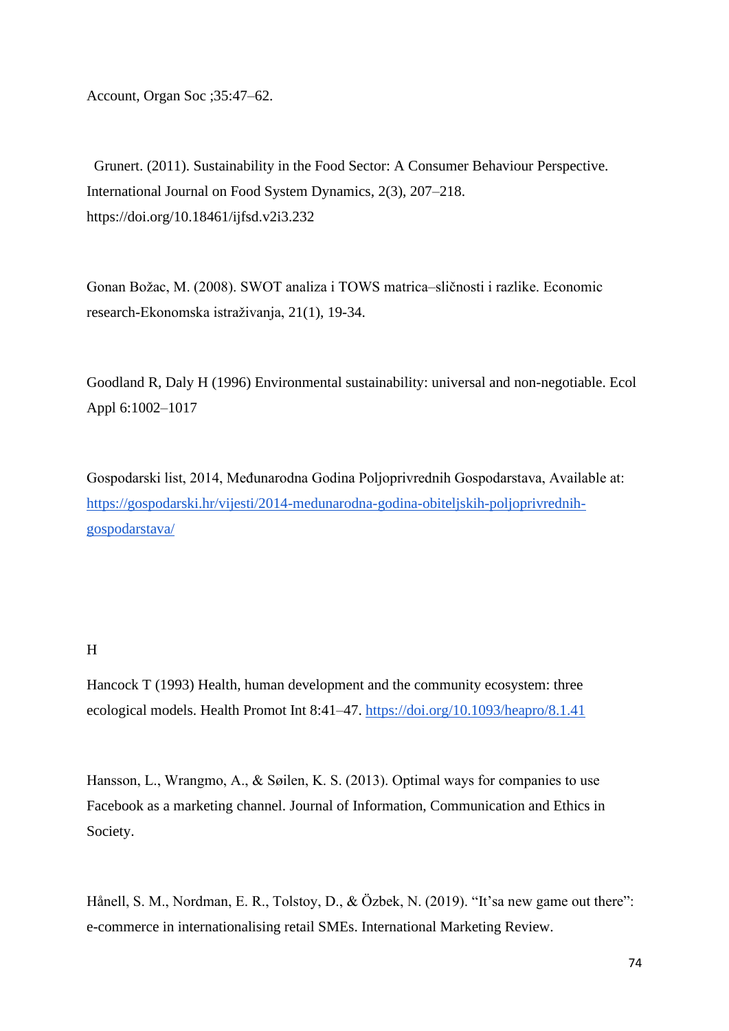Account, Organ Soc ;35:47–62.

Grunert. (2011). Sustainability in the Food Sector: A Consumer Behaviour Perspective. International Journal on Food System Dynamics, 2(3), 207–218. https://doi.org/10.18461/ijfsd.v2i3.232

Gonan Božac, M. (2008). SWOT analiza i TOWS matrica–sličnosti i razlike. Economic research-Ekonomska istraživanja, 21(1), 19-34.

Goodland R, Daly H (1996) Environmental sustainability: universal and non-negotiable. Ecol Appl 6:1002–1017

Gospodarski list, 2014, Međunarodna Godina Poljoprivrednih Gospodarstava, Available at: [https://gospodarski.hr/vijesti/2014-medunarodna-godina-obiteljskih-poljoprivrednih-gospodarstava/](https://gospodarski.hr/vijesti/2014-medunarodna-godina-obiteljskih-poljoprivrednih-gospodarstava/)

H

Hancock T (1993) Health, human development and the community ecosystem: three ecological models. Health Promot Int 8:41–47. [https://doi.org/10.1093/heapro/8.1.41](https://doi.org/10.1093/heapro/8.1.41)

Hansson, L., Wrangmo, A., & Søilen, K. S. (2013). Optimal ways for companies to use Facebook as a marketing channel. Journal of Information, Communication and Ethics in Society.

Hånell, S. M., Nordman, E. R., Tolstoy, D., & Özbek, N. (2019). "It'sa new game out there": e-commerce in internationalising retail SMEs. International Marketing Review.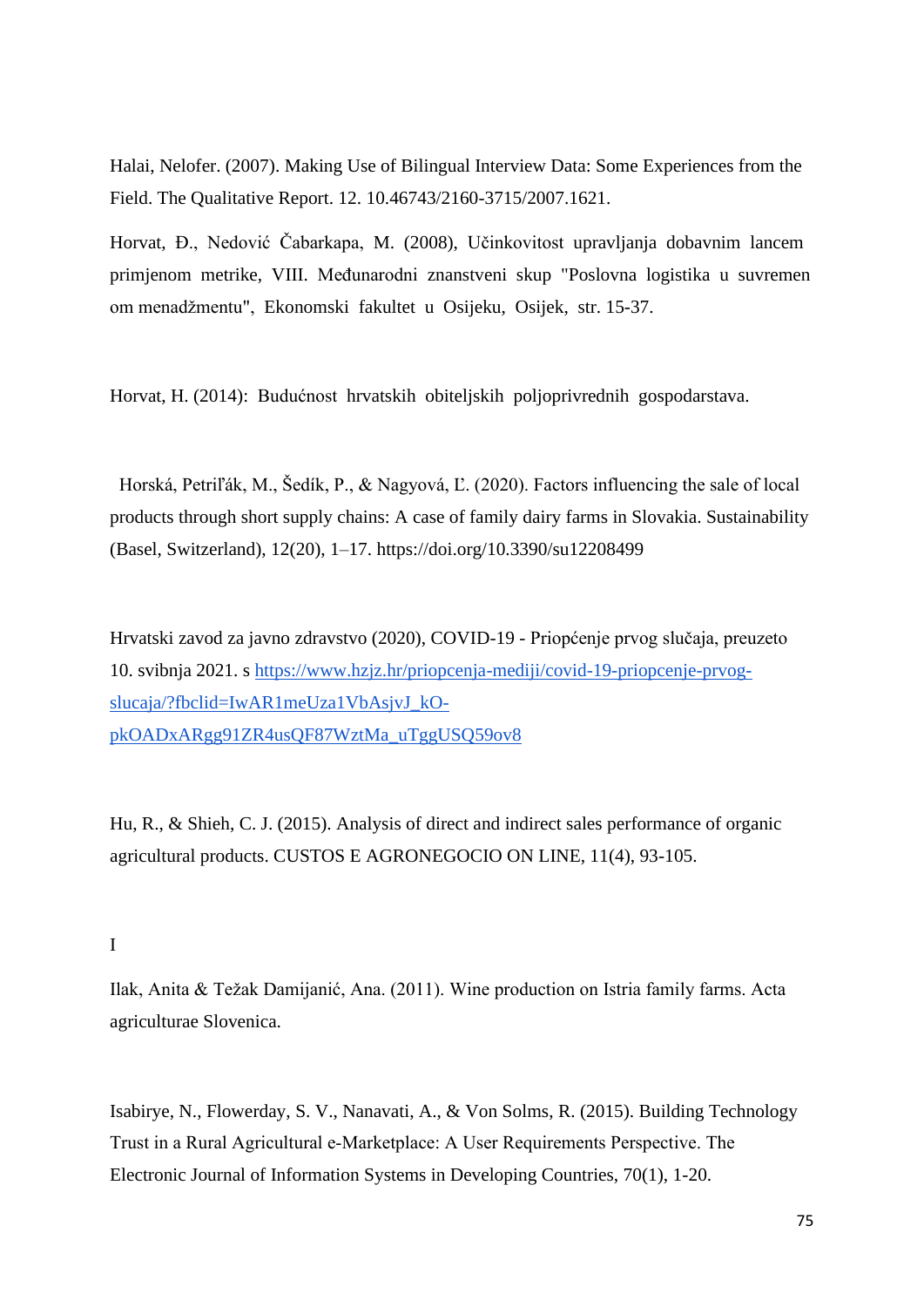Halai, Nelofer. (2007). Making Use of Bilingual Interview Data: Some Experiences from the Field. The Qualitative Report. 12. 10.46743/2160-3715/2007.1621.

Horvat, Đ., Nedović Čabarkapa, M. (2008), Učinkovitost upravljanja dobavnim lancem primjenom metrike, VIII. Međunarodni znanstveni skup "Poslovna logistika u suvremen om menadžmentu", Ekonomski fakultet u Osijeku, Osijek, str. 15-37.

Horvat, H. (2014): Budućnost hrvatskih obiteljskih poljoprivrednih gospodarstava.

Horská, Petriľák, M., Šedík, P., & Nagyová, Ľ. (2020). Factors influencing the sale of local products through short supply chains: A case of family dairy farms in Slovakia. Sustainability (Basel, Switzerland), 12(20), 1–17. https://doi.org/10.3390/su12208499

Hrvatski zavod za javno zdravstvo (2020), COVID-19 - Priopćenje prvog slučaja, preuzeto 10. svibnja 2021. s [https://www.hzjz.hr/priopcenja-mediji/covid-19-priopcenje-prvog-slucaja/?fbclid=IwAR1meUza1VbAsjvJ_kO-pkOADxARgg91ZR4usQF87WztMa_uTggUSQ59ov8](https://www.hzjz.hr/priopcenja-mediji/covid-19-priopcenje-prvog-slucaja/?fbclid=IwAR1meUza1VbAsjvJ_kO-pkOADxARgg91ZR4usQF87WztMa_uTggUSQ59ov8)

Hu, R., & Shieh, C. J. (2015). Analysis of direct and indirect sales performance of organic agricultural products. CUSTOS E AGRONEGOCIO ON LINE, 11(4), 93-105.

I

Ilak, Anita & Težak Damijanić, Ana. (2011). Wine production on Istria family farms. Acta agriculturae Slovenica.

Isabirye, N., Flowerday, S. V., Nanavati, A., & Von Solms, R. (2015). Building Technology Trust in a Rural Agricultural e-Marketplace: A User Requirements Perspective. The Electronic Journal of Information Systems in Developing Countries, 70(1), 1-20.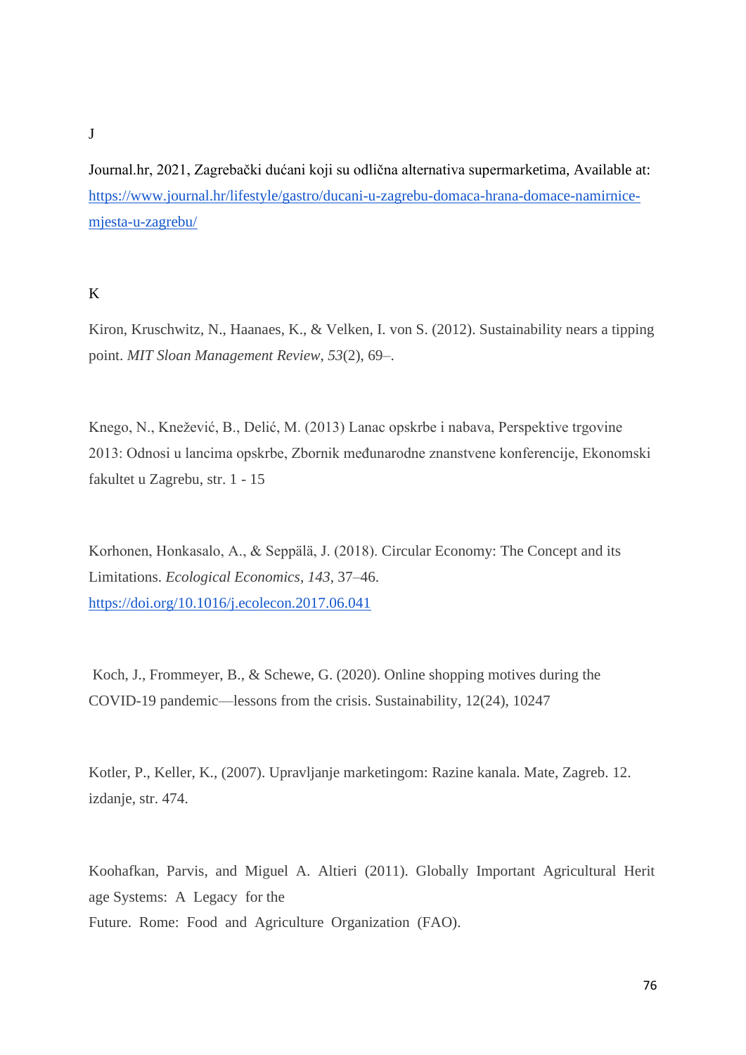J

Journal.hr, 2021, Zagrebački dućani koji su odlična alternativa supermarketima, Available at: [https://www.journal.hr/lifestyle/gastro/ducani-u-zagrebu-domaca-hrana-domace-namirnice-mjesta-u-zagrebu/](https://www.journal.hr/lifestyle/gastro/ducani-u-zagrebu-domaca-hrana-domace-namirnice-mjesta-u-zagrebu/)

K

Kiron, Kruschwitz, N., Haanaes, K., & Velken, I. von S. (2012). Sustainability nears a tipping point. *MIT Sloan Management Review*, *53*(2), 69–.

Knego, N., Knežević, B., Delić, M. (2013) Lanac opskrbe i nabava, Perspektive trgovine 2013: Odnosi u lancima opskrbe, Zbornik međunarodne znanstvene konferencije, Ekonomski fakultet u Zagrebu, str. 1 - 15

Korhonen, Honkasalo, A., & Seppälä, J. (2018). Circular Economy: The Concept and its Limitations. *Ecological Economics*, *143*, 37–46. [https://doi.org/10.1016/j.ecolecon.2017.06.041](https://doi.org/10.1016/j.ecolecon.2017.06.041)

Koch, J., Frommeyer, B., & Schewe, G. (2020). Online shopping motives during the COVID-19 pandemic—lessons from the crisis. Sustainability, 12(24), 10247

Kotler, P., Keller, K., (2007). Upravljanje marketingom: Razine kanala. Mate, Zagreb. 12. izdanje, str. 474.

Koohafkan, Parvis, and Miguel A. Altieri (2011). Globally Important Agricultural Herit age Systems: A Legacy for the Future. Rome: Food and Agriculture Organization (FAO).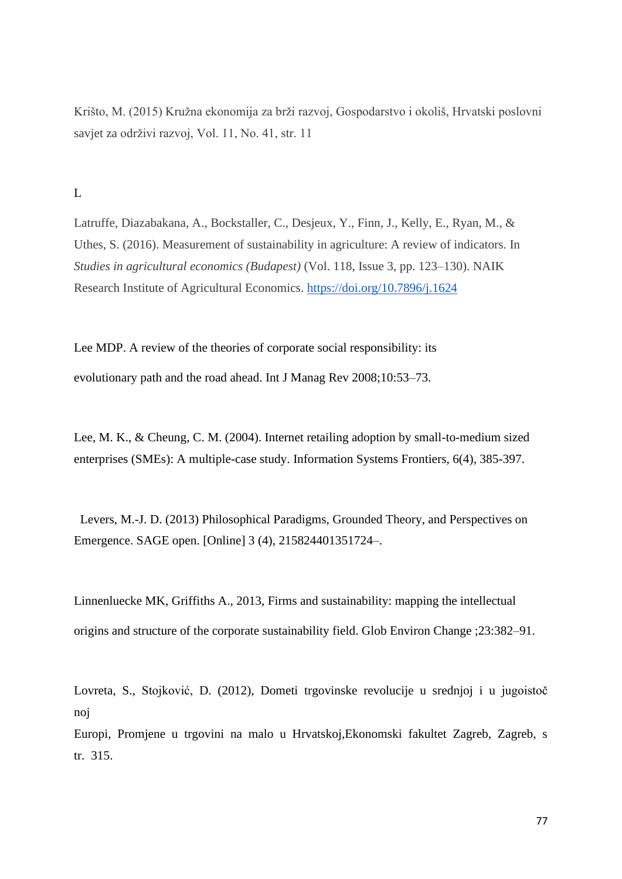Krišto, M. (2015) Kružna ekonomija za brži razvoj, Gospodarstvo i okoliš, Hrvatski poslovni savjet za održivi razvoj, Vol. 11, No. 41, str. 11

L

Latruffe, Diazabakana, A., Bockstaller, C., Desjeux, Y., Finn, J., Kelly, E., Ryan, M., & Uthes, S. (2016). Measurement of sustainability in agriculture: A review of indicators. In *Studies in agricultural economics (Budapest)* (Vol. 118, Issue 3, pp. 123–130). NAIK Research Institute of Agricultural Economics. https://doi.org/10.7896/j.1624

Lee MDP. A review of the theories of corporate social responsibility: its evolutionary path and the road ahead. Int J Manag Rev 2008;10:53–73.

Lee, M. K., & Cheung, C. M. (2004). Internet retailing adoption by small-to-medium sized enterprises (SMEs): A multiple-case study. Information Systems Frontiers, 6(4), 385-397.

Levers, M.-J. D. (2013) Philosophical Paradigms, Grounded Theory, and Perspectives on Emergence. SAGE open. [Online] 3 (4), 215824401351724–.

Linnenluecke MK, Griffiths A., 2013, Firms and sustainability: mapping the intellectual origins and structure of the corporate sustainability field. Glob Environ Change ;23:382–91.

Lovreta, S., Stojković, D. (2012), Dometi trgovinske revolucije u srednjoj i u jugoistoč noj Europi, Promjene u trgovini na malo u Hrvatskoj,Ekonomski fakultet Zagreb, Zagreb, s tr. 315.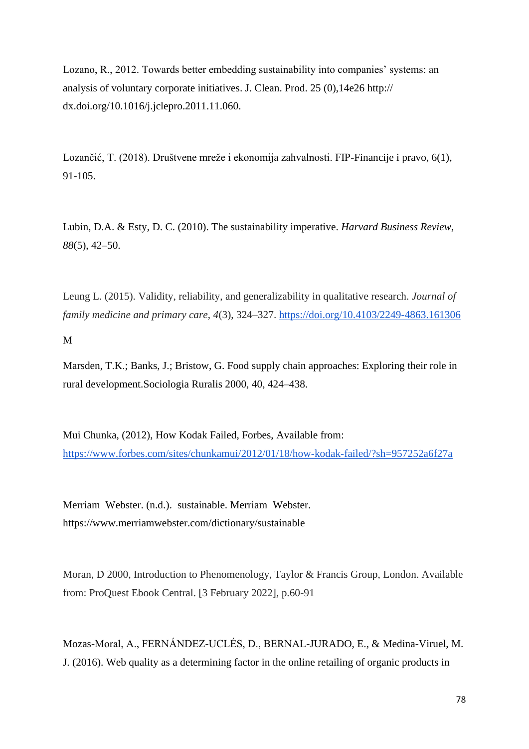Lozano, R., 2012. Towards better embedding sustainability into companies' systems: an analysis of voluntary corporate initiatives. J. Clean. Prod. 25 (0),14e26 http:// dx.doi.org/10.1016/j.jclepro.2011.11.060.

Lozančić, T. (2018). Društvene mreže i ekonomija zahvalnosti. FIP-Financije i pravo, 6(1), 91-105.

Lubin, D.A. & Esty, D. C. (2010). The sustainability imperative. *Harvard Business Review*, *88*(5), 42–50.

Leung L. (2015). Validity, reliability, and generalizability in qualitative research. *Journal of family medicine and primary care*, *4*(3), 324–327. https://doi.org/10.4103/2249-4863.161306

M

Marsden, T.K.; Banks, J.; Bristow, G. Food supply chain approaches: Exploring their role in rural development.Sociologia Ruralis 2000, 40, 424–438.

Mui Chunka, (2012), How Kodak Failed, Forbes, Available from: https://www.forbes.com/sites/chunkamui/2012/01/18/how-kodak-failed/?sh=957252a6f27a

Merriam Webster. (n.d.). sustainable. Merriam Webster. https://www.merriamwebster.com/dictionary/sustainable

Moran, D 2000, Introduction to Phenomenology, Taylor & Francis Group, London. Available from: ProQuest Ebook Central. [3 February 2022], p.60-91

Mozas-Moral, A., FERNÁNDEZ-UCLÉS, D., BERNAL-JURADO, E., & Medina-Viruel, M. J. (2016). Web quality as a determining factor in the online retailing of organic products in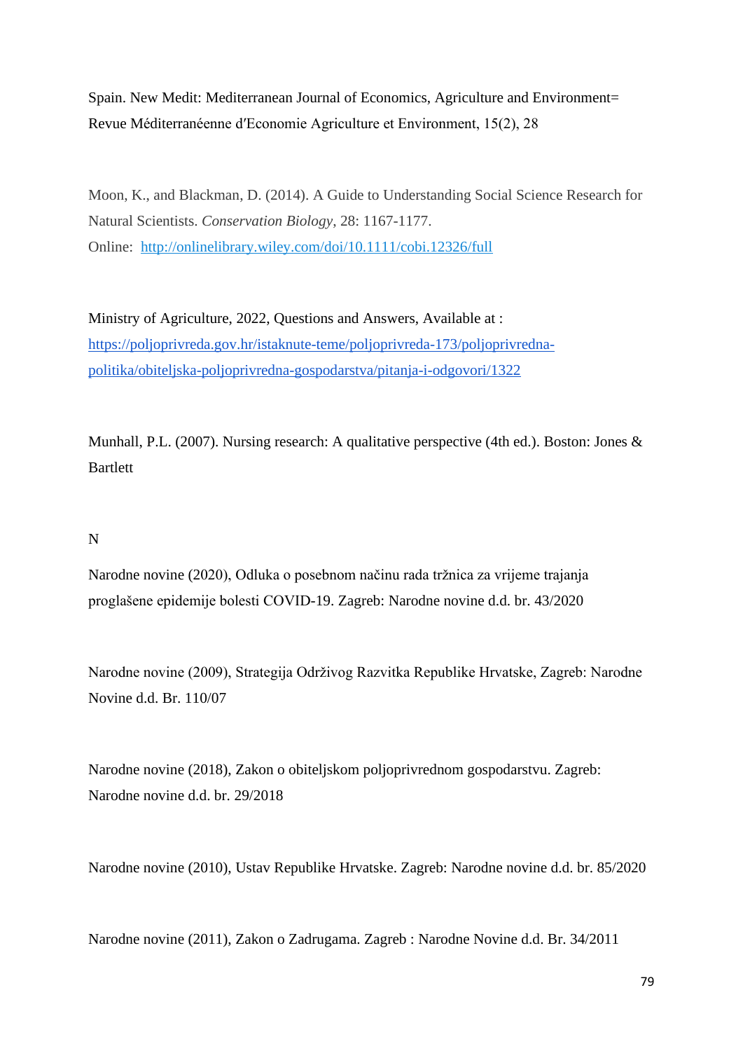Spain. New Medit: Mediterranean Journal of Economics, Agriculture and Environment= Revue Méditerranéenne d′Economie Agriculture et Environment, 15(2), 28

Moon, K., and Blackman, D. (2014). A Guide to Understanding Social Science Research for Natural Scientists. *Conservation Biology*, 28: 1167-1177.
Online: [http://onlinelibrary.wiley.com/doi/10.1111/cobi.12326/full](http://onlinelibrary.wiley.com/doi/10.1111/cobi.12326/full)

Ministry of Agriculture, 2022, Questions and Answers, Available at : [https://poljoprivreda.gov.hr/istaknute-teme/poljoprivreda-173/poljoprivredna-politika/obiteljska-poljoprivredna-gospodarstva/pitanja-i-odgovori/1322](https://poljoprivreda.gov.hr/istaknute-teme/poljoprivreda-173/poljoprivredna-politika/obiteljska-poljoprivredna-gospodarstva/pitanja-i-odgovori/1322)

Munhall, P.L. (2007). Nursing research: A qualitative perspective (4th ed.). Boston: Jones & Bartlett

N

Narodne novine (2020), Odluka o posebnom načinu rada tržnica za vrijeme trajanja proglašene epidemije bolesti COVID-19. Zagreb: Narodne novine d.d. br. 43/2020

Narodne novine (2009), Strategija Održivog Razvitka Republike Hrvatske, Zagreb: Narodne Novine d.d. Br. 110/07

Narodne novine (2018), Zakon o obiteljskom poljoprivrednom gospodarstvu. Zagreb: Narodne novine d.d. br. 29/2018

Narodne novine (2010), Ustav Republike Hrvatske. Zagreb: Narodne novine d.d. br. 85/2020

Narodne novine (2011), Zakon o Zadrugama. Zagreb : Narodne Novine d.d. Br. 34/2011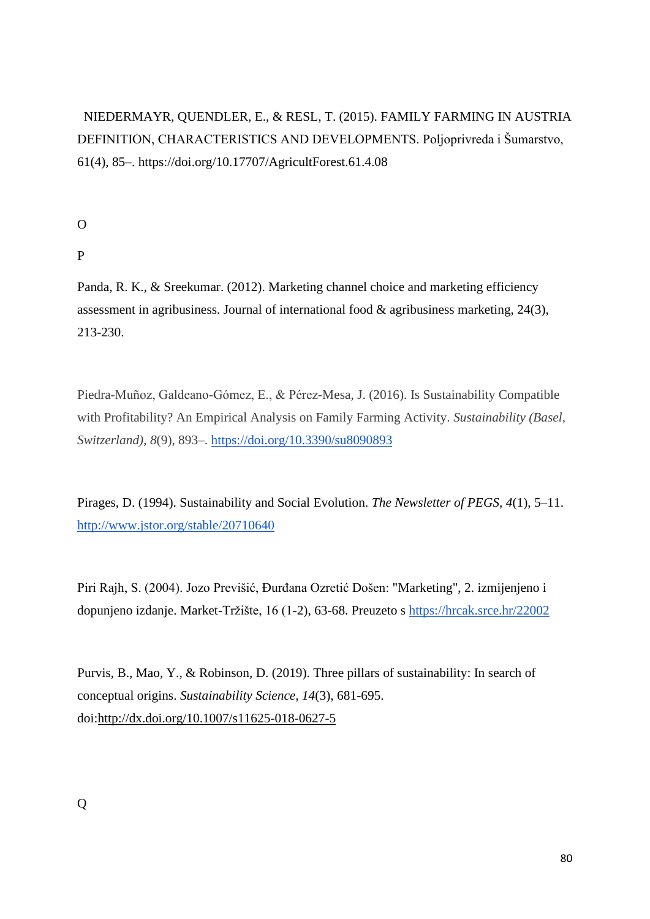NIEDERMAYR, QUENDLER, E., & RESL, T. (2015). FAMILY FARMING IN AUSTRIA DEFINITION, CHARACTERISTICS AND DEVELOPMENTS. Poljoprivreda i Šumarstvo, 61(4), 85–. https://doi.org/10.17707/AgricultForest.61.4.08

O

P

Panda, R. K., & Sreekumar. (2012). Marketing channel choice and marketing efficiency assessment in agribusiness. Journal of international food & agribusiness marketing, 24(3), 213-230.

Piedra-Muñoz, Galdeano-Gómez, E., & Pérez-Mesa, J. (2016). Is Sustainability Compatible with Profitability? An Empirical Analysis on Family Farming Activity. *Sustainability (Basel, Switzerland)*, *8*(9), 893–. https://doi.org/10.3390/su8090893

Pirages, D. (1994). Sustainability and Social Evolution. *The Newsletter of PEGS*, *4*(1), 5–11. http://www.jstor.org/stable/20710640

Piri Rajh, S. (2004). Jozo Previšić, Đurđana Ozretić Došen: "Marketing", 2. izmijenjeno i dopunjeno izdanje. Market-Tržište, 16 (1-2), 63-68. Preuzeto s https://hrcak.srce.hr/22002

Purvis, B., Mao, Y., & Robinson, D. (2019). Three pillars of sustainability: In search of conceptual origins. *Sustainability Science, 14*(3), 681-695. doi:http://dx.doi.org/10.1007/s11625-018-0627-5

Q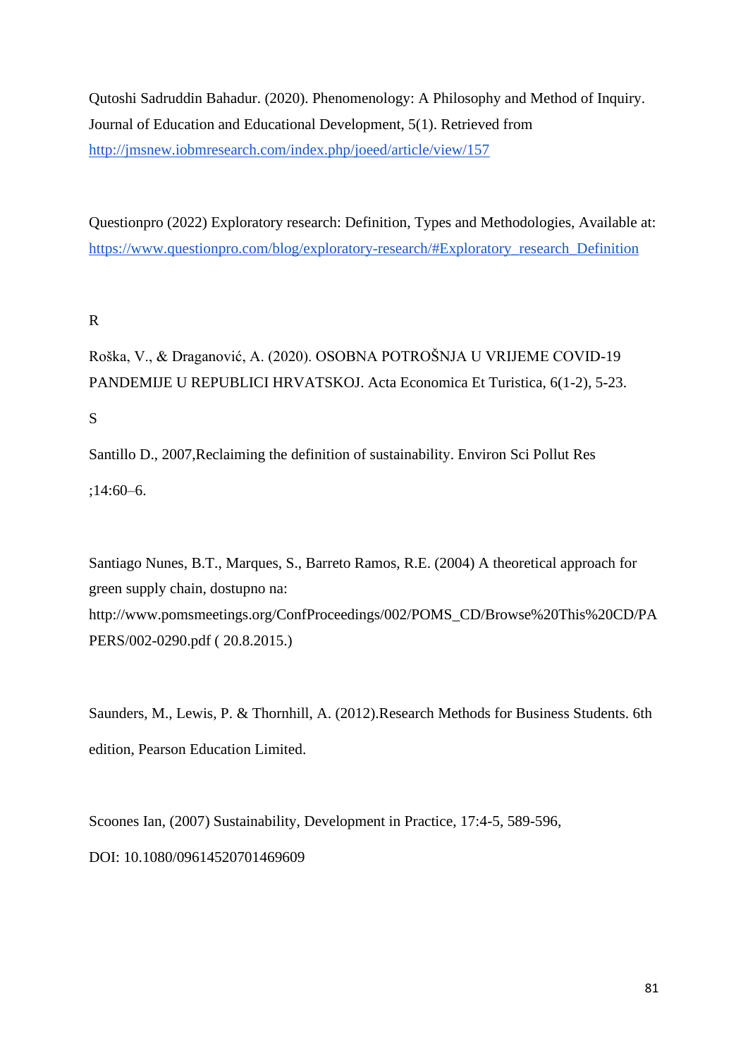Qutoshi Sadruddin Bahadur. (2020). Phenomenology: A Philosophy and Method of Inquiry. Journal of Education and Educational Development, 5(1). Retrieved from http://jmsnew.iobmresearch.com/index.php/joeed/article/view/157

Questionpro (2022) Exploratory research: Definition, Types and Methodologies, Available at: https://www.questionpro.com/blog/exploratory-research/#Exploratory_research_Definition

R

Roška, V., & Draganović, A. (2020). OSOBNA POTROŠNJA U VRIJEME COVID-19 PANDEMIJE U REPUBLICI HRVATSKOJ. Acta Economica Et Turistica, 6(1-2), 5-23.

S

Santillo D., 2007,Reclaiming the definition of sustainability. Environ Sci Pollut Res ;14:60–6.

Santiago Nunes, B.T., Marques, S., Barreto Ramos, R.E. (2004) A theoretical approach for green supply chain, dostupno na: http://www.pomsmeetings.org/ConfProceedings/002/POMS_CD/Browse%20This%20CD/PAPERS/002-0290.pdf ( 20.8.2015.)

Saunders, M., Lewis, P. & Thornhill, A. (2012).Research Methods for Business Students. 6th edition, Pearson Education Limited.

Scoones Ian, (2007) Sustainability, Development in Practice, 17:4-5, 589-596, DOI: 10.1080/09614520701469609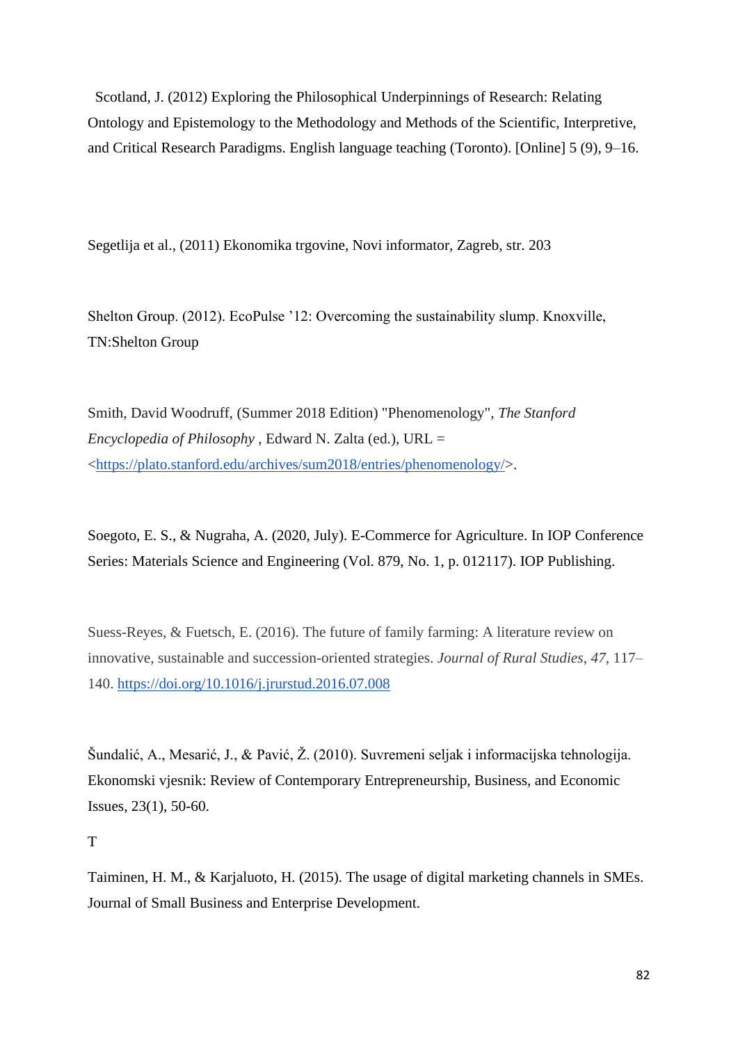Scotland, J. (2012) Exploring the Philosophical Underpinnings of Research: Relating Ontology and Epistemology to the Methodology and Methods of the Scientific, Interpretive, and Critical Research Paradigms. English language teaching (Toronto). [Online] 5 (9), 9–16.

Segetlija et al., (2011) Ekonomika trgovine, Novi informator, Zagreb, str. 203

Shelton Group. (2012). EcoPulse '12: Overcoming the sustainability slump. Knoxville, TN:Shelton Group

Smith, David Woodruff, (Summer 2018 Edition) "Phenomenology", *The Stanford Encyclopedia of Philosophy* , Edward N. Zalta (ed.), URL = <https://plato.stanford.edu/archives/sum2018/entries/phenomenology/>.

Soegoto, E. S., & Nugraha, A. (2020, July). E-Commerce for Agriculture. In IOP Conference Series: Materials Science and Engineering (Vol. 879, No. 1, p. 012117). IOP Publishing.

Suess-Reyes, & Fuetsch, E. (2016). The future of family farming: A literature review on innovative, sustainable and succession-oriented strategies. *Journal of Rural Studies*, *47*, 117–140. https://doi.org/10.1016/j.jrurstud.2016.07.008

Šundalić, A., Mesarić, J., & Pavić, Ž. (2010). Suvremeni seljak i informacijska tehnologija. Ekonomski vjesnik: Review of Contemporary Entrepreneurship, Business, and Economic Issues, 23(1), 50-60.

T

Taiminen, H. M., & Karjaluoto, H. (2015). The usage of digital marketing channels in SMEs. Journal of Small Business and Enterprise Development.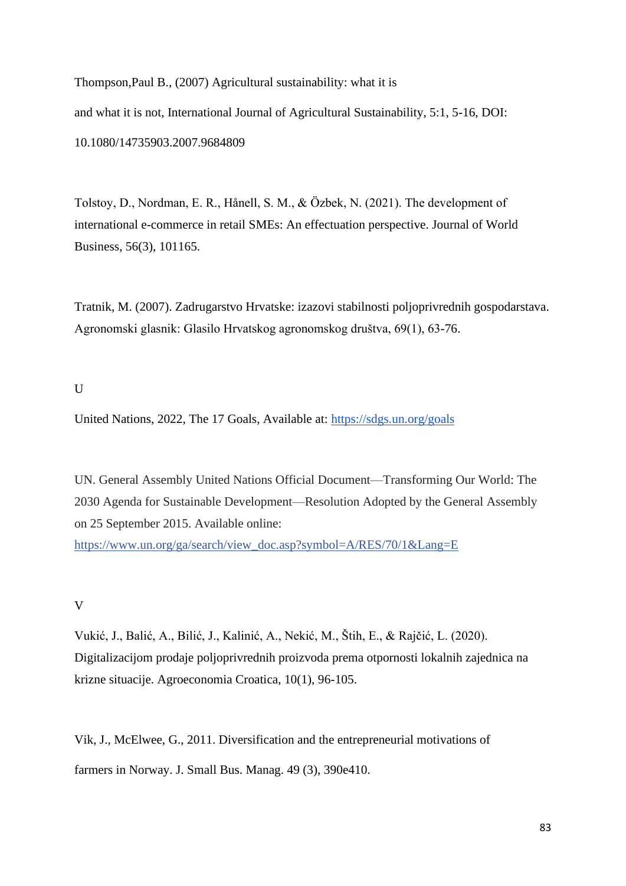Thompson,Paul B., (2007) Agricultural sustainability: what it is and what it is not, International Journal of Agricultural Sustainability, 5:1, 5-16, DOI: 10.1080/14735903.2007.9684809

Tolstoy, D., Nordman, E. R., Hånell, S. M., & Özbek, N. (2021). The development of international e-commerce in retail SMEs: An effectuation perspective. Journal of World Business, 56(3), 101165.

Tratnik, M. (2007). Zadrugarstvo Hrvatske: izazovi stabilnosti poljoprivrednih gospodarstava. Agronomski glasnik: Glasilo Hrvatskog agronomskog društva, 69(1), 63-76.

U

United Nations, 2022, The 17 Goals, Available at: https://sdgs.un.org/goals

UN. General Assembly United Nations Official Document—Transforming Our World: The 2030 Agenda for Sustainable Development—Resolution Adopted by the General Assembly on 25 September 2015. Available online: https://www.un.org/ga/search/view_doc.asp?symbol=A/RES/70/1&Lang=E

V

Vukić, J., Balić, A., Bilić, J., Kalinić, A., Nekić, M., Štih, E., & Rajčić, L. (2020). Digitalizacijom prodaje poljoprivrednih proizvoda prema otpornosti lokalnih zajednica na krizne situacije. Agroeconomia Croatica, 10(1), 96-105.

Vik, J., McElwee, G., 2011. Diversification and the entrepreneurial motivations of farmers in Norway. J. Small Bus. Manag. 49 (3), 390e410.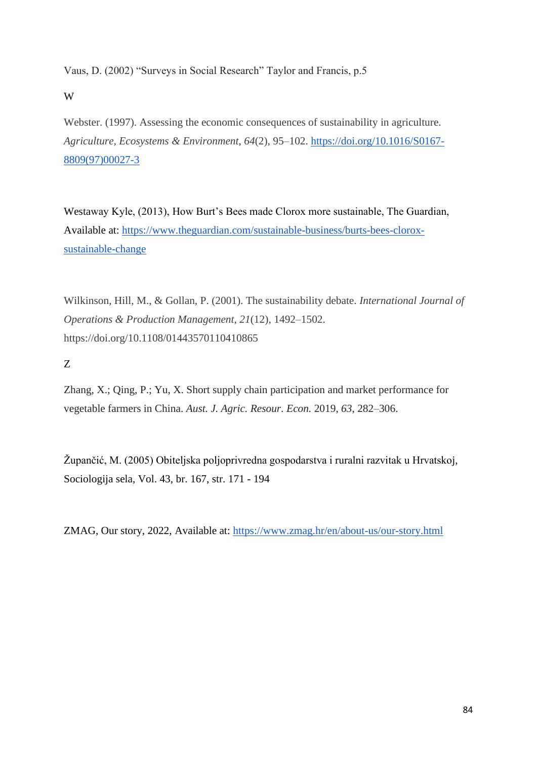Vaus, D. (2002) “Surveys in Social Research” Taylor and Francis, p.5

W

Webster. (1997). Assessing the economic consequences of sustainability in agriculture. *Agriculture, Ecosystems & Environment*, *64*(2), 95–102. https://doi.org/10.1016/S0167-8809(97)00027-3

Westaway Kyle, (2013), How Burt’s Bees made Clorox more sustainable, The Guardian, Available at: https://www.theguardian.com/sustainable-business/burts-bees-clorox-sustainable-change

Wilkinson, Hill, M., & Gollan, P. (2001). The sustainability debate. *International Journal of Operations & Production Management*, *21*(12), 1492–1502. https://doi.org/10.1108/01443570110410865

Z

Zhang, X.; Qing, P.; Yu, X. Short supply chain participation and market performance for vegetable farmers in China. *Aust. J. Agric. Resour. Econ.* 2019, *63*, 282–306.

Župančić, M. (2005) Obiteljska poljoprivredna gospodarstva i ruralni razvitak u Hrvatskoj, Sociologija sela, Vol. 43, br. 167, str. 171 - 194

ZMAG, Our story, 2022, Available at: https://www.zmag.hr/en/about-us/our-story.html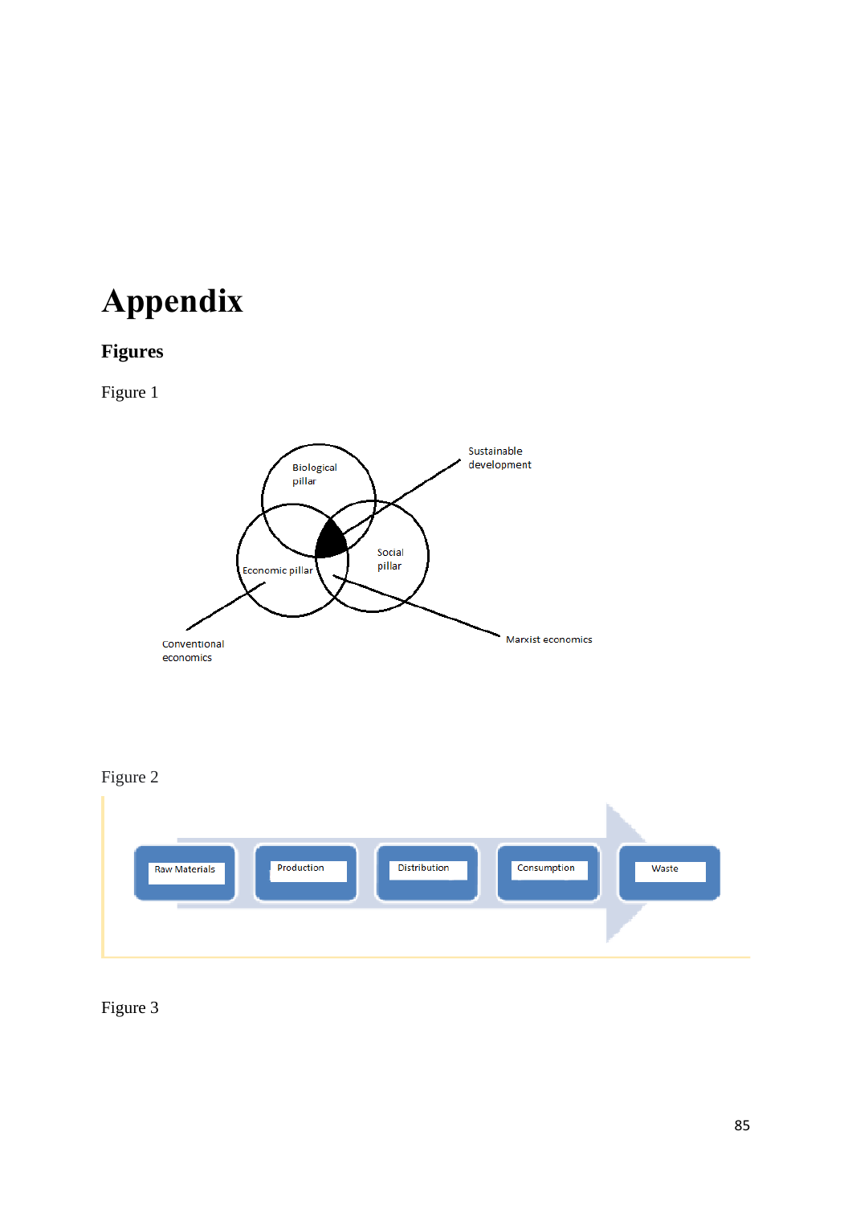# Appendix

## Figures

Figure 1

Biological pillar

Sustainable development

Social pillar

Economic pillar

Conventional economics

Marxist economics

Figure 2

Raw Materials → Production → Distribution → Consumption → Waste

Figure 3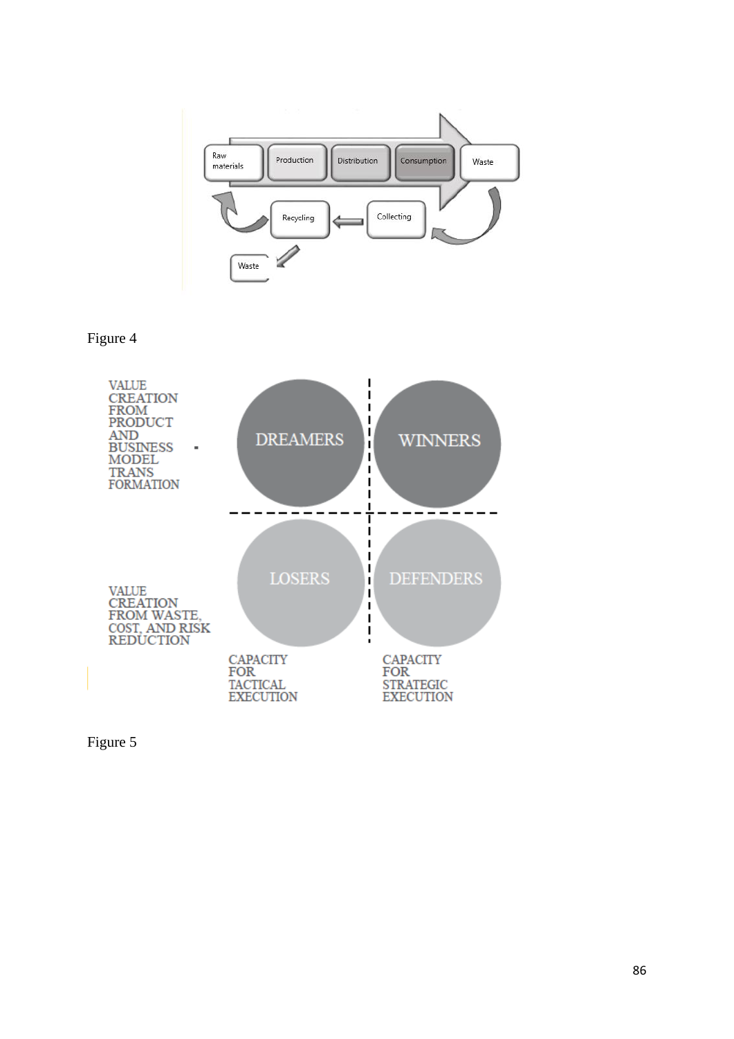Raw materials → Production → Distribution → Consumption → Waste

Collecting → Recycling → Raw materials

Recycling → Waste

Figure 4

| | CAPACITY FOR TACTICAL EXECUTION | CAPACITY FOR STRATEGIC EXECUTION |
| --- | --- | --- |
| VALUE CREATION FROM PRODUCT AND BUSINESS MODEL TRANS FORMATION | DREAMERS | WINNERS |
| VALUE CREATION FROM WASTE, COST, AND RISK REDUCTION | LOSERS | DEFENDERS |

Figure 5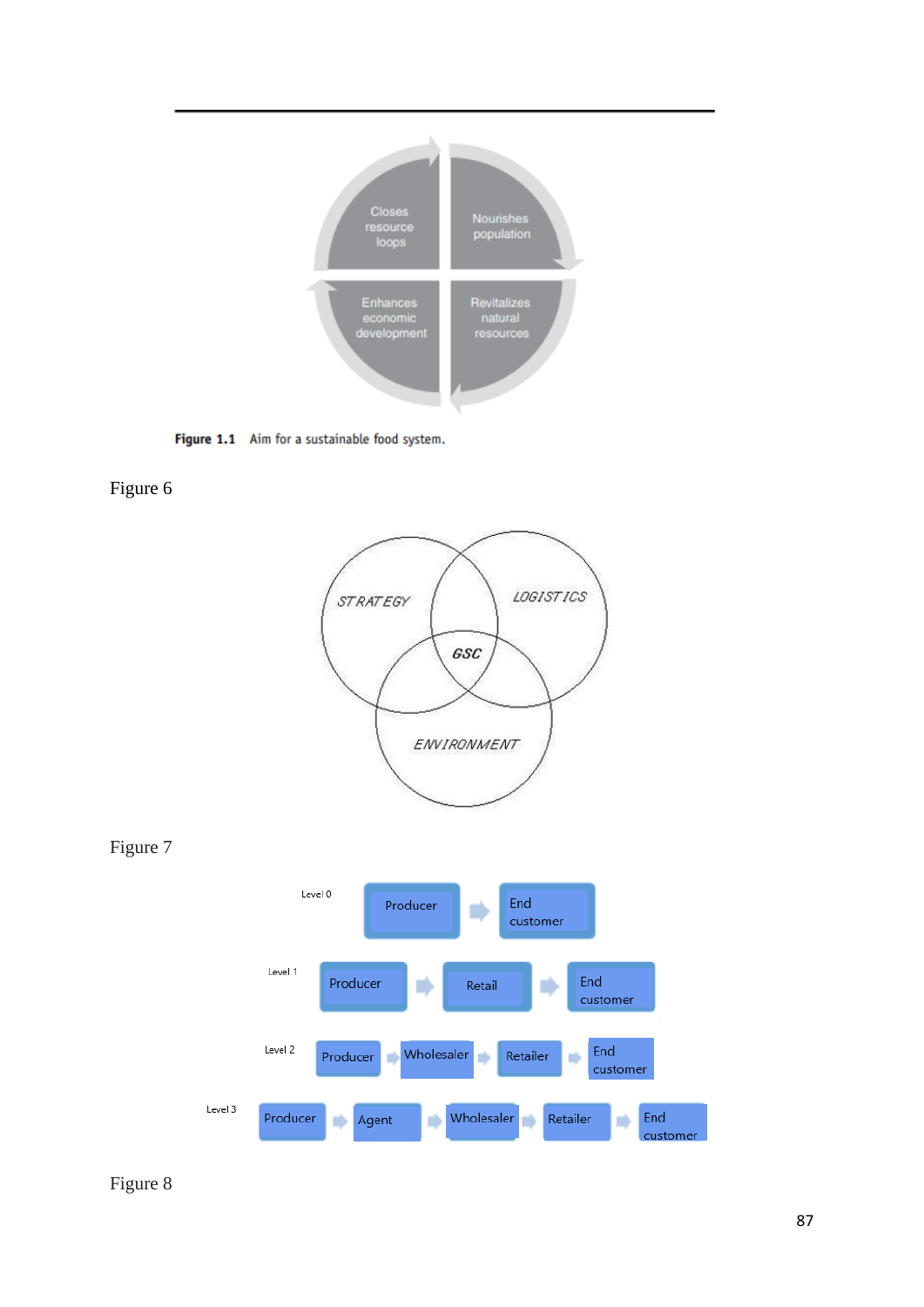Closes resource loops

Nourishes population

Enhances economic development

Revitalizes natural resources

**Figure 1.1** Aim for a sustainable food system.

Figure 6

STRATEGY

LOGISTICS

GSC

ENVIRONMENT

Figure 7

Level 0: Producer → End customer

Level 1: Producer → Retail → End customer

Level 2: Producer → Wholesaler → Retailer → End customer

Level 3: Producer → Agent → Wholesaler → Retailer → End customer

Figure 8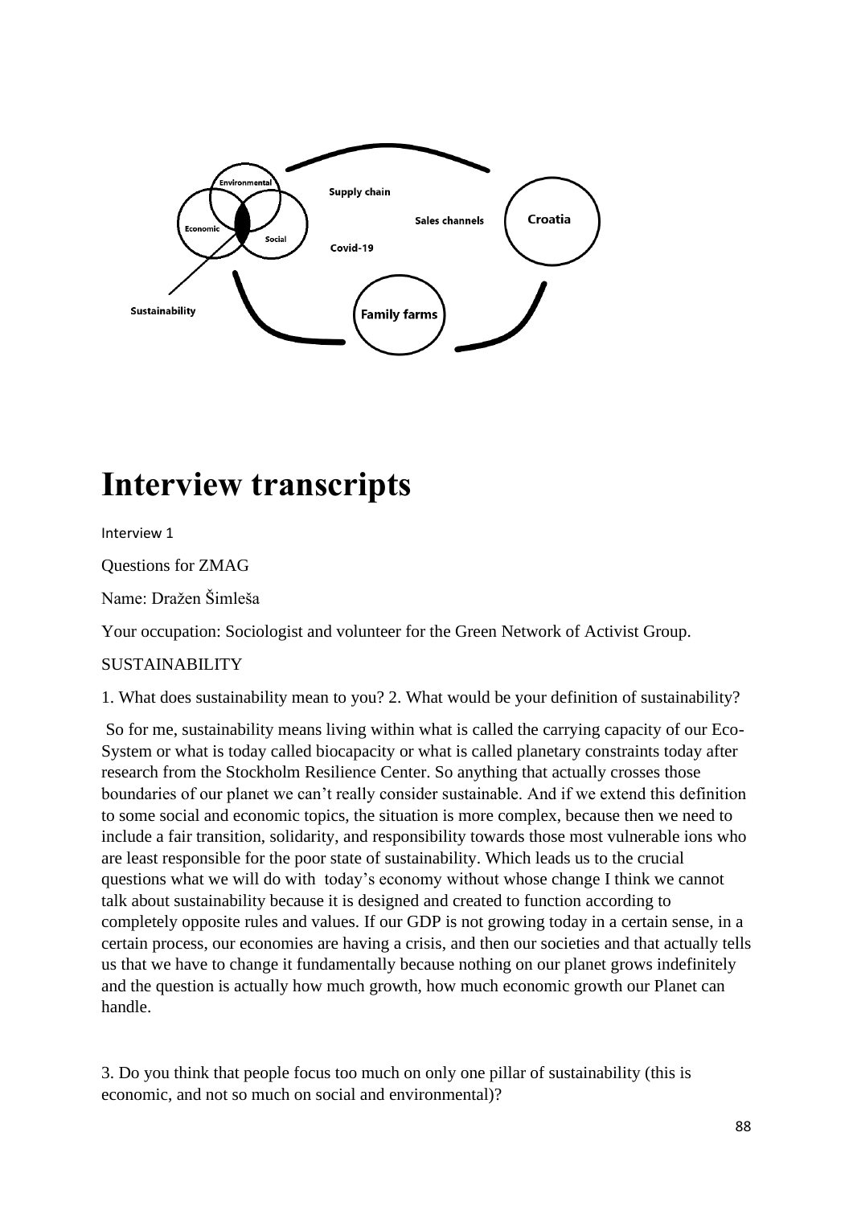# Interview transcripts

Interview 1

Questions for ZMAG

Name: Dražen Šimleša

Your occupation: Sociologist and volunteer for the Green Network of Activist Group.

SUSTAINABILITY

1. What does sustainability mean to you? 2. What would be your definition of sustainability?

So for me, sustainability means living within what is called the carrying capacity of our Eco-System or what is today called biocapacity or what is called planetary constraints today after research from the Stockholm Resilience Center. So anything that actually crosses those boundaries of our planet we can't really consider sustainable. And if we extend this definition to some social and economic topics, the situation is more complex, because then we need to include a fair transition, solidarity, and responsibility towards those most vulnerable ions who are least responsible for the poor state of sustainability. Which leads us to the crucial questions what we will do with today's economy without whose change I think we cannot talk about sustainability because it is designed and created to function according to completely opposite rules and values. If our GDP is not growing today in a certain sense, in a certain process, our economies are having a crisis, and then our societies and that actually tells us that we have to change it fundamentally because nothing on our planet grows indefinitely and the question is actually how much growth, how much economic growth our Planet can handle.

3. Do you think that people focus too much on only one pillar of sustainability (this is economic, and not so much on social and environmental)?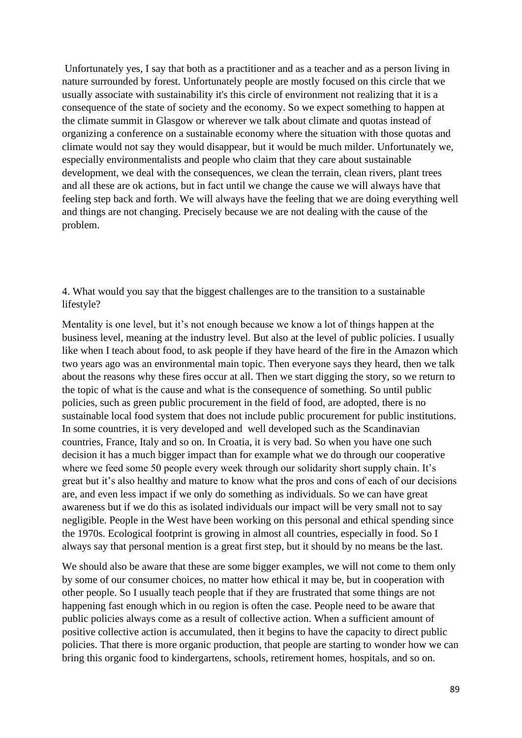Unfortunately yes, I say that both as a practitioner and as a teacher and as a person living in nature surrounded by forest. Unfortunately people are mostly focused on this circle that we usually associate with sustainability it's this circle of environment not realizing that it is a consequence of the state of society and the economy. So we expect something to happen at the climate summit in Glasgow or wherever we talk about climate and quotas instead of organizing a conference on a sustainable economy where the situation with those quotas and climate would not say they would disappear, but it would be much milder. Unfortunately we, especially environmentalists and people who claim that they care about sustainable development, we deal with the consequences, we clean the terrain, clean rivers, plant trees and all these are ok actions, but in fact until we change the cause we will always have that feeling step back and forth. We will always have the feeling that we are doing everything well and things are not changing. Precisely because we are not dealing with the cause of the problem.

4. What would you say that the biggest challenges are to the transition to a sustainable lifestyle?

Mentality is one level, but it's not enough because we know a lot of things happen at the business level, meaning at the industry level. But also at the level of public policies. I usually like when I teach about food, to ask people if they have heard of the fire in the Amazon which two years ago was an environmental main topic. Then everyone says they heard, then we talk about the reasons why these fires occur at all. Then we start digging the story, so we return to the topic of what is the cause and what is the consequence of something. So until public policies, such as green public procurement in the field of food, are adopted, there is no sustainable local food system that does not include public procurement for public institutions. In some countries, it is very developed and well developed such as the Scandinavian countries, France, Italy and so on. In Croatia, it is very bad. So when you have one such decision it has a much bigger impact than for example what we do through our cooperative where we feed some 50 people every week through our solidarity short supply chain. It's great but it's also healthy and mature to know what the pros and cons of each of our decisions are, and even less impact if we only do something as individuals. So we can have great awareness but if we do this as isolated individuals our impact will be very small not to say negligible. People in the West have been working on this personal and ethical spending since the 1970s. Ecological footprint is growing in almost all countries, especially in food. So I always say that personal mention is a great first step, but it should by no means be the last.

We should also be aware that these are some bigger examples, we will not come to them only by some of our consumer choices, no matter how ethical it may be, but in cooperation with other people. So I usually teach people that if they are frustrated that some things are not happening fast enough which in ou region is often the case. People need to be aware that public policies always come as a result of collective action. When a sufficient amount of positive collective action is accumulated, then it begins to have the capacity to direct public policies. That there is more organic production, that people are starting to wonder how we can bring this organic food to kindergartens, schools, retirement homes, hospitals, and so on.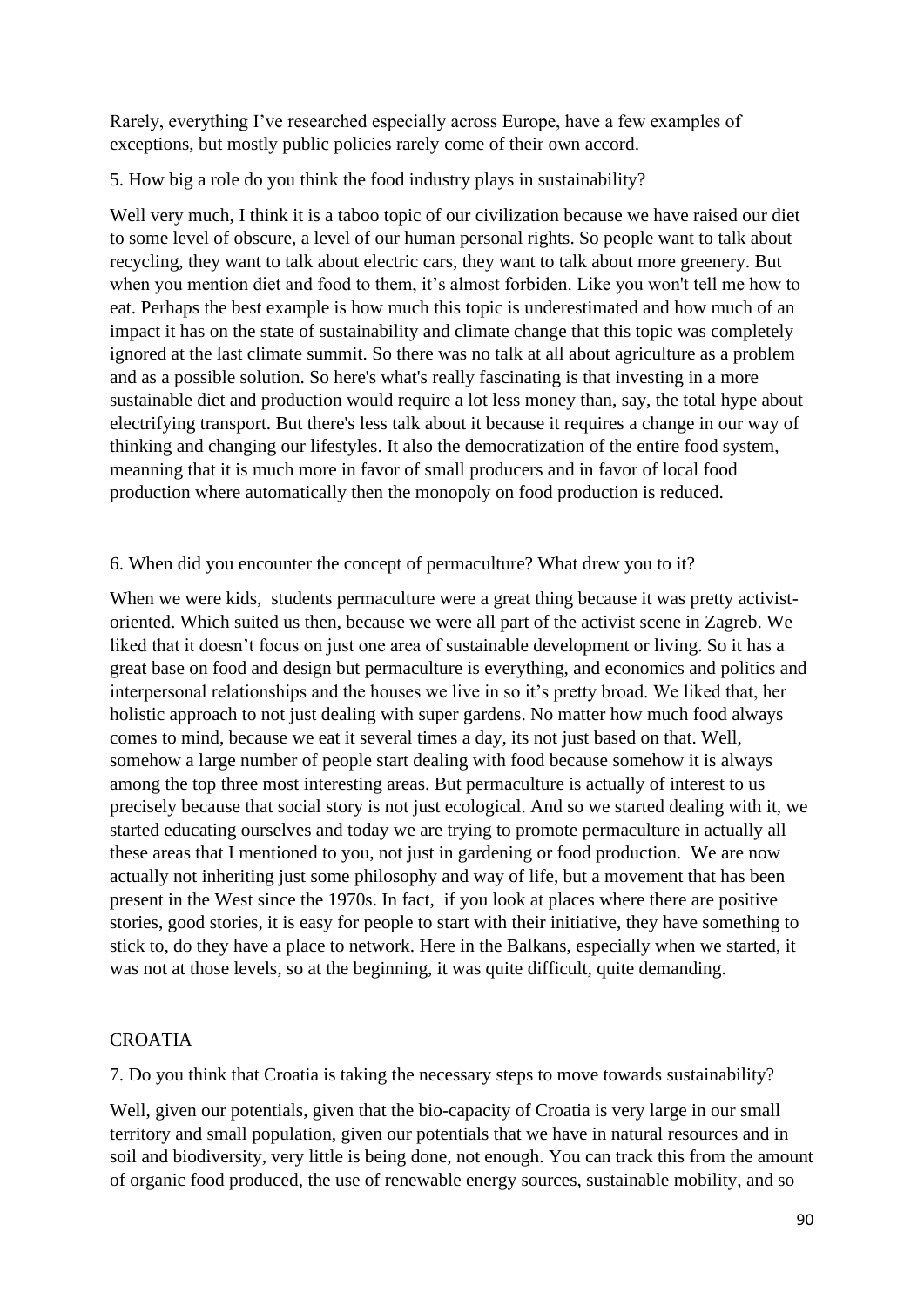Rarely, everything I've researched especially across Europe, have a few examples of exceptions, but mostly public policies rarely come of their own accord.

5. How big a role do you think the food industry plays in sustainability?

Well very much, I think it is a taboo topic of our civilization because we have raised our diet to some level of obscure, a level of our human personal rights. So people want to talk about recycling, they want to talk about electric cars, they want to talk about more greenery. But when you mention diet and food to them, it's almost forbiden. Like you won't tell me how to eat. Perhaps the best example is how much this topic is underestimated and how much of an impact it has on the state of sustainability and climate change that this topic was completely ignored at the last climate summit. So there was no talk at all about agriculture as a problem and as a possible solution. So here's what's really fascinating is that investing in a more sustainable diet and production would require a lot less money than, say, the total hype about electrifying transport. But there's less talk about it because it requires a change in our way of thinking and changing our lifestyles. It also the democratization of the entire food system, meanning that it is much more in favor of small producers and in favor of local food production where automatically then the monopoly on food production is reduced.

6. When did you encounter the concept of permaculture? What drew you to it?

When we were kids, students permaculture were a great thing because it was pretty activist-oriented. Which suited us then, because we were all part of the activist scene in Zagreb. We liked that it doesn't focus on just one area of sustainable development or living. So it has a great base on food and design but permaculture is everything, and economics and politics and interpersonal relationships and the houses we live in so it's pretty broad. We liked that, her holistic approach to not just dealing with super gardens. No matter how much food always comes to mind, because we eat it several times a day, its not just based on that. Well, somehow a large number of people start dealing with food because somehow it is always among the top three most interesting areas. But permaculture is actually of interest to us precisely because that social story is not just ecological. And so we started dealing with it, we started educating ourselves and today we are trying to promote permaculture in actually all these areas that I mentioned to you, not just in gardening or food production. We are now actually not inheriting just some philosophy and way of life, but a movement that has been present in the West since the 1970s. In fact, if you look at places where there are positive stories, good stories, it is easy for people to start with their initiative, they have something to stick to, do they have a place to network. Here in the Balkans, especially when we started, it was not at those levels, so at the beginning, it was quite difficult, quite demanding.

CROATIA

7. Do you think that Croatia is taking the necessary steps to move towards sustainability?

Well, given our potentials, given that the bio-capacity of Croatia is very large in our small territory and small population, given our potentials that we have in natural resources and in soil and biodiversity, very little is being done, not enough. You can track this from the amount of organic food produced, the use of renewable energy sources, sustainable mobility, and so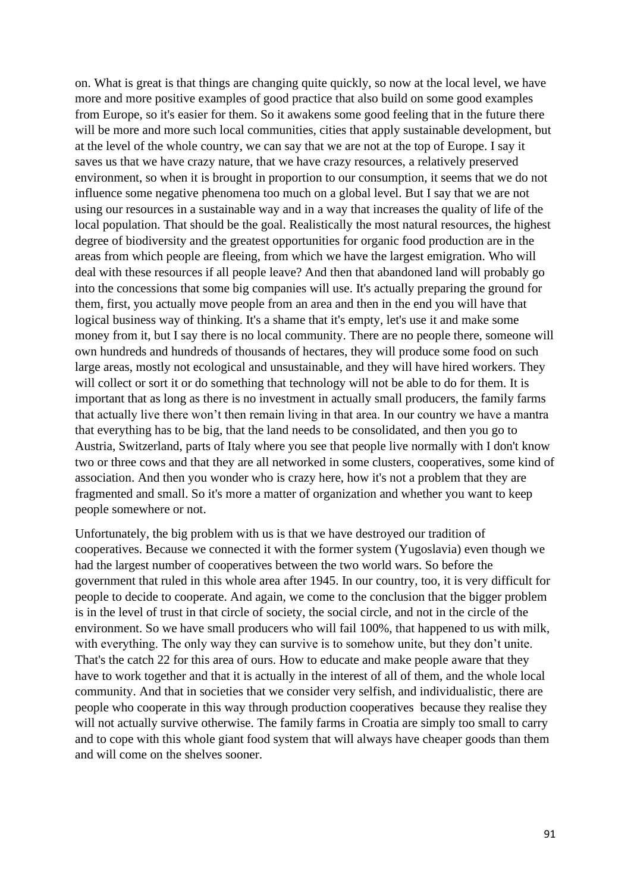on. What is great is that things are changing quite quickly, so now at the local level, we have more and more positive examples of good practice that also build on some good examples from Europe, so it's easier for them. So it awakens some good feeling that in the future there will be more and more such local communities, cities that apply sustainable development, but at the level of the whole country, we can say that we are not at the top of Europe. I say it saves us that we have crazy nature, that we have crazy resources, a relatively preserved environment, so when it is brought in proportion to our consumption, it seems that we do not influence some negative phenomena too much on a global level. But I say that we are not using our resources in a sustainable way and in a way that increases the quality of life of the local population. That should be the goal. Realistically the most natural resources, the highest degree of biodiversity and the greatest opportunities for organic food production are in the areas from which people are fleeing, from which we have the largest emigration. Who will deal with these resources if all people leave? And then that abandoned land will probably go into the concessions that some big companies will use. It's actually preparing the ground for them, first, you actually move people from an area and then in the end you will have that logical business way of thinking. It's a shame that it's empty, let's use it and make some money from it, but I say there is no local community. There are no people there, someone will own hundreds and hundreds of thousands of hectares, they will produce some food on such large areas, mostly not ecological and unsustainable, and they will have hired workers. They will collect or sort it or do something that technology will not be able to do for them. It is important that as long as there is no investment in actually small producers, the family farms that actually live there won't then remain living in that area. In our country we have a mantra that everything has to be big, that the land needs to be consolidated, and then you go to Austria, Switzerland, parts of Italy where you see that people live normally with I don't know two or three cows and that they are all networked in some clusters, cooperatives, some kind of association. And then you wonder who is crazy here, how it's not a problem that they are fragmented and small. So it's more a matter of organization and whether you want to keep people somewhere or not.

Unfortunately, the big problem with us is that we have destroyed our tradition of cooperatives. Because we connected it with the former system (Yugoslavia) even though we had the largest number of cooperatives between the two world wars. So before the government that ruled in this whole area after 1945. In our country, too, it is very difficult for people to decide to cooperate. And again, we come to the conclusion that the bigger problem is in the level of trust in that circle of society, the social circle, and not in the circle of the environment. So we have small producers who will fail 100%, that happened to us with milk, with everything. The only way they can survive is to somehow unite, but they don't unite. That's the catch 22 for this area of ours. How to educate and make people aware that they have to work together and that it is actually in the interest of all of them, and the whole local community. And that in societies that we consider very selfish, and individualistic, there are people who cooperate in this way through production cooperatives because they realise they will not actually survive otherwise. The family farms in Croatia are simply too small to carry and to cope with this whole giant food system that will always have cheaper goods than them and will come on the shelves sooner.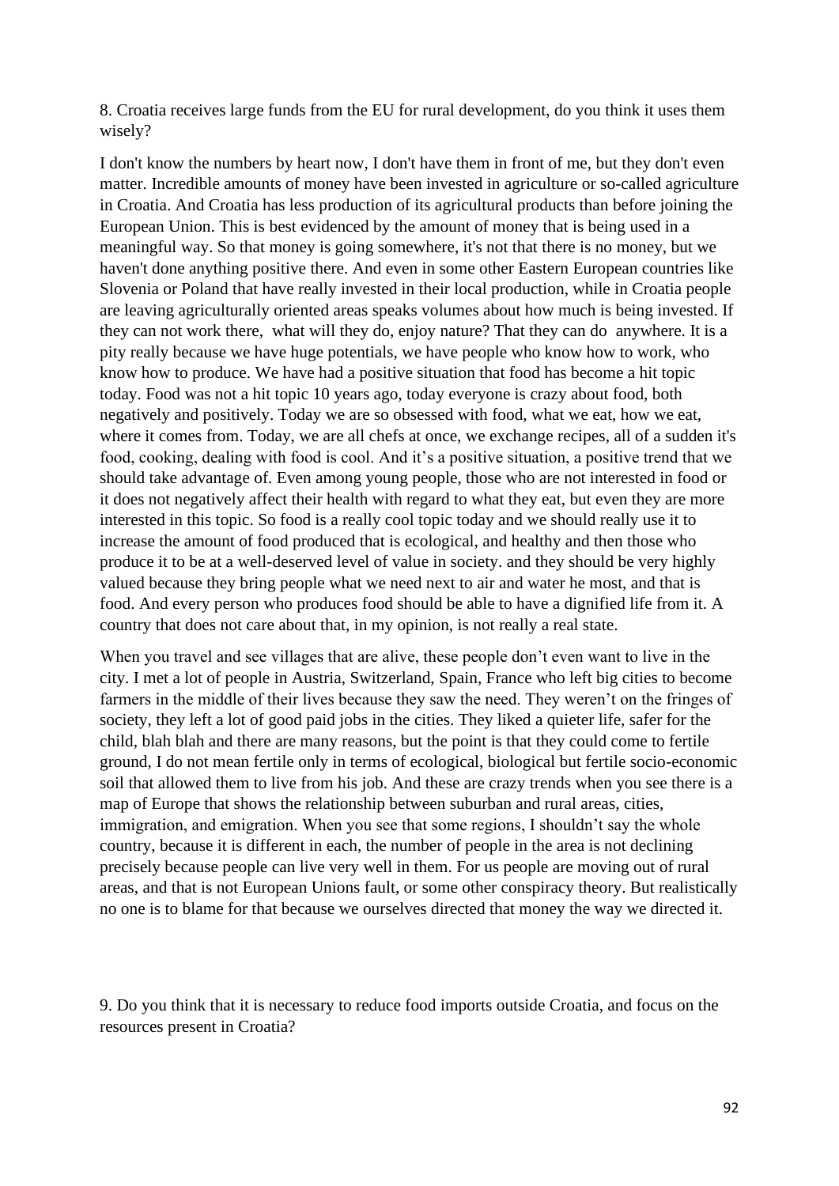8. Croatia receives large funds from the EU for rural development, do you think it uses them wisely?

I don't know the numbers by heart now, I don't have them in front of me, but they don't even matter. Incredible amounts of money have been invested in agriculture or so-called agriculture in Croatia. And Croatia has less production of its agricultural products than before joining the European Union. This is best evidenced by the amount of money that is being used in a meaningful way. So that money is going somewhere, it's not that there is no money, but we haven't done anything positive there. And even in some other Eastern European countries like Slovenia or Poland that have really invested in their local production, while in Croatia people are leaving agriculturally oriented areas speaks volumes about how much is being invested. If they can not work there, what will they do, enjoy nature? That they can do anywhere. It is a pity really because we have huge potentials, we have people who know how to work, who know how to produce. We have had a positive situation that food has become a hit topic today. Food was not a hit topic 10 years ago, today everyone is crazy about food, both negatively and positively. Today we are so obsessed with food, what we eat, how we eat, where it comes from. Today, we are all chefs at once, we exchange recipes, all of a sudden it's food, cooking, dealing with food is cool. And it's a positive situation, a positive trend that we should take advantage of. Even among young people, those who are not interested in food or it does not negatively affect their health with regard to what they eat, but even they are more interested in this topic. So food is a really cool topic today and we should really use it to increase the amount of food produced that is ecological, and healthy and then those who produce it to be at a well-deserved level of value in society. and they should be very highly valued because they bring people what we need next to air and water he most, and that is food. And every person who produces food should be able to have a dignified life from it. A country that does not care about that, in my opinion, is not really a real state.

When you travel and see villages that are alive, these people don't even want to live in the city. I met a lot of people in Austria, Switzerland, Spain, France who left big cities to become farmers in the middle of their lives because they saw the need. They weren't on the fringes of society, they left a lot of good paid jobs in the cities. They liked a quieter life, safer for the child, blah blah and there are many reasons, but the point is that they could come to fertile ground, I do not mean fertile only in terms of ecological, biological but fertile socio-economic soil that allowed them to live from his job. And these are crazy trends when you see there is a map of Europe that shows the relationship between suburban and rural areas, cities, immigration, and emigration. When you see that some regions, I shouldn't say the whole country, because it is different in each, the number of people in the area is not declining precisely because people can live very well in them. For us people are moving out of rural areas, and that is not European Unions fault, or some other conspiracy theory. But realistically no one is to blame for that because we ourselves directed that money the way we directed it.

9. Do you think that it is necessary to reduce food imports outside Croatia, and focus on the resources present in Croatia?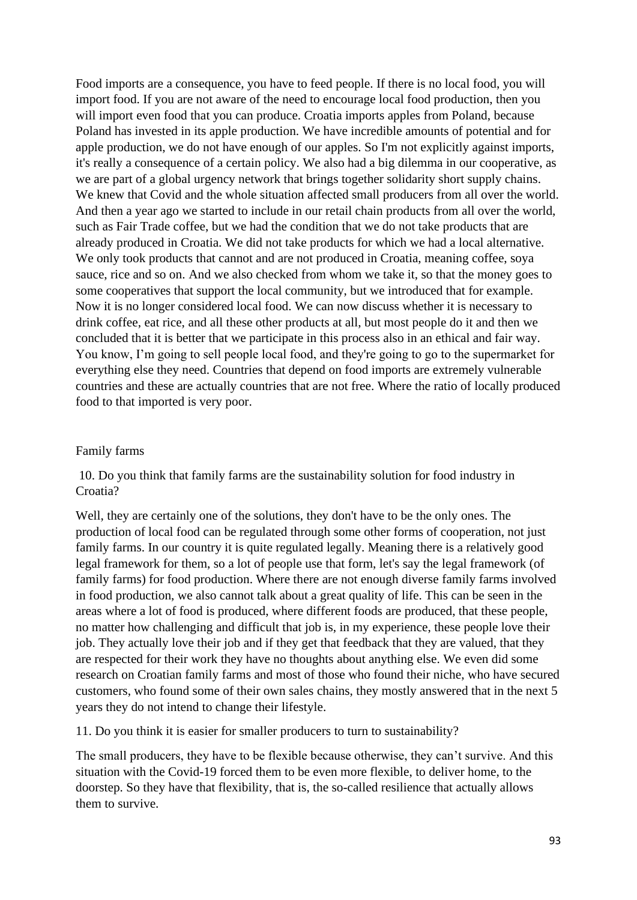Food imports are a consequence, you have to feed people. If there is no local food, you will import food. If you are not aware of the need to encourage local food production, then you will import even food that you can produce. Croatia imports apples from Poland, because Poland has invested in its apple production. We have incredible amounts of potential and for apple production, we do not have enough of our apples. So I'm not explicitly against imports, it's really a consequence of a certain policy. We also had a big dilemma in our cooperative, as we are part of a global urgency network that brings together solidarity short supply chains. We knew that Covid and the whole situation affected small producers from all over the world. And then a year ago we started to include in our retail chain products from all over the world, such as Fair Trade coffee, but we had the condition that we do not take products that are already produced in Croatia. We did not take products for which we had a local alternative. We only took products that cannot and are not produced in Croatia, meaning coffee, soya sauce, rice and so on. And we also checked from whom we take it, so that the money goes to some cooperatives that support the local community, but we introduced that for example. Now it is no longer considered local food. We can now discuss whether it is necessary to drink coffee, eat rice, and all these other products at all, but most people do it and then we concluded that it is better that we participate in this process also in an ethical and fair way. You know, I'm going to sell people local food, and they're going to go to the supermarket for everything else they need. Countries that depend on food imports are extremely vulnerable countries and these are actually countries that are not free. Where the ratio of locally produced food to that imported is very poor.

Family farms

10. Do you think that family farms are the sustainability solution for food industry in Croatia?

Well, they are certainly one of the solutions, they don't have to be the only ones. The production of local food can be regulated through some other forms of cooperation, not just family farms. In our country it is quite regulated legally. Meaning there is a relatively good legal framework for them, so a lot of people use that form, let's say the legal framework (of family farms) for food production. Where there are not enough diverse family farms involved in food production, we also cannot talk about a great quality of life. This can be seen in the areas where a lot of food is produced, where different foods are produced, that these people, no matter how challenging and difficult that job is, in my experience, these people love their job. They actually love their job and if they get that feedback that they are valued, that they are respected for their work they have no thoughts about anything else. We even did some research on Croatian family farms and most of those who found their niche, who have secured customers, who found some of their own sales chains, they mostly answered that in the next 5 years they do not intend to change their lifestyle.

11. Do you think it is easier for smaller producers to turn to sustainability?

The small producers, they have to be flexible because otherwise, they can't survive. And this situation with the Covid-19 forced them to be even more flexible, to deliver home, to the doorstep. So they have that flexibility, that is, the so-called resilience that actually allows them to survive.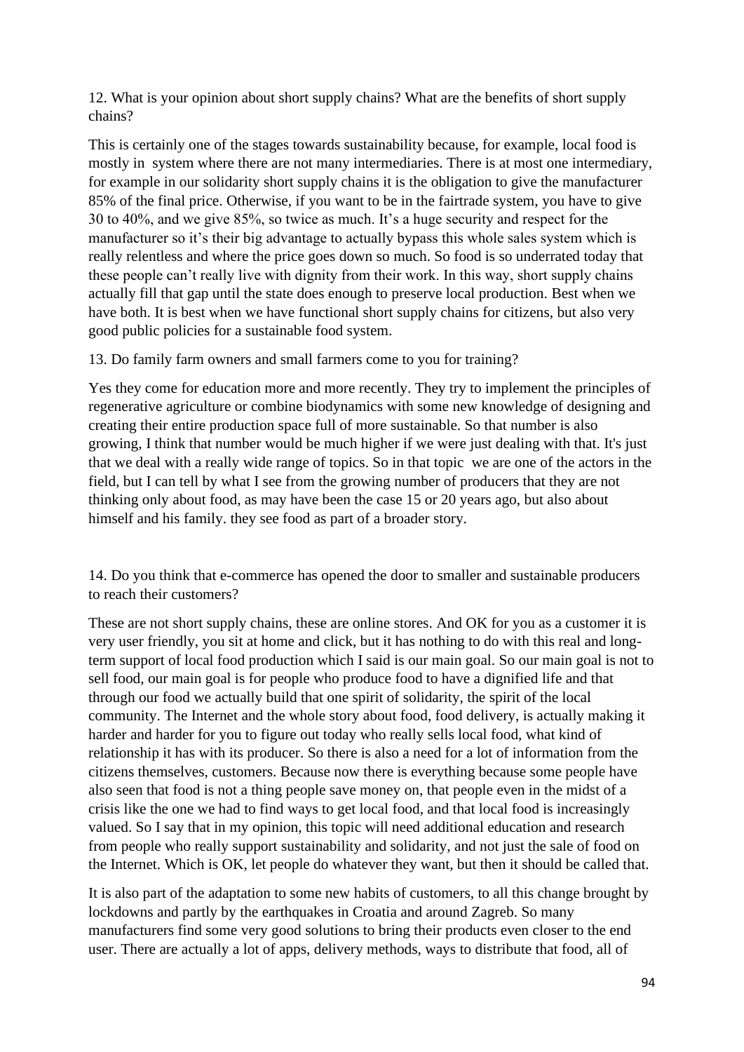12. What is your opinion about short supply chains? What are the benefits of short supply chains?

This is certainly one of the stages towards sustainability because, for example, local food is mostly in system where there are not many intermediaries. There is at most one intermediary, for example in our solidarity short supply chains it is the obligation to give the manufacturer 85% of the final price. Otherwise, if you want to be in the fairtrade system, you have to give 30 to 40%, and we give 85%, so twice as much. It's a huge security and respect for the manufacturer so it's their big advantage to actually bypass this whole sales system which is really relentless and where the price goes down so much. So food is so underrated today that these people can't really live with dignity from their work. In this way, short supply chains actually fill that gap until the state does enough to preserve local production. Best when we have both. It is best when we have functional short supply chains for citizens, but also very good public policies for a sustainable food system.

13. Do family farm owners and small farmers come to you for training?

Yes they come for education more and more recently. They try to implement the principles of regenerative agriculture or combine biodynamics with some new knowledge of designing and creating their entire production space full of more sustainable. So that number is also growing, I think that number would be much higher if we were just dealing with that. It's just that we deal with a really wide range of topics. So in that topic we are one of the actors in the field, but I can tell by what I see from the growing number of producers that they are not thinking only about food, as may have been the case 15 or 20 years ago, but also about himself and his family. they see food as part of a broader story.

14. Do you think that e-commerce has opened the door to smaller and sustainable producers to reach their customers?

These are not short supply chains, these are online stores. And OK for you as a customer it is very user friendly, you sit at home and click, but it has nothing to do with this real and long-term support of local food production which I said is our main goal. So our main goal is not to sell food, our main goal is for people who produce food to have a dignified life and that through our food we actually build that one spirit of solidarity, the spirit of the local community. The Internet and the whole story about food, food delivery, is actually making it harder and harder for you to figure out today who really sells local food, what kind of relationship it has with its producer. So there is also a need for a lot of information from the citizens themselves, customers. Because now there is everything because some people have also seen that food is not a thing people save money on, that people even in the midst of a crisis like the one we had to find ways to get local food, and that local food is increasingly valued. So I say that in my opinion, this topic will need additional education and research from people who really support sustainability and solidarity, and not just the sale of food on the Internet. Which is OK, let people do whatever they want, but then it should be called that.

It is also part of the adaptation to some new habits of customers, to all this change brought by lockdowns and partly by the earthquakes in Croatia and around Zagreb. So many manufacturers find some very good solutions to bring their products even closer to the end user. There are actually a lot of apps, delivery methods, ways to distribute that food, all of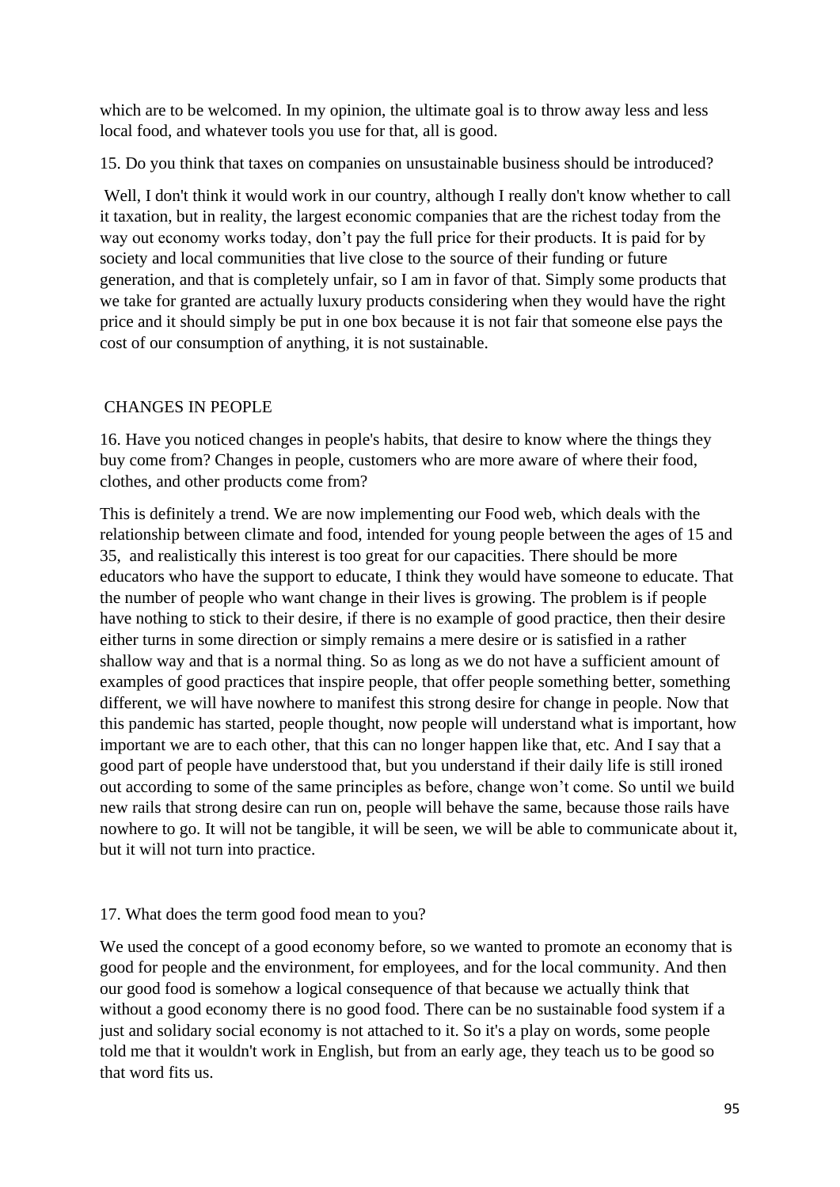which are to be welcomed. In my opinion, the ultimate goal is to throw away less and less local food, and whatever tools you use for that, all is good.

15. Do you think that taxes on companies on unsustainable business should be introduced?

Well, I don't think it would work in our country, although I really don't know whether to call it taxation, but in reality, the largest economic companies that are the richest today from the way out economy works today, don’t pay the full price for their products. It is paid for by society and local communities that live close to the source of their funding or future generation, and that is completely unfair, so I am in favor of that. Simply some products that we take for granted are actually luxury products considering when they would have the right price and it should simply be put in one box because it is not fair that someone else pays the cost of our consumption of anything, it is not sustainable.

## CHANGES IN PEOPLE

16. Have you noticed changes in people's habits, that desire to know where the things they buy come from? Changes in people, customers who are more aware of where their food, clothes, and other products come from?

This is definitely a trend. We are now implementing our Food web, which deals with the relationship between climate and food, intended for young people between the ages of 15 and 35, and realistically this interest is too great for our capacities. There should be more educators who have the support to educate, I think they would have someone to educate. That the number of people who want change in their lives is growing. The problem is if people have nothing to stick to their desire, if there is no example of good practice, then their desire either turns in some direction or simply remains a mere desire or is satisfied in a rather shallow way and that is a normal thing. So as long as we do not have a sufficient amount of examples of good practices that inspire people, that offer people something better, something different, we will have nowhere to manifest this strong desire for change in people. Now that this pandemic has started, people thought, now people will understand what is important, how important we are to each other, that this can no longer happen like that, etc. And I say that a good part of people have understood that, but you understand if their daily life is still ironed out according to some of the same principles as before, change won’t come. So until we build new rails that strong desire can run on, people will behave the same, because those rails have nowhere to go. It will not be tangible, it will be seen, we will be able to communicate about it, but it will not turn into practice.

17. What does the term good food mean to you?

We used the concept of a good economy before, so we wanted to promote an economy that is good for people and the environment, for employees, and for the local community. And then our good food is somehow a logical consequence of that because we actually think that without a good economy there is no good food. There can be no sustainable food system if a just and solidary social economy is not attached to it. So it's a play on words, some people told me that it wouldn't work in English, but from an early age, they teach us to be good so that word fits us.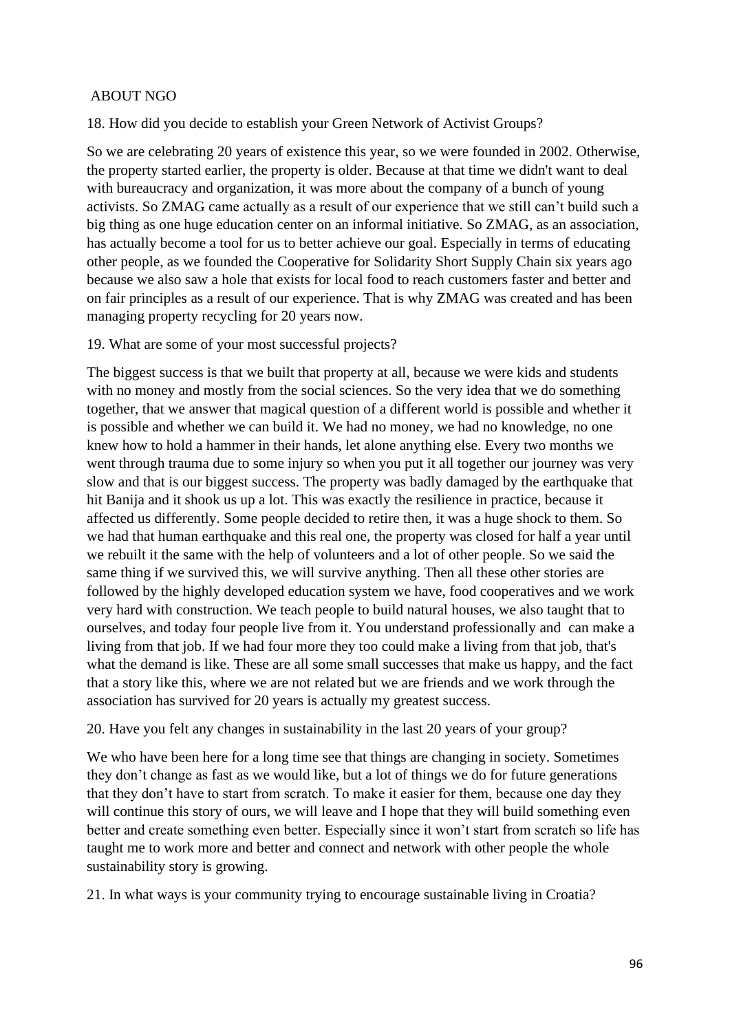ABOUT NGO

18. How did you decide to establish your Green Network of Activist Groups?

So we are celebrating 20 years of existence this year, so we were founded in 2002. Otherwise, the property started earlier, the property is older. Because at that time we didn't want to deal with bureaucracy and organization, it was more about the company of a bunch of young activists. So ZMAG came actually as a result of our experience that we still can't build such a big thing as one huge education center on an informal initiative. So ZMAG, as an association, has actually become a tool for us to better achieve our goal. Especially in terms of educating other people, as we founded the Cooperative for Solidarity Short Supply Chain six years ago because we also saw a hole that exists for local food to reach customers faster and better and on fair principles as a result of our experience. That is why ZMAG was created and has been managing property recycling for 20 years now.

19. What are some of your most successful projects?

The biggest success is that we built that property at all, because we were kids and students with no money and mostly from the social sciences. So the very idea that we do something together, that we answer that magical question of a different world is possible and whether it is possible and whether we can build it. We had no money, we had no knowledge, no one knew how to hold a hammer in their hands, let alone anything else. Every two months we went through trauma due to some injury so when you put it all together our journey was very slow and that is our biggest success. The property was badly damaged by the earthquake that hit Banija and it shook us up a lot. This was exactly the resilience in practice, because it affected us differently. Some people decided to retire then, it was a huge shock to them. So we had that human earthquake and this real one, the property was closed for half a year until we rebuilt it the same with the help of volunteers and a lot of other people. So we said the same thing if we survived this, we will survive anything. Then all these other stories are followed by the highly developed education system we have, food cooperatives and we work very hard with construction. We teach people to build natural houses, we also taught that to ourselves, and today four people live from it. You understand professionally and can make a living from that job. If we had four more they too could make a living from that job, that's what the demand is like. These are all some small successes that make us happy, and the fact that a story like this, where we are not related but we are friends and we work through the association has survived for 20 years is actually my greatest success.

20. Have you felt any changes in sustainability in the last 20 years of your group?

We who have been here for a long time see that things are changing in society. Sometimes they don't change as fast as we would like, but a lot of things we do for future generations that they don't have to start from scratch. To make it easier for them, because one day they will continue this story of ours, we will leave and I hope that they will build something even better and create something even better. Especially since it won't start from scratch so life has taught me to work more and better and connect and network with other people the whole sustainability story is growing.

21. In what ways is your community trying to encourage sustainable living in Croatia?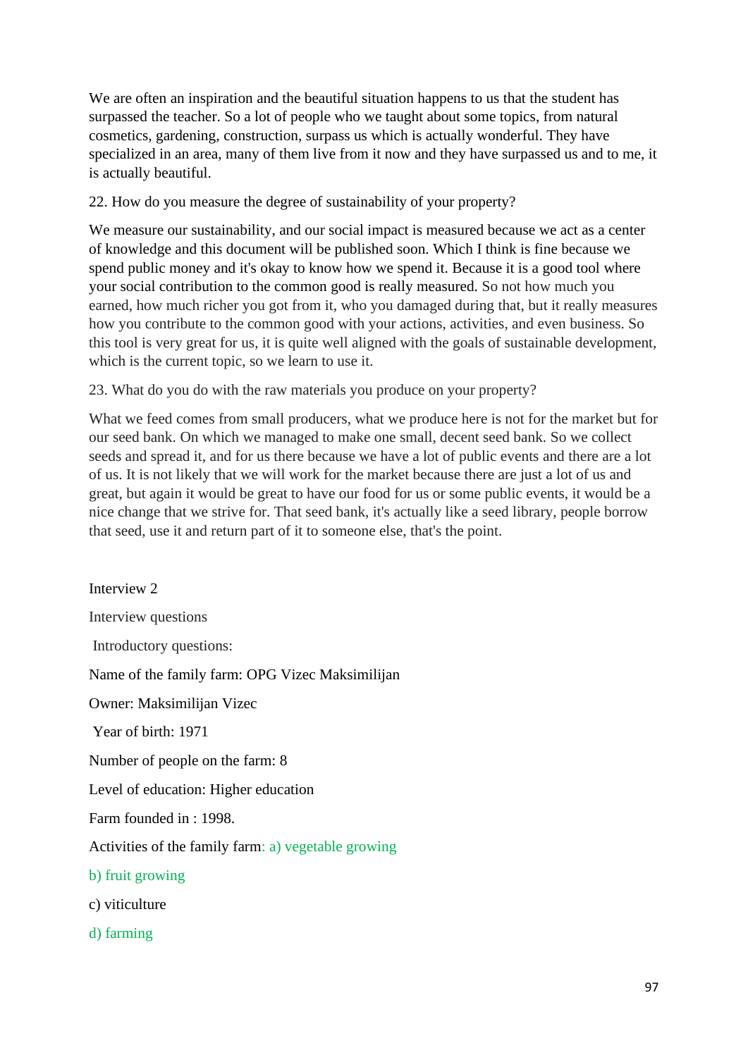We are often an inspiration and the beautiful situation happens to us that the student has surpassed the teacher. So a lot of people who we taught about some topics, from natural cosmetics, gardening, construction, surpass us which is actually wonderful. They have specialized in an area, many of them live from it now and they have surpassed us and to me, it is actually beautiful.

22. How do you measure the degree of sustainability of your property?

We measure our sustainability, and our social impact is measured because we act as a center of knowledge and this document will be published soon. Which I think is fine because we spend public money and it's okay to know how we spend it. Because it is a good tool where your social contribution to the common good is really measured. So not how much you earned, how much richer you got from it, who you damaged during that, but it really measures how you contribute to the common good with your actions, activities, and even business. So this tool is very great for us, it is quite well aligned with the goals of sustainable development, which is the current topic, so we learn to use it.

23. What do you do with the raw materials you produce on your property?

What we feed comes from small producers, what we produce here is not for the market but for our seed bank. On which we managed to make one small, decent seed bank. So we collect seeds and spread it, and for us there because we have a lot of public events and there are a lot of us. It is not likely that we will work for the market because there are just a lot of us and great, but again it would be great to have our food for us or some public events, it would be a nice change that we strive for. That seed bank, it's actually like a seed library, people borrow that seed, use it and return part of it to someone else, that's the point.

Interview 2

Interview questions

Introductory questions:

Name of the family farm: OPG Vizec Maksimilijan

Owner: Maksimilijan Vizec

Year of birth: 1971

Number of people on the farm: 8

Level of education: Higher education

Farm founded in : 1998.

Activities of the family farm: a) vegetable growing

b) fruit growing

c) viticulture

d) farming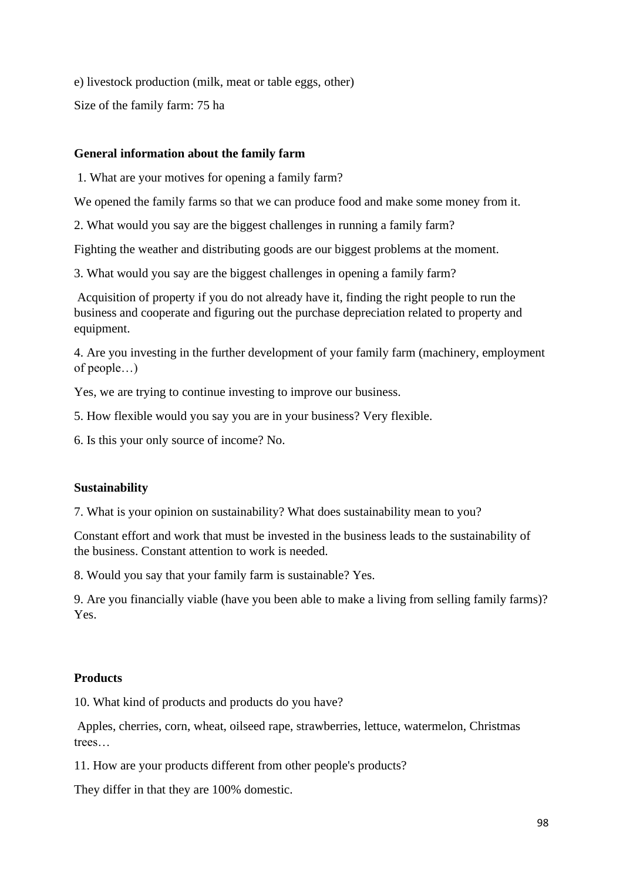e) livestock production (milk, meat or table eggs, other)

Size of the family farm: 75 ha

**General information about the family farm**

1. What are your motives for opening a family farm?

We opened the family farms so that we can produce food and make some money from it.

2. What would you say are the biggest challenges in running a family farm?

Fighting the weather and distributing goods are our biggest problems at the moment.

3. What would you say are the biggest challenges in opening a family farm?

Acquisition of property if you do not already have it, finding the right people to run the business and cooperate and figuring out the purchase depreciation related to property and equipment.

4. Are you investing in the further development of your family farm (machinery, employment of people…)

Yes, we are trying to continue investing to improve our business.

5. How flexible would you say you are in your business? Very flexible.

6. Is this your only source of income? No.

**Sustainability**

7. What is your opinion on sustainability? What does sustainability mean to you?

Constant effort and work that must be invested in the business leads to the sustainability of the business. Constant attention to work is needed.

8. Would you say that your family farm is sustainable? Yes.

9. Are you financially viable (have you been able to make a living from selling family farms)? Yes.

**Products**

10. What kind of products and products do you have?

Apples, cherries, corn, wheat, oilseed rape, strawberries, lettuce, watermelon, Christmas trees…

11. How are your products different from other people's products?

They differ in that they are 100% domestic.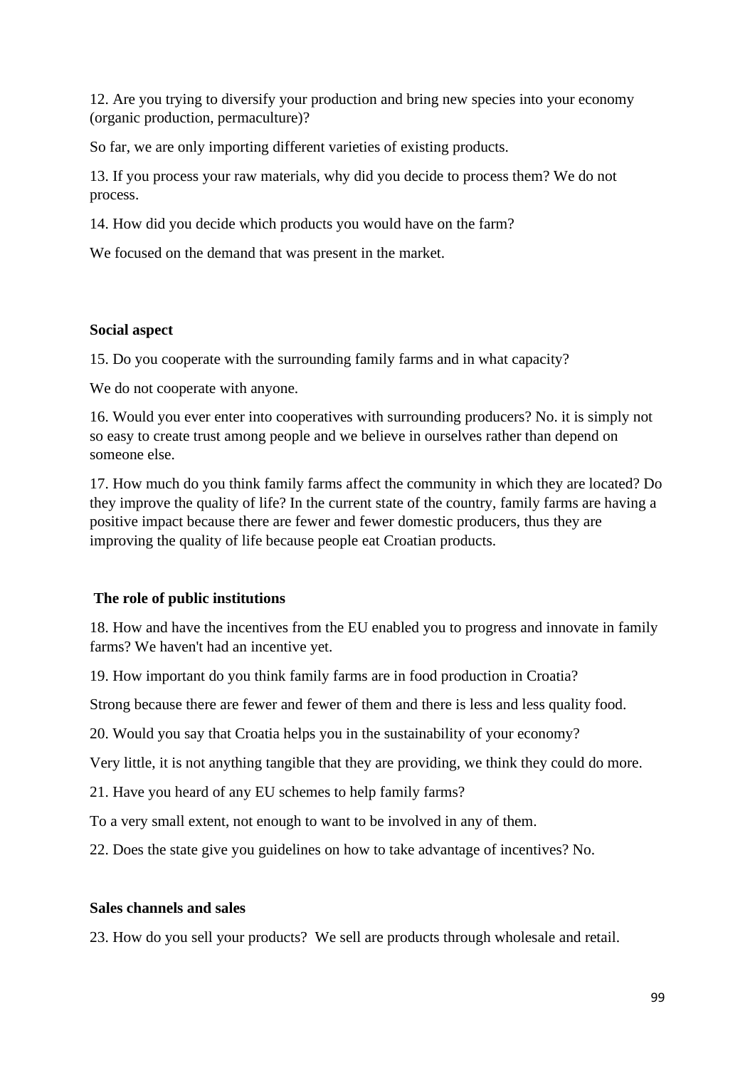12. Are you trying to diversify your production and bring new species into your economy (organic production, permaculture)?

So far, we are only importing different varieties of existing products.

13. If you process your raw materials, why did you decide to process them? We do not process.

14. How did you decide which products you would have on the farm?

We focused on the demand that was present in the market.

**Social aspect**

15. Do you cooperate with the surrounding family farms and in what capacity?

We do not cooperate with anyone.

16. Would you ever enter into cooperatives with surrounding producers? No. it is simply not so easy to create trust among people and we believe in ourselves rather than depend on someone else.

17. How much do you think family farms affect the community in which they are located? Do they improve the quality of life? In the current state of the country, family farms are having a positive impact because there are fewer and fewer domestic producers, thus they are improving the quality of life because people eat Croatian products.

**The role of public institutions**

18. How and have the incentives from the EU enabled you to progress and innovate in family farms? We haven't had an incentive yet.

19. How important do you think family farms are in food production in Croatia?

Strong because there are fewer and fewer of them and there is less and less quality food.

20. Would you say that Croatia helps you in the sustainability of your economy?

Very little, it is not anything tangible that they are providing, we think they could do more.

21. Have you heard of any EU schemes to help family farms?

To a very small extent, not enough to want to be involved in any of them.

22. Does the state give you guidelines on how to take advantage of incentives? No.

**Sales channels and sales**

23. How do you sell your products? We sell are products through wholesale and retail.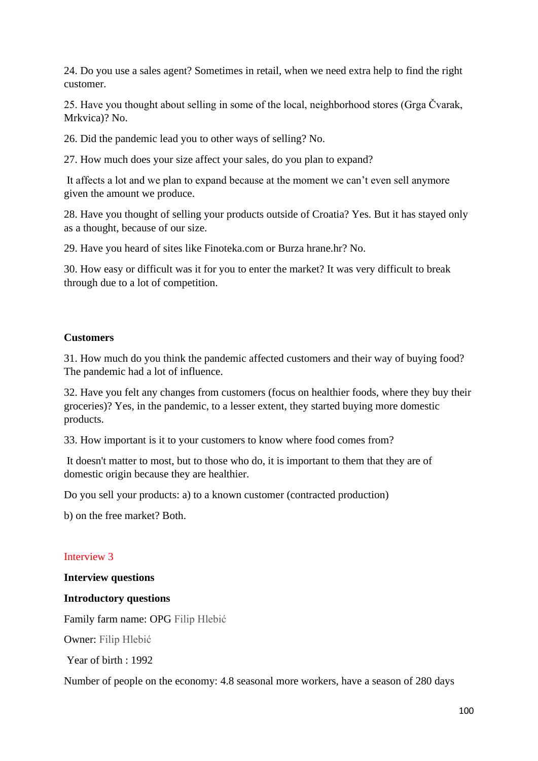24. Do you use a sales agent? Sometimes in retail, when we need extra help to find the right customer.

25. Have you thought about selling in some of the local, neighborhood stores (Grga Čvarak, Mrkvica)? No.

26. Did the pandemic lead you to other ways of selling? No.

27. How much does your size affect your sales, do you plan to expand?

It affects a lot and we plan to expand because at the moment we can't even sell anymore given the amount we produce.

28. Have you thought of selling your products outside of Croatia? Yes. But it has stayed only as a thought, because of our size.

29. Have you heard of sites like Finoteka.com or Burza hrane.hr? No.

30. How easy or difficult was it for you to enter the market? It was very difficult to break through due to a lot of competition.

**Customers**

31. How much do you think the pandemic affected customers and their way of buying food? The pandemic had a lot of influence.

32. Have you felt any changes from customers (focus on healthier foods, where they buy their groceries)? Yes, in the pandemic, to a lesser extent, they started buying more domestic products.

33. How important is it to your customers to know where food comes from?

It doesn't matter to most, but to those who do, it is important to them that they are of domestic origin because they are healthier.

Do you sell your products: a) to a known customer (contracted production)

b) on the free market? Both.

Interview 3

**Interview questions**

**Introductory questions**

Family farm name: OPG Filip Hlebić

Owner: Filip Hlebić

Year of birth : 1992

Number of people on the economy: 4.8 seasonal more workers, have a season of 280 days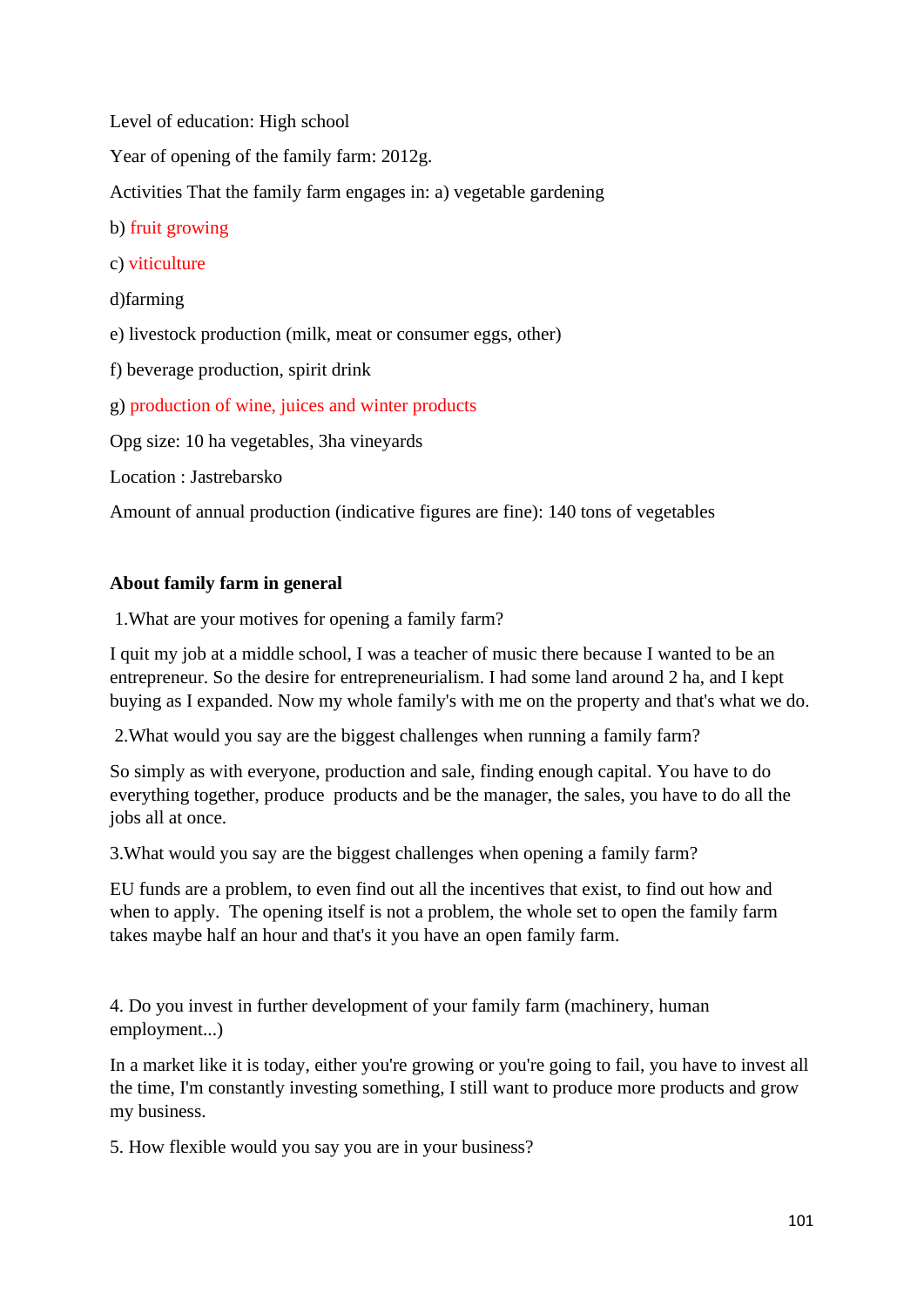Level of education: High school

Year of opening of the family farm: 2012g.

Activities That the family farm engages in: a) vegetable gardening

b) fruit growing

c) viticulture

d)farming

e) livestock production (milk, meat or consumer eggs, other)

f) beverage production, spirit drink

g) production of wine, juices and winter products

Opg size: 10 ha vegetables, 3ha vineyards

Location : Jastrebarsko

Amount of annual production (indicative figures are fine): 140 tons of vegetables

**About family farm in general**

1.What are your motives for opening a family farm?

I quit my job at a middle school, I was a teacher of music there because I wanted to be an entrepreneur. So the desire for entrepreneurialism. I had some land around 2 ha, and I kept buying as I expanded. Now my whole family's with me on the property and that's what we do.

2.What would you say are the biggest challenges when running a family farm?

So simply as with everyone, production and sale, finding enough capital. You have to do everything together, produce products and be the manager, the sales, you have to do all the jobs all at once.

3.What would you say are the biggest challenges when opening a family farm?

EU funds are a problem, to even find out all the incentives that exist, to find out how and when to apply. The opening itself is not a problem, the whole set to open the family farm takes maybe half an hour and that's it you have an open family farm.

4. Do you invest in further development of your family farm (machinery, human employment...)

In a market like it is today, either you're growing or you're going to fail, you have to invest all the time, I'm constantly investing something, I still want to produce more products and grow my business.

5. How flexible would you say you are in your business?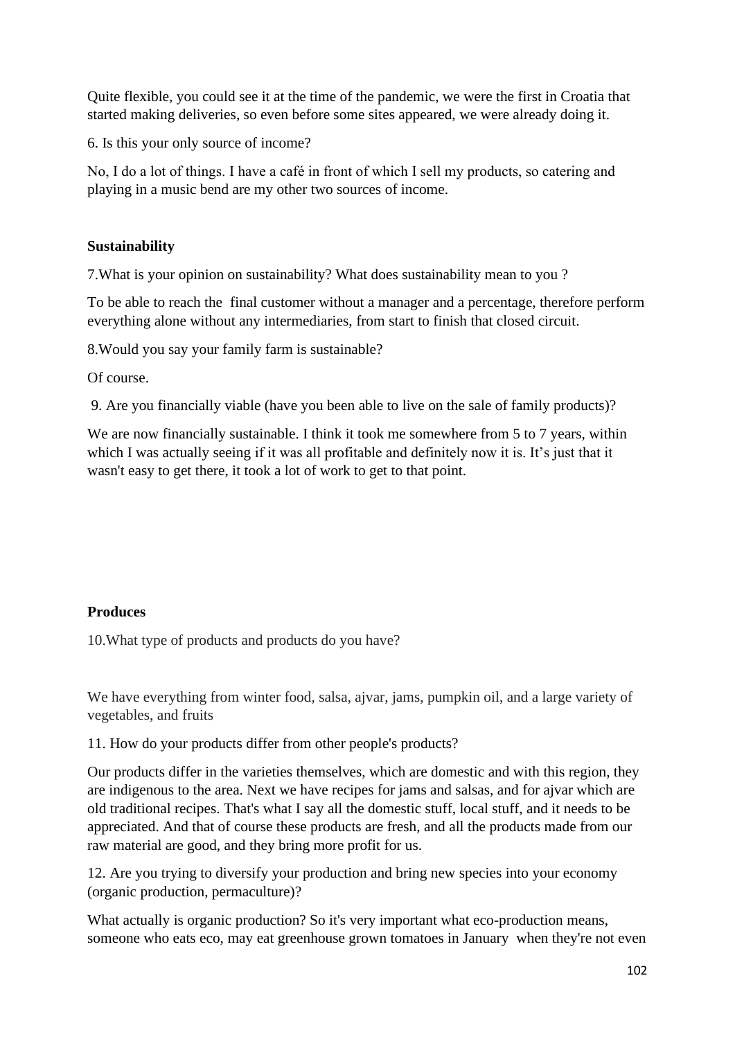Quite flexible, you could see it at the time of the pandemic, we were the first in Croatia that started making deliveries, so even before some sites appeared, we were already doing it.

6. Is this your only source of income?

No, I do a lot of things. I have a café in front of which I sell my products, so catering and playing in a music bend are my other two sources of income.

**Sustainability**

7.What is your opinion on sustainability? What does sustainability mean to you ?

To be able to reach the final customer without a manager and a percentage, therefore perform everything alone without any intermediaries, from start to finish that closed circuit.

8.Would you say your family farm is sustainable?

Of course.

9. Are you financially viable (have you been able to live on the sale of family products)?

We are now financially sustainable. I think it took me somewhere from 5 to 7 years, within which I was actually seeing if it was all profitable and definitely now it is. It's just that it wasn't easy to get there, it took a lot of work to get to that point.

**Produces**

10.What type of products and products do you have?

We have everything from winter food, salsa, ajvar, jams, pumpkin oil, and a large variety of vegetables, and fruits

11. How do your products differ from other people's products?

Our products differ in the varieties themselves, which are domestic and with this region, they are indigenous to the area. Next we have recipes for jams and salsas, and for ajvar which are old traditional recipes. That's what I say all the domestic stuff, local stuff, and it needs to be appreciated. And that of course these products are fresh, and all the products made from our raw material are good, and they bring more profit for us.

12. Are you trying to diversify your production and bring new species into your economy (organic production, permaculture)?

What actually is organic production? So it's very important what eco-production means, someone who eats eco, may eat greenhouse grown tomatoes in January when they're not even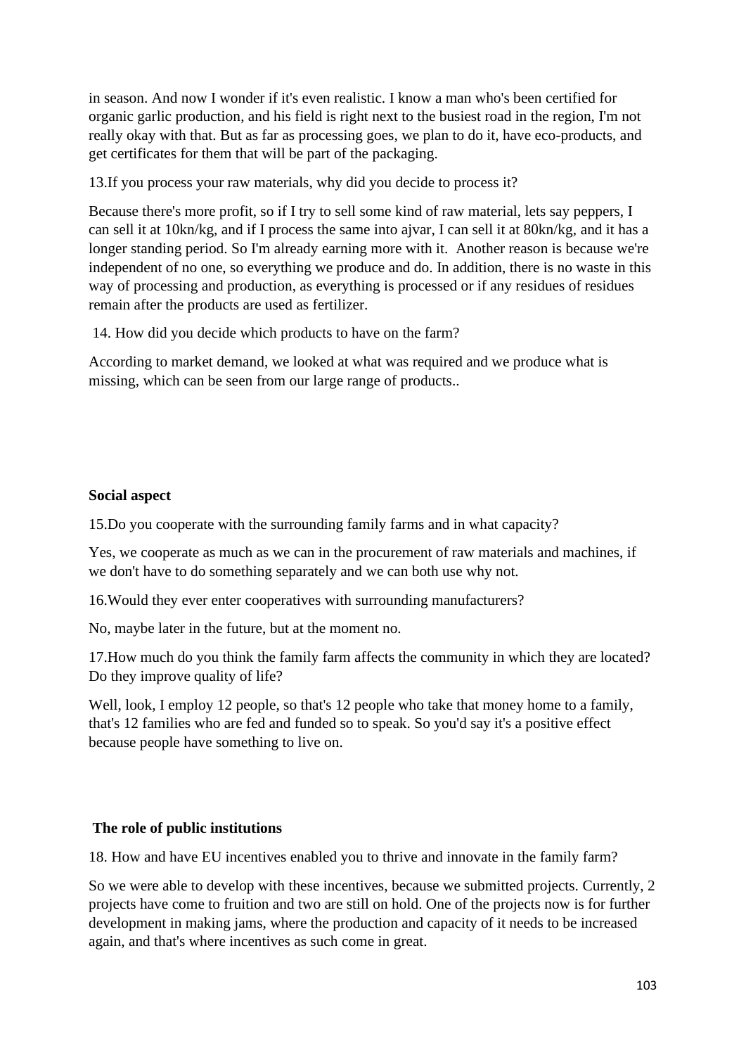in season. And now I wonder if it's even realistic. I know a man who's been certified for organic garlic production, and his field is right next to the busiest road in the region, I'm not really okay with that. But as far as processing goes, we plan to do it, have eco-products, and get certificates for them that will be part of the packaging.

13.If you process your raw materials, why did you decide to process it?

Because there's more profit, so if I try to sell some kind of raw material, lets say peppers, I can sell it at 10kn/kg, and if I process the same into ajvar, I can sell it at 80kn/kg, and it has a longer standing period. So I'm already earning more with it. Another reason is because we're independent of no one, so everything we produce and do. In addition, there is no waste in this way of processing and production, as everything is processed or if any residues of residues remain after the products are used as fertilizer.

14. How did you decide which products to have on the farm?

According to market demand, we looked at what was required and we produce what is missing, which can be seen from our large range of products..

**Social aspect**

15.Do you cooperate with the surrounding family farms and in what capacity?

Yes, we cooperate as much as we can in the procurement of raw materials and machines, if we don't have to do something separately and we can both use why not.

16.Would they ever enter cooperatives with surrounding manufacturers?

No, maybe later in the future, but at the moment no.

17.How much do you think the family farm affects the community in which they are located? Do they improve quality of life?

Well, look, I employ 12 people, so that's 12 people who take that money home to a family, that's 12 families who are fed and funded so to speak. So you'd say it's a positive effect because people have something to live on.

**The role of public institutions**

18. How and have EU incentives enabled you to thrive and innovate in the family farm?

So we were able to develop with these incentives, because we submitted projects. Currently, 2 projects have come to fruition and two are still on hold. One of the projects now is for further development in making jams, where the production and capacity of it needs to be increased again, and that's where incentives as such come in great.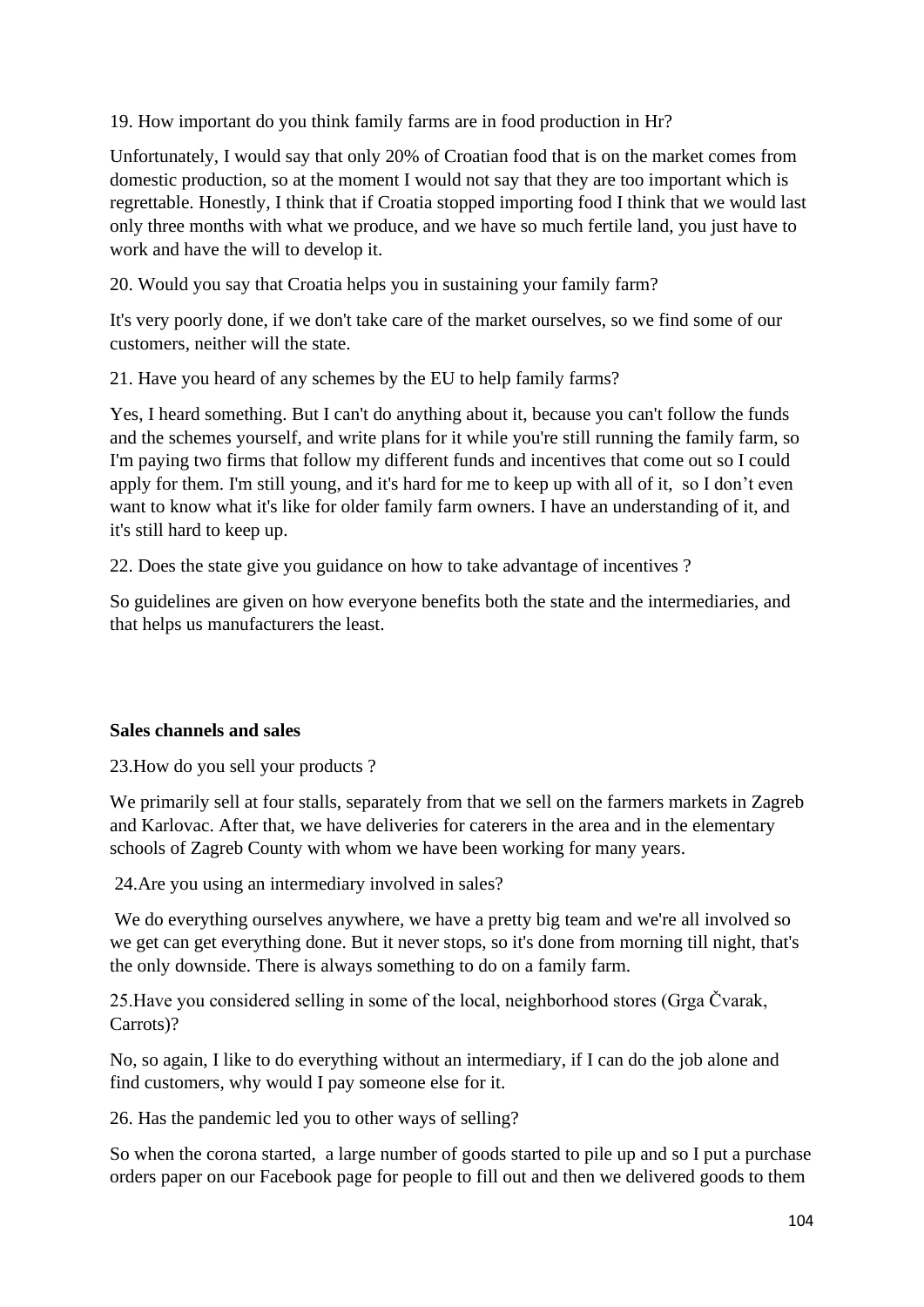19. How important do you think family farms are in food production in Hr?

Unfortunately, I would say that only 20% of Croatian food that is on the market comes from domestic production, so at the moment I would not say that they are too important which is regrettable. Honestly, I think that if Croatia stopped importing food I think that we would last only three months with what we produce, and we have so much fertile land, you just have to work and have the will to develop it.

20. Would you say that Croatia helps you in sustaining your family farm?

It's very poorly done, if we don't take care of the market ourselves, so we find some of our customers, neither will the state.

21. Have you heard of any schemes by the EU to help family farms?

Yes, I heard something. But I can't do anything about it, because you can't follow the funds and the schemes yourself, and write plans for it while you're still running the family farm, so I'm paying two firms that follow my different funds and incentives that come out so I could apply for them. I'm still young, and it's hard for me to keep up with all of it, so I don't even want to know what it's like for older family farm owners. I have an understanding of it, and it's still hard to keep up.

22. Does the state give you guidance on how to take advantage of incentives ?

So guidelines are given on how everyone benefits both the state and the intermediaries, and that helps us manufacturers the least.

**Sales channels and sales**

23.How do you sell your products ?

We primarily sell at four stalls, separately from that we sell on the farmers markets in Zagreb and Karlovac. After that, we have deliveries for caterers in the area and in the elementary schools of Zagreb County with whom we have been working for many years.

24.Are you using an intermediary involved in sales?

We do everything ourselves anywhere, we have a pretty big team and we're all involved so we get can get everything done. But it never stops, so it's done from morning till night, that's the only downside. There is always something to do on a family farm.

25.Have you considered selling in some of the local, neighborhood stores (Grga Čvarak, Carrots)?

No, so again, I like to do everything without an intermediary, if I can do the job alone and find customers, why would I pay someone else for it.

26. Has the pandemic led you to other ways of selling?

So when the corona started, a large number of goods started to pile up and so I put a purchase orders paper on our Facebook page for people to fill out and then we delivered goods to them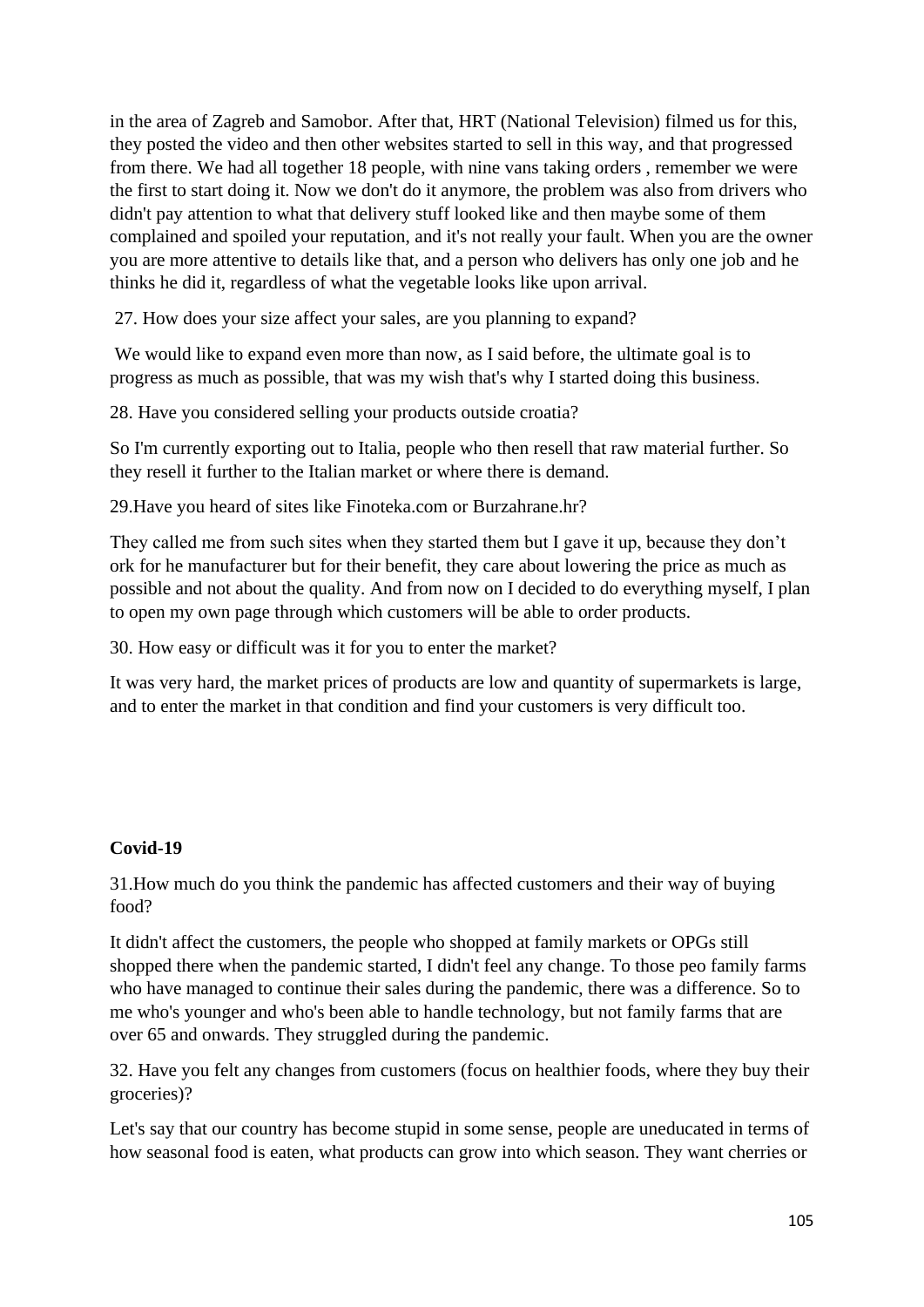in the area of Zagreb and Samobor. After that, HRT (National Television) filmed us for this, they posted the video and then other websites started to sell in this way, and that progressed from there. We had all together 18 people, with nine vans taking orders , remember we were the first to start doing it. Now we don't do it anymore, the problem was also from drivers who didn't pay attention to what that delivery stuff looked like and then maybe some of them complained and spoiled your reputation, and it's not really your fault. When you are the owner you are more attentive to details like that, and a person who delivers has only one job and he thinks he did it, regardless of what the vegetable looks like upon arrival.

27. How does your size affect your sales, are you planning to expand?

We would like to expand even more than now, as I said before, the ultimate goal is to progress as much as possible, that was my wish that's why I started doing this business.

28. Have you considered selling your products outside croatia?

So I'm currently exporting out to Italia, people who then resell that raw material further. So they resell it further to the Italian market or where there is demand.

29.Have you heard of sites like Finoteka.com or Burzahrane.hr?

They called me from such sites when they started them but I gave it up, because they don't ork for he manufacturer but for their benefit, they care about lowering the price as much as possible and not about the quality. And from now on I decided to do everything myself, I plan to open my own page through which customers will be able to order products.

30. How easy or difficult was it for you to enter the market?

It was very hard, the market prices of products are low and quantity of supermarkets is large, and to enter the market in that condition and find your customers is very difficult too.

**Covid-19**

31.How much do you think the pandemic has affected customers and their way of buying food?

It didn't affect the customers, the people who shopped at family markets or OPGs still shopped there when the pandemic started, I didn't feel any change. To those peo family farms who have managed to continue their sales during the pandemic, there was a difference. So to me who's younger and who's been able to handle technology, but not family farms that are over 65 and onwards. They struggled during the pandemic.

32. Have you felt any changes from customers (focus on healthier foods, where they buy their groceries)?

Let's say that our country has become stupid in some sense, people are uneducated in terms of how seasonal food is eaten, what products can grow into which season. They want cherries or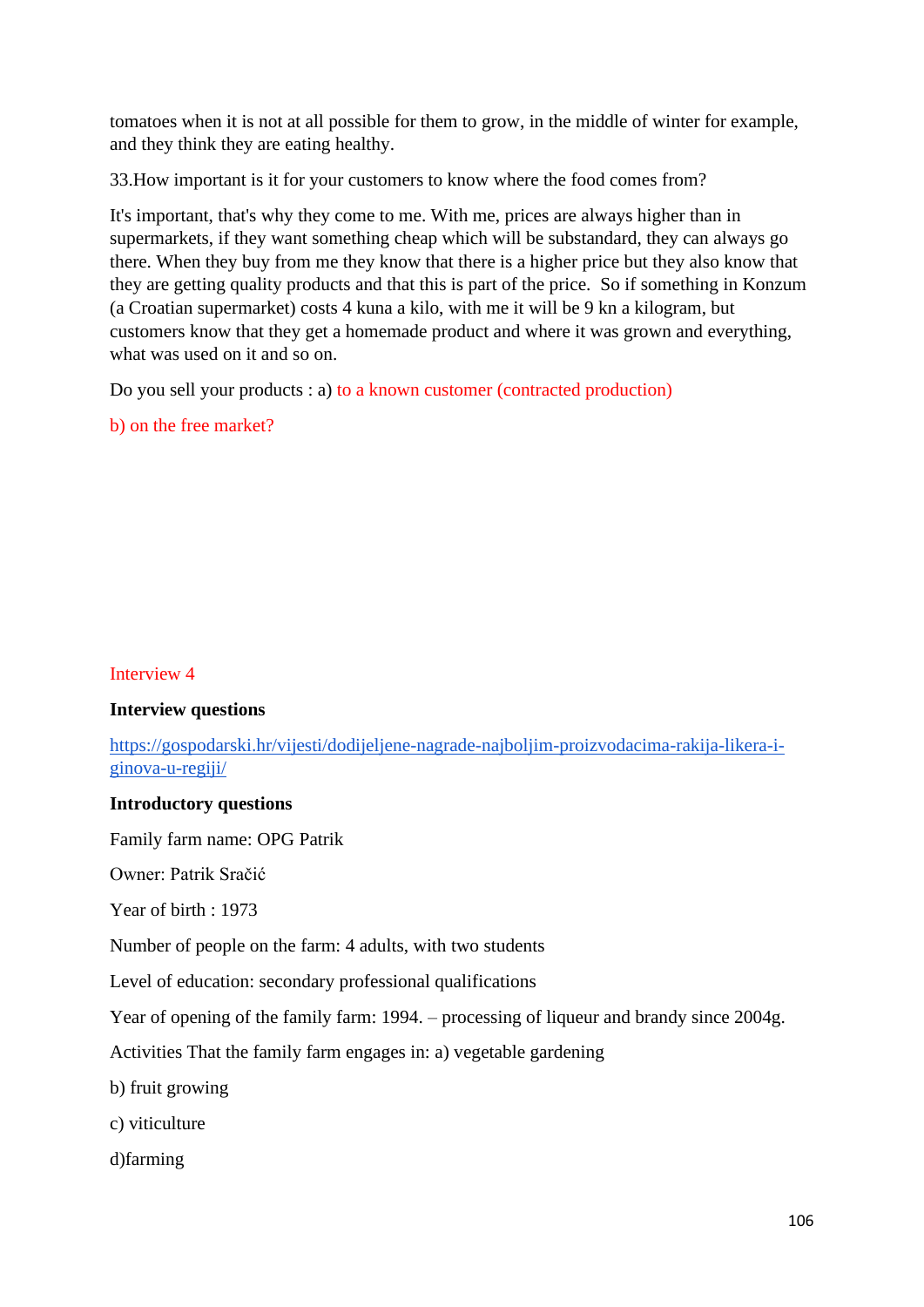tomatoes when it is not at all possible for them to grow, in the middle of winter for example, and they think they are eating healthy.

33.How important is it for your customers to know where the food comes from?

It's important, that's why they come to me. With me, prices are always higher than in supermarkets, if they want something cheap which will be substandard, they can always go there. When they buy from me they know that there is a higher price but they also know that they are getting quality products and that this is part of the price. So if something in Konzum (a Croatian supermarket) costs 4 kuna a kilo, with me it will be 9 kn a kilogram, but customers know that they get a homemade product and where it was grown and everything, what was used on it and so on.

Do you sell your products : a) to a known customer (contracted production)

b) on the free market?

Interview 4

**Interview questions**

[https://gospodarski.hr/vijesti/dodijeljene-nagrade-najboljim-proizvodacima-rakija-likera-i-ginova-u-regiji/](https://gospodarski.hr/vijesti/dodijeljene-nagrade-najboljim-proizvodacima-rakija-likera-i-ginova-u-regiji/)

**Introductory questions**

Family farm name: OPG Patrik

Owner: Patrik Sračić

Year of birth : 1973

Number of people on the farm: 4 adults, with two students

Level of education: secondary professional qualifications

Year of opening of the family farm: 1994. – processing of liqueur and brandy since 2004g.

Activities That the family farm engages in: a) vegetable gardening

b) fruit growing

c) viticulture

d)farming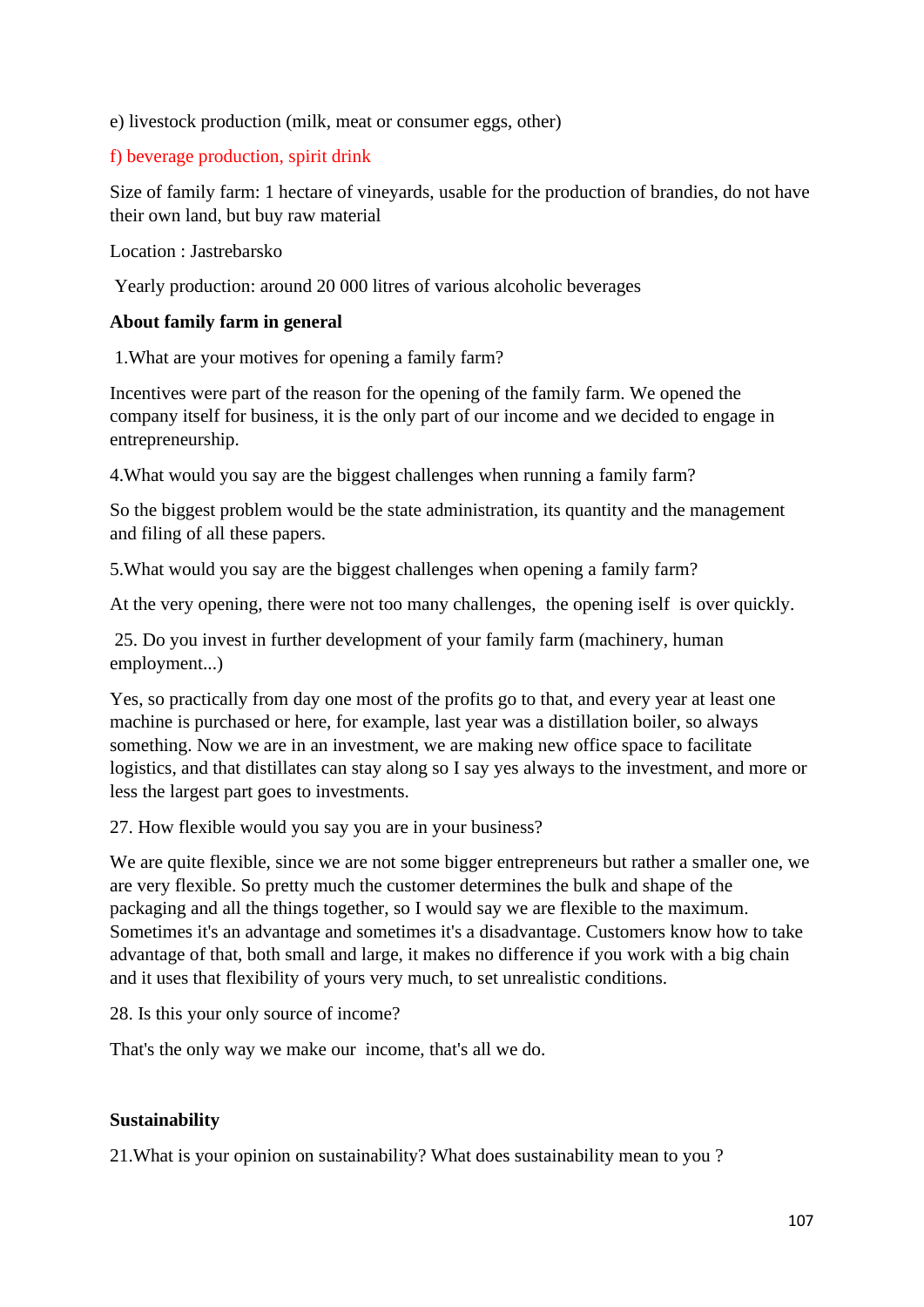e) livestock production (milk, meat or consumer eggs, other)

f) beverage production, spirit drink

Size of family farm: 1 hectare of vineyards, usable for the production of brandies, do not have their own land, but buy raw material

Location : Jastrebarsko

Yearly production: around 20 000 litres of various alcoholic beverages

**About family farm in general**

1.What are your motives for opening a family farm?

Incentives were part of the reason for the opening of the family farm. We opened the company itself for business, it is the only part of our income and we decided to engage in entrepreneurship.

4.What would you say are the biggest challenges when running a family farm?

So the biggest problem would be the state administration, its quantity and the management and filing of all these papers.

5.What would you say are the biggest challenges when opening a family farm?

At the very opening, there were not too many challenges, the opening iself is over quickly.

25. Do you invest in further development of your family farm (machinery, human employment...)

Yes, so practically from day one most of the profits go to that, and every year at least one machine is purchased or here, for example, last year was a distillation boiler, so always something. Now we are in an investment, we are making new office space to facilitate logistics, and that distillates can stay along so I say yes always to the investment, and more or less the largest part goes to investments.

27. How flexible would you say you are in your business?

We are quite flexible, since we are not some bigger entrepreneurs but rather a smaller one, we are very flexible. So pretty much the customer determines the bulk and shape of the packaging and all the things together, so I would say we are flexible to the maximum. Sometimes it's an advantage and sometimes it's a disadvantage. Customers know how to take advantage of that, both small and large, it makes no difference if you work with a big chain and it uses that flexibility of yours very much, to set unrealistic conditions.

28. Is this your only source of income?

That's the only way we make our income, that's all we do.

**Sustainability**

21.What is your opinion on sustainability? What does sustainability mean to you ?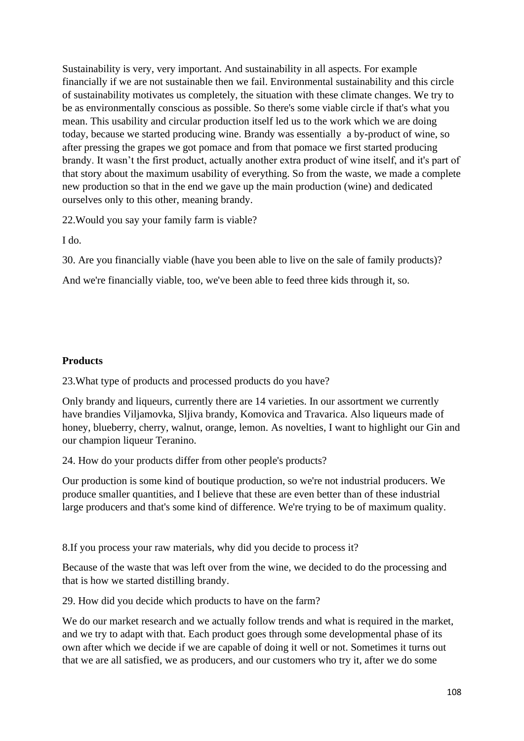Sustainability is very, very important. And sustainability in all aspects. For example financially if we are not sustainable then we fail. Environmental sustainability and this circle of sustainability motivates us completely, the situation with these climate changes. We try to be as environmentally conscious as possible. So there's some viable circle if that's what you mean. This usability and circular production itself led us to the work which we are doing today, because we started producing wine. Brandy was essentially a by-product of wine, so after pressing the grapes we got pomace and from that pomace we first started producing brandy. It wasn't the first product, actually another extra product of wine itself, and it's part of that story about the maximum usability of everything. So from the waste, we made a complete new production so that in the end we gave up the main production (wine) and dedicated ourselves only to this other, meaning brandy.

22.Would you say your family farm is viable?

I do.

30. Are you financially viable (have you been able to live on the sale of family products)?

And we're financially viable, too, we've been able to feed three kids through it, so.

**Products**

23.What type of products and processed products do you have?

Only brandy and liqueurs, currently there are 14 varieties. In our assortment we currently have brandies Viljamovka, Sljiva brandy, Komovica and Travarica. Also liqueurs made of honey, blueberry, cherry, walnut, orange, lemon. As novelties, I want to highlight our Gin and our champion liqueur Teranino.

24. How do your products differ from other people's products?

Our production is some kind of boutique production, so we're not industrial producers. We produce smaller quantities, and I believe that these are even better than of these industrial large producers and that's some kind of difference. We're trying to be of maximum quality.

8.If you process your raw materials, why did you decide to process it?

Because of the waste that was left over from the wine, we decided to do the processing and that is how we started distilling brandy.

29. How did you decide which products to have on the farm?

We do our market research and we actually follow trends and what is required in the market, and we try to adapt with that. Each product goes through some developmental phase of its own after which we decide if we are capable of doing it well or not. Sometimes it turns out that we are all satisfied, we as producers, and our customers who try it, after we do some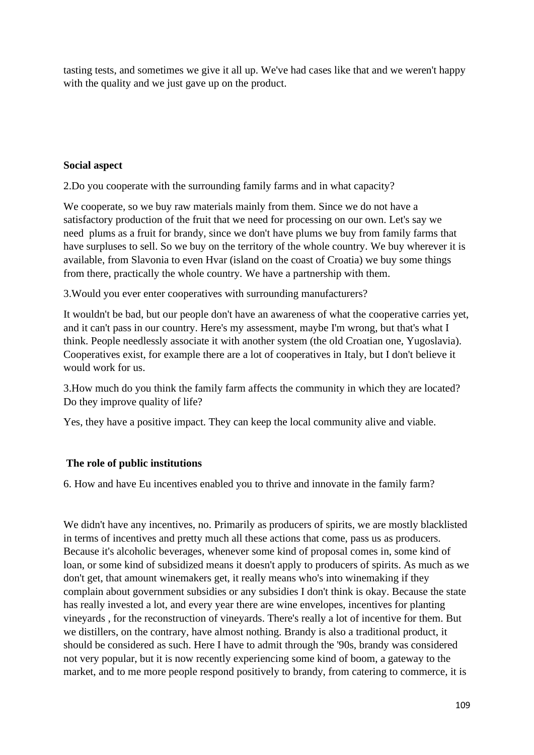tasting tests, and sometimes we give it all up. We've had cases like that and we weren't happy with the quality and we just gave up on the product.

**Social aspect**

2.Do you cooperate with the surrounding family farms and in what capacity?

We cooperate, so we buy raw materials mainly from them. Since we do not have a satisfactory production of the fruit that we need for processing on our own. Let's say we need plums as a fruit for brandy, since we don't have plums we buy from family farms that have surpluses to sell. So we buy on the territory of the whole country. We buy wherever it is available, from Slavonia to even Hvar (island on the coast of Croatia) we buy some things from there, practically the whole country. We have a partnership with them.

3.Would you ever enter cooperatives with surrounding manufacturers?

It wouldn't be bad, but our people don't have an awareness of what the cooperative carries yet, and it can't pass in our country. Here's my assessment, maybe I'm wrong, but that's what I think. People needlessly associate it with another system (the old Croatian one, Yugoslavia). Cooperatives exist, for example there are a lot of cooperatives in Italy, but I don't believe it would work for us.

3.How much do you think the family farm affects the community in which they are located? Do they improve quality of life?

Yes, they have a positive impact. They can keep the local community alive and viable.

**The role of public institutions**

6. How and have Eu incentives enabled you to thrive and innovate in the family farm?

We didn't have any incentives, no. Primarily as producers of spirits, we are mostly blacklisted in terms of incentives and pretty much all these actions that come, pass us as producers. Because it's alcoholic beverages, whenever some kind of proposal comes in, some kind of loan, or some kind of subsidized means it doesn't apply to producers of spirits. As much as we don't get, that amount winemakers get, it really means who's into winemaking if they complain about government subsidies or any subsidies I don't think is okay. Because the state has really invested a lot, and every year there are wine envelopes, incentives for planting vineyards , for the reconstruction of vineyards. There's really a lot of incentive for them. But we distillers, on the contrary, have almost nothing. Brandy is also a traditional product, it should be considered as such. Here I have to admit through the '90s, brandy was considered not very popular, but it is now recently experiencing some kind of boom, a gateway to the market, and to me more people respond positively to brandy, from catering to commerce, it is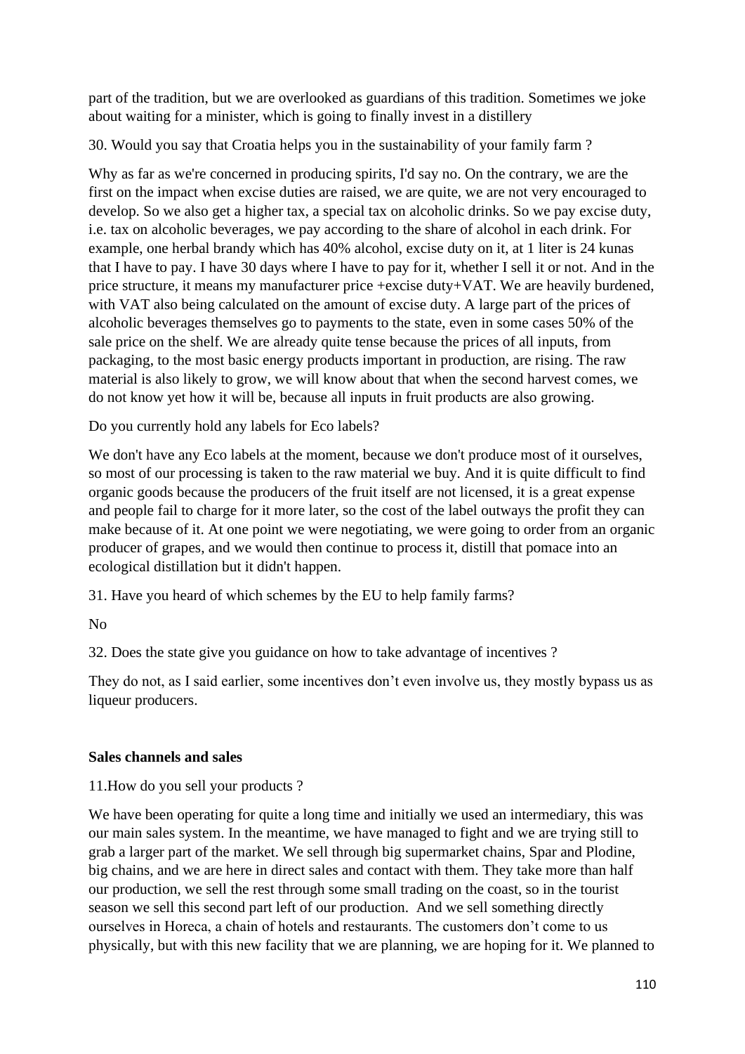part of the tradition, but we are overlooked as guardians of this tradition. Sometimes we joke about waiting for a minister, which is going to finally invest in a distillery

30. Would you say that Croatia helps you in the sustainability of your family farm ?

Why as far as we're concerned in producing spirits, I'd say no. On the contrary, we are the first on the impact when excise duties are raised, we are quite, we are not very encouraged to develop. So we also get a higher tax, a special tax on alcoholic drinks. So we pay excise duty, i.e. tax on alcoholic beverages, we pay according to the share of alcohol in each drink. For example, one herbal brandy which has 40% alcohol, excise duty on it, at 1 liter is 24 kunas that I have to pay. I have 30 days where I have to pay for it, whether I sell it or not. And in the price structure, it means my manufacturer price +excise duty+VAT. We are heavily burdened, with VAT also being calculated on the amount of excise duty. A large part of the prices of alcoholic beverages themselves go to payments to the state, even in some cases 50% of the sale price on the shelf. We are already quite tense because the prices of all inputs, from packaging, to the most basic energy products important in production, are rising. The raw material is also likely to grow, we will know about that when the second harvest comes, we do not know yet how it will be, because all inputs in fruit products are also growing.

Do you currently hold any labels for Eco labels?

We don't have any Eco labels at the moment, because we don't produce most of it ourselves, so most of our processing is taken to the raw material we buy. And it is quite difficult to find organic goods because the producers of the fruit itself are not licensed, it is a great expense and people fail to charge for it more later, so the cost of the label outways the profit they can make because of it. At one point we were negotiating, we were going to order from an organic producer of grapes, and we would then continue to process it, distill that pomace into an ecological distillation but it didn't happen.

31. Have you heard of which schemes by the EU to help family farms?

No

32. Does the state give you guidance on how to take advantage of incentives ?

They do not, as I said earlier, some incentives don't even involve us, they mostly bypass us as liqueur producers.

**Sales channels and sales**

11.How do you sell your products ?

We have been operating for quite a long time and initially we used an intermediary, this was our main sales system. In the meantime, we have managed to fight and we are trying still to grab a larger part of the market. We sell through big supermarket chains, Spar and Plodine, big chains, and we are here in direct sales and contact with them. They take more than half our production, we sell the rest through some small trading on the coast, so in the tourist season we sell this second part left of our production. And we sell something directly ourselves in Horeca, a chain of hotels and restaurants. The customers don't come to us physically, but with this new facility that we are planning, we are hoping for it. We planned to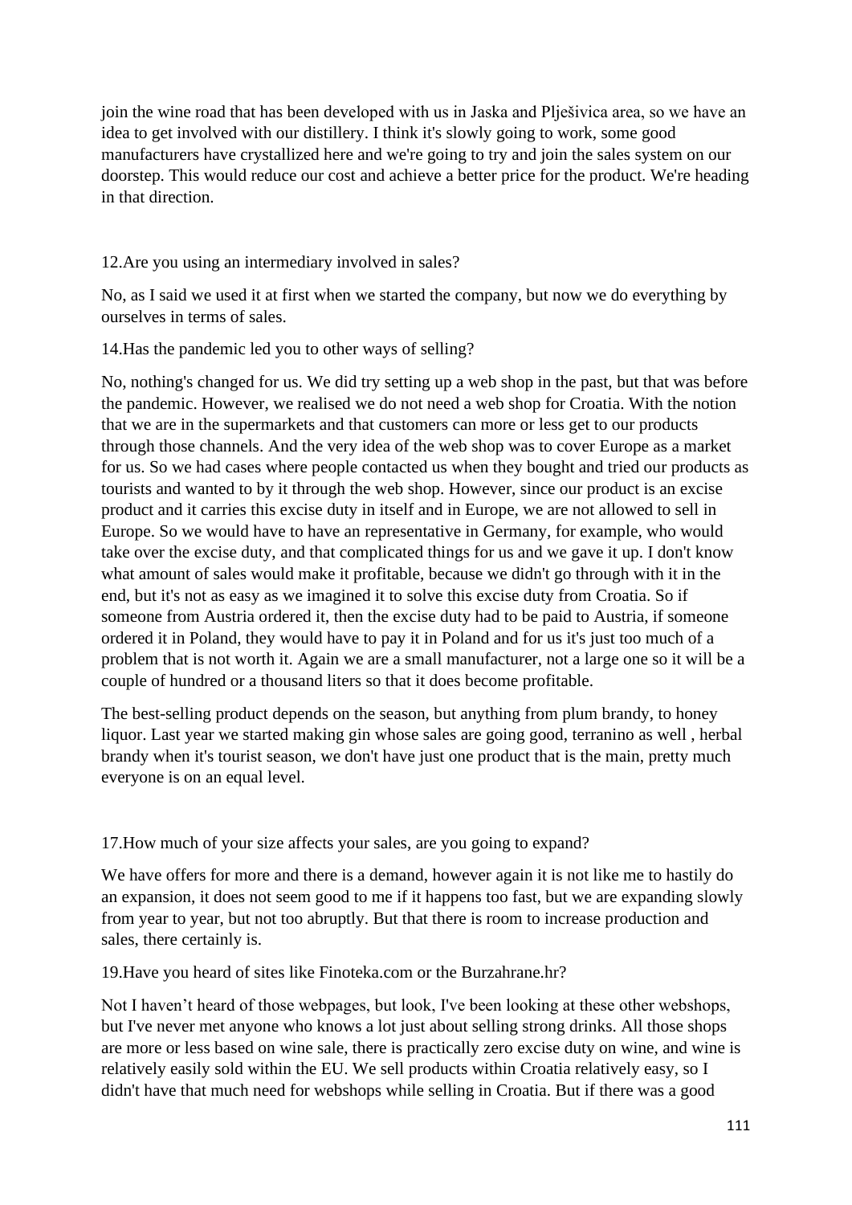join the wine road that has been developed with us in Jaska and Plješivica area, so we have an idea to get involved with our distillery. I think it's slowly going to work, some good manufacturers have crystallized here and we're going to try and join the sales system on our doorstep. This would reduce our cost and achieve a better price for the product. We're heading in that direction.

12.Are you using an intermediary involved in sales?

No, as I said we used it at first when we started the company, but now we do everything by ourselves in terms of sales.

14.Has the pandemic led you to other ways of selling?

No, nothing's changed for us. We did try setting up a web shop in the past, but that was before the pandemic. However, we realised we do not need a web shop for Croatia. With the notion that we are in the supermarkets and that customers can more or less get to our products through those channels. And the very idea of the web shop was to cover Europe as a market for us. So we had cases where people contacted us when they bought and tried our products as tourists and wanted to by it through the web shop. However, since our product is an excise product and it carries this excise duty in itself and in Europe, we are not allowed to sell in Europe. So we would have to have an representative in Germany, for example, who would take over the excise duty, and that complicated things for us and we gave it up. I don't know what amount of sales would make it profitable, because we didn't go through with it in the end, but it's not as easy as we imagined it to solve this excise duty from Croatia. So if someone from Austria ordered it, then the excise duty had to be paid to Austria, if someone ordered it in Poland, they would have to pay it in Poland and for us it's just too much of a problem that is not worth it. Again we are a small manufacturer, not a large one so it will be a couple of hundred or a thousand liters so that it does become profitable.

The best-selling product depends on the season, but anything from plum brandy, to honey liquor. Last year we started making gin whose sales are going good, terranino as well , herbal brandy when it's tourist season, we don't have just one product that is the main, pretty much everyone is on an equal level.

17.How much of your size affects your sales, are you going to expand?

We have offers for more and there is a demand, however again it is not like me to hastily do an expansion, it does not seem good to me if it happens too fast, but we are expanding slowly from year to year, but not too abruptly. But that there is room to increase production and sales, there certainly is.

19.Have you heard of sites like Finoteka.com or the Burzahrane.hr?

Not I haven't heard of those webpages, but look, I've been looking at these other webshops, but I've never met anyone who knows a lot just about selling strong drinks. All those shops are more or less based on wine sale, there is practically zero excise duty on wine, and wine is relatively easily sold within the EU. We sell products within Croatia relatively easy, so I didn't have that much need for webshops while selling in Croatia. But if there was a good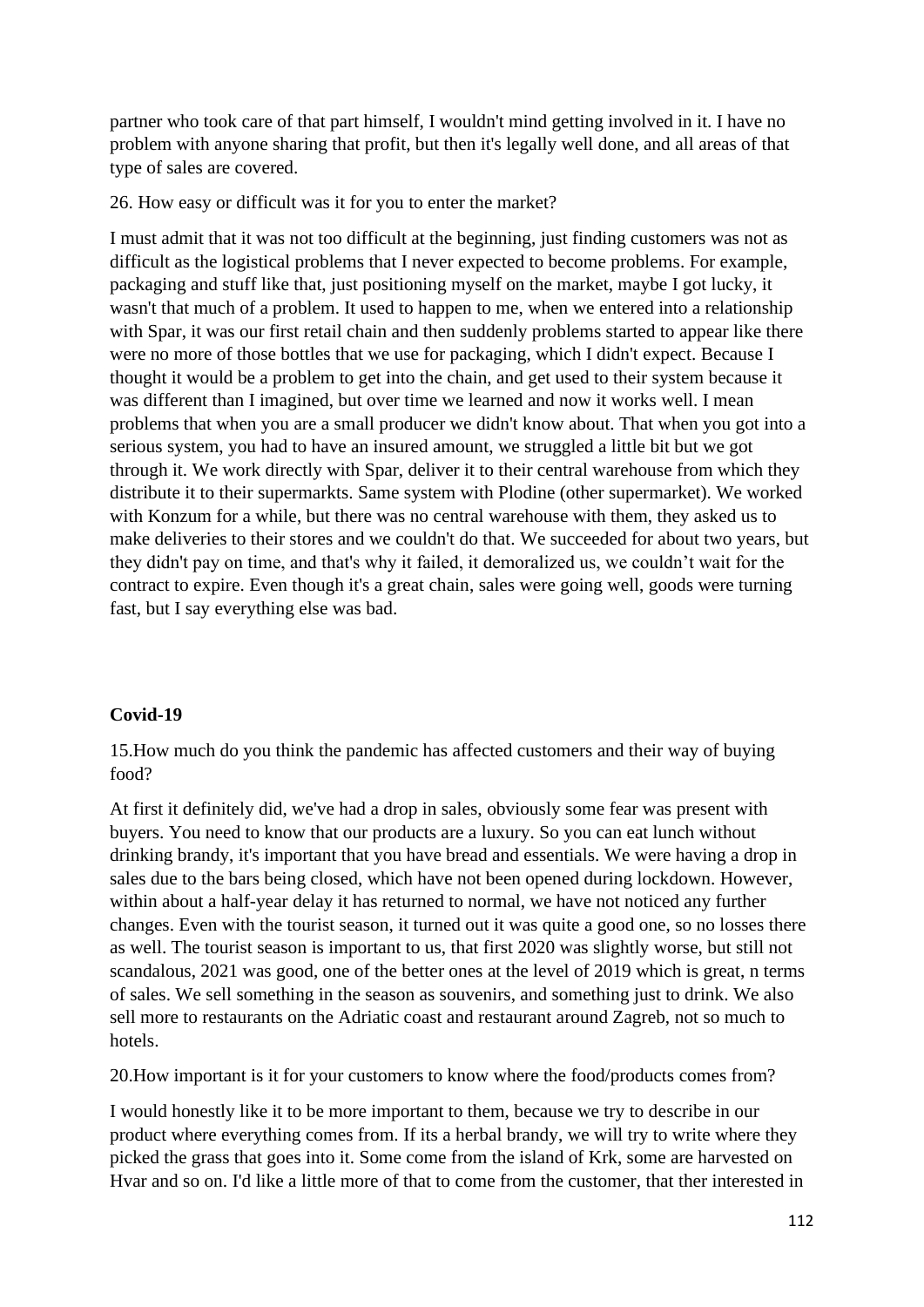partner who took care of that part himself, I wouldn't mind getting involved in it. I have no problem with anyone sharing that profit, but then it's legally well done, and all areas of that type of sales are covered.

26. How easy or difficult was it for you to enter the market?

I must admit that it was not too difficult at the beginning, just finding customers was not as difficult as the logistical problems that I never expected to become problems. For example, packaging and stuff like that, just positioning myself on the market, maybe I got lucky, it wasn't that much of a problem. It used to happen to me, when we entered into a relationship with Spar, it was our first retail chain and then suddenly problems started to appear like there were no more of those bottles that we use for packaging, which I didn't expect. Because I thought it would be a problem to get into the chain, and get used to their system because it was different than I imagined, but over time we learned and now it works well. I mean problems that when you are a small producer we didn't know about. That when you got into a serious system, you had to have an insured amount, we struggled a little bit but we got through it. We work directly with Spar, deliver it to their central warehouse from which they distribute it to their supermarkts. Same system with Plodine (other supermarket). We worked with Konzum for a while, but there was no central warehouse with them, they asked us to make deliveries to their stores and we couldn't do that. We succeeded for about two years, but they didn't pay on time, and that's why it failed, it demoralized us, we couldn't wait for the contract to expire. Even though it's a great chain, sales were going well, goods were turning fast, but I say everything else was bad.

**Covid-19**

15.How much do you think the pandemic has affected customers and their way of buying food?

At first it definitely did, we've had a drop in sales, obviously some fear was present with buyers. You need to know that our products are a luxury. So you can eat lunch without drinking brandy, it's important that you have bread and essentials. We were having a drop in sales due to the bars being closed, which have not been opened during lockdown. However, within about a half-year delay it has returned to normal, we have not noticed any further changes. Even with the tourist season, it turned out it was quite a good one, so no losses there as well. The tourist season is important to us, that first 2020 was slightly worse, but still not scandalous, 2021 was good, one of the better ones at the level of 2019 which is great, n terms of sales. We sell something in the season as souvenirs, and something just to drink. We also sell more to restaurants on the Adriatic coast and restaurant around Zagreb, not so much to hotels.

20.How important is it for your customers to know where the food/products comes from?

I would honestly like it to be more important to them, because we try to describe in our product where everything comes from. If its a herbal brandy, we will try to write where they picked the grass that goes into it. Some come from the island of Krk, some are harvested on Hvar and so on. I'd like a little more of that to come from the customer, that ther interested in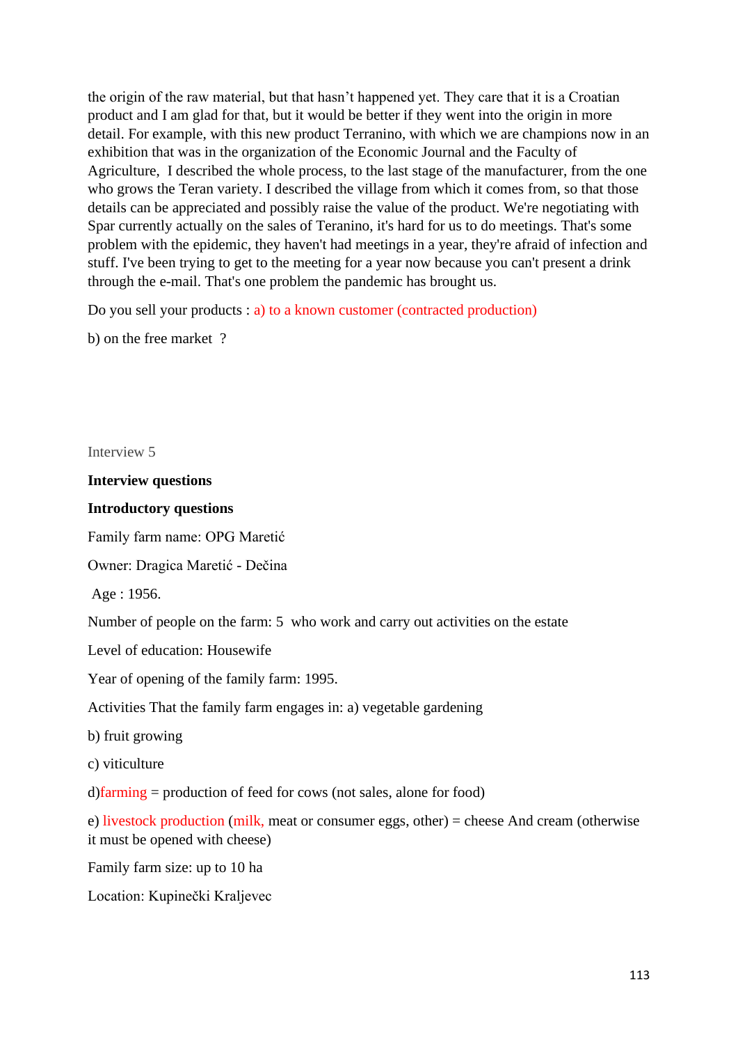the origin of the raw material, but that hasn't happened yet. They care that it is a Croatian product and I am glad for that, but it would be better if they went into the origin in more detail. For example, with this new product Terranino, with which we are champions now in an exhibition that was in the organization of the Economic Journal and the Faculty of Agriculture, I described the whole process, to the last stage of the manufacturer, from the one who grows the Teran variety. I described the village from which it comes from, so that those details can be appreciated and possibly raise the value of the product. We're negotiating with Spar currently actually on the sales of Teranino, it's hard for us to do meetings. That's some problem with the epidemic, they haven't had meetings in a year, they're afraid of infection and stuff. I've been trying to get to the meeting for a year now because you can't present a drink through the e-mail. That's one problem the pandemic has brought us.

Do you sell your products : a) to a known customer (contracted production)

b) on the free market ?

Interview 5

**Interview questions**

**Introductory questions**

Family farm name: OPG Maretić

Owner: Dragica Maretić - Dečina

Age : 1956.

Number of people on the farm: 5 who work and carry out activities on the estate

Level of education: Housewife

Year of opening of the family farm: 1995.

Activities That the family farm engages in: a) vegetable gardening

b) fruit growing

c) viticulture

d) farming = production of feed for cows (not sales, alone for food)

e) livestock production (milk, meat or consumer eggs, other) = cheese And cream (otherwise it must be opened with cheese)

Family farm size: up to 10 ha

Location: Kupinečki Kraljevec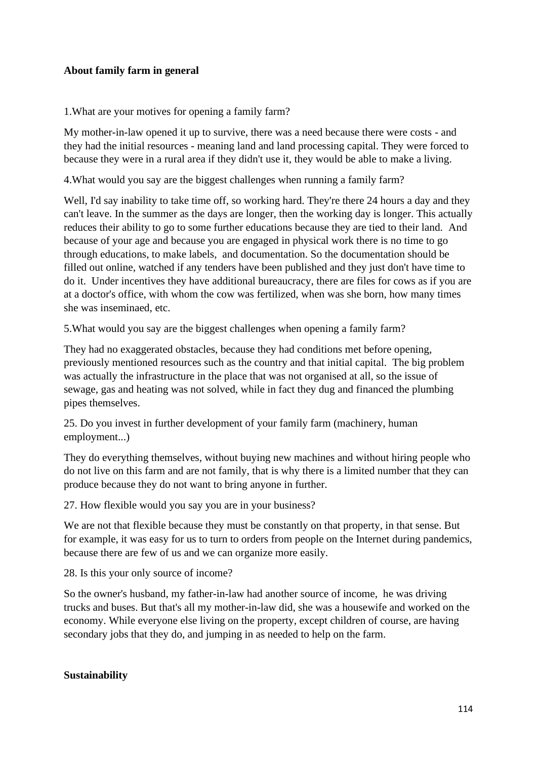**About family farm in general**

1.What are your motives for opening a family farm?

My mother-in-law opened it up to survive, there was a need because there were costs - and they had the initial resources - meaning land and land processing capital. They were forced to because they were in a rural area if they didn't use it, they would be able to make a living.

4.What would you say are the biggest challenges when running a family farm?

Well, I'd say inability to take time off, so working hard. They're there 24 hours a day and they can't leave. In the summer as the days are longer, then the working day is longer. This actually reduces their ability to go to some further educations because they are tied to their land. And because of your age and because you are engaged in physical work there is no time to go through educations, to make labels, and documentation. So the documentation should be filled out online, watched if any tenders have been published and they just don't have time to do it. Under incentives they have additional bureaucracy, there are files for cows as if you are at a doctor's office, with whom the cow was fertilized, when was she born, how many times she was inseminaed, etc.

5.What would you say are the biggest challenges when opening a family farm?

They had no exaggerated obstacles, because they had conditions met before opening, previously mentioned resources such as the country and that initial capital. The big problem was actually the infrastructure in the place that was not organised at all, so the issue of sewage, gas and heating was not solved, while in fact they dug and financed the plumbing pipes themselves.

25. Do you invest in further development of your family farm (machinery, human employment...)

They do everything themselves, without buying new machines and without hiring people who do not live on this farm and are not family, that is why there is a limited number that they can produce because they do not want to bring anyone in further.

27. How flexible would you say you are in your business?

We are not that flexible because they must be constantly on that property, in that sense. But for example, it was easy for us to turn to orders from people on the Internet during pandemics, because there are few of us and we can organize more easily.

28. Is this your only source of income?

So the owner's husband, my father-in-law had another source of income, he was driving trucks and buses. But that's all my mother-in-law did, she was a housewife and worked on the economy. While everyone else living on the property, except children of course, are having secondary jobs that they do, and jumping in as needed to help on the farm.

**Sustainability**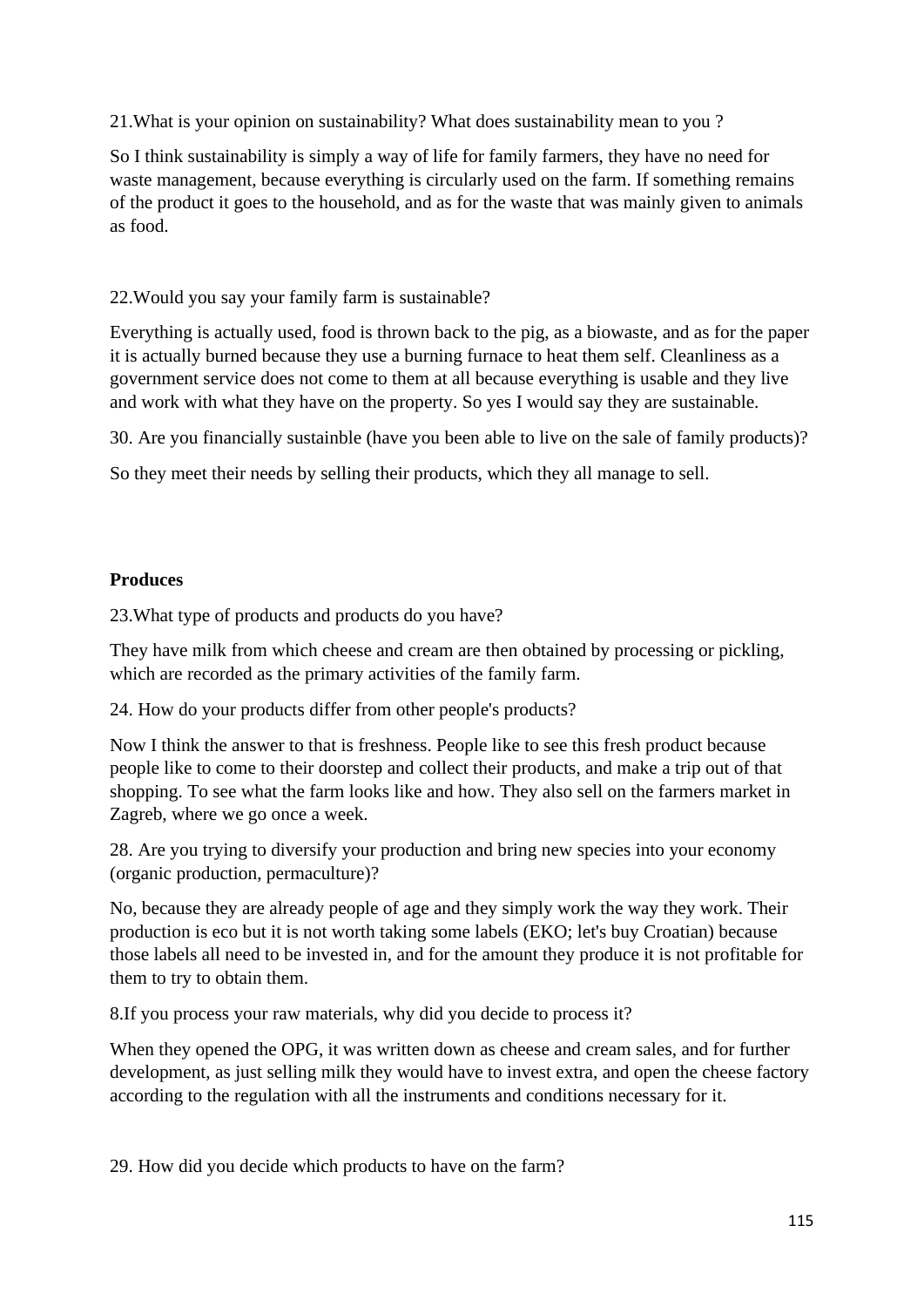21.What is your opinion on sustainability? What does sustainability mean to you ?

So I think sustainability is simply a way of life for family farmers, they have no need for waste management, because everything is circularly used on the farm. If something remains of the product it goes to the household, and as for the waste that was mainly given to animals as food.

22.Would you say your family farm is sustainable?

Everything is actually used, food is thrown back to the pig, as a biowaste, and as for the paper it is actually burned because they use a burning furnace to heat them self. Cleanliness as a government service does not come to them at all because everything is usable and they live and work with what they have on the property. So yes I would say they are sustainable.

30. Are you financially sustainble (have you been able to live on the sale of family products)?

So they meet their needs by selling their products, which they all manage to sell.

**Produces**

23.What type of products and products do you have?

They have milk from which cheese and cream are then obtained by processing or pickling, which are recorded as the primary activities of the family farm.

24. How do your products differ from other people's products?

Now I think the answer to that is freshness. People like to see this fresh product because people like to come to their doorstep and collect their products, and make a trip out of that shopping. To see what the farm looks like and how. They also sell on the farmers market in Zagreb, where we go once a week.

28. Are you trying to diversify your production and bring new species into your economy (organic production, permaculture)?

No, because they are already people of age and they simply work the way they work. Their production is eco but it is not worth taking some labels (EKO; let's buy Croatian) because those labels all need to be invested in, and for the amount they produce it is not profitable for them to try to obtain them.

8.If you process your raw materials, why did you decide to process it?

When they opened the OPG, it was written down as cheese and cream sales, and for further development, as just selling milk they would have to invest extra, and open the cheese factory according to the regulation with all the instruments and conditions necessary for it.

29. How did you decide which products to have on the farm?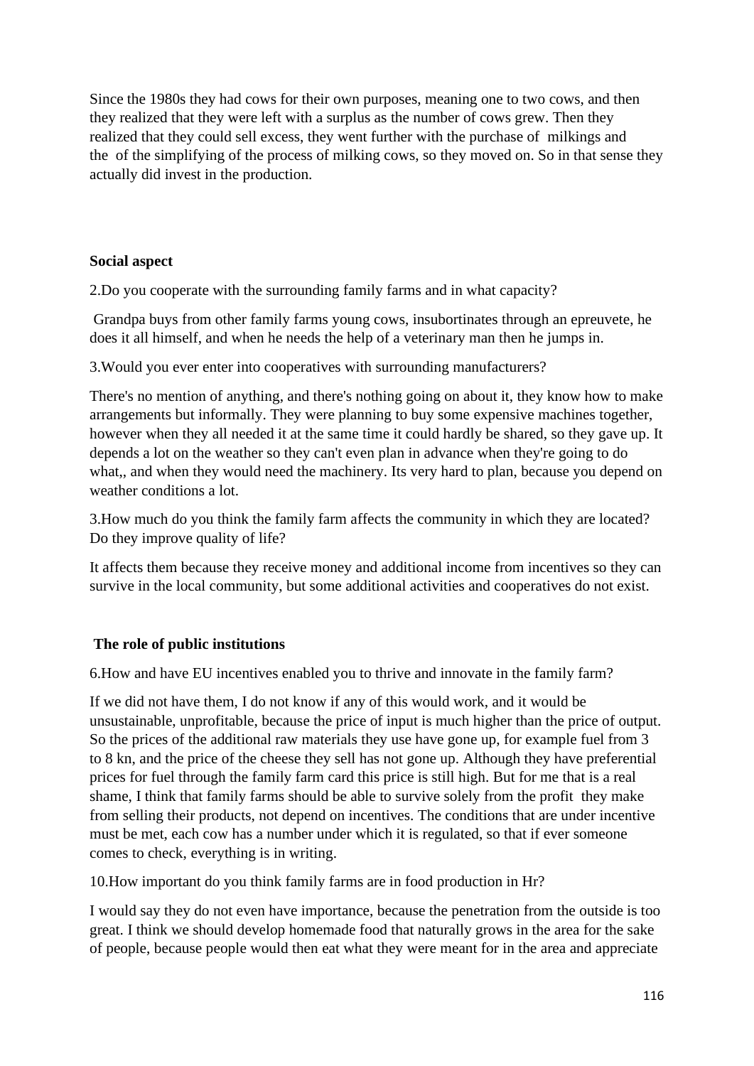Since the 1980s they had cows for their own purposes, meaning one to two cows, and then they realized that they were left with a surplus as the number of cows grew. Then they realized that they could sell excess, they went further with the purchase of milkings and the of the simplifying of the process of milking cows, so they moved on. So in that sense they actually did invest in the production.

**Social aspect**

2.Do you cooperate with the surrounding family farms and in what capacity?

Grandpa buys from other family farms young cows, insubortinates through an epreuvete, he does it all himself, and when he needs the help of a veterinary man then he jumps in.

3.Would you ever enter into cooperatives with surrounding manufacturers?

There's no mention of anything, and there's nothing going on about it, they know how to make arrangements but informally. They were planning to buy some expensive machines together, however when they all needed it at the same time it could hardly be shared, so they gave up. It depends a lot on the weather so they can't even plan in advance when they're going to do what,, and when they would need the machinery. Its very hard to plan, because you depend on weather conditions a lot.

3.How much do you think the family farm affects the community in which they are located? Do they improve quality of life?

It affects them because they receive money and additional income from incentives so they can survive in the local community, but some additional activities and cooperatives do not exist.

**The role of public institutions**

6.How and have EU incentives enabled you to thrive and innovate in the family farm?

If we did not have them, I do not know if any of this would work, and it would be unsustainable, unprofitable, because the price of input is much higher than the price of output. So the prices of the additional raw materials they use have gone up, for example fuel from 3 to 8 kn, and the price of the cheese they sell has not gone up. Although they have preferential prices for fuel through the family farm card this price is still high. But for me that is a real shame, I think that family farms should be able to survive solely from the profit they make from selling their products, not depend on incentives. The conditions that are under incentive must be met, each cow has a number under which it is regulated, so that if ever someone comes to check, everything is in writing.

10.How important do you think family farms are in food production in Hr?

I would say they do not even have importance, because the penetration from the outside is too great. I think we should develop homemade food that naturally grows in the area for the sake of people, because people would then eat what they were meant for in the area and appreciate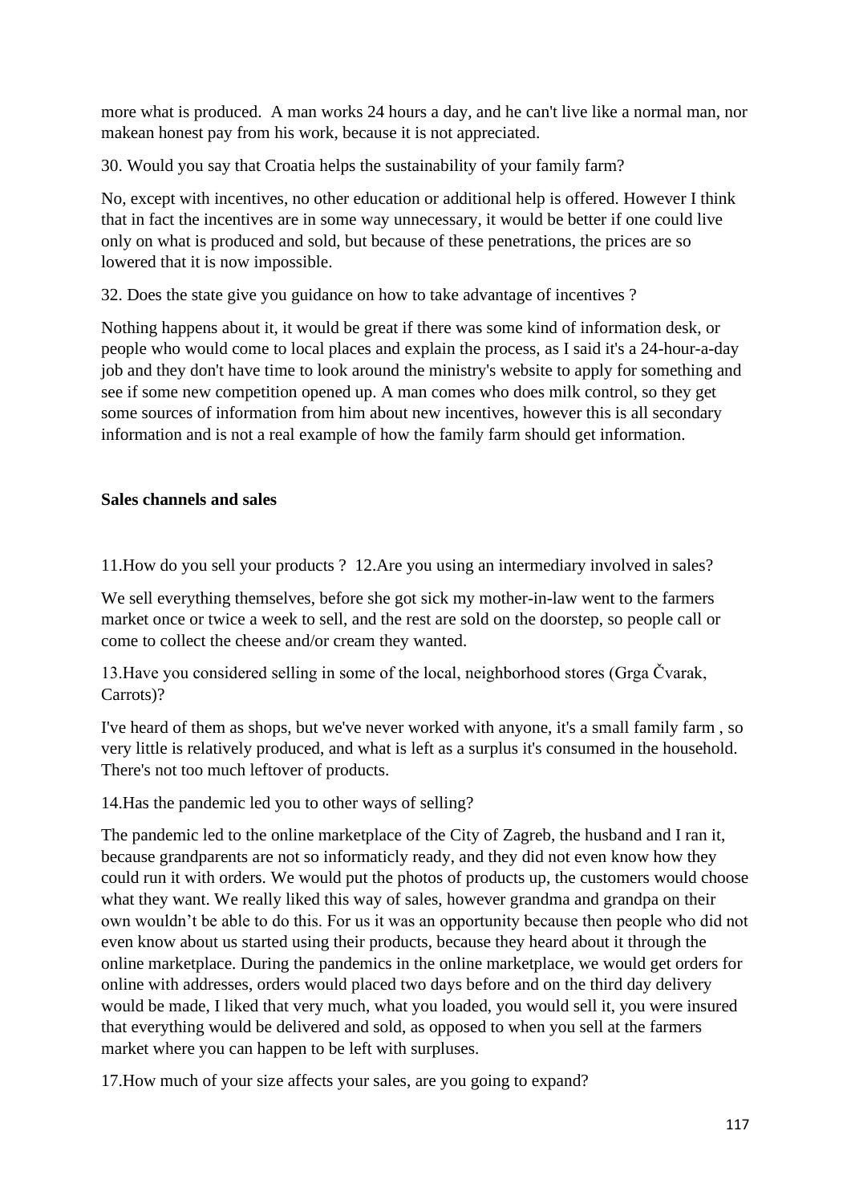more what is produced. A man works 24 hours a day, and he can't live like a normal man, nor makean honest pay from his work, because it is not appreciated.

30. Would you say that Croatia helps the sustainability of your family farm?

No, except with incentives, no other education or additional help is offered. However I think that in fact the incentives are in some way unnecessary, it would be better if one could live only on what is produced and sold, but because of these penetrations, the prices are so lowered that it is now impossible.

32. Does the state give you guidance on how to take advantage of incentives ?

Nothing happens about it, it would be great if there was some kind of information desk, or people who would come to local places and explain the process, as I said it's a 24-hour-a-day job and they don't have time to look around the ministry's website to apply for something and see if some new competition opened up. A man comes who does milk control, so they get some sources of information from him about new incentives, however this is all secondary information and is not a real example of how the family farm should get information.

**Sales channels and sales**

11.How do you sell your products ? 12.Are you using an intermediary involved in sales?

We sell everything themselves, before she got sick my mother-in-law went to the farmers market once or twice a week to sell, and the rest are sold on the doorstep, so people call or come to collect the cheese and/or cream they wanted.

13.Have you considered selling in some of the local, neighborhood stores (Grga Čvarak, Carrots)?

I've heard of them as shops, but we've never worked with anyone, it's a small family farm , so very little is relatively produced, and what is left as a surplus it's consumed in the household. There's not too much leftover of products.

14.Has the pandemic led you to other ways of selling?

The pandemic led to the online marketplace of the City of Zagreb, the husband and I ran it, because grandparents are not so informaticly ready, and they did not even know how they could run it with orders. We would put the photos of products up, the customers would choose what they want. We really liked this way of sales, however grandma and grandpa on their own wouldn't be able to do this. For us it was an opportunity because then people who did not even know about us started using their products, because they heard about it through the online marketplace. During the pandemics in the online marketplace, we would get orders for online with addresses, orders would placed two days before and on the third day delivery would be made, I liked that very much, what you loaded, you would sell it, you were insured that everything would be delivered and sold, as opposed to when you sell at the farmers market where you can happen to be left with surpluses.

17.How much of your size affects your sales, are you going to expand?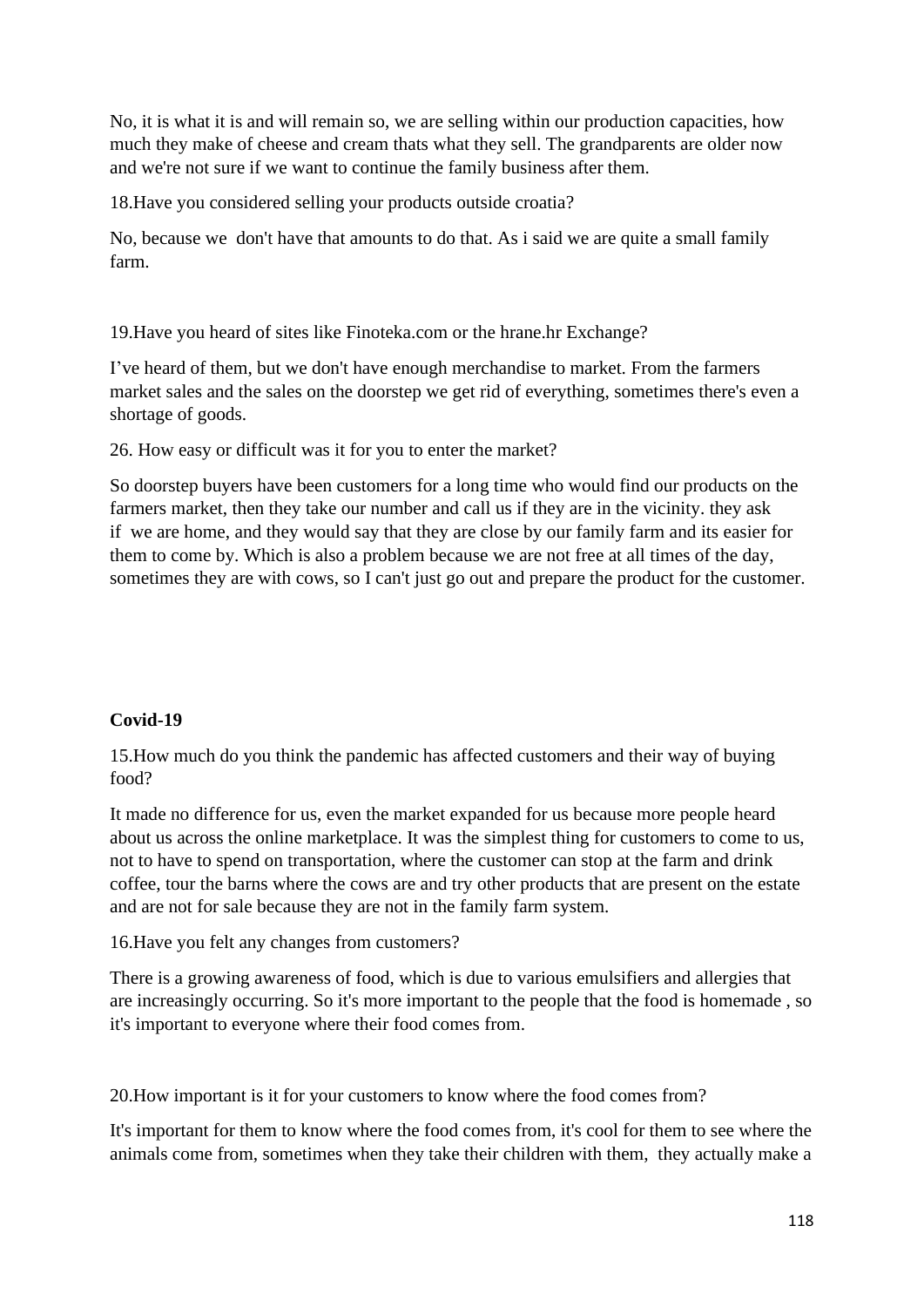No, it is what it is and will remain so, we are selling within our production capacities, how much they make of cheese and cream thats what they sell. The grandparents are older now and we're not sure if we want to continue the family business after them.

18.Have you considered selling your products outside croatia?

No, because we don't have that amounts to do that. As i said we are quite a small family farm.

19.Have you heard of sites like Finoteka.com or the hrane.hr Exchange?

I've heard of them, but we don't have enough merchandise to market. From the farmers market sales and the sales on the doorstep we get rid of everything, sometimes there's even a shortage of goods.

26. How easy or difficult was it for you to enter the market?

So doorstep buyers have been customers for a long time who would find our products on the farmers market, then they take our number and call us if they are in the vicinity. they ask if we are home, and they would say that they are close by our family farm and its easier for them to come by. Which is also a problem because we are not free at all times of the day, sometimes they are with cows, so I can't just go out and prepare the product for the customer.

**Covid-19**

15.How much do you think the pandemic has affected customers and their way of buying food?

It made no difference for us, even the market expanded for us because more people heard about us across the online marketplace. It was the simplest thing for customers to come to us, not to have to spend on transportation, where the customer can stop at the farm and drink coffee, tour the barns where the cows are and try other products that are present on the estate and are not for sale because they are not in the family farm system.

16.Have you felt any changes from customers?

There is a growing awareness of food, which is due to various emulsifiers and allergies that are increasingly occurring. So it's more important to the people that the food is homemade , so it's important to everyone where their food comes from.

20.How important is it for your customers to know where the food comes from?

It's important for them to know where the food comes from, it's cool for them to see where the animals come from, sometimes when they take their children with them, they actually make a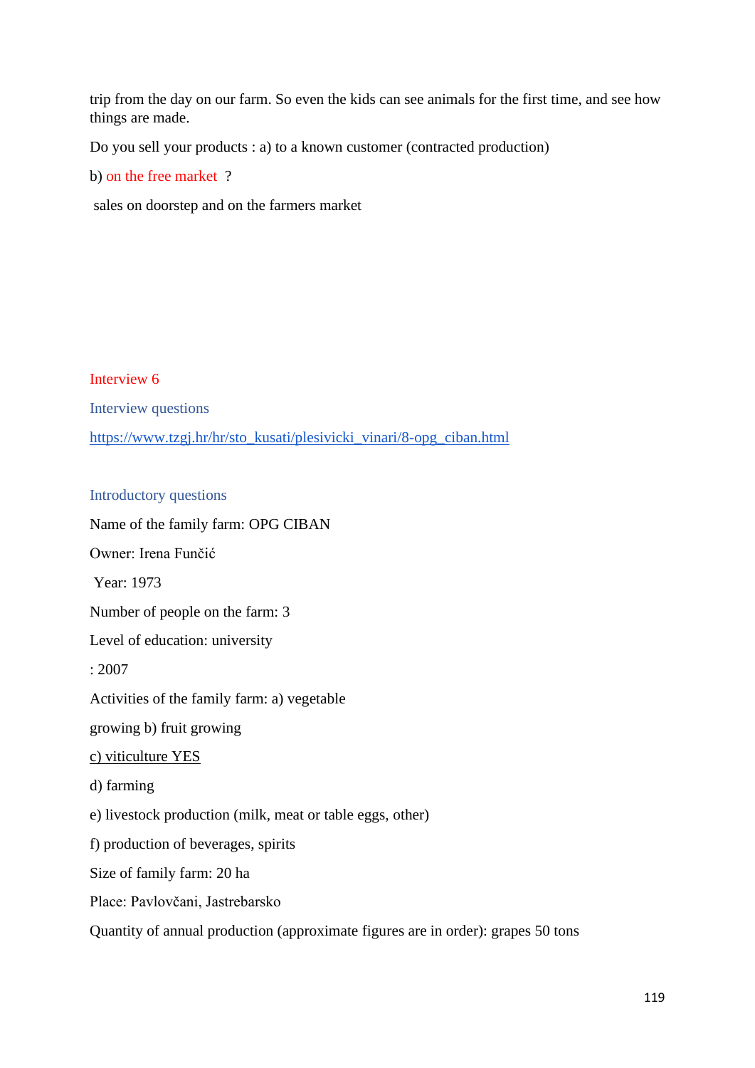trip from the day on our farm. So even the kids can see animals for the first time, and see how things are made.

Do you sell your products : a) to a known customer (contracted production)

b) on the free market ?

sales on doorstep and on the farmers market

Interview 6

Interview questions

https://www.tzgj.hr/hr/sto_kusati/plesivicki_vinari/8-opg_ciban.html

Introductory questions

Name of the family farm: OPG CIBAN

Owner: Irena Funčić

Year: 1973

Number of people on the farm: 3

Level of education: university

: 2007

Activities of the family farm: a) vegetable

growing b) fruit growing

c) viticulture YES

d) farming

e) livestock production (milk, meat or table eggs, other)

f) production of beverages, spirits

Size of family farm: 20 ha

Place: Pavlovčani, Jastrebarsko

Quantity of annual production (approximate figures are in order): grapes 50 tons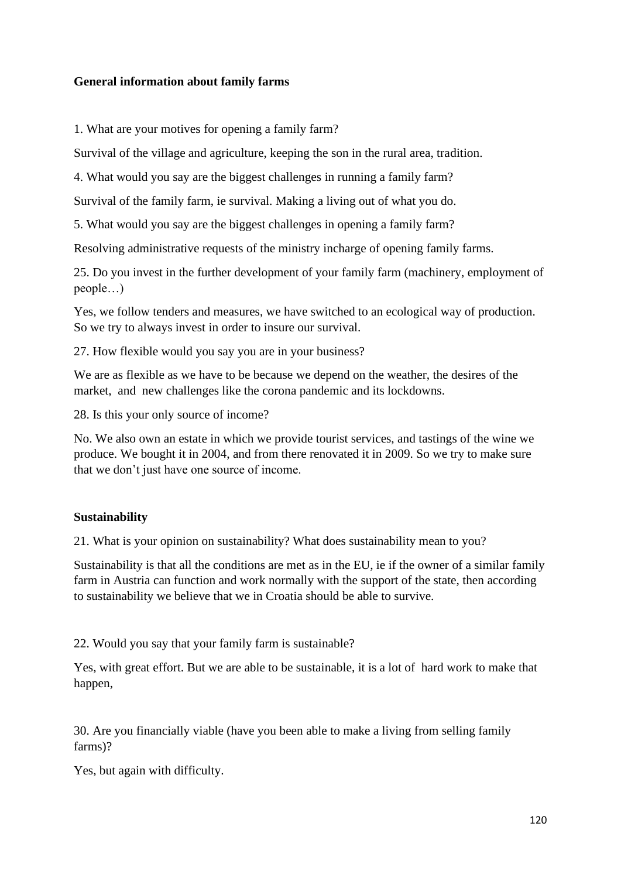**General information about family farms**

1. What are your motives for opening a family farm?

Survival of the village and agriculture, keeping the son in the rural area, tradition.

4. What would you say are the biggest challenges in running a family farm?

Survival of the family farm, ie survival. Making a living out of what you do.

5. What would you say are the biggest challenges in opening a family farm?

Resolving administrative requests of the ministry incharge of opening family farms.

25. Do you invest in the further development of your family farm (machinery, employment of people…)

Yes, we follow tenders and measures, we have switched to an ecological way of production. So we try to always invest in order to insure our survival.

27. How flexible would you say you are in your business?

We are as flexible as we have to be because we depend on the weather, the desires of the market, and new challenges like the corona pandemic and its lockdowns.

28. Is this your only source of income?

No. We also own an estate in which we provide tourist services, and tastings of the wine we produce. We bought it in 2004, and from there renovated it in 2009. So we try to make sure that we don't just have one source of income.

**Sustainability**

21. What is your opinion on sustainability? What does sustainability mean to you?

Sustainability is that all the conditions are met as in the EU, ie if the owner of a similar family farm in Austria can function and work normally with the support of the state, then according to sustainability we believe that we in Croatia should be able to survive.

22. Would you say that your family farm is sustainable?

Yes, with great effort. But we are able to be sustainable, it is a lot of hard work to make that happen,

30. Are you financially viable (have you been able to make a living from selling family farms)?

Yes, but again with difficulty.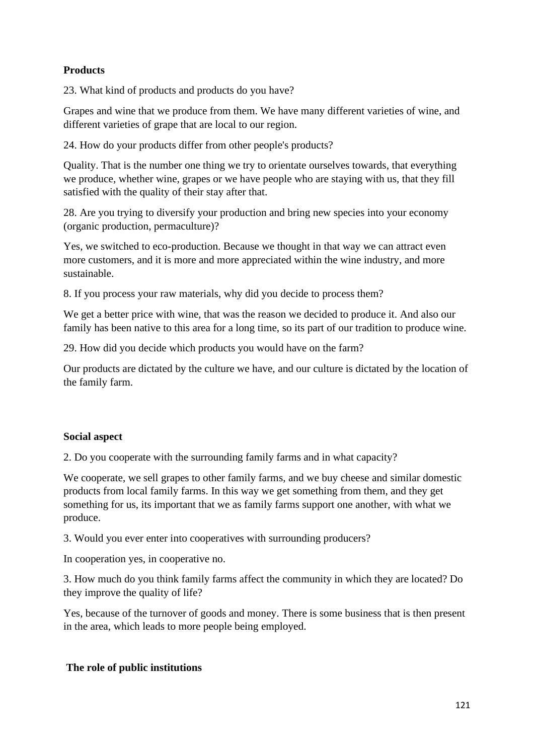**Products**

23. What kind of products and products do you have?

Grapes and wine that we produce from them. We have many different varieties of wine, and different varieties of grape that are local to our region.

24. How do your products differ from other people's products?

Quality. That is the number one thing we try to orientate ourselves towards, that everything we produce, whether wine, grapes or we have people who are staying with us, that they fill satisfied with the quality of their stay after that.

28. Are you trying to diversify your production and bring new species into your economy (organic production, permaculture)?

Yes, we switched to eco-production. Because we thought in that way we can attract even more customers, and it is more and more appreciated within the wine industry, and more sustainable.

8. If you process your raw materials, why did you decide to process them?

We get a better price with wine, that was the reason we decided to produce it. And also our family has been native to this area for a long time, so its part of our tradition to produce wine.

29. How did you decide which products you would have on the farm?

Our products are dictated by the culture we have, and our culture is dictated by the location of the family farm.

**Social aspect**

2. Do you cooperate with the surrounding family farms and in what capacity?

We cooperate, we sell grapes to other family farms, and we buy cheese and similar domestic products from local family farms. In this way we get something from them, and they get something for us, its important that we as family farms support one another, with what we produce.

3. Would you ever enter into cooperatives with surrounding producers?

In cooperation yes, in cooperative no.

3. How much do you think family farms affect the community in which they are located? Do they improve the quality of life?

Yes, because of the turnover of goods and money. There is some business that is then present in the area, which leads to more people being employed.

**The role of public institutions**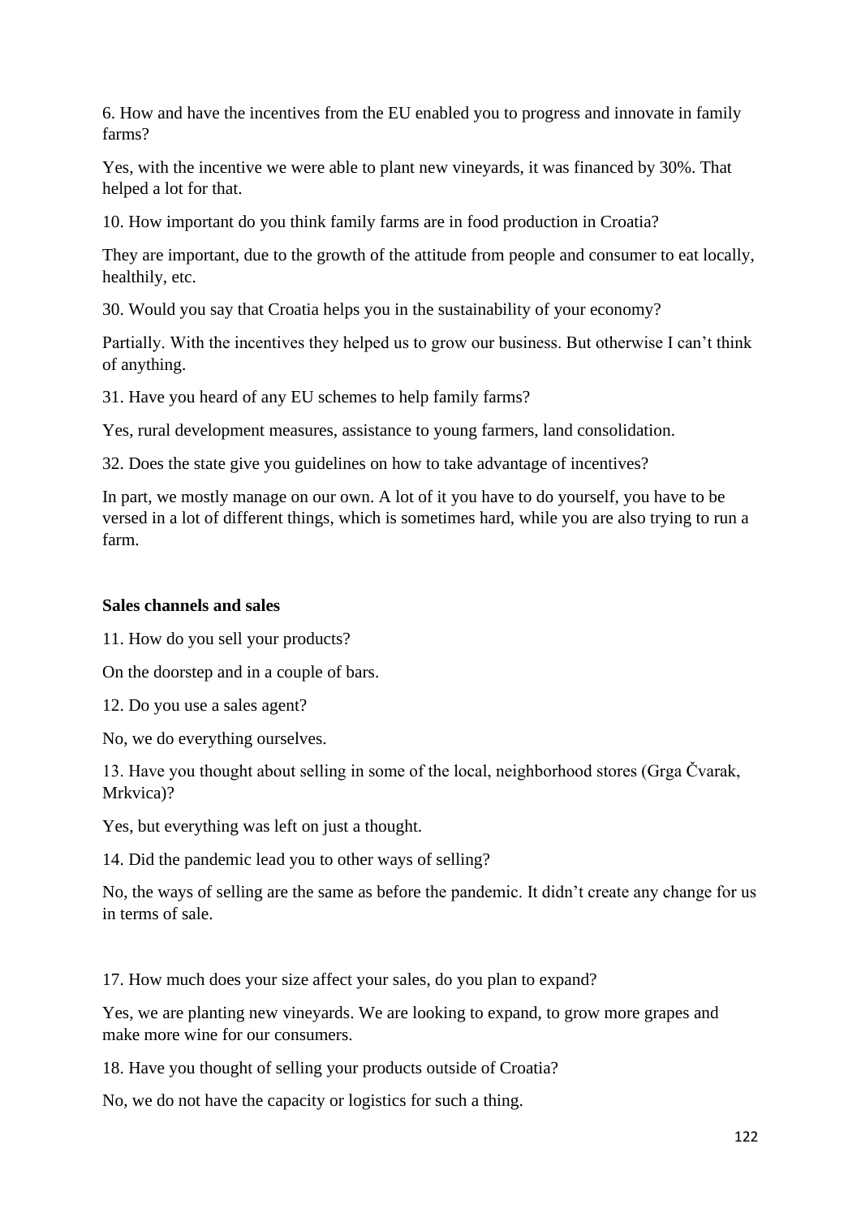6. How and have the incentives from the EU enabled you to progress and innovate in family farms?

Yes, with the incentive we were able to plant new vineyards, it was financed by 30%. That helped a lot for that.

10. How important do you think family farms are in food production in Croatia?

They are important, due to the growth of the attitude from people and consumer to eat locally, healthily, etc.

30. Would you say that Croatia helps you in the sustainability of your economy?

Partially. With the incentives they helped us to grow our business. But otherwise I can't think of anything.

31. Have you heard of any EU schemes to help family farms?

Yes, rural development measures, assistance to young farmers, land consolidation.

32. Does the state give you guidelines on how to take advantage of incentives?

In part, we mostly manage on our own. A lot of it you have to do yourself, you have to be versed in a lot of different things, which is sometimes hard, while you are also trying to run a farm.

**Sales channels and sales**

11. How do you sell your products?

On the doorstep and in a couple of bars.

12. Do you use a sales agent?

No, we do everything ourselves.

13. Have you thought about selling in some of the local, neighborhood stores (Grga Čvarak, Mrkvica)?

Yes, but everything was left on just a thought.

14. Did the pandemic lead you to other ways of selling?

No, the ways of selling are the same as before the pandemic. It didn't create any change for us in terms of sale.

17. How much does your size affect your sales, do you plan to expand?

Yes, we are planting new vineyards. We are looking to expand, to grow more grapes and make more wine for our consumers.

18. Have you thought of selling your products outside of Croatia?

No, we do not have the capacity or logistics for such a thing.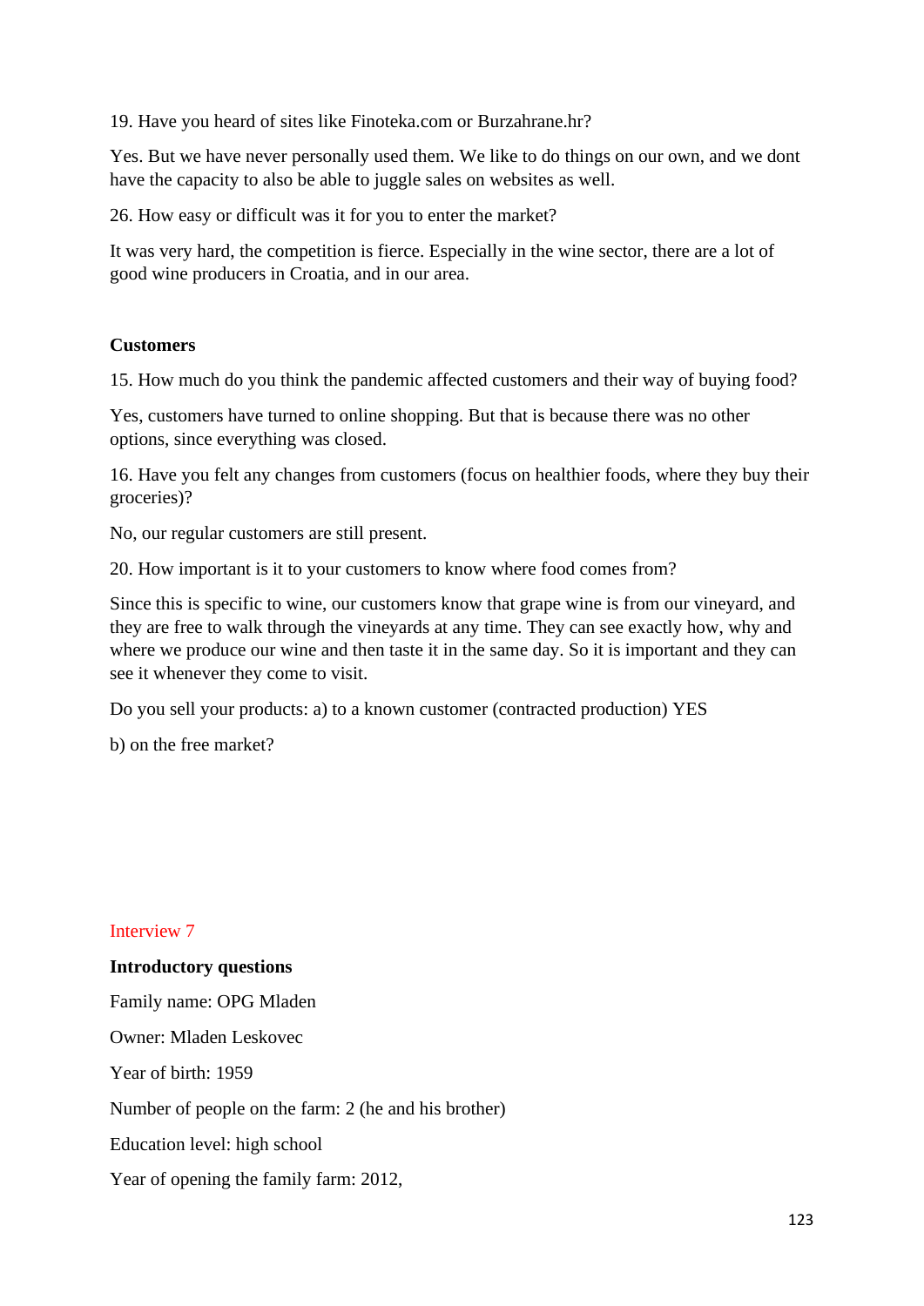19. Have you heard of sites like Finoteka.com or Burzahrane.hr?

Yes. But we have never personally used them. We like to do things on our own, and we dont have the capacity to also be able to juggle sales on websites as well.

26. How easy or difficult was it for you to enter the market?

It was very hard, the competition is fierce. Especially in the wine sector, there are a lot of good wine producers in Croatia, and in our area.

**Customers**

15. How much do you think the pandemic affected customers and their way of buying food?

Yes, customers have turned to online shopping. But that is because there was no other options, since everything was closed.

16. Have you felt any changes from customers (focus on healthier foods, where they buy their groceries)?

No, our regular customers are still present.

20. How important is it to your customers to know where food comes from?

Since this is specific to wine, our customers know that grape wine is from our vineyard, and they are free to walk through the vineyards at any time. They can see exactly how, why and where we produce our wine and then taste it in the same day. So it is important and they can see it whenever they come to visit.

Do you sell your products: a) to a known customer (contracted production) YES

b) on the free market?

## Interview 7

**Introductory questions**

Family name: OPG Mladen

Owner: Mladen Leskovec

Year of birth: 1959

Number of people on the farm: 2 (he and his brother)

Education level: high school

Year of opening the family farm: 2012,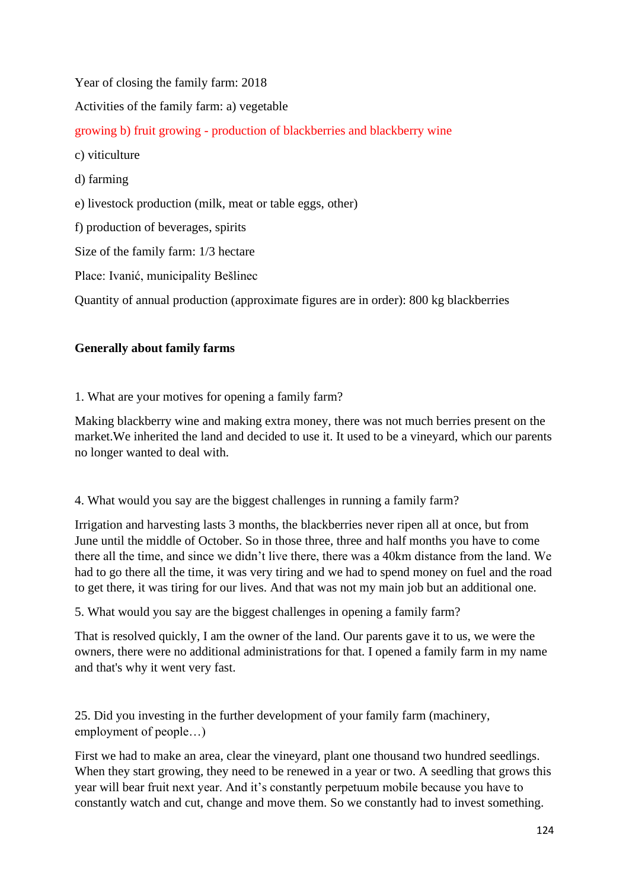Year of closing the family farm: 2018

Activities of the family farm: a) vegetable

growing b) fruit growing - production of blackberries and blackberry wine

c) viticulture

d) farming

e) livestock production (milk, meat or table eggs, other)

f) production of beverages, spirits

Size of the family farm: 1/3 hectare

Place: Ivanić, municipality Bešlinec

Quantity of annual production (approximate figures are in order): 800 kg blackberries

**Generally about family farms**

1. What are your motives for opening a family farm?

Making blackberry wine and making extra money, there was not much berries present on the market.We inherited the land and decided to use it. It used to be a vineyard, which our parents no longer wanted to deal with.

4. What would you say are the biggest challenges in running a family farm?

Irrigation and harvesting lasts 3 months, the blackberries never ripen all at once, but from June until the middle of October. So in those three, three and half months you have to come there all the time, and since we didn't live there, there was a 40km distance from the land. We had to go there all the time, it was very tiring and we had to spend money on fuel and the road to get there, it was tiring for our lives. And that was not my main job but an additional one.

5. What would you say are the biggest challenges in opening a family farm?

That is resolved quickly, I am the owner of the land. Our parents gave it to us, we were the owners, there were no additional administrations for that. I opened a family farm in my name and that's why it went very fast.

25. Did you investing in the further development of your family farm (machinery, employment of people…)

First we had to make an area, clear the vineyard, plant one thousand two hundred seedlings. When they start growing, they need to be renewed in a year or two. A seedling that grows this year will bear fruit next year. And it's constantly perpetuum mobile because you have to constantly watch and cut, change and move them. So we constantly had to invest something.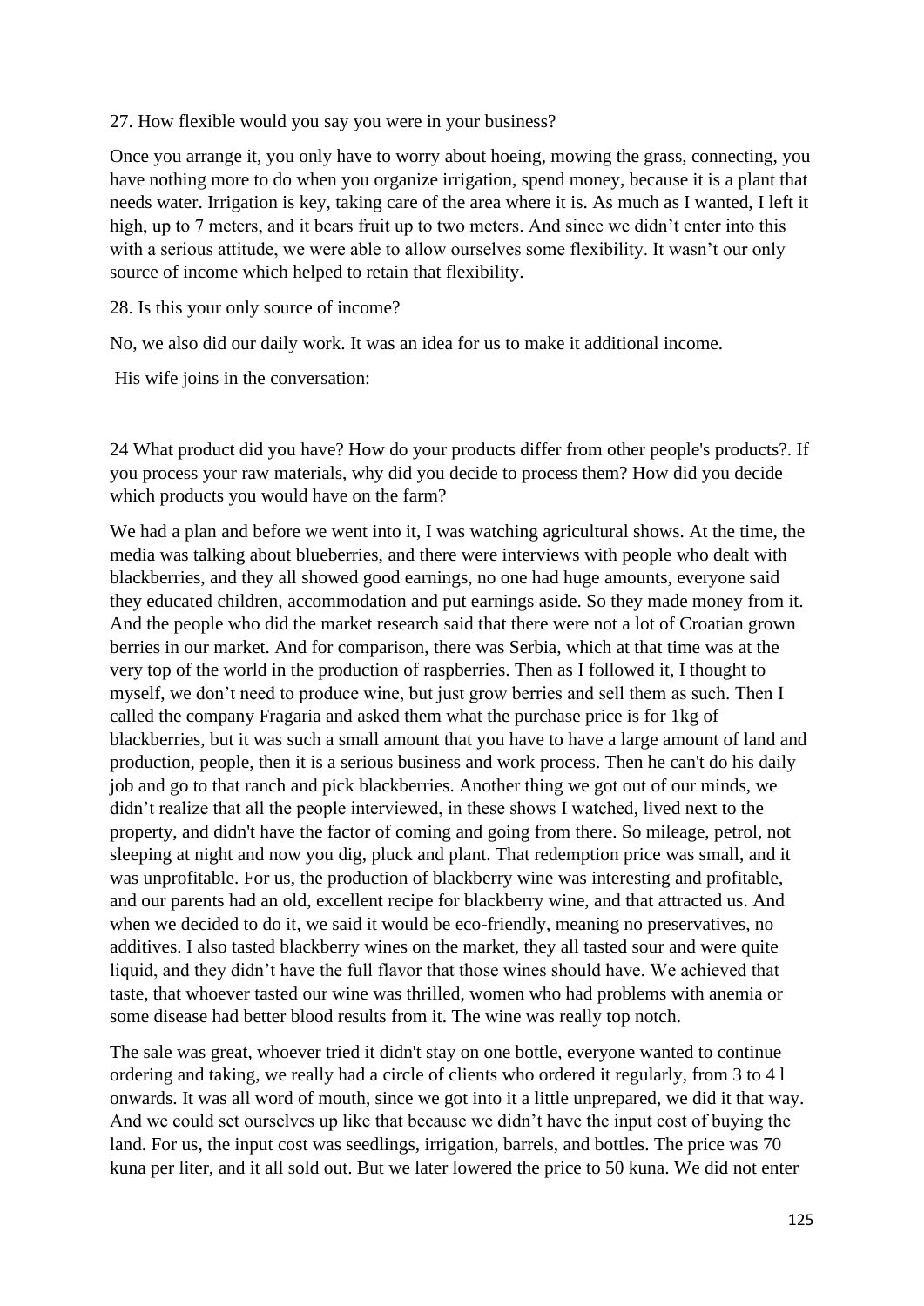27. How flexible would you say you were in your business?

Once you arrange it, you only have to worry about hoeing, mowing the grass, connecting, you have nothing more to do when you organize irrigation, spend money, because it is a plant that needs water. Irrigation is key, taking care of the area where it is. As much as I wanted, I left it high, up to 7 meters, and it bears fruit up to two meters. And since we didn't enter into this with a serious attitude, we were able to allow ourselves some flexibility. It wasn't our only source of income which helped to retain that flexibility.

28. Is this your only source of income?

No, we also did our daily work. It was an idea for us to make it additional income.

His wife joins in the conversation:

24 What product did you have? How do your products differ from other people's products?. If you process your raw materials, why did you decide to process them? How did you decide which products you would have on the farm?

We had a plan and before we went into it, I was watching agricultural shows. At the time, the media was talking about blueberries, and there were interviews with people who dealt with blackberries, and they all showed good earnings, no one had huge amounts, everyone said they educated children, accommodation and put earnings aside. So they made money from it. And the people who did the market research said that there were not a lot of Croatian grown berries in our market. And for comparison, there was Serbia, which at that time was at the very top of the world in the production of raspberries. Then as I followed it, I thought to myself, we don't need to produce wine, but just grow berries and sell them as such. Then I called the company Fragaria and asked them what the purchase price is for 1kg of blackberries, but it was such a small amount that you have to have a large amount of land and production, people, then it is a serious business and work process. Then he can't do his daily job and go to that ranch and pick blackberries. Another thing we got out of our minds, we didn't realize that all the people interviewed, in these shows I watched, lived next to the property, and didn't have the factor of coming and going from there. So mileage, petrol, not sleeping at night and now you dig, pluck and plant. That redemption price was small, and it was unprofitable. For us, the production of blackberry wine was interesting and profitable, and our parents had an old, excellent recipe for blackberry wine, and that attracted us. And when we decided to do it, we said it would be eco-friendly, meaning no preservatives, no additives. I also tasted blackberry wines on the market, they all tasted sour and were quite liquid, and they didn't have the full flavor that those wines should have. We achieved that taste, that whoever tasted our wine was thrilled, women who had problems with anemia or some disease had better blood results from it. The wine was really top notch.

The sale was great, whoever tried it didn't stay on one bottle, everyone wanted to continue ordering and taking, we really had a circle of clients who ordered it regularly, from 3 to 4 l onwards. It was all word of mouth, since we got into it a little unprepared, we did it that way. And we could set ourselves up like that because we didn't have the input cost of buying the land. For us, the input cost was seedlings, irrigation, barrels, and bottles. The price was 70 kuna per liter, and it all sold out. But we later lowered the price to 50 kuna. We did not enter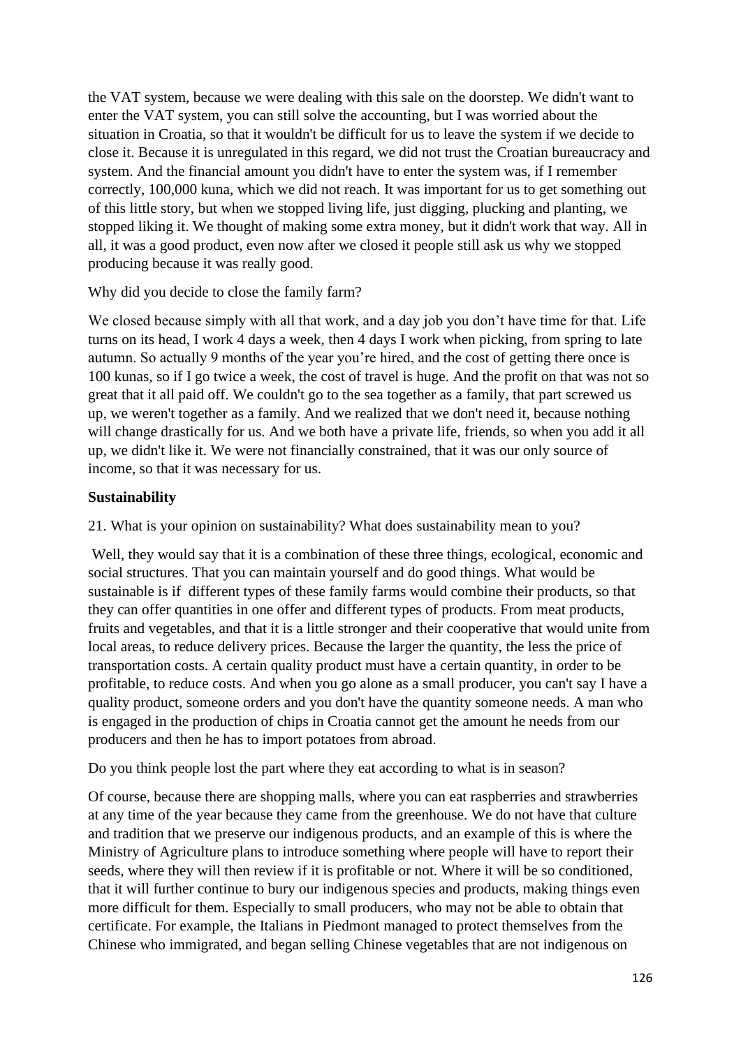the VAT system, because we were dealing with this sale on the doorstep. We didn't want to enter the VAT system, you can still solve the accounting, but I was worried about the situation in Croatia, so that it wouldn't be difficult for us to leave the system if we decide to close it. Because it is unregulated in this regard, we did not trust the Croatian bureaucracy and system. And the financial amount you didn't have to enter the system was, if I remember correctly, 100,000 kuna, which we did not reach. It was important for us to get something out of this little story, but when we stopped living life, just digging, plucking and planting, we stopped liking it. We thought of making some extra money, but it didn't work that way. All in all, it was a good product, even now after we closed it people still ask us why we stopped producing because it was really good.

Why did you decide to close the family farm?

We closed because simply with all that work, and a day job you don't have time for that. Life turns on its head, I work 4 days a week, then 4 days I work when picking, from spring to late autumn. So actually 9 months of the year you're hired, and the cost of getting there once is 100 kunas, so if I go twice a week, the cost of travel is huge. And the profit on that was not so great that it all paid off. We couldn't go to the sea together as a family, that part screwed us up, we weren't together as a family. And we realized that we don't need it, because nothing will change drastically for us. And we both have a private life, friends, so when you add it all up, we didn't like it. We were not financially constrained, that it was our only source of income, so that it was necessary for us.

**Sustainability**

21. What is your opinion on sustainability? What does sustainability mean to you?

Well, they would say that it is a combination of these three things, ecological, economic and social structures. That you can maintain yourself and do good things. What would be sustainable is if different types of these family farms would combine their products, so that they can offer quantities in one offer and different types of products. From meat products, fruits and vegetables, and that it is a little stronger and their cooperative that would unite from local areas, to reduce delivery prices. Because the larger the quantity, the less the price of transportation costs. A certain quality product must have a certain quantity, in order to be profitable, to reduce costs. And when you go alone as a small producer, you can't say I have a quality product, someone orders and you don't have the quantity someone needs. A man who is engaged in the production of chips in Croatia cannot get the amount he needs from our producers and then he has to import potatoes from abroad.

Do you think people lost the part where they eat according to what is in season?

Of course, because there are shopping malls, where you can eat raspberries and strawberries at any time of the year because they came from the greenhouse. We do not have that culture and tradition that we preserve our indigenous products, and an example of this is where the Ministry of Agriculture plans to introduce something where people will have to report their seeds, where they will then review if it is profitable or not. Where it will be so conditioned, that it will further continue to bury our indigenous species and products, making things even more difficult for them. Especially to small producers, who may not be able to obtain that certificate. For example, the Italians in Piedmont managed to protect themselves from the Chinese who immigrated, and began selling Chinese vegetables that are not indigenous on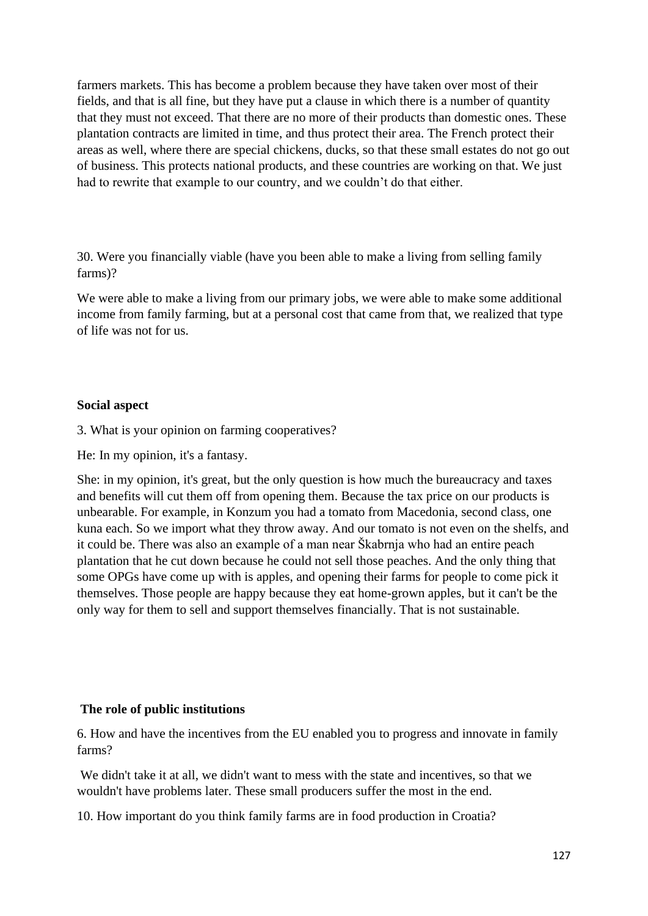farmers markets. This has become a problem because they have taken over most of their fields, and that is all fine, but they have put a clause in which there is a number of quantity that they must not exceed. That there are no more of their products than domestic ones. These plantation contracts are limited in time, and thus protect their area. The French protect their areas as well, where there are special chickens, ducks, so that these small estates do not go out of business. This protects national products, and these countries are working on that. We just had to rewrite that example to our country, and we couldn't do that either.

30. Were you financially viable (have you been able to make a living from selling family farms)?

We were able to make a living from our primary jobs, we were able to make some additional income from family farming, but at a personal cost that came from that, we realized that type of life was not for us.

**Social aspect**

3. What is your opinion on farming cooperatives?

He: In my opinion, it's a fantasy.

She: in my opinion, it's great, but the only question is how much the bureaucracy and taxes and benefits will cut them off from opening them. Because the tax price on our products is unbearable. For example, in Konzum you had a tomato from Macedonia, second class, one kuna each. So we import what they throw away. And our tomato is not even on the shelfs, and it could be. There was also an example of a man near Škabrnja who had an entire peach plantation that he cut down because he could not sell those peaches. And the only thing that some OPGs have come up with is apples, and opening their farms for people to come pick it themselves. Those people are happy because they eat home-grown apples, but it can't be the only way for them to sell and support themselves financially. That is not sustainable.

**The role of public institutions**

6. How and have the incentives from the EU enabled you to progress and innovate in family farms?

We didn't take it at all, we didn't want to mess with the state and incentives, so that we wouldn't have problems later. These small producers suffer the most in the end.

10. How important do you think family farms are in food production in Croatia?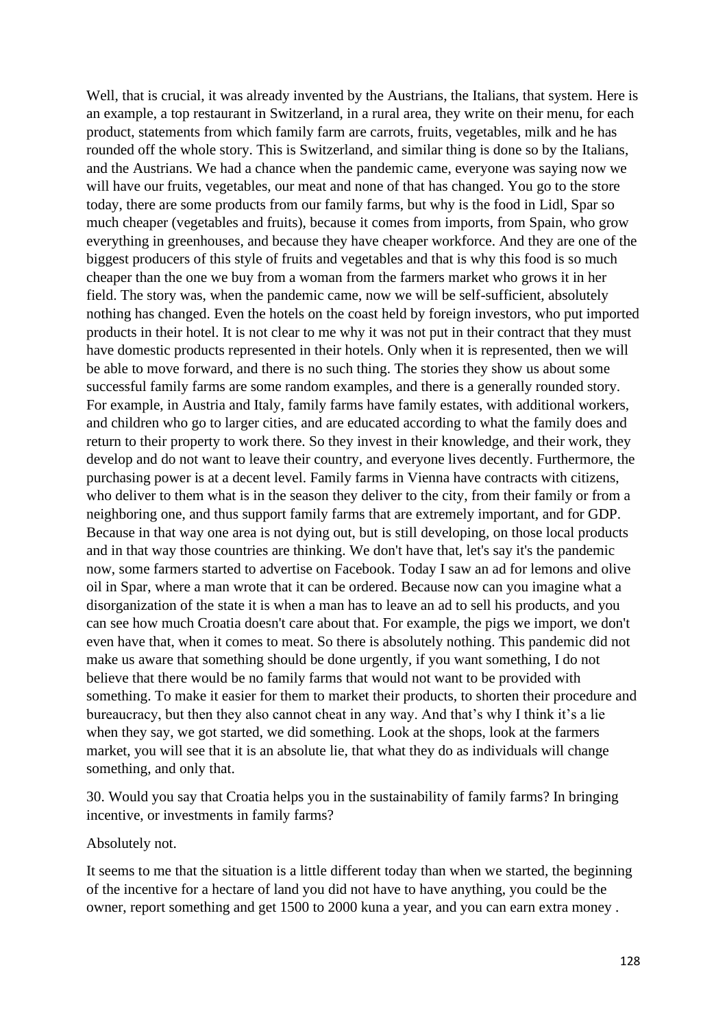Well, that is crucial, it was already invented by the Austrians, the Italians, that system. Here is an example, a top restaurant in Switzerland, in a rural area, they write on their menu, for each product, statements from which family farm are carrots, fruits, vegetables, milk and he has rounded off the whole story. This is Switzerland, and similar thing is done so by the Italians, and the Austrians. We had a chance when the pandemic came, everyone was saying now we will have our fruits, vegetables, our meat and none of that has changed. You go to the store today, there are some products from our family farms, but why is the food in Lidl, Spar so much cheaper (vegetables and fruits), because it comes from imports, from Spain, who grow everything in greenhouses, and because they have cheaper workforce. And they are one of the biggest producers of this style of fruits and vegetables and that is why this food is so much cheaper than the one we buy from a woman from the farmers market who grows it in her field. The story was, when the pandemic came, now we will be self-sufficient, absolutely nothing has changed. Even the hotels on the coast held by foreign investors, who put imported products in their hotel. It is not clear to me why it was not put in their contract that they must have domestic products represented in their hotels. Only when it is represented, then we will be able to move forward, and there is no such thing. The stories they show us about some successful family farms are some random examples, and there is a generally rounded story. For example, in Austria and Italy, family farms have family estates, with additional workers, and children who go to larger cities, and are educated according to what the family does and return to their property to work there. So they invest in their knowledge, and their work, they develop and do not want to leave their country, and everyone lives decently. Furthermore, the purchasing power is at a decent level. Family farms in Vienna have contracts with citizens, who deliver to them what is in the season they deliver to the city, from their family or from a neighboring one, and thus support family farms that are extremely important, and for GDP. Because in that way one area is not dying out, but is still developing, on those local products and in that way those countries are thinking. We don't have that, let's say it's the pandemic now, some farmers started to advertise on Facebook. Today I saw an ad for lemons and olive oil in Spar, where a man wrote that it can be ordered. Because now can you imagine what a disorganization of the state it is when a man has to leave an ad to sell his products, and you can see how much Croatia doesn't care about that. For example, the pigs we import, we don't even have that, when it comes to meat. So there is absolutely nothing. This pandemic did not make us aware that something should be done urgently, if you want something, I do not believe that there would be no family farms that would not want to be provided with something. To make it easier for them to market their products, to shorten their procedure and bureaucracy, but then they also cannot cheat in any way. And that's why I think it's a lie when they say, we got started, we did something. Look at the shops, look at the farmers market, you will see that it is an absolute lie, that what they do as individuals will change something, and only that.

30. Would you say that Croatia helps you in the sustainability of family farms? In bringing incentive, or investments in family farms?

Absolutely not.

It seems to me that the situation is a little different today than when we started, the beginning of the incentive for a hectare of land you did not have to have anything, you could be the owner, report something and get 1500 to 2000 kuna a year, and you can earn extra money .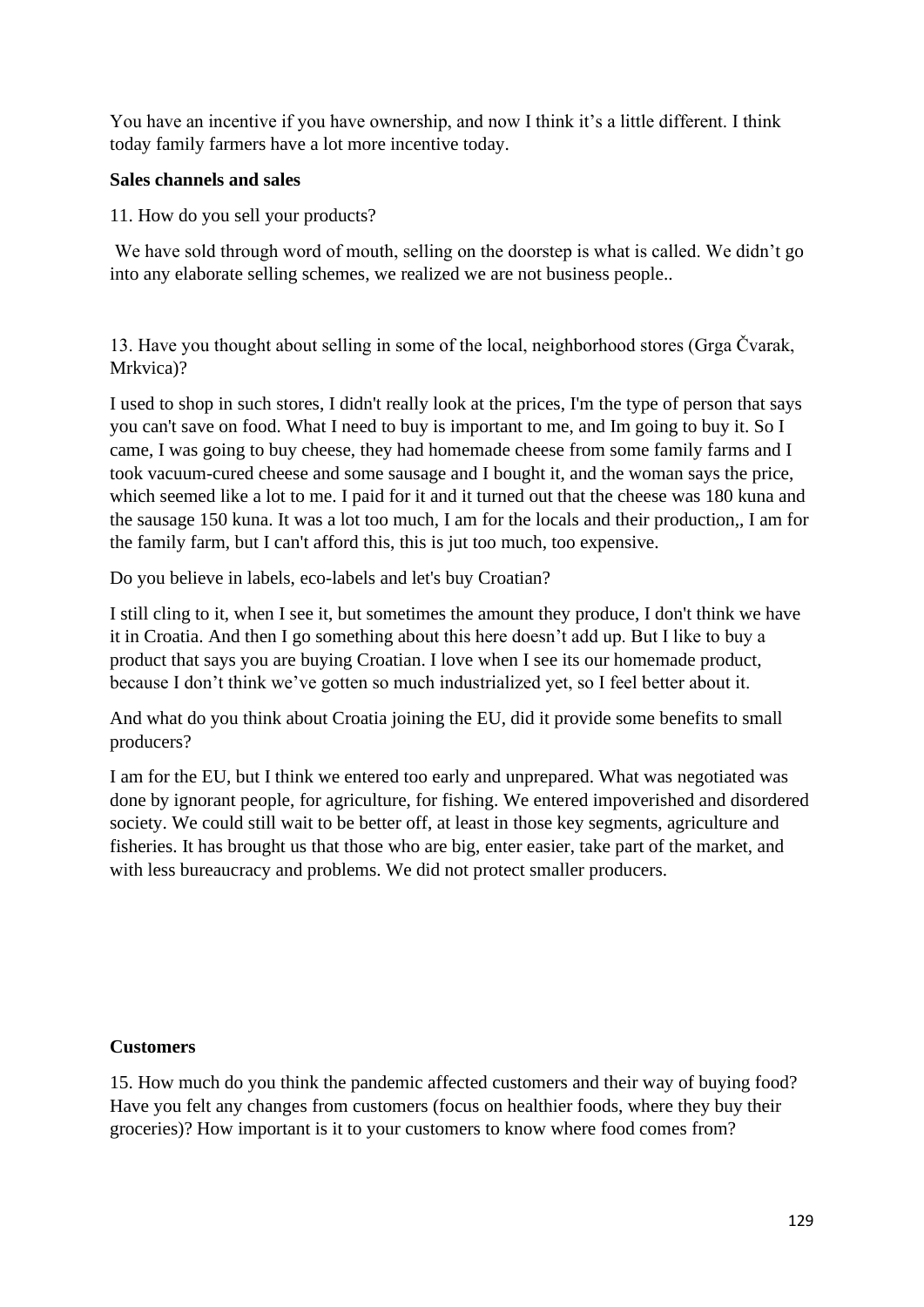You have an incentive if you have ownership, and now I think it's a little different. I think today family farmers have a lot more incentive today.

**Sales channels and sales**

11. How do you sell your products?

We have sold through word of mouth, selling on the doorstep is what is called. We didn't go into any elaborate selling schemes, we realized we are not business people..

13. Have you thought about selling in some of the local, neighborhood stores (Grga Čvarak, Mrkvica)?

I used to shop in such stores, I didn't really look at the prices, I'm the type of person that says you can't save on food. What I need to buy is important to me, and Im going to buy it. So I came, I was going to buy cheese, they had homemade cheese from some family farms and I took vacuum-cured cheese and some sausage and I bought it, and the woman says the price, which seemed like a lot to me. I paid for it and it turned out that the cheese was 180 kuna and the sausage 150 kuna. It was a lot too much, I am for the locals and their production,, I am for the family farm, but I can't afford this, this is jut too much, too expensive.

Do you believe in labels, eco-labels and let's buy Croatian?

I still cling to it, when I see it, but sometimes the amount they produce, I don't think we have it in Croatia. And then I go something about this here doesn't add up. But I like to buy a product that says you are buying Croatian. I love when I see its our homemade product, because I don't think we've gotten so much industrialized yet, so I feel better about it.

And what do you think about Croatia joining the EU, did it provide some benefits to small producers?

I am for the EU, but I think we entered too early and unprepared. What was negotiated was done by ignorant people, for agriculture, for fishing. We entered impoverished and disordered society. We could still wait to be better off, at least in those key segments, agriculture and fisheries. It has brought us that those who are big, enter easier, take part of the market, and with less bureaucracy and problems. We did not protect smaller producers.

**Customers**

15. How much do you think the pandemic affected customers and their way of buying food? Have you felt any changes from customers (focus on healthier foods, where they buy their groceries)? How important is it to your customers to know where food comes from?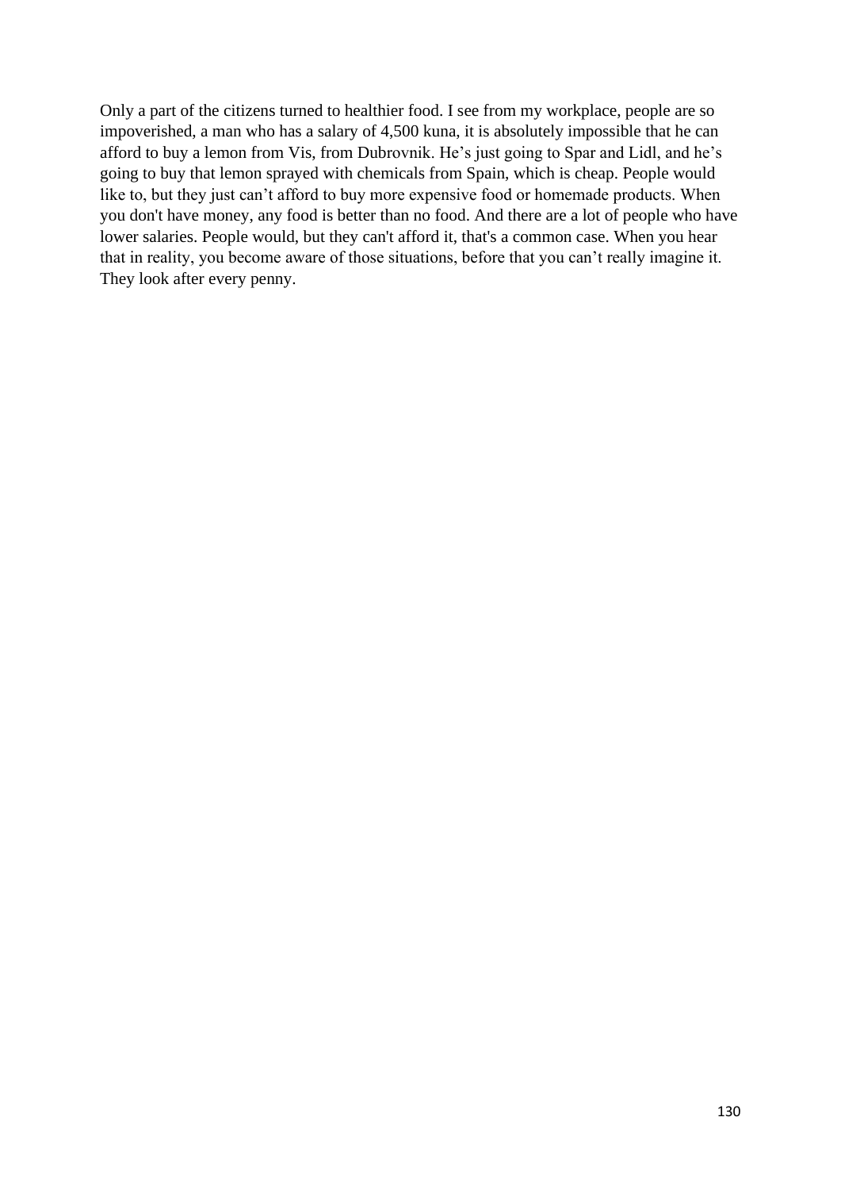Only a part of the citizens turned to healthier food. I see from my workplace, people are so impoverished, a man who has a salary of 4,500 kuna, it is absolutely impossible that he can afford to buy a lemon from Vis, from Dubrovnik. He's just going to Spar and Lidl, and he's going to buy that lemon sprayed with chemicals from Spain, which is cheap. People would like to, but they just can't afford to buy more expensive food or homemade products. When you don't have money, any food is better than no food. And there are a lot of people who have lower salaries. People would, but they can't afford it, that's a common case. When you hear that in reality, you become aware of those situations, before that you can't really imagine it. They look after every penny.